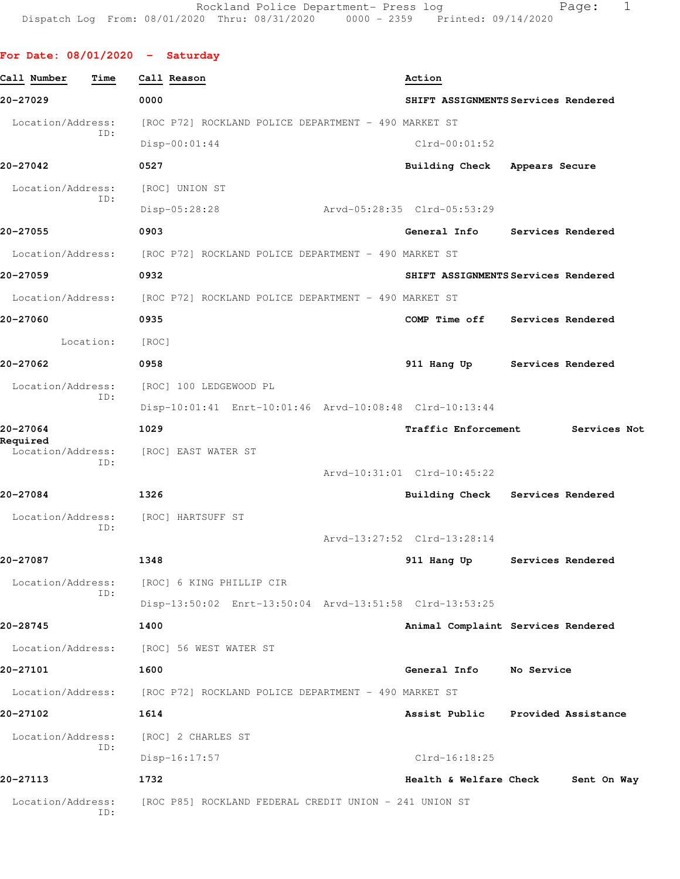Rockland Police Department- Press log
Dispatch Log From: 08/01/2020 Thru: 08/31/2020 0000 - 2359 Printed: 09/14/2020

## For Date: 08/01/2020 - Saturday

| Call Number | Time | Call Reason | Action |
|---|---|---|---|
| 20-27029 | 0000 | SHIFT ASSIGNMENTS | Services Rendered |

Location/Address: [ROC P72] ROCKLAND POLICE DEPARTMENT - 490 MARKET ST
ID:
Disp-00:01:44 Clrd-00:01:52

| Call Number | Time | Call Reason | Action |
|---|---|---|---|
| 20-27042 | 0527 | Building Check | Appears Secure |

Location/Address: [ROC] UNION ST
ID:
Disp-05:28:28 Arvd-05:28:35 Clrd-05:53:29

| Call Number | Time | Call Reason | Action |
|---|---|---|---|
| 20-27055 | 0903 | General Info | Services Rendered |

Location/Address: [ROC P72] ROCKLAND POLICE DEPARTMENT - 490 MARKET ST

| Call Number | Time | Call Reason | Action |
|---|---|---|---|
| 20-27059 | 0932 | SHIFT ASSIGNMENTS | Services Rendered |

Location/Address: [ROC P72] ROCKLAND POLICE DEPARTMENT - 490 MARKET ST

| Call Number | Time | Call Reason | Action |
|---|---|---|---|
| 20-27060 | 0935 | COMP Time off | Services Rendered |

Location: [ROC]

| Call Number | Time | Call Reason | Action |
|---|---|---|---|
| 20-27062 | 0958 | 911 Hang Up | Services Rendered |

Location/Address: [ROC] 100 LEDGEWOOD PL
ID:
Disp-10:01:41 Enrt-10:01:46 Arvd-10:08:48 Clrd-10:13:44

| Call Number | Time | Call Reason | Action |
|---|---|---|---|
| 20-27064 | 1029 | Traffic Enforcement | Services Not Required |

Location/Address: [ROC] EAST WATER ST
ID:
Arvd-10:31:01 Clrd-10:45:22

| Call Number | Time | Call Reason | Action |
|---|---|---|---|
| 20-27084 | 1326 | Building Check | Services Rendered |

Location/Address: [ROC] HARTSUFF ST
ID:
Arvd-13:27:52 Clrd-13:28:14

| Call Number | Time | Call Reason | Action |
|---|---|---|---|
| 20-27087 | 1348 | 911 Hang Up | Services Rendered |

Location/Address: [ROC] 6 KING PHILLIP CIR
ID:
Disp-13:50:02 Enrt-13:50:04 Arvd-13:51:58 Clrd-13:53:25

| Call Number | Time | Call Reason | Action |
|---|---|---|---|
| 20-28745 | 1400 | Animal Complaint | Services Rendered |

Location/Address: [ROC] 56 WEST WATER ST

| Call Number | Time | Call Reason | Action |
|---|---|---|---|
| 20-27101 | 1600 | General Info | No Service |

Location/Address: [ROC P72] ROCKLAND POLICE DEPARTMENT - 490 MARKET ST

| Call Number | Time | Call Reason | Action |
|---|---|---|---|
| 20-27102 | 1614 | Assist Public | Provided Assistance |

Location/Address: [ROC] 2 CHARLES ST
ID:
Disp-16:17:57 Clrd-16:18:25

| Call Number | Time | Call Reason | Action |
|---|---|---|---|
| 20-27113 | 1732 | Health & Welfare Check | Sent On Way |

Location/Address: [ROC P85] ROCKLAND FEDERAL CREDIT UNION - 241 UNION ST
ID: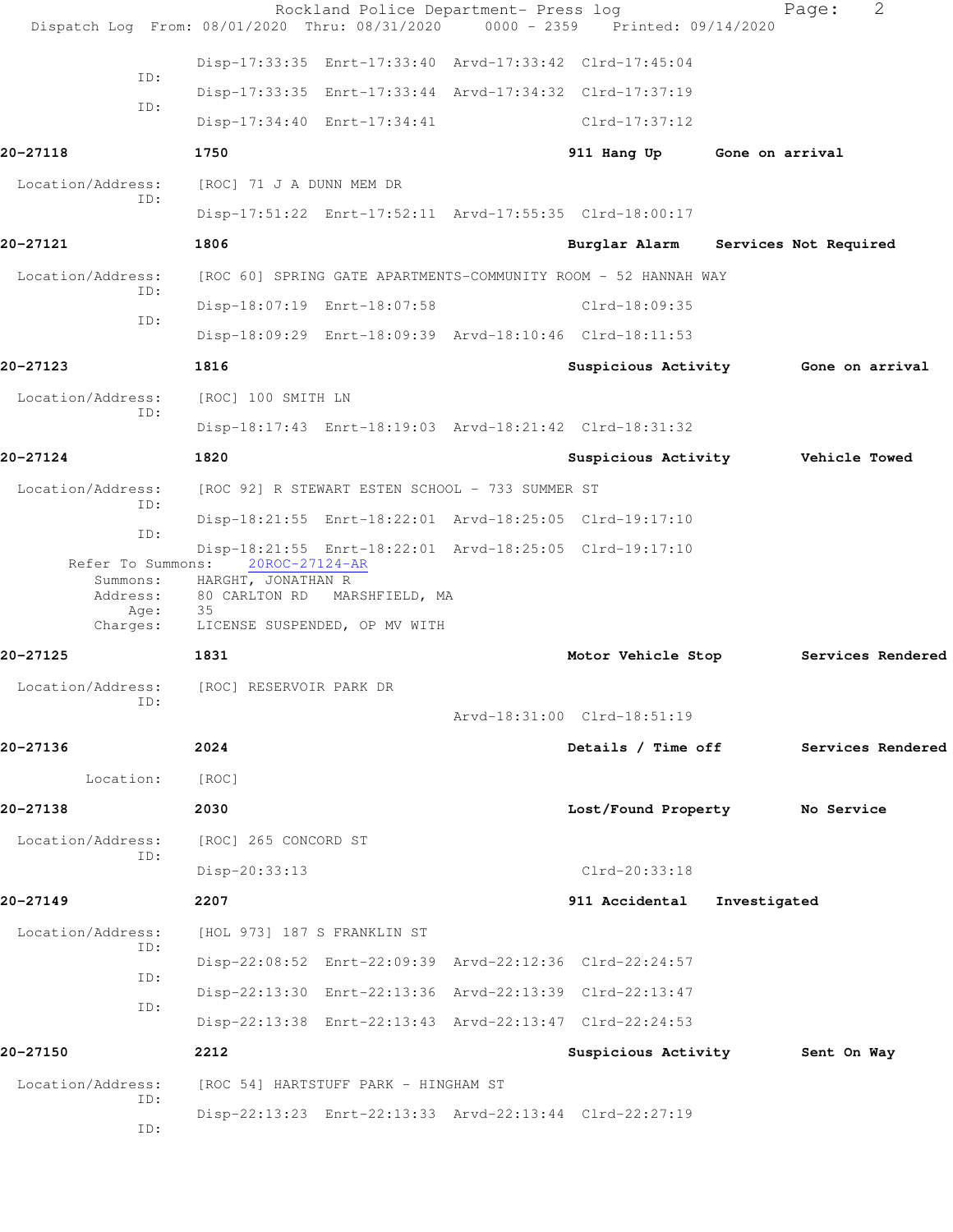Disp-17:33:35 Enrt-17:33:40 Arvd-17:33:42 Clrd-17:45:04

ID:
Disp-17:33:35 Enrt-17:33:44 Arvd-17:34:32 Clrd-17:37:19

ID:
Disp-17:34:40 Enrt-17:34:41 Clrd-17:37:12

**20-27118** **1750** **911 Hang Up** **Gone on arrival**

Location/Address: [ROC] 71 J A DUNN MEM DR
ID:
Disp-17:51:22 Enrt-17:52:11 Arvd-17:55:35 Clrd-18:00:17

**20-27121** **1806** **Burglar Alarm** **Services Not Required**

Location/Address: [ROC 60] SPRING GATE APARTMENTS-COMMUNITY ROOM - 52 HANNAH WAY
ID:
Disp-18:07:19 Enrt-18:07:58 Clrd-18:09:35
ID:
Disp-18:09:29 Enrt-18:09:39 Arvd-18:10:46 Clrd-18:11:53

**20-27123** **1816** **Suspicious Activity** **Gone on arrival**

Location/Address: [ROC] 100 SMITH LN
ID:
Disp-18:17:43 Enrt-18:19:03 Arvd-18:21:42 Clrd-18:31:32

**20-27124** **1820** **Suspicious Activity** **Vehicle Towed**

Location/Address: [ROC 92] R STEWART ESTEN SCHOOL - 733 SUMMER ST
ID:
Disp-18:21:55 Enrt-18:22:01 Arvd-18:25:05 Clrd-19:17:10
ID:
Disp-18:21:55 Enrt-18:22:01 Arvd-18:25:05 Clrd-19:17:10

Refer To Summons: 20ROC-27124-AR
Summons: HARGHT, JONATHAN R
Address: 80 CARLTON RD MARSHFIELD, MA
Age: 35
Charges: LICENSE SUSPENDED, OP MV WITH

**20-27125** **1831** **Motor Vehicle Stop** **Services Rendered**

Location/Address: [ROC] RESERVOIR PARK DR
ID:
Arvd-18:31:00 Clrd-18:51:19

**20-27136** **2024** **Details / Time off** **Services Rendered**

Location: [ROC]

**20-27138** **2030** **Lost/Found Property** **No Service**

Location/Address: [ROC] 265 CONCORD ST
ID:
Disp-20:33:13 Clrd-20:33:18

**20-27149** **2207** **911 Accidental** **Investigated**

Location/Address: [HOL 973] 187 S FRANKLIN ST
ID:
Disp-22:08:52 Enrt-22:09:39 Arvd-22:12:36 Clrd-22:24:57
ID:
Disp-22:13:30 Enrt-22:13:36 Arvd-22:13:39 Clrd-22:13:47
ID:
Disp-22:13:38 Enrt-22:13:43 Arvd-22:13:47 Clrd-22:24:53

**20-27150** **2212** **Suspicious Activity** **Sent On Way**

Location/Address: [ROC 54] HARTSTUFF PARK - HINGHAM ST
ID:
Disp-22:13:23 Enrt-22:13:33 Arvd-22:13:44 Clrd-22:27:19
ID: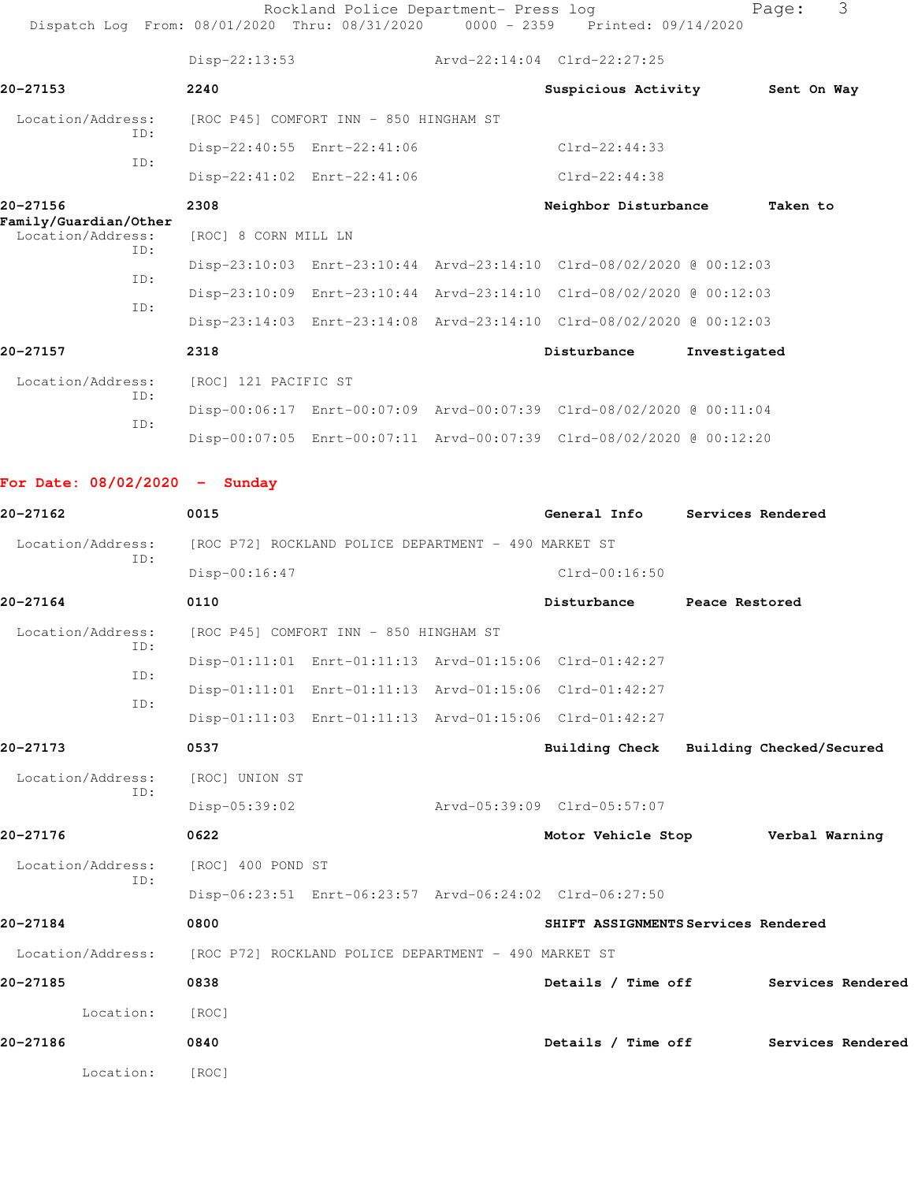Disp-22:13:53 Arvd-22:14:04 Clrd-22:27:25

**20-27153** **2240** **Suspicious Activity** **Sent On Way**

Location/Address: [ROC P45] COMFORT INN - 850 HINGHAM ST

ID: Disp-22:40:55 Enrt-22:41:06 Clrd-22:44:33

ID: Disp-22:41:02 Enrt-22:41:06 Clrd-22:44:38

**20-27156** **2308** **Neighbor Disturbance** **Taken to Family/Guardian/Other**

Location/Address: [ROC] 8 CORN MILL LN

ID: Disp-23:10:03 Enrt-23:10:44 Arvd-23:14:10 Clrd-08/02/2020 @ 00:12:03

ID: Disp-23:10:09 Enrt-23:10:44 Arvd-23:14:10 Clrd-08/02/2020 @ 00:12:03

ID: Disp-23:14:03 Enrt-23:14:08 Arvd-23:14:10 Clrd-08/02/2020 @ 00:12:03

**20-27157** **2318** **Disturbance** **Investigated**

Location/Address: [ROC] 121 PACIFIC ST

ID: Disp-00:06:17 Enrt-00:07:09 Arvd-00:07:39 Clrd-08/02/2020 @ 00:11:04

ID: Disp-00:07:05 Enrt-00:07:11 Arvd-00:07:39 Clrd-08/02/2020 @ 00:12:20

## For Date: 08/02/2020 - Sunday

**20-27162** **0015** **General Info** **Services Rendered**

Location/Address: [ROC P72] ROCKLAND POLICE DEPARTMENT - 490 MARKET ST

ID: Disp-00:16:47 Clrd-00:16:50

**20-27164** **0110** **Disturbance** **Peace Restored**

Location/Address: [ROC P45] COMFORT INN - 850 HINGHAM ST

ID: Disp-01:11:01 Enrt-01:11:13 Arvd-01:15:06 Clrd-01:42:27

ID: Disp-01:11:01 Enrt-01:11:13 Arvd-01:15:06 Clrd-01:42:27

ID: Disp-01:11:03 Enrt-01:11:13 Arvd-01:15:06 Clrd-01:42:27

**20-27173** **0537** **Building Check** **Building Checked/Secured**

Location/Address: [ROC] UNION ST

ID: Disp-05:39:02 Arvd-05:39:09 Clrd-05:57:07

**20-27176** **0622** **Motor Vehicle Stop** **Verbal Warning**

Location/Address: [ROC] 400 POND ST

ID: Disp-06:23:51 Enrt-06:23:57 Arvd-06:24:02 Clrd-06:27:50

**20-27184** **0800** **SHIFT ASSIGNMENTS** **Services Rendered**

Location/Address: [ROC P72] ROCKLAND POLICE DEPARTMENT - 490 MARKET ST

**20-27185** **0838** **Details / Time off** **Services Rendered**

Location: [ROC]

**20-27186** **0840** **Details / Time off** **Services Rendered**

Location: [ROC]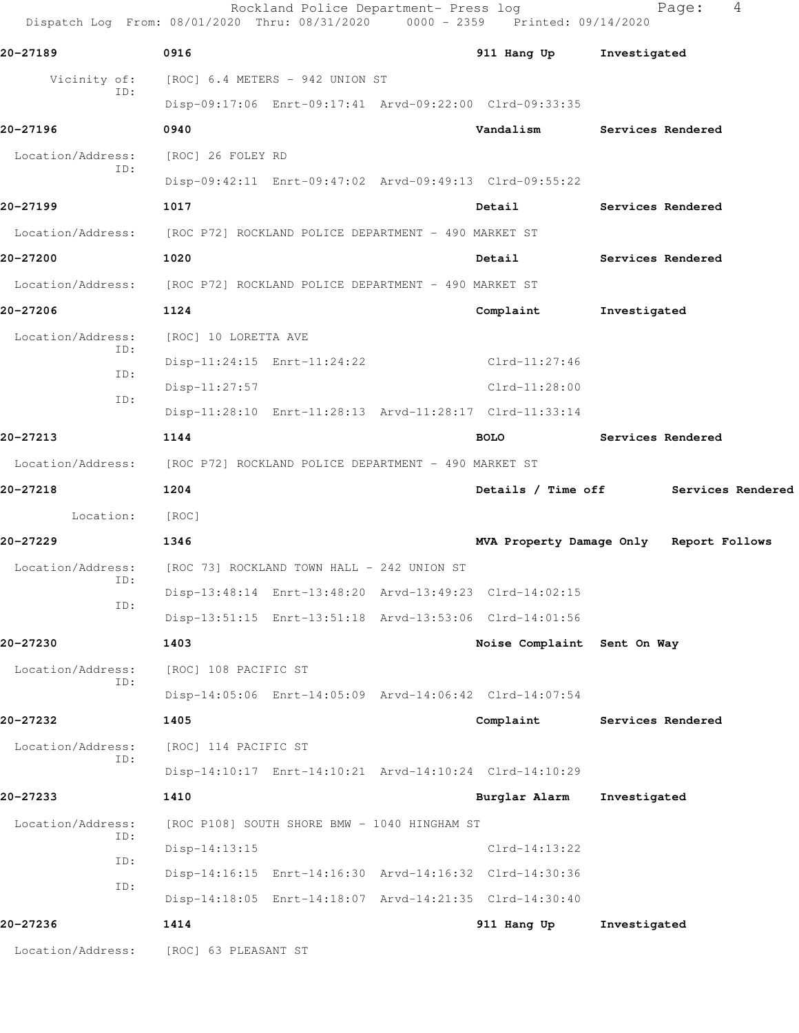**20-27189** **0916** **911 Hang Up** **Investigated**

Vicinity of: [ROC] 6.4 METERS - 942 UNION ST
ID:
Disp-09:17:06 Enrt-09:17:41 Arvd-09:22:00 Clrd-09:33:35

**20-27196** **0940** **Vandalism** **Services Rendered**

Location/Address: [ROC] 26 FOLEY RD
ID:
Disp-09:42:11 Enrt-09:47:02 Arvd-09:49:13 Clrd-09:55:22

**20-27199** **1017** **Detail** **Services Rendered**

Location/Address: [ROC P72] ROCKLAND POLICE DEPARTMENT - 490 MARKET ST

**20-27200** **1020** **Detail** **Services Rendered**

Location/Address: [ROC P72] ROCKLAND POLICE DEPARTMENT - 490 MARKET ST

**20-27206** **1124** **Complaint** **Investigated**

Location/Address: [ROC] 10 LORETTA AVE
ID:
Disp-11:24:15 Enrt-11:24:22 Clrd-11:27:46
ID:
Disp-11:27:57 Clrd-11:28:00
ID:
Disp-11:28:10 Enrt-11:28:13 Arvd-11:28:17 Clrd-11:33:14

**20-27213** **1144** **BOLO** **Services Rendered**

Location/Address: [ROC P72] ROCKLAND POLICE DEPARTMENT - 490 MARKET ST

**20-27218** **1204** **Details / Time off** **Services Rendered**

Location: [ROC]

**20-27229** **1346** **MVA Property Damage Only** **Report Follows**

Location/Address: [ROC 73] ROCKLAND TOWN HALL - 242 UNION ST
ID:
Disp-13:48:14 Enrt-13:48:20 Arvd-13:49:23 Clrd-14:02:15
ID:
Disp-13:51:15 Enrt-13:51:18 Arvd-13:53:06 Clrd-14:01:56

**20-27230** **1403** **Noise Complaint** **Sent On Way**

Location/Address: [ROC] 108 PACIFIC ST
ID:
Disp-14:05:06 Enrt-14:05:09 Arvd-14:06:42 Clrd-14:07:54

**20-27232** **1405** **Complaint** **Services Rendered**

Location/Address: [ROC] 114 PACIFIC ST
ID:
Disp-14:10:17 Enrt-14:10:21 Arvd-14:10:24 Clrd-14:10:29

**20-27233** **1410** **Burglar Alarm** **Investigated**

Location/Address: [ROC P108] SOUTH SHORE BMW - 1040 HINGHAM ST
ID:
Disp-14:13:15 Clrd-14:13:22
ID:
Disp-14:16:15 Enrt-14:16:30 Arvd-14:16:32 Clrd-14:30:36
ID:
Disp-14:18:05 Enrt-14:18:07 Arvd-14:21:35 Clrd-14:30:40

**20-27236** **1414** **911 Hang Up** **Investigated**

Location/Address: [ROC] 63 PLEASANT ST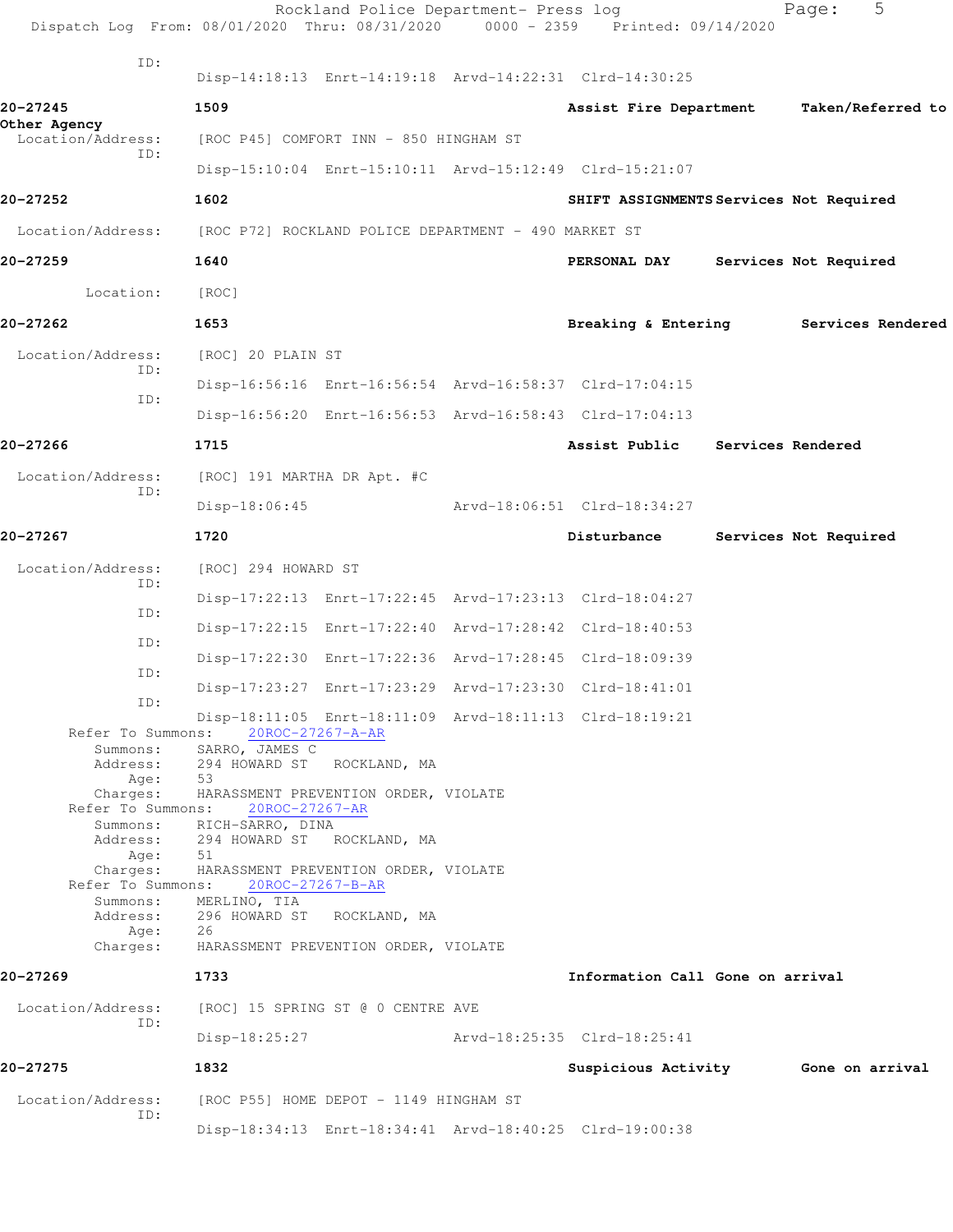ID:
Disp-14:18:13 Enrt-14:19:18 Arvd-14:22:31 Clrd-14:30:25

**20-27245** 1509 **Assist Fire Department** **Taken/Referred to Other Agency**

Location/Address: [ROC P45] COMFORT INN - 850 HINGHAM ST
ID:
Disp-15:10:04 Enrt-15:10:11 Arvd-15:12:49 Clrd-15:21:07

**20-27252** 1602 **SHIFT ASSIGNMENTS** **Services Not Required**

Location/Address: [ROC P72] ROCKLAND POLICE DEPARTMENT - 490 MARKET ST

**20-27259** 1640 **PERSONAL DAY** **Services Not Required**

Location: [ROC]

**20-27262** 1653 **Breaking & Entering** **Services Rendered**

Location/Address: [ROC] 20 PLAIN ST
ID:
Disp-16:56:16 Enrt-16:56:54 Arvd-16:58:37 Clrd-17:04:15
ID:
Disp-16:56:20 Enrt-16:56:53 Arvd-16:58:43 Clrd-17:04:13

**20-27266** 1715 **Assist Public** **Services Rendered**

Location/Address: [ROC] 191 MARTHA DR Apt. #C
ID:
Disp-18:06:45 Arvd-18:06:51 Clrd-18:34:27

**20-27267** 1720 **Disturbance** **Services Not Required**

Location/Address: [ROC] 294 HOWARD ST
ID:
Disp-17:22:13 Enrt-17:22:45 Arvd-17:23:13 Clrd-18:04:27
ID:
Disp-17:22:15 Enrt-17:22:40 Arvd-17:28:42 Clrd-18:40:53
ID:
Disp-17:22:30 Enrt-17:22:36 Arvd-17:28:45 Clrd-18:09:39
ID:
Disp-17:23:27 Enrt-17:23:29 Arvd-17:23:30 Clrd-18:41:01
ID:
Disp-18:11:05 Enrt-18:11:09 Arvd-18:11:13 Clrd-18:19:21

Refer To Summons: 20ROC-27267-A-AR
Summons: SARRO, JAMES C
Address: 294 HOWARD ST ROCKLAND, MA
Age: 53
Charges: HARASSMENT PREVENTION ORDER, VIOLATE

Refer To Summons: 20ROC-27267-AR
Summons: RICH-SARRO, DINA
Address: 294 HOWARD ST ROCKLAND, MA
Age: 51
Charges: HARASSMENT PREVENTION ORDER, VIOLATE

Refer To Summons: 20ROC-27267-B-AR
Summons: MERLINO, TIA
Address: 296 HOWARD ST ROCKLAND, MA
Age: 26
Charges: HARASSMENT PREVENTION ORDER, VIOLATE

**20-27269** 1733 **Information Call** **Gone on arrival**

Location/Address: [ROC] 15 SPRING ST @ 0 CENTRE AVE
ID:
Disp-18:25:27 Arvd-18:25:35 Clrd-18:25:41

**20-27275** 1832 **Suspicious Activity** **Gone on arrival**

Location/Address: [ROC P55] HOME DEPOT - 1149 HINGHAM ST
ID:
Disp-18:34:13 Enrt-18:34:41 Arvd-18:40:25 Clrd-19:00:38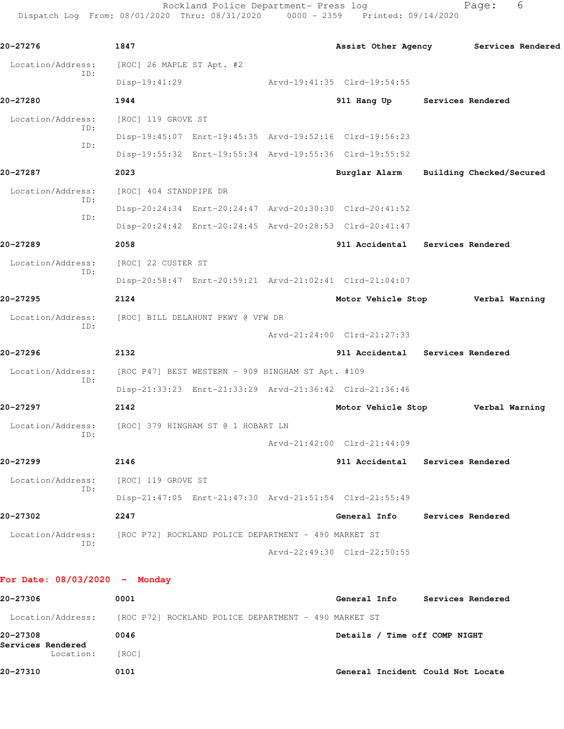**20-27276** 1847 **Assist Other Agency** **Services Rendered**

Location/Address: [ROC] 26 MAPLE ST Apt. #2
ID:
Disp-19:41:29 Arvd-19:41:35 Clrd-19:54:55

**20-27280** 1944 **911 Hang Up** **Services Rendered**

Location/Address: [ROC] 119 GROVE ST
ID:
Disp-19:45:07 Enrt-19:45:35 Arvd-19:52:16 Clrd-19:56:23
ID:
Disp-19:55:32 Enrt-19:55:34 Arvd-19:55:36 Clrd-19:55:52

**20-27287** 2023 **Burglar Alarm** **Building Checked/Secured**

Location/Address: [ROC] 404 STANDPIPE DR
ID:
Disp-20:24:34 Enrt-20:24:47 Arvd-20:30:30 Clrd-20:41:52
ID:
Disp-20:24:42 Enrt-20:24:45 Arvd-20:28:53 Clrd-20:41:47

**20-27289** 2058 **911 Accidental** **Services Rendered**

Location/Address: [ROC] 22 CUSTER ST
ID:
Disp-20:58:47 Enrt-20:59:21 Arvd-21:02:41 Clrd-21:04:07

**20-27295** 2124 **Motor Vehicle Stop** **Verbal Warning**

Location/Address: [ROC] BILL DELAHUNT PKWY @ VFW DR
ID:
Arvd-21:24:00 Clrd-21:27:33

**20-27296** 2132 **911 Accidental** **Services Rendered**

Location/Address: [ROC P47] BEST WESTERN - 909 HINGHAM ST Apt. #109
ID:
Disp-21:33:23 Enrt-21:33:29 Arvd-21:36:42 Clrd-21:36:46

**20-27297** 2142 **Motor Vehicle Stop** **Verbal Warning**

Location/Address: [ROC] 379 HINGHAM ST @ 1 HOBART LN
ID:
Arvd-21:42:00 Clrd-21:44:09

**20-27299** 2146 **911 Accidental** **Services Rendered**

Location/Address: [ROC] 119 GROVE ST
ID:
Disp-21:47:05 Enrt-21:47:30 Arvd-21:51:54 Clrd-21:55:49

**20-27302** 2247 **General Info** **Services Rendered**

Location/Address: [ROC P72] ROCKLAND POLICE DEPARTMENT - 490 MARKET ST
ID:
Arvd-22:49:30 Clrd-22:50:55

## For Date: 08/03/2020 - Monday

**20-27306** 0001 **General Info** **Services Rendered**

Location/Address: [ROC P72] ROCKLAND POLICE DEPARTMENT - 490 MARKET ST

**20-27308** 0046 **Details / Time off COMP NIGHT**
**Services Rendered**
Location: [ROC]

**20-27310** 0101 **General Incident** **Could Not Locate**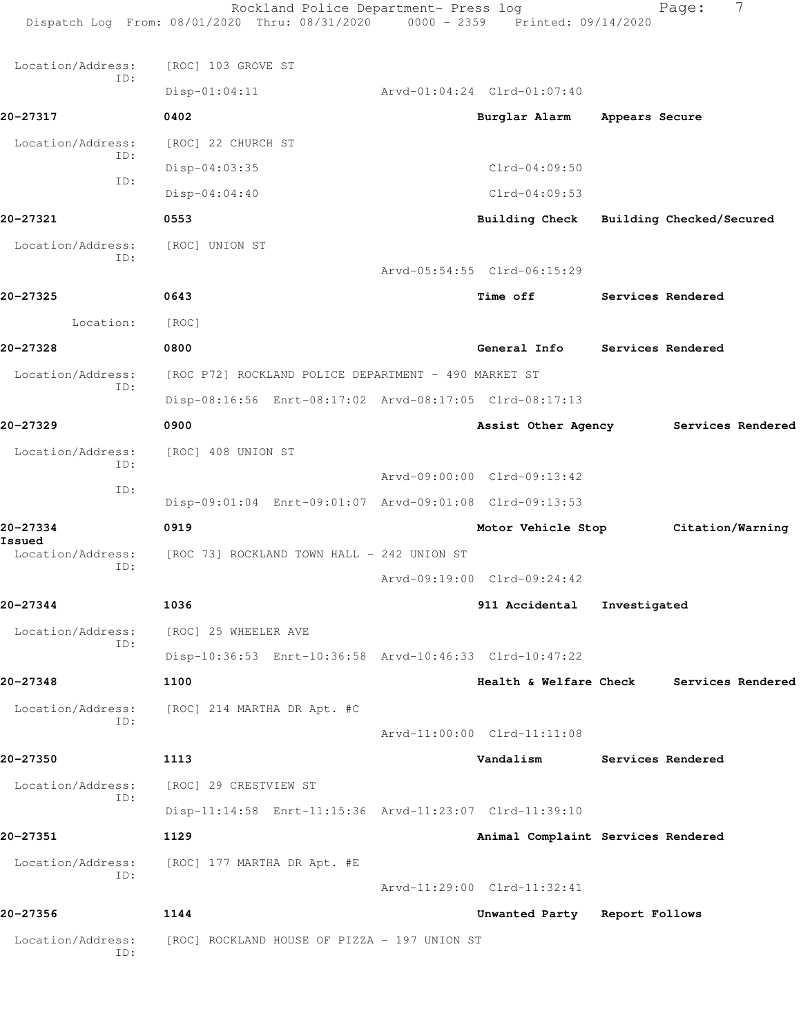Location/Address: [ROC] 103 GROVE ST
ID:
Disp-01:04:11 Arvd-01:04:24 Clrd-01:07:40

**20-27317** 0402 **Burglar Alarm** **Appears Secure**

Location/Address: [ROC] 22 CHURCH ST
ID:
Disp-04:03:35 Clrd-04:09:50
ID:
Disp-04:04:40 Clrd-04:09:53

**20-27321** 0553 **Building Check** **Building Checked/Secured**

Location/Address: [ROC] UNION ST
ID:
Arvd-05:54:55 Clrd-06:15:29

**20-27325** 0643 **Time off** **Services Rendered**

Location: [ROC]

**20-27328** 0800 **General Info** **Services Rendered**

Location/Address: [ROC P72] ROCKLAND POLICE DEPARTMENT - 490 MARKET ST
ID:
Disp-08:16:56 Enrt-08:17:02 Arvd-08:17:05 Clrd-08:17:13

**20-27329** 0900 **Assist Other Agency** **Services Rendered**

Location/Address: [ROC] 408 UNION ST
ID:
Arvd-09:00:00 Clrd-09:13:42
ID:
Disp-09:01:04 Enrt-09:01:07 Arvd-09:01:08 Clrd-09:13:53

**20-27334** 0919 **Motor Vehicle Stop** **Citation/Warning Issued**

Location/Address: [ROC 73] ROCKLAND TOWN HALL - 242 UNION ST
ID:
Arvd-09:19:00 Clrd-09:24:42

**20-27344** 1036 **911 Accidental** **Investigated**

Location/Address: [ROC] 25 WHEELER AVE
ID:
Disp-10:36:53 Enrt-10:36:58 Arvd-10:46:33 Clrd-10:47:22

**20-27348** 1100 **Health & Welfare Check** **Services Rendered**

Location/Address: [ROC] 214 MARTHA DR Apt. #C
ID:
Arvd-11:00:00 Clrd-11:11:08

**20-27350** 1113 **Vandalism** **Services Rendered**

Location/Address: [ROC] 29 CRESTVIEW ST
ID:
Disp-11:14:58 Enrt-11:15:36 Arvd-11:23:07 Clrd-11:39:10

**20-27351** 1129 **Animal Complaint** **Services Rendered**

Location/Address: [ROC] 177 MARTHA DR Apt. #E
ID:
Arvd-11:29:00 Clrd-11:32:41

**20-27356** 1144 **Unwanted Party** **Report Follows**

Location/Address: [ROC] ROCKLAND HOUSE OF PIZZA - 197 UNION ST
ID: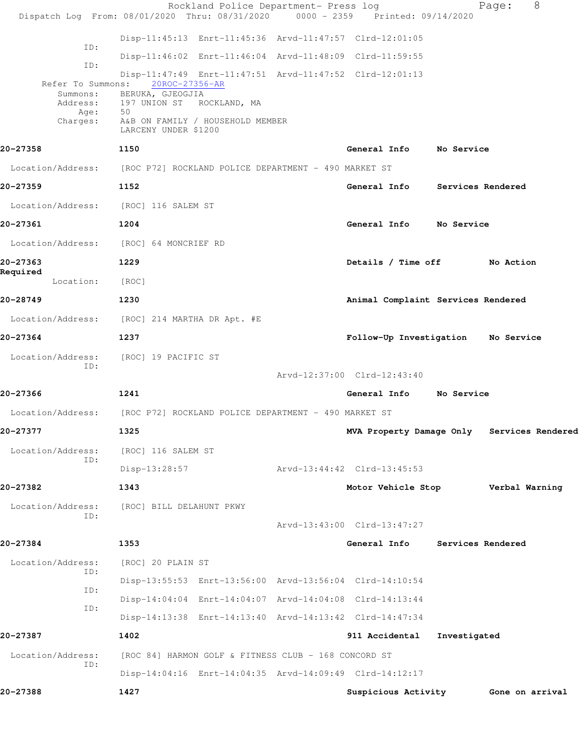Disp-11:45:13 Enrt-11:45:36 Arvd-11:47:57 Clrd-12:01:05

ID: Disp-11:46:02 Enrt-11:46:04 Arvd-11:48:09 Clrd-11:59:55

ID: Disp-11:47:49 Enrt-11:47:51 Arvd-11:47:52 Clrd-12:01:13

Refer To Summons: 20ROC-27356-AR

Summons: BERUKA, GJEOGJIA
Address: 197 UNION ST ROCKLAND, MA
Age: 50
Charges: A&B ON FAMILY / HOUSEHOLD MEMBER
LARCENY UNDER $1200

**20-27358** 1150 General Info No Service

Location/Address: [ROC P72] ROCKLAND POLICE DEPARTMENT - 490 MARKET ST

**20-27359** 1152 General Info Services Rendered

Location/Address: [ROC] 116 SALEM ST

**20-27361** 1204 General Info No Service

Location/Address: [ROC] 64 MONCRIEF RD

**20-27363** 1229 Details / Time off No Action Required

Location: [ROC]

**20-28749** 1230 Animal Complaint Services Rendered

Location/Address: [ROC] 214 MARTHA DR Apt. #E

**20-27364** 1237 Follow-Up Investigation No Service

Location/Address: [ROC] 19 PACIFIC ST

ID: Arvd-12:37:00 Clrd-12:43:40

**20-27366** 1241 General Info No Service

Location/Address: [ROC P72] ROCKLAND POLICE DEPARTMENT - 490 MARKET ST

**20-27377** 1325 MVA Property Damage Only Services Rendered

Location/Address: [ROC] 116 SALEM ST

ID: Disp-13:28:57 Arvd-13:44:42 Clrd-13:45:53

**20-27382** 1343 Motor Vehicle Stop Verbal Warning

Location/Address: [ROC] BILL DELAHUNT PKWY

ID: Arvd-13:43:00 Clrd-13:47:27

**20-27384** 1353 General Info Services Rendered

Location/Address: [ROC] 20 PLAIN ST

ID: Disp-13:55:53 Enrt-13:56:00 Arvd-13:56:04 Clrd-14:10:54

ID: Disp-14:04:04 Enrt-14:04:07 Arvd-14:04:08 Clrd-14:13:44

ID: Disp-14:13:38 Enrt-14:13:40 Arvd-14:13:42 Clrd-14:47:34

**20-27387** 1402 911 Accidental Investigated

Location/Address: [ROC 84] HARMON GOLF & FITNESS CLUB - 168 CONCORD ST

ID: Disp-14:04:16 Enrt-14:04:35 Arvd-14:09:49 Clrd-14:12:17

**20-27388** 1427 Suspicious Activity Gone on arrival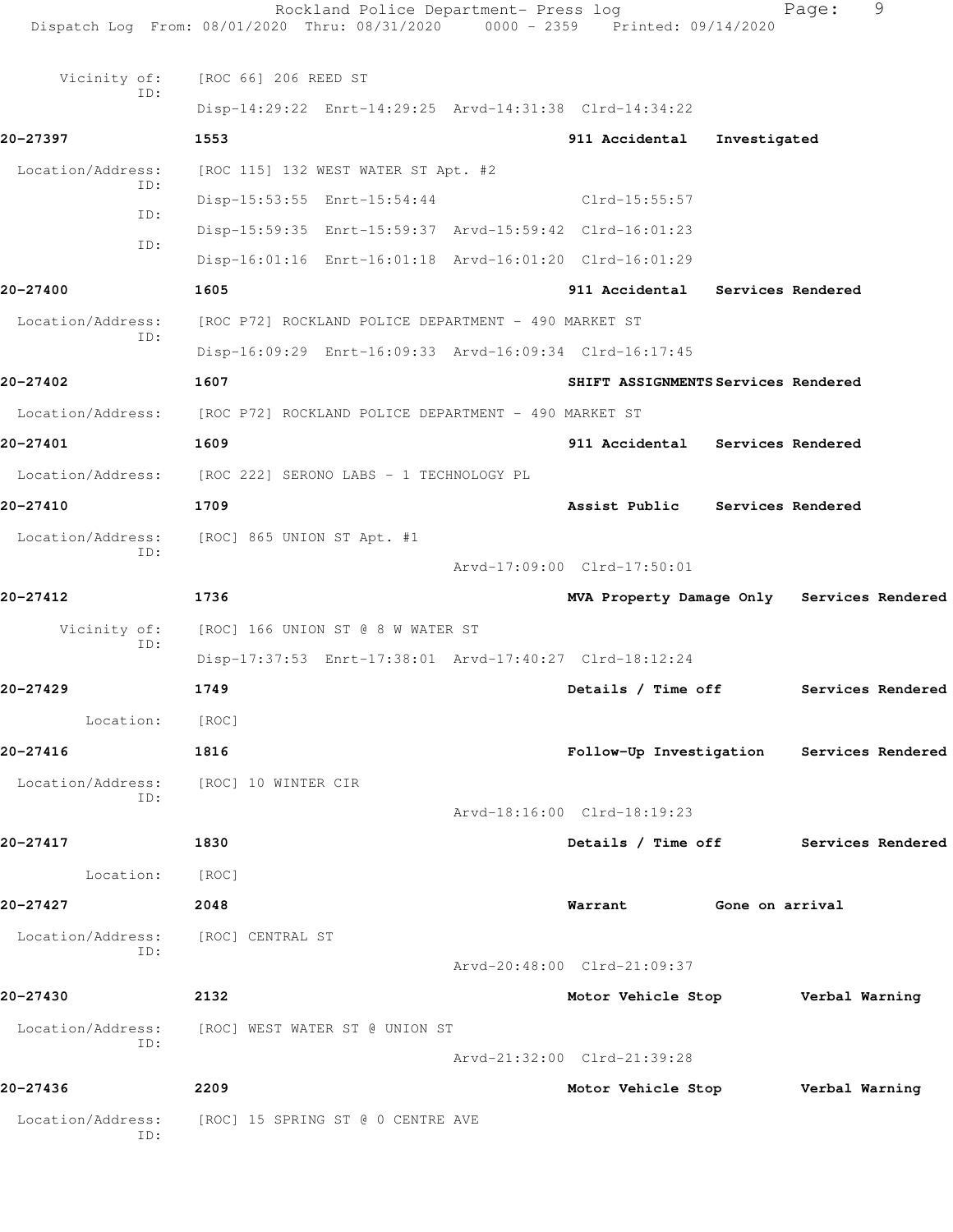Vicinity of: [ROC 66] 206 REED ST
ID:
Disp-14:29:22 Enrt-14:29:25 Arvd-14:31:38 Clrd-14:34:22

**20-27397** **1553** **911 Accidental** **Investigated**

Location/Address: [ROC 115] 132 WEST WATER ST Apt. #2
ID:
Disp-15:53:55 Enrt-15:54:44 Clrd-15:55:57
ID:
Disp-15:59:35 Enrt-15:59:37 Arvd-15:59:42 Clrd-16:01:23
ID:
Disp-16:01:16 Enrt-16:01:18 Arvd-16:01:20 Clrd-16:01:29

**20-27400** **1605** **911 Accidental** **Services Rendered**

Location/Address: [ROC P72] ROCKLAND POLICE DEPARTMENT - 490 MARKET ST
ID:
Disp-16:09:29 Enrt-16:09:33 Arvd-16:09:34 Clrd-16:17:45

**20-27402** **1607** **SHIFT ASSIGNMENTS** **Services Rendered**

Location/Address: [ROC P72] ROCKLAND POLICE DEPARTMENT - 490 MARKET ST

**20-27401** **1609** **911 Accidental** **Services Rendered**

Location/Address: [ROC 222] SERONO LABS - 1 TECHNOLOGY PL

**20-27410** **1709** **Assist Public** **Services Rendered**

Location/Address: [ROC] 865 UNION ST Apt. #1
ID:
Arvd-17:09:00 Clrd-17:50:01

**20-27412** **1736** **MVA Property Damage Only** **Services Rendered**

Vicinity of: [ROC] 166 UNION ST @ 8 W WATER ST
ID:
Disp-17:37:53 Enrt-17:38:01 Arvd-17:40:27 Clrd-18:12:24

**20-27429** **1749** **Details / Time off** **Services Rendered**

Location: [ROC]

**20-27416** **1816** **Follow-Up Investigation** **Services Rendered**

Location/Address: [ROC] 10 WINTER CIR
ID:
Arvd-18:16:00 Clrd-18:19:23

**20-27417** **1830** **Details / Time off** **Services Rendered**

Location: [ROC]

**20-27427** **2048** **Warrant** **Gone on arrival**

Location/Address: [ROC] CENTRAL ST
ID:
Arvd-20:48:00 Clrd-21:09:37

**20-27430** **2132** **Motor Vehicle Stop** **Verbal Warning**

Location/Address: [ROC] WEST WATER ST @ UNION ST
ID:
Arvd-21:32:00 Clrd-21:39:28

**20-27436** **2209** **Motor Vehicle Stop** **Verbal Warning**

Location/Address: [ROC] 15 SPRING ST @ 0 CENTRE AVE
ID: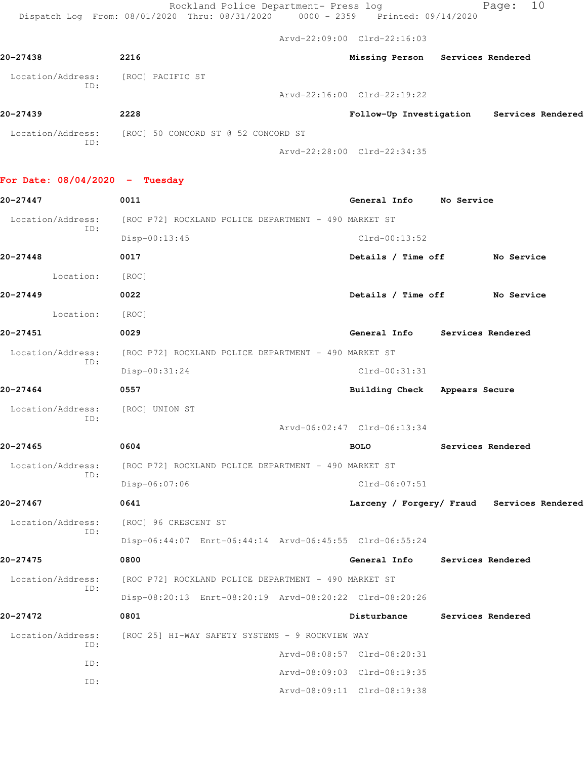Arvd-22:09:00 Clrd-22:16:03

**20-27438** 2216 Missing Person Services Rendered

Location/Address: [ROC] PACIFIC ST
ID:
Arvd-22:16:00 Clrd-22:19:22

**20-27439** 2228 Follow-Up Investigation Services Rendered

Location/Address: [ROC] 50 CONCORD ST @ 52 CONCORD ST
ID:
Arvd-22:28:00 Clrd-22:34:35

## For Date: 08/04/2020 - Tuesday

**20-27447** 0011 General Info No Service

Location/Address: [ROC P72] ROCKLAND POLICE DEPARTMENT - 490 MARKET ST
ID:
Disp-00:13:45 Clrd-00:13:52

**20-27448** 0017 Details / Time off No Service

Location: [ROC]

**20-27449** 0022 Details / Time off No Service

Location: [ROC]

**20-27451** 0029 General Info Services Rendered

Location/Address: [ROC P72] ROCKLAND POLICE DEPARTMENT - 490 MARKET ST
ID:
Disp-00:31:24 Clrd-00:31:31

**20-27464** 0557 Building Check Appears Secure

Location/Address: [ROC] UNION ST
ID:
Arvd-06:02:47 Clrd-06:13:34

**20-27465** 0604 BOLO Services Rendered

Location/Address: [ROC P72] ROCKLAND POLICE DEPARTMENT - 490 MARKET ST
ID:
Disp-06:07:06 Clrd-06:07:51

**20-27467** 0641 Larceny / Forgery/ Fraud Services Rendered

Location/Address: [ROC] 96 CRESCENT ST
ID:
Disp-06:44:07 Enrt-06:44:14 Arvd-06:45:55 Clrd-06:55:24

**20-27475** 0800 General Info Services Rendered

Location/Address: [ROC P72] ROCKLAND POLICE DEPARTMENT - 490 MARKET ST
ID:
Disp-08:20:13 Enrt-08:20:19 Arvd-08:20:22 Clrd-08:20:26

**20-27472** 0801 Disturbance Services Rendered

Location/Address: [ROC 25] HI-WAY SAFETY SYSTEMS - 9 ROCKVIEW WAY
ID:
Arvd-08:08:57 Clrd-08:20:31
ID:
Arvd-08:09:03 Clrd-08:19:35
ID:
Arvd-08:09:11 Clrd-08:19:38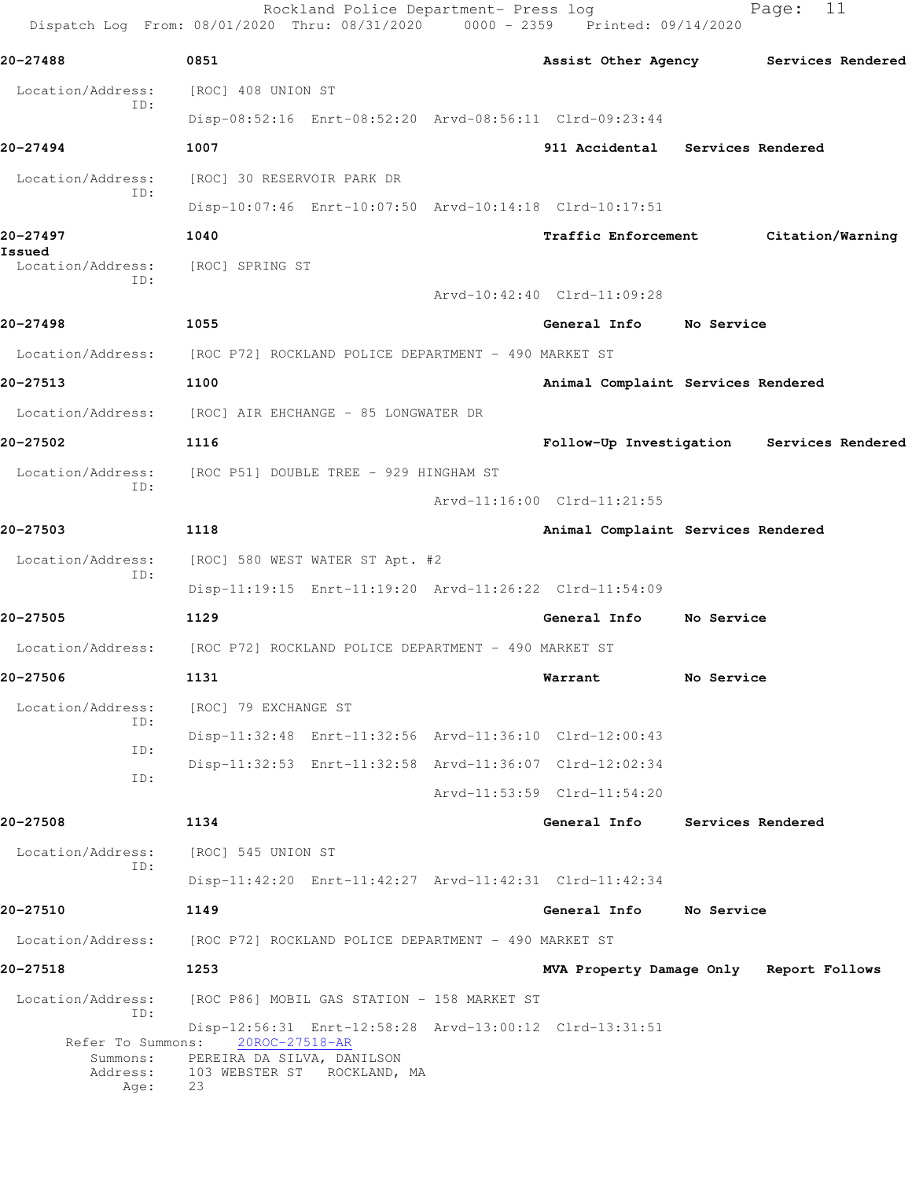**20-27488** 0851 **Assist Other Agency** **Services Rendered**

Location/Address: [ROC] 408 UNION ST
ID:
Disp-08:52:16 Enrt-08:52:20 Arvd-08:56:11 Clrd-09:23:44

**20-27494** 1007 **911 Accidental** **Services Rendered**

Location/Address: [ROC] 30 RESERVOIR PARK DR
ID:
Disp-10:07:46 Enrt-10:07:50 Arvd-10:14:18 Clrd-10:17:51

**20-27497** 1040 **Traffic Enforcement** **Citation/Warning Issued**

Location/Address: [ROC] SPRING ST
ID:
Arvd-10:42:40 Clrd-11:09:28

**20-27498** 1055 **General Info** **No Service**

Location/Address: [ROC P72] ROCKLAND POLICE DEPARTMENT - 490 MARKET ST

**20-27513** 1100 **Animal Complaint** **Services Rendered**

Location/Address: [ROC] AIR EHCHANGE - 85 LONGWATER DR

**20-27502** 1116 **Follow-Up Investigation** **Services Rendered**

Location/Address: [ROC P51] DOUBLE TREE - 929 HINGHAM ST
ID:
Arvd-11:16:00 Clrd-11:21:55

**20-27503** 1118 **Animal Complaint** **Services Rendered**

Location/Address: [ROC] 580 WEST WATER ST Apt. #2
ID:
Disp-11:19:15 Enrt-11:19:20 Arvd-11:26:22 Clrd-11:54:09

**20-27505** 1129 **General Info** **No Service**

Location/Address: [ROC P72] ROCKLAND POLICE DEPARTMENT - 490 MARKET ST

**20-27506** 1131 **Warrant** **No Service**

Location/Address: [ROC] 79 EXCHANGE ST
ID:
Disp-11:32:48 Enrt-11:32:56 Arvd-11:36:10 Clrd-12:00:43
ID:
Disp-11:32:53 Enrt-11:32:58 Arvd-11:36:07 Clrd-12:02:34
ID:
Arvd-11:53:59 Clrd-11:54:20

**20-27508** 1134 **General Info** **Services Rendered**

Location/Address: [ROC] 545 UNION ST
ID:
Disp-11:42:20 Enrt-11:42:27 Arvd-11:42:31 Clrd-11:42:34

**20-27510** 1149 **General Info** **No Service**

Location/Address: [ROC P72] ROCKLAND POLICE DEPARTMENT - 490 MARKET ST

**20-27518** 1253 **MVA Property Damage Only** **Report Follows**

Location/Address: [ROC P86] MOBIL GAS STATION - 158 MARKET ST
ID:
Disp-12:56:31 Enrt-12:58:28 Arvd-13:00:12 Clrd-13:31:51
Refer To Summons: 20ROC-27518-AR
Summons: PEREIRA DA SILVA, DANILSON
Address: 103 WEBSTER ST ROCKLAND, MA
Age: 23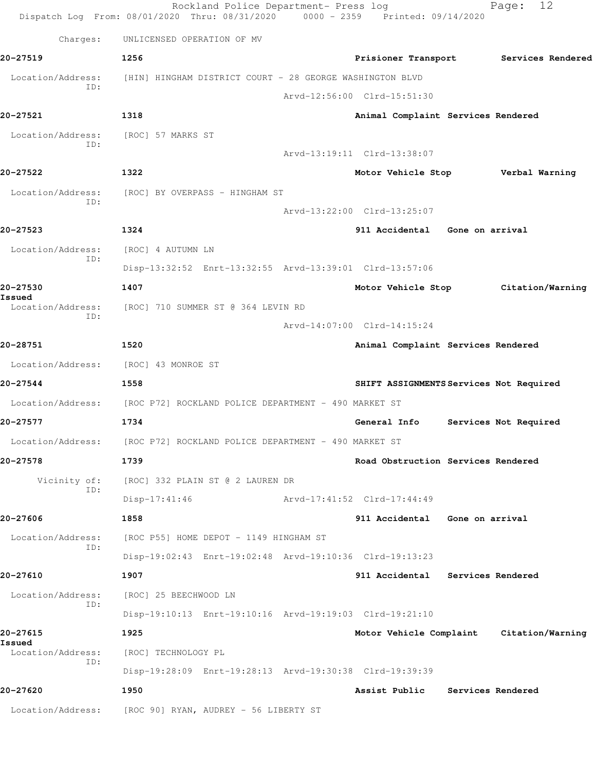Charges: UNLICENSED OPERATION OF MV

**20-27519** **1256** **Prisioner Transport** **Services Rendered**

Location/Address: [HIN] HINGHAM DISTRICT COURT - 28 GEORGE WASHINGTON BLVD
ID:
Arvd-12:56:00 Clrd-15:51:30

**20-27521** **1318** **Animal Complaint** **Services Rendered**

Location/Address: [ROC] 57 MARKS ST
ID:
Arvd-13:19:11 Clrd-13:38:07

**20-27522** **1322** **Motor Vehicle Stop** **Verbal Warning**

Location/Address: [ROC] BY OVERPASS - HINGHAM ST
ID:
Arvd-13:22:00 Clrd-13:25:07

**20-27523** **1324** **911 Accidental** **Gone on arrival**

Location/Address: [ROC] 4 AUTUMN LN
ID:
Disp-13:32:52 Enrt-13:32:55 Arvd-13:39:01 Clrd-13:57:06

**20-27530** **1407** **Motor Vehicle Stop** **Citation/Warning Issued**

Location/Address: [ROC] 710 SUMMER ST @ 364 LEVIN RD
ID:
Arvd-14:07:00 Clrd-14:15:24

**20-28751** **1520** **Animal Complaint** **Services Rendered**

Location/Address: [ROC] 43 MONROE ST

**20-27544** **1558** **SHIFT ASSIGNMENTS** **Services Not Required**

Location/Address: [ROC P72] ROCKLAND POLICE DEPARTMENT - 490 MARKET ST

**20-27577** **1734** **General Info** **Services Not Required**

Location/Address: [ROC P72] ROCKLAND POLICE DEPARTMENT - 490 MARKET ST

**20-27578** **1739** **Road Obstruction** **Services Rendered**

Vicinity of: [ROC] 332 PLAIN ST @ 2 LAUREN DR
ID:
Disp-17:41:46 Arvd-17:41:52 Clrd-17:44:49

**20-27606** **1858** **911 Accidental** **Gone on arrival**

Location/Address: [ROC P55] HOME DEPOT - 1149 HINGHAM ST
ID:
Disp-19:02:43 Enrt-19:02:48 Arvd-19:10:36 Clrd-19:13:23

**20-27610** **1907** **911 Accidental** **Services Rendered**

Location/Address: [ROC] 25 BEECHWOOD LN
ID:
Disp-19:10:13 Enrt-19:10:16 Arvd-19:19:03 Clrd-19:21:10

**20-27615** **1925** **Motor Vehicle Complaint** **Citation/Warning Issued**

Location/Address: [ROC] TECHNOLOGY PL
ID:
Disp-19:28:09 Enrt-19:28:13 Arvd-19:30:38 Clrd-19:39:39

**20-27620** **1950** **Assist Public** **Services Rendered**

Location/Address: [ROC 90] RYAN, AUDREY - 56 LIBERTY ST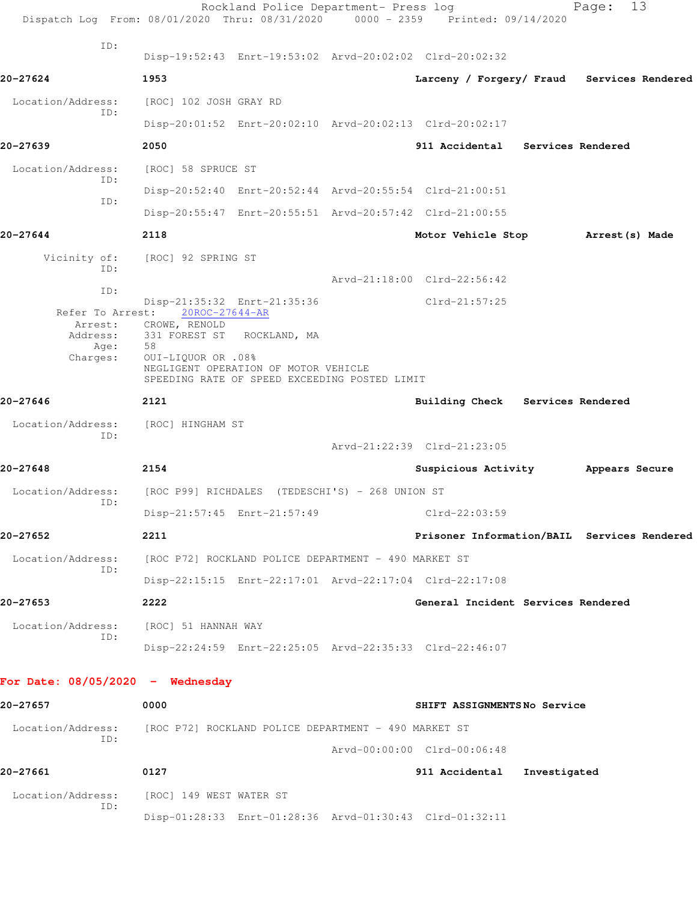ID:
Disp-19:52:43 Enrt-19:53:02 Arvd-20:02:02 Clrd-20:02:32

**20-27624** **1953** **Larceny / Forgery/ Fraud** **Services Rendered**

Location/Address: [ROC] 102 JOSH GRAY RD
ID:
Disp-20:01:52 Enrt-20:02:10 Arvd-20:02:13 Clrd-20:02:17

**20-27639** **2050** **911 Accidental** **Services Rendered**

Location/Address: [ROC] 58 SPRUCE ST
ID:
Disp-20:52:40 Enrt-20:52:44 Arvd-20:55:54 Clrd-21:00:51
ID:
Disp-20:55:47 Enrt-20:55:51 Arvd-20:57:42 Clrd-21:00:55

**20-27644** **2118** **Motor Vehicle Stop** **Arrest(s) Made**

Vicinity of: [ROC] 92 SPRING ST
ID:
Arvd-21:18:00 Clrd-22:56:42
ID:
Disp-21:35:32 Enrt-21:35:36 Clrd-21:57:25
Refer To Arrest: 20ROC-27644-AR
Arrest: CROWE, RENOLD
Address: 331 FOREST ST ROCKLAND, MA
Age: 58
Charges: OUI-LIQUOR OR .08%
NEGLIGENT OPERATION OF MOTOR VEHICLE
SPEEDING RATE OF SPEED EXCEEDING POSTED LIMIT

**20-27646** **2121** **Building Check** **Services Rendered**

Location/Address: [ROC] HINGHAM ST
ID:
Arvd-21:22:39 Clrd-21:23:05

**20-27648** **2154** **Suspicious Activity** **Appears Secure**

Location/Address: [ROC P99] RICHDALES (TEDESCHI'S) - 268 UNION ST
ID:
Disp-21:57:45 Enrt-21:57:49 Clrd-22:03:59

**20-27652** **2211** **Prisoner Information/BAIL** **Services Rendered**

Location/Address: [ROC P72] ROCKLAND POLICE DEPARTMENT - 490 MARKET ST
ID:
Disp-22:15:15 Enrt-22:17:01 Arvd-22:17:04 Clrd-22:17:08

**20-27653** **2222** **General Incident** **Services Rendered**

Location/Address: [ROC] 51 HANNAH WAY
ID:
Disp-22:24:59 Enrt-22:25:05 Arvd-22:35:33 Clrd-22:46:07

## For Date: 08/05/2020 - Wednesday

**20-27657** **0000** **SHIFT ASSIGNMENTS** **No Service**

Location/Address: [ROC P72] ROCKLAND POLICE DEPARTMENT - 490 MARKET ST
ID:
Arvd-00:00:00 Clrd-00:06:48

**20-27661** **0127** **911 Accidental** **Investigated**

Location/Address: [ROC] 149 WEST WATER ST
ID:
Disp-01:28:33 Enrt-01:28:36 Arvd-01:30:43 Clrd-01:32:11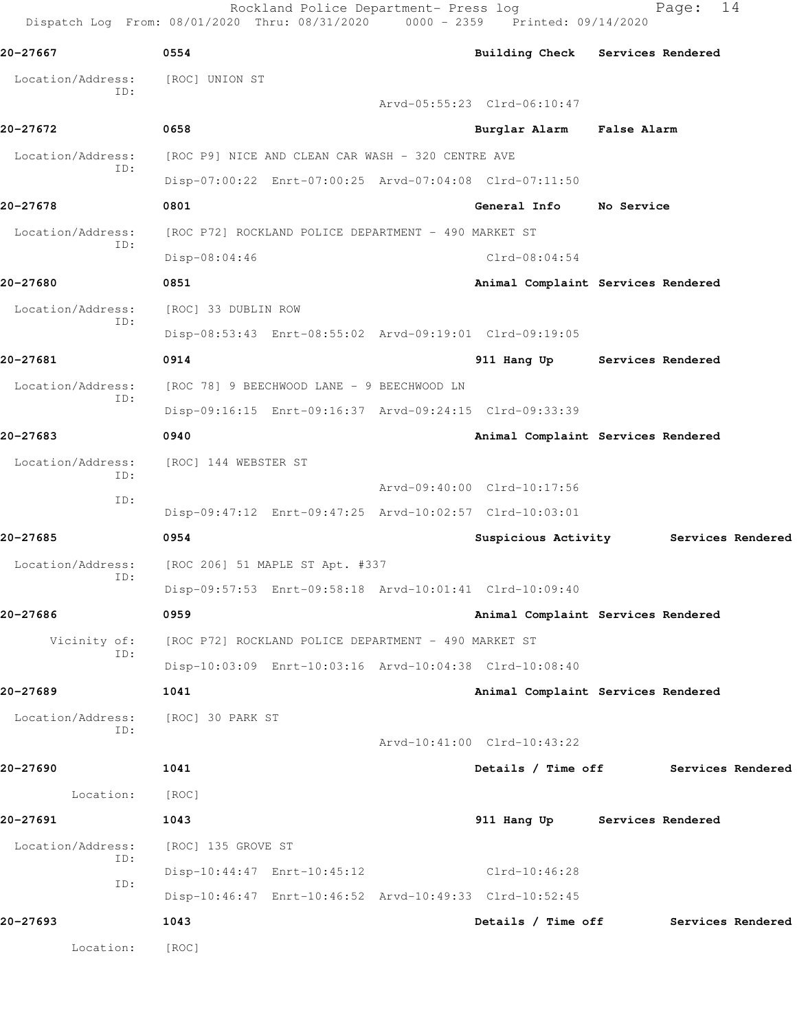**20-27667** 0554 **Building Check Services Rendered**

Location/Address: [ROC] UNION ST
ID:
Arvd-05:55:23 Clrd-06:10:47

**20-27672** 0658 **Burglar Alarm False Alarm**

Location/Address: [ROC P9] NICE AND CLEAN CAR WASH - 320 CENTRE AVE
ID:
Disp-07:00:22 Enrt-07:00:25 Arvd-07:04:08 Clrd-07:11:50

**20-27678** 0801 **General Info No Service**

Location/Address: [ROC P72] ROCKLAND POLICE DEPARTMENT - 490 MARKET ST
ID:
Disp-08:04:46 Clrd-08:04:54

**20-27680** 0851 **Animal Complaint Services Rendered**

Location/Address: [ROC] 33 DUBLIN ROW
ID:
Disp-08:53:43 Enrt-08:55:02 Arvd-09:19:01 Clrd-09:19:05

**20-27681** 0914 **911 Hang Up Services Rendered**

Location/Address: [ROC 78] 9 BEECHWOOD LANE - 9 BEECHWOOD LN
ID:
Disp-09:16:15 Enrt-09:16:37 Arvd-09:24:15 Clrd-09:33:39

**20-27683** 0940 **Animal Complaint Services Rendered**

Location/Address: [ROC] 144 WEBSTER ST
ID:
Arvd-09:40:00 Clrd-10:17:56
ID:
Disp-09:47:12 Enrt-09:47:25 Arvd-10:02:57 Clrd-10:03:01

**20-27685** 0954 **Suspicious Activity Services Rendered**

Location/Address: [ROC 206] 51 MAPLE ST Apt. #337
ID:
Disp-09:57:53 Enrt-09:58:18 Arvd-10:01:41 Clrd-10:09:40

**20-27686** 0959 **Animal Complaint Services Rendered**

Vicinity of: [ROC P72] ROCKLAND POLICE DEPARTMENT - 490 MARKET ST
ID:
Disp-10:03:09 Enrt-10:03:16 Arvd-10:04:38 Clrd-10:08:40

**20-27689** 1041 **Animal Complaint Services Rendered**

Location/Address: [ROC] 30 PARK ST
ID:
Arvd-10:41:00 Clrd-10:43:22

**20-27690** 1041 **Details / Time off Services Rendered**

Location: [ROC]

**20-27691** 1043 **911 Hang Up Services Rendered**

Location/Address: [ROC] 135 GROVE ST
ID:
Disp-10:44:47 Enrt-10:45:12 Clrd-10:46:28
ID:
Disp-10:46:47 Enrt-10:46:52 Arvd-10:49:33 Clrd-10:52:45

**20-27693** 1043 **Details / Time off Services Rendered**

Location: [ROC]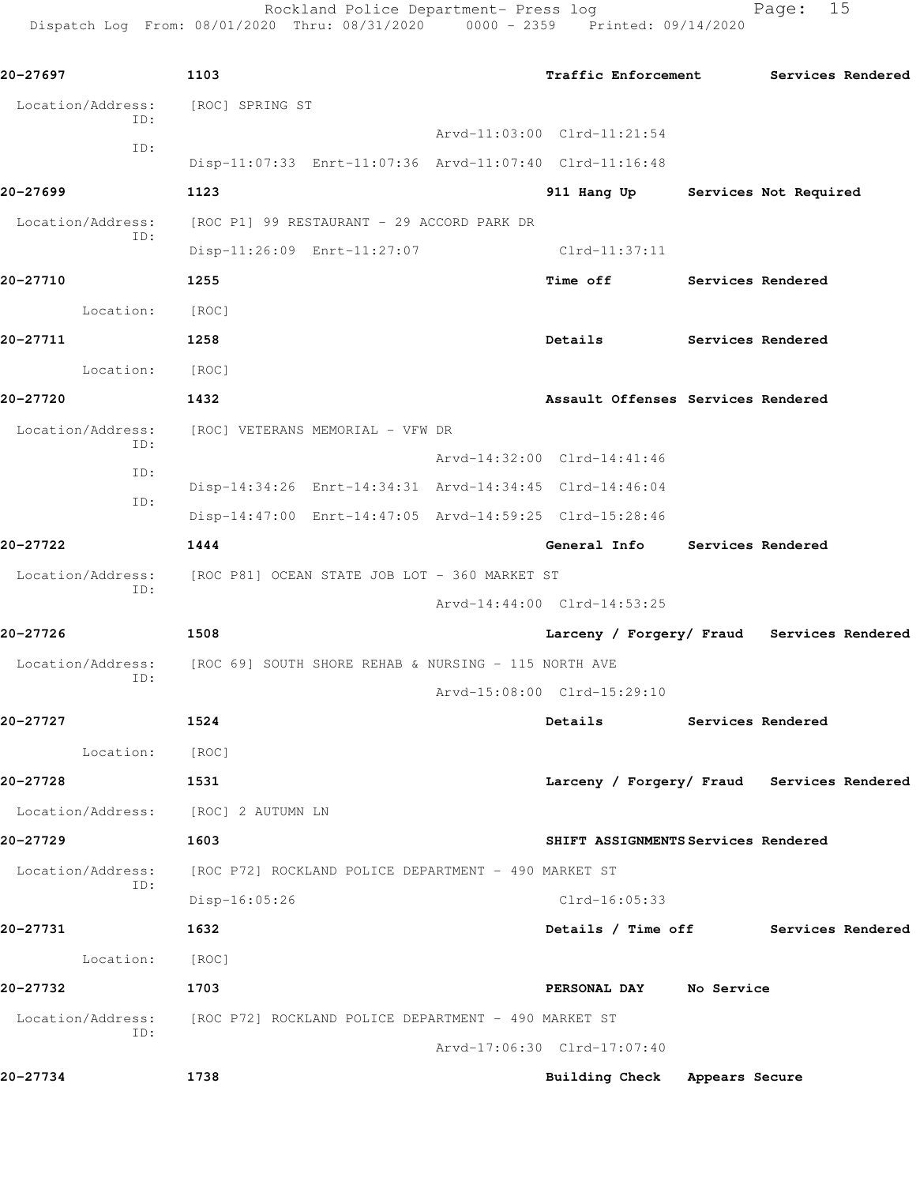**20-27697** 1103 **Traffic Enforcement** **Services Rendered**

Location/Address: [ROC] SPRING ST

ID: Arvd-11:03:00 Clrd-11:21:54

ID: Disp-11:07:33 Enrt-11:07:36 Arvd-11:07:40 Clrd-11:16:48

**20-27699** 1123 **911 Hang Up** **Services Not Required**

Location/Address: [ROC P1] 99 RESTAURANT - 29 ACCORD PARK DR

ID: Disp-11:26:09 Enrt-11:27:07 Clrd-11:37:11

**20-27710** 1255 **Time off** **Services Rendered**

Location: [ROC]

**20-27711** 1258 **Details** **Services Rendered**

Location: [ROC]

**20-27720** 1432 **Assault Offenses** **Services Rendered**

Location/Address: [ROC] VETERANS MEMORIAL - VFW DR

ID: Arvd-14:32:00 Clrd-14:41:46

ID: Disp-14:34:26 Enrt-14:34:31 Arvd-14:34:45 Clrd-14:46:04

ID: Disp-14:47:00 Enrt-14:47:05 Arvd-14:59:25 Clrd-15:28:46

**20-27722** 1444 **General Info** **Services Rendered**

Location/Address: [ROC P81] OCEAN STATE JOB LOT - 360 MARKET ST

ID: Arvd-14:44:00 Clrd-14:53:25

**20-27726** 1508 **Larceny / Forgery/ Fraud** **Services Rendered**

Location/Address: [ROC 69] SOUTH SHORE REHAB & NURSING - 115 NORTH AVE

ID: Arvd-15:08:00 Clrd-15:29:10

**20-27727** 1524 **Details** **Services Rendered**

Location: [ROC]

**20-27728** 1531 **Larceny / Forgery/ Fraud** **Services Rendered**

Location/Address: [ROC] 2 AUTUMN LN

**20-27729** 1603 **SHIFT ASSIGNMENTS** **Services Rendered**

Location/Address: [ROC P72] ROCKLAND POLICE DEPARTMENT - 490 MARKET ST

ID: Disp-16:05:26 Clrd-16:05:33

**20-27731** 1632 **Details / Time off** **Services Rendered**

Location: [ROC]

**20-27732** 1703 **PERSONAL DAY** **No Service**

Location/Address: [ROC P72] ROCKLAND POLICE DEPARTMENT - 490 MARKET ST

ID: Arvd-17:06:30 Clrd-17:07:40

**20-27734** 1738 **Building Check** **Appears Secure**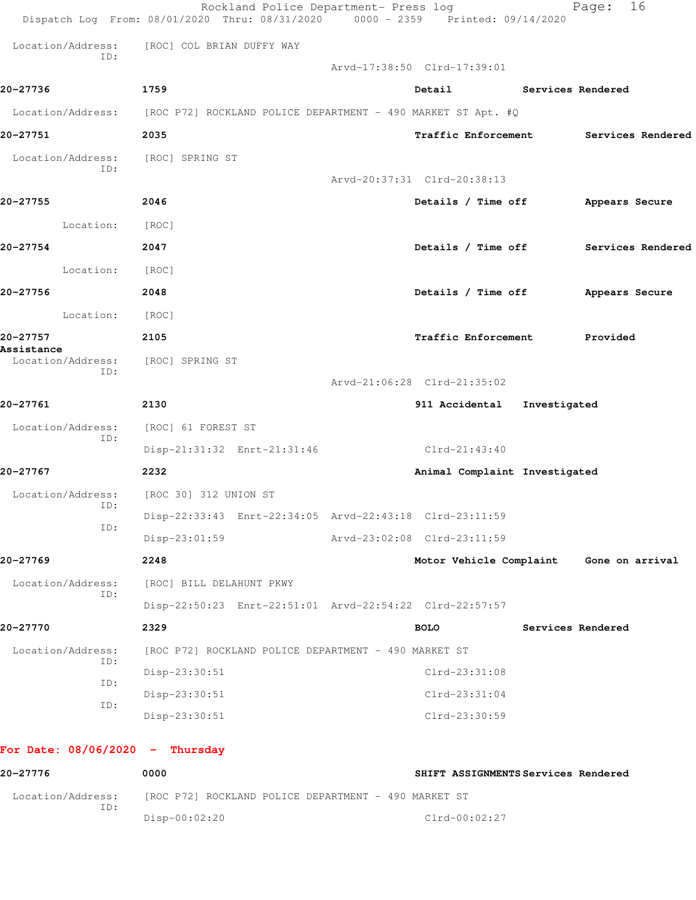Location/Address: [ROC] COL BRIAN DUFFY WAY
ID:
Arvd-17:38:50 Clrd-17:39:01

**20-27736** 1759 **Detail** **Services Rendered**

Location/Address: [ROC P72] ROCKLAND POLICE DEPARTMENT - 490 MARKET ST Apt. #Q

**20-27751** 2035 **Traffic Enforcement** **Services Rendered**

Location/Address: [ROC] SPRING ST
ID:
Arvd-20:37:31 Clrd-20:38:13

**20-27755** 2046 **Details / Time off** **Appears Secure**

Location: [ROC]

**20-27754** 2047 **Details / Time off** **Services Rendered**

Location: [ROC]

**20-27756** 2048 **Details / Time off** **Appears Secure**

Location: [ROC]

**20-27757** 2105 **Traffic Enforcement** **Provided Assistance**

Location/Address: [ROC] SPRING ST
ID:
Arvd-21:06:28 Clrd-21:35:02

**20-27761** 2130 **911 Accidental** **Investigated**

Location/Address: [ROC] 61 FOREST ST
ID:
Disp-21:31:32 Enrt-21:31:46 Clrd-21:43:40

**20-27767** 2232 **Animal Complaint** **Investigated**

Location/Address: [ROC 30] 312 UNION ST
ID:
Disp-22:33:43 Enrt-22:34:05 Arvd-22:43:18 Clrd-23:11:59
ID:
Disp-23:01:59 Arvd-23:02:08 Clrd-23:11:59

**20-27769** 2248 **Motor Vehicle Complaint** **Gone on arrival**

Location/Address: [ROC] BILL DELAHUNT PKWY
ID:
Disp-22:50:23 Enrt-22:51:01 Arvd-22:54:22 Clrd-22:57:57

**20-27770** 2329 **BOLO** **Services Rendered**

Location/Address: [ROC P72] ROCKLAND POLICE DEPARTMENT - 490 MARKET ST
ID:
Disp-23:30:51 Clrd-23:31:08
ID:
Disp-23:30:51 Clrd-23:31:04
ID:
Disp-23:30:51 Clrd-23:30:59

**For Date: 08/06/2020 - Thursday**

**20-27776** 0000 **SHIFT ASSIGNMENTS** **Services Rendered**

Location/Address: [ROC P72] ROCKLAND POLICE DEPARTMENT - 490 MARKET ST
ID:
Disp-00:02:20 Clrd-00:02:27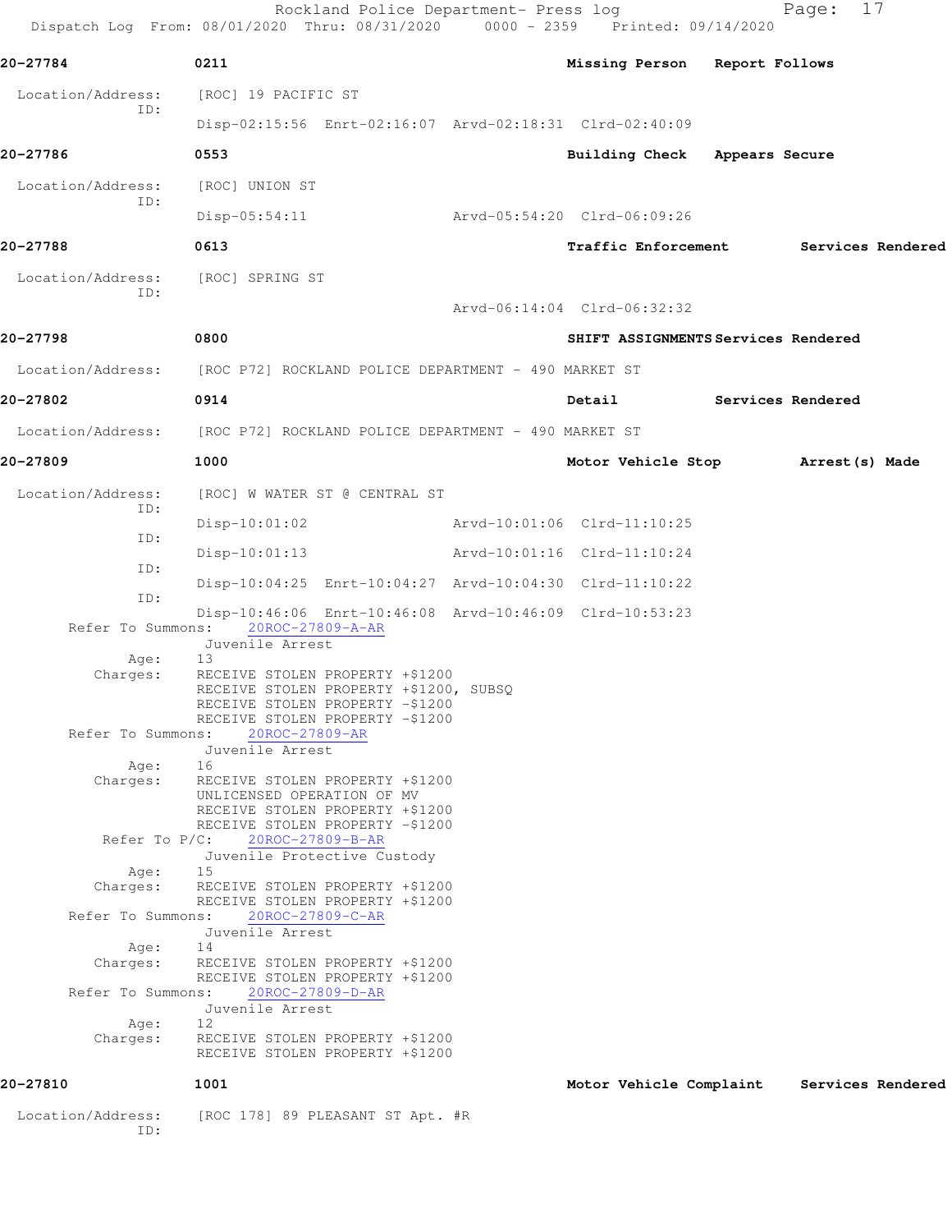**20-27784** 0211 **Missing Person** **Report Follows**

Location/Address: [ROC] 19 PACIFIC ST
ID:
Disp-02:15:56 Enrt-02:16:07 Arvd-02:18:31 Clrd-02:40:09

**20-27786** 0553 **Building Check** **Appears Secure**

Location/Address: [ROC] UNION ST
ID:
Disp-05:54:11 Arvd-05:54:20 Clrd-06:09:26

**20-27788** 0613 **Traffic Enforcement** **Services Rendered**

Location/Address: [ROC] SPRING ST
ID:
Arvd-06:14:04 Clrd-06:32:32

**20-27798** 0800 **SHIFT ASSIGNMENTS** **Services Rendered**

Location/Address: [ROC P72] ROCKLAND POLICE DEPARTMENT - 490 MARKET ST

**20-27802** 0914 **Detail** **Services Rendered**

Location/Address: [ROC P72] ROCKLAND POLICE DEPARTMENT - 490 MARKET ST

**20-27809** 1000 **Motor Vehicle Stop** **Arrest(s) Made**

Location/Address: [ROC] W WATER ST @ CENTRAL ST
ID:
Disp-10:01:02 Arvd-10:01:06 Clrd-11:10:25
ID:
Disp-10:01:13 Arvd-10:01:16 Clrd-11:10:24
ID:
Disp-10:04:25 Enrt-10:04:27 Arvd-10:04:30 Clrd-11:10:22
ID:
Disp-10:46:06 Enrt-10:46:08 Arvd-10:46:09 Clrd-10:53:23

Refer To Summons: 20ROC-27809-A-AR
Juvenile Arrest
Age: 13
Charges: RECEIVE STOLEN PROPERTY +$1200
RECEIVE STOLEN PROPERTY +$1200, SUBSQ
RECEIVE STOLEN PROPERTY -$1200
RECEIVE STOLEN PROPERTY -$1200

Refer To Summons: 20ROC-27809-AR
Juvenile Arrest
Age: 16
Charges: RECEIVE STOLEN PROPERTY +$1200
UNLICENSED OPERATION OF MV
RECEIVE STOLEN PROPERTY +$1200
RECEIVE STOLEN PROPERTY -$1200

Refer To P/C: 20ROC-27809-B-AR
Juvenile Protective Custody
Age: 15
Charges: RECEIVE STOLEN PROPERTY +$1200
RECEIVE STOLEN PROPERTY +$1200

Refer To Summons: 20ROC-27809-C-AR
Juvenile Arrest
Age: 14
Charges: RECEIVE STOLEN PROPERTY +$1200
RECEIVE STOLEN PROPERTY +$1200

Refer To Summons: 20ROC-27809-D-AR
Juvenile Arrest
Age: 12
Charges: RECEIVE STOLEN PROPERTY +$1200
RECEIVE STOLEN PROPERTY +$1200

**20-27810** 1001 **Motor Vehicle Complaint** **Services Rendered**

Location/Address: [ROC 178] 89 PLEASANT ST Apt. #R
ID: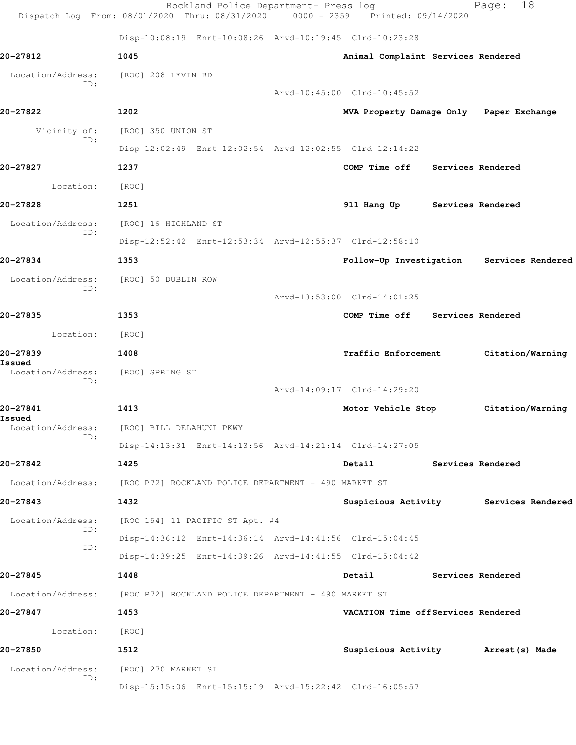Disp-10:08:19 Enrt-10:08:26 Arvd-10:19:45 Clrd-10:23:28

**20-27812** **1045** **Animal Complaint Services Rendered**

Location/Address: [ROC] 208 LEVIN RD
ID:
Arvd-10:45:00 Clrd-10:45:52

**20-27822** **1202** **MVA Property Damage Only Paper Exchange**

Vicinity of: [ROC] 350 UNION ST
ID:
Disp-12:02:49 Enrt-12:02:54 Arvd-12:02:55 Clrd-12:14:22

**20-27827** **1237** **COMP Time off Services Rendered**

Location: [ROC]

**20-27828** **1251** **911 Hang Up Services Rendered**

Location/Address: [ROC] 16 HIGHLAND ST
ID:
Disp-12:52:42 Enrt-12:53:34 Arvd-12:55:37 Clrd-12:58:10

**20-27834** **1353** **Follow-Up Investigation Services Rendered**

Location/Address: [ROC] 50 DUBLIN ROW
ID:
Arvd-13:53:00 Clrd-14:01:25

**20-27835** **1353** **COMP Time off Services Rendered**

Location: [ROC]

**20-27839** **1408** **Traffic Enforcement Citation/Warning Issued**

Location/Address: [ROC] SPRING ST
ID:
Arvd-14:09:17 Clrd-14:29:20

**20-27841** **1413** **Motor Vehicle Stop Citation/Warning Issued**

Location/Address: [ROC] BILL DELAHUNT PKWY
ID:
Disp-14:13:31 Enrt-14:13:56 Arvd-14:21:14 Clrd-14:27:05

**20-27842** **1425** **Detail Services Rendered**

Location/Address: [ROC P72] ROCKLAND POLICE DEPARTMENT - 490 MARKET ST

**20-27843** **1432** **Suspicious Activity Services Rendered**

Location/Address: [ROC 154] 11 PACIFIC ST Apt. #4
ID:
Disp-14:36:12 Enrt-14:36:14 Arvd-14:41:56 Clrd-15:04:45
ID:
Disp-14:39:25 Enrt-14:39:26 Arvd-14:41:55 Clrd-15:04:42

**20-27845** **1448** **Detail Services Rendered**

Location/Address: [ROC P72] ROCKLAND POLICE DEPARTMENT - 490 MARKET ST

**20-27847** **1453** **VACATION Time off Services Rendered**

Location: [ROC]

**20-27850** **1512** **Suspicious Activity Arrest(s) Made**

Location/Address: [ROC] 270 MARKET ST
ID:
Disp-15:15:06 Enrt-15:15:19 Arvd-15:22:42 Clrd-16:05:57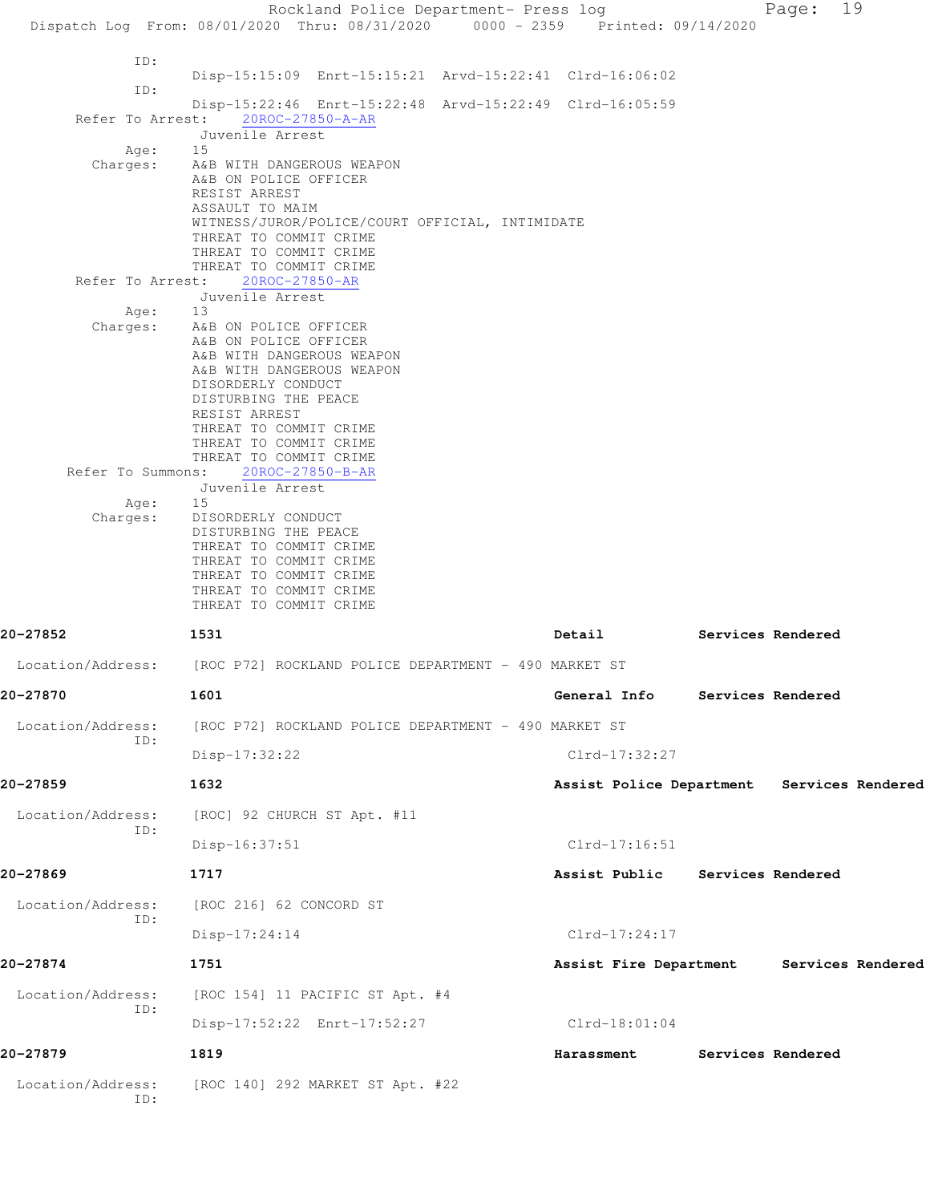ID:
Disp-15:15:09 Enrt-15:15:21 Arvd-15:22:41 Clrd-16:06:02

ID:
Disp-15:22:46 Enrt-15:22:48 Arvd-15:22:49 Clrd-16:05:59

Refer To Arrest: 20ROC-27850-A-AR
Juvenile Arrest
Age: 15
Charges:
A&B WITH DANGEROUS WEAPON
A&B ON POLICE OFFICER
RESIST ARREST
ASSAULT TO MAIM
WITNESS/JUROR/POLICE/COURT OFFICIAL, INTIMIDATE
THREAT TO COMMIT CRIME
THREAT TO COMMIT CRIME
THREAT TO COMMIT CRIME

Refer To Arrest: 20ROC-27850-AR
Juvenile Arrest
Age: 13
Charges:
A&B ON POLICE OFFICER
A&B ON POLICE OFFICER
A&B WITH DANGEROUS WEAPON
A&B WITH DANGEROUS WEAPON
DISORDERLY CONDUCT
DISTURBING THE PEACE
RESIST ARREST
THREAT TO COMMIT CRIME
THREAT TO COMMIT CRIME
THREAT TO COMMIT CRIME

Refer To Summons: 20ROC-27850-B-AR
Juvenile Arrest
Age: 15
Charges:
DISORDERLY CONDUCT
DISTURBING THE PEACE
THREAT TO COMMIT CRIME
THREAT TO COMMIT CRIME
THREAT TO COMMIT CRIME
THREAT TO COMMIT CRIME
THREAT TO COMMIT CRIME

**20-27852** 1531 **Detail** **Services Rendered**

Location/Address: [ROC P72] ROCKLAND POLICE DEPARTMENT - 490 MARKET ST

**20-27870** 1601 **General Info** **Services Rendered**

Location/Address: [ROC P72] ROCKLAND POLICE DEPARTMENT - 490 MARKET ST
ID:
Disp-17:32:22 Clrd-17:32:27

**20-27859** 1632 **Assist Police Department** **Services Rendered**

Location/Address: [ROC] 92 CHURCH ST Apt. #11
ID:
Disp-16:37:51 Clrd-17:16:51

**20-27869** 1717 **Assist Public** **Services Rendered**

Location/Address: [ROC 216] 62 CONCORD ST
ID:
Disp-17:24:14 Clrd-17:24:17

**20-27874** 1751 **Assist Fire Department** **Services Rendered**

Location/Address: [ROC 154] 11 PACIFIC ST Apt. #4
ID:
Disp-17:52:22 Enrt-17:52:27 Clrd-18:01:04

**20-27879** 1819 **Harassment** **Services Rendered**

Location/Address: [ROC 140] 292 MARKET ST Apt. #22
ID: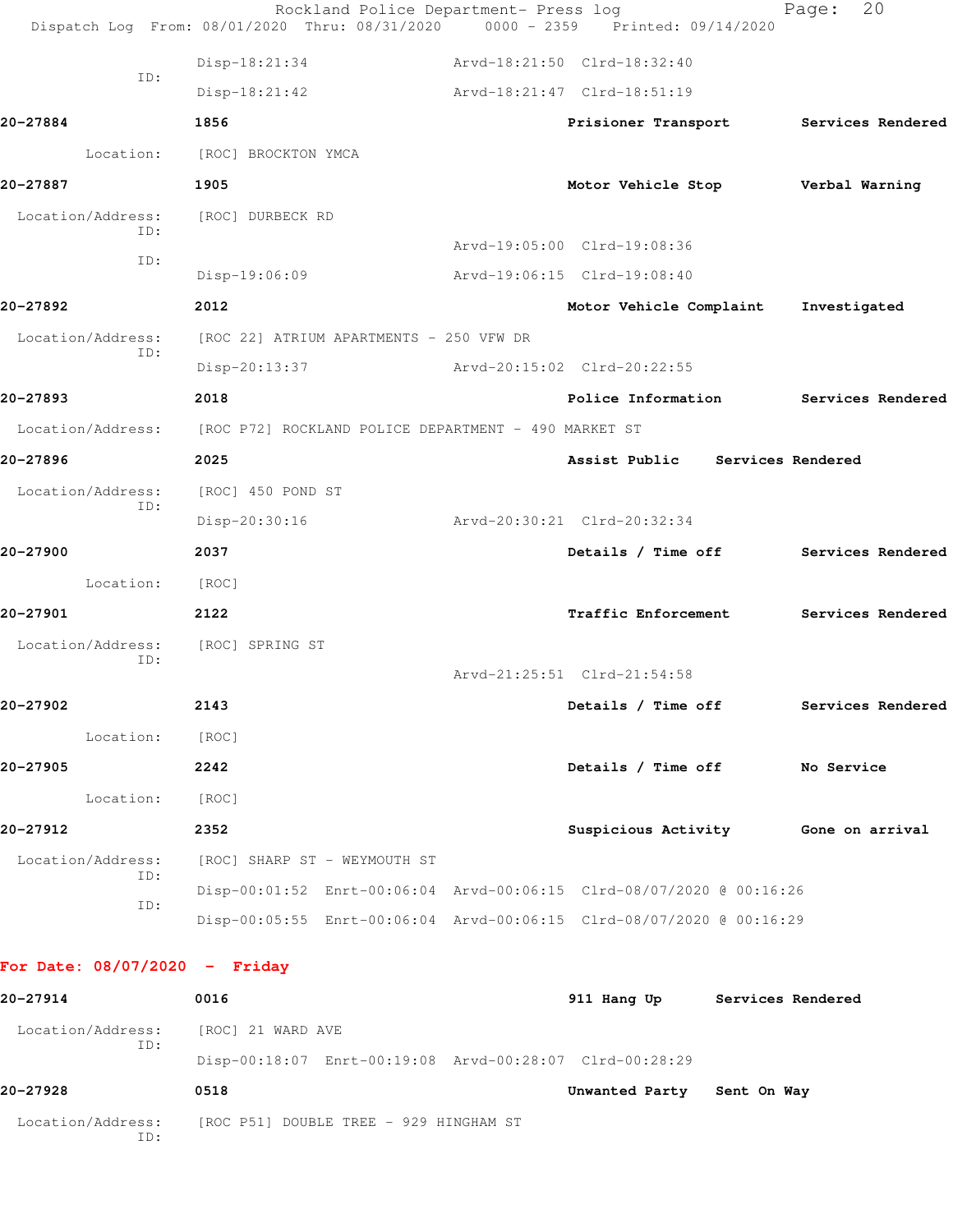ID: Disp-18:21:34 Arvd-18:21:50 Clrd-18:32:40

Disp-18:21:42 Arvd-18:21:47 Clrd-18:51:19

**20-27884** **1856** **Prisioner Transport** **Services Rendered**

Location: [ROC] BROCKTON YMCA

**20-27887** **1905** **Motor Vehicle Stop** **Verbal Warning**

Location/Address: [ROC] DURBECK RD
ID: Arvd-19:05:00 Clrd-19:08:36
ID: Disp-19:06:09 Arvd-19:06:15 Clrd-19:08:40

**20-27892** **2012** **Motor Vehicle Complaint** **Investigated**

Location/Address: [ROC 22] ATRIUM APARTMENTS - 250 VFW DR
ID: Disp-20:13:37 Arvd-20:15:02 Clrd-20:22:55

**20-27893** **2018** **Police Information** **Services Rendered**

Location/Address: [ROC P72] ROCKLAND POLICE DEPARTMENT - 490 MARKET ST

**20-27896** **2025** **Assist Public** **Services Rendered**

Location/Address: [ROC] 450 POND ST
ID: Disp-20:30:16 Arvd-20:30:21 Clrd-20:32:34

**20-27900** **2037** **Details / Time off** **Services Rendered**

Location: [ROC]

**20-27901** **2122** **Traffic Enforcement** **Services Rendered**

Location/Address: [ROC] SPRING ST
ID: Arvd-21:25:51 Clrd-21:54:58

**20-27902** **2143** **Details / Time off** **Services Rendered**

Location: [ROC]

**20-27905** **2242** **Details / Time off** **No Service**

Location: [ROC]

**20-27912** **2352** **Suspicious Activity** **Gone on arrival**

Location/Address: [ROC] SHARP ST - WEYMOUTH ST
ID: Disp-00:01:52 Enrt-00:06:04 Arvd-00:06:15 Clrd-08/07/2020 @ 00:16:26
ID: Disp-00:05:55 Enrt-00:06:04 Arvd-00:06:15 Clrd-08/07/2020 @ 00:16:29

## For Date: 08/07/2020 - Friday

**20-27914** **0016** **911 Hang Up** **Services Rendered**

Location/Address: [ROC] 21 WARD AVE
ID: Disp-00:18:07 Enrt-00:19:08 Arvd-00:28:07 Clrd-00:28:29

**20-27928** **0518** **Unwanted Party** **Sent On Way**

Location/Address: [ROC P51] DOUBLE TREE - 929 HINGHAM ST
ID: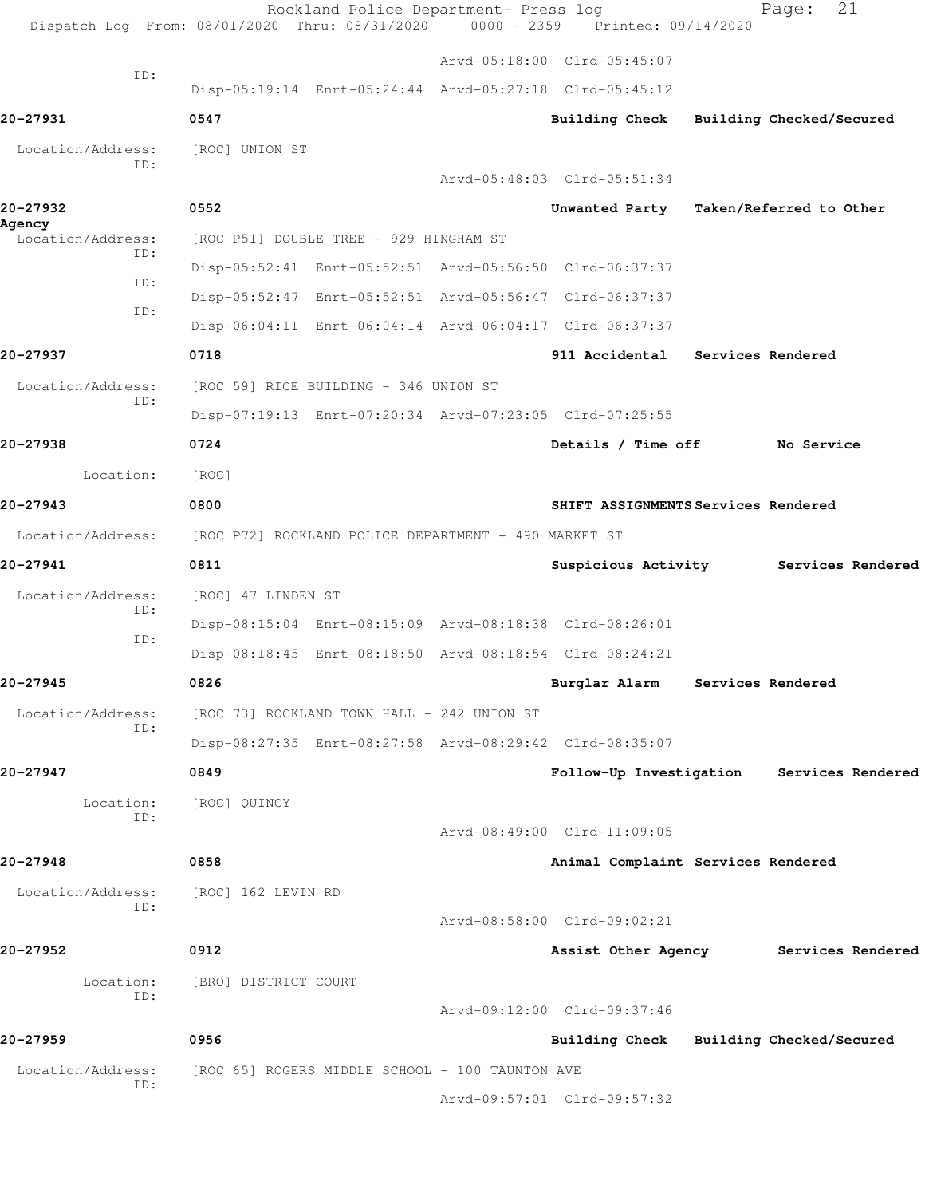Arvd-05:18:00 Clrd-05:45:07

ID:
Disp-05:19:14 Enrt-05:24:44 Arvd-05:27:18 Clrd-05:45:12

**20-27931** 0547 Building Check Building Checked/Secured

Location/Address: [ROC] UNION ST
ID:
Arvd-05:48:03 Clrd-05:51:34

**20-27932** 0552 Unwanted Party Taken/Referred to Other Agency

Location/Address: [ROC P51] DOUBLE TREE - 929 HINGHAM ST
ID:
Disp-05:52:41 Enrt-05:52:51 Arvd-05:56:50 Clrd-06:37:37
ID:
Disp-05:52:47 Enrt-05:52:51 Arvd-05:56:47 Clrd-06:37:37
ID:
Disp-06:04:11 Enrt-06:04:14 Arvd-06:04:17 Clrd-06:37:37

**20-27937** 0718 911 Accidental Services Rendered

Location/Address: [ROC 59] RICE BUILDING - 346 UNION ST
ID:
Disp-07:19:13 Enrt-07:20:34 Arvd-07:23:05 Clrd-07:25:55

**20-27938** 0724 Details / Time off No Service

Location: [ROC]

**20-27943** 0800 SHIFT ASSIGNMENTS Services Rendered

Location/Address: [ROC P72] ROCKLAND POLICE DEPARTMENT - 490 MARKET ST

**20-27941** 0811 Suspicious Activity Services Rendered

Location/Address: [ROC] 47 LINDEN ST
ID:
Disp-08:15:04 Enrt-08:15:09 Arvd-08:18:38 Clrd-08:26:01
ID:
Disp-08:18:45 Enrt-08:18:50 Arvd-08:18:54 Clrd-08:24:21

**20-27945** 0826 Burglar Alarm Services Rendered

Location/Address: [ROC 73] ROCKLAND TOWN HALL - 242 UNION ST
ID:
Disp-08:27:35 Enrt-08:27:58 Arvd-08:29:42 Clrd-08:35:07

**20-27947** 0849 Follow-Up Investigation Services Rendered

Location: [ROC] QUINCY
ID:
Arvd-08:49:00 Clrd-11:09:05

**20-27948** 0858 Animal Complaint Services Rendered

Location/Address: [ROC] 162 LEVIN RD
ID:
Arvd-08:58:00 Clrd-09:02:21

**20-27952** 0912 Assist Other Agency Services Rendered

Location: [BRO] DISTRICT COURT
ID:
Arvd-09:12:00 Clrd-09:37:46

**20-27959** 0956 Building Check Building Checked/Secured

Location/Address: [ROC 65] ROGERS MIDDLE SCHOOL - 100 TAUNTON AVE
ID:
Arvd-09:57:01 Clrd-09:57:32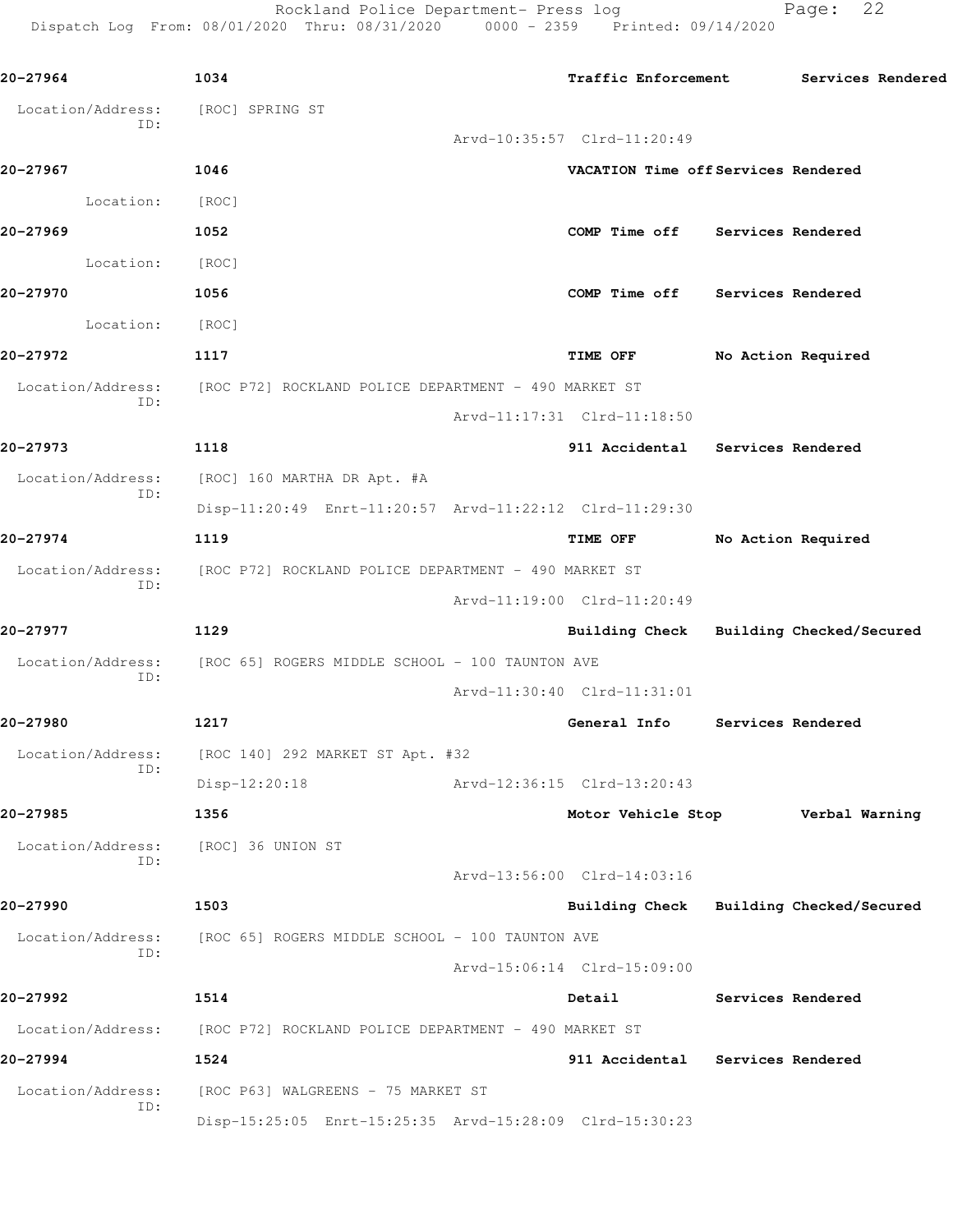**20-27964** 1034 Traffic Enforcement Services Rendered

Location/Address: [ROC] SPRING ST
ID:
Arvd-10:35:57 Clrd-11:20:49

**20-27967** 1046 VACATION Time off Services Rendered

Location: [ROC]

**20-27969** 1052 COMP Time off Services Rendered

Location: [ROC]

**20-27970** 1056 COMP Time off Services Rendered

Location: [ROC]

**20-27972** 1117 TIME OFF No Action Required

Location/Address: [ROC P72] ROCKLAND POLICE DEPARTMENT - 490 MARKET ST
ID:
Arvd-11:17:31 Clrd-11:18:50

**20-27973** 1118 911 Accidental Services Rendered

Location/Address: [ROC] 160 MARTHA DR Apt. #A
ID:
Disp-11:20:49 Enrt-11:20:57 Arvd-11:22:12 Clrd-11:29:30

**20-27974** 1119 TIME OFF No Action Required

Location/Address: [ROC P72] ROCKLAND POLICE DEPARTMENT - 490 MARKET ST
ID:
Arvd-11:19:00 Clrd-11:20:49

**20-27977** 1129 Building Check Building Checked/Secured

Location/Address: [ROC 65] ROGERS MIDDLE SCHOOL - 100 TAUNTON AVE
ID:
Arvd-11:30:40 Clrd-11:31:01

**20-27980** 1217 General Info Services Rendered

Location/Address: [ROC 140] 292 MARKET ST Apt. #32
ID:
Disp-12:20:18 Arvd-12:36:15 Clrd-13:20:43

**20-27985** 1356 Motor Vehicle Stop Verbal Warning

Location/Address: [ROC] 36 UNION ST
ID:
Arvd-13:56:00 Clrd-14:03:16

**20-27990** 1503 Building Check Building Checked/Secured

Location/Address: [ROC 65] ROGERS MIDDLE SCHOOL - 100 TAUNTON AVE
ID:
Arvd-15:06:14 Clrd-15:09:00

**20-27992** 1514 Detail Services Rendered

Location/Address: [ROC P72] ROCKLAND POLICE DEPARTMENT - 490 MARKET ST

**20-27994** 1524 911 Accidental Services Rendered

Location/Address: [ROC P63] WALGREENS - 75 MARKET ST
ID:
Disp-15:25:05 Enrt-15:25:35 Arvd-15:28:09 Clrd-15:30:23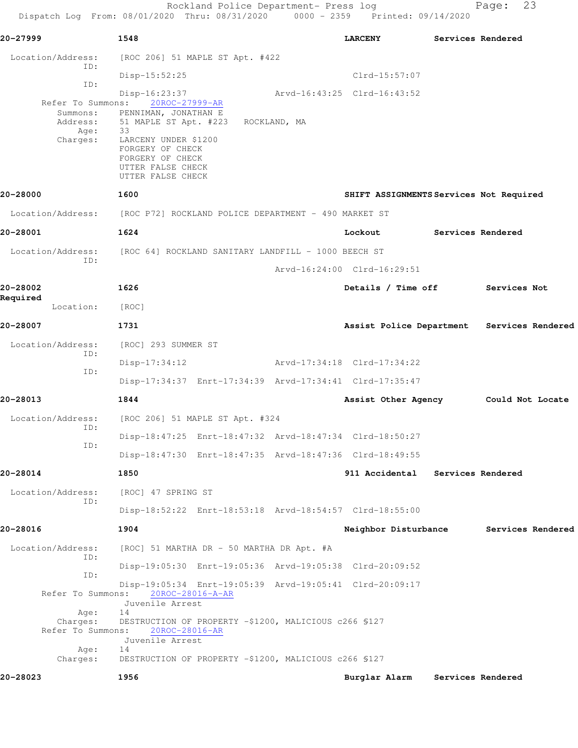**20-27999** 1548 **LARCENY** **Services Rendered**

Location/Address: [ROC 206] 51 MAPLE ST Apt. #422

ID: Disp-15:52:25 Clrd-15:57:07

ID: Disp-16:23:37 Arvd-16:43:25 Clrd-16:43:52

Refer To Summons: 20ROC-27999-AR

Summons: PENNIMAN, JONATHAN E

Address: 51 MAPLE ST Apt. #223 ROCKLAND, MA

Age: 33

Charges: LARCENY UNDER $1200
FORGERY OF CHECK
FORGERY OF CHECK
UTTER FALSE CHECK
UTTER FALSE CHECK

**20-28000** 1600 **SHIFT ASSIGNMENTS** **Services Not Required**

Location/Address: [ROC P72] ROCKLAND POLICE DEPARTMENT - 490 MARKET ST

**20-28001** 1624 **Lockout** **Services Rendered**

Location/Address: [ROC 64] ROCKLAND SANITARY LANDFILL - 1000 BEECH ST

ID: Arvd-16:24:00 Clrd-16:29:51

**20-28002** 1626 **Details / Time off** **Services Not Required**

Location: [ROC]

**20-28007** 1731 **Assist Police Department** **Services Rendered**

Location/Address: [ROC] 293 SUMMER ST

ID: Disp-17:34:12 Arvd-17:34:18 Clrd-17:34:22

ID: Disp-17:34:37 Enrt-17:34:39 Arvd-17:34:41 Clrd-17:35:47

**20-28013** 1844 **Assist Other Agency** **Could Not Locate**

Location/Address: [ROC 206] 51 MAPLE ST Apt. #324

ID: Disp-18:47:25 Enrt-18:47:32 Arvd-18:47:34 Clrd-18:50:27

ID: Disp-18:47:30 Enrt-18:47:35 Arvd-18:47:36 Clrd-18:49:55

**20-28014** 1850 **911 Accidental** **Services Rendered**

Location/Address: [ROC] 47 SPRING ST

ID: Disp-18:52:22 Enrt-18:53:18 Arvd-18:54:57 Clrd-18:55:00

**20-28016** 1904 **Neighbor Disturbance** **Services Rendered**

Location/Address: [ROC] 51 MARTHA DR - 50 MARTHA DR Apt. #A

ID: Disp-19:05:30 Enrt-19:05:36 Arvd-19:05:38 Clrd-20:09:52

ID: Disp-19:05:34 Enrt-19:05:39 Arvd-19:05:41 Clrd-20:09:17

Refer To Summons: 20ROC-28016-A-AR
Juvenile Arrest

Age: 14

Charges: DESTRUCTION OF PROPERTY -$1200, MALICIOUS c266 §127

Refer To Summons: 20ROC-28016-AR
Juvenile Arrest

Age: 14

Charges: DESTRUCTION OF PROPERTY -$1200, MALICIOUS c266 §127

**20-28023** 1956 **Burglar Alarm** **Services Rendered**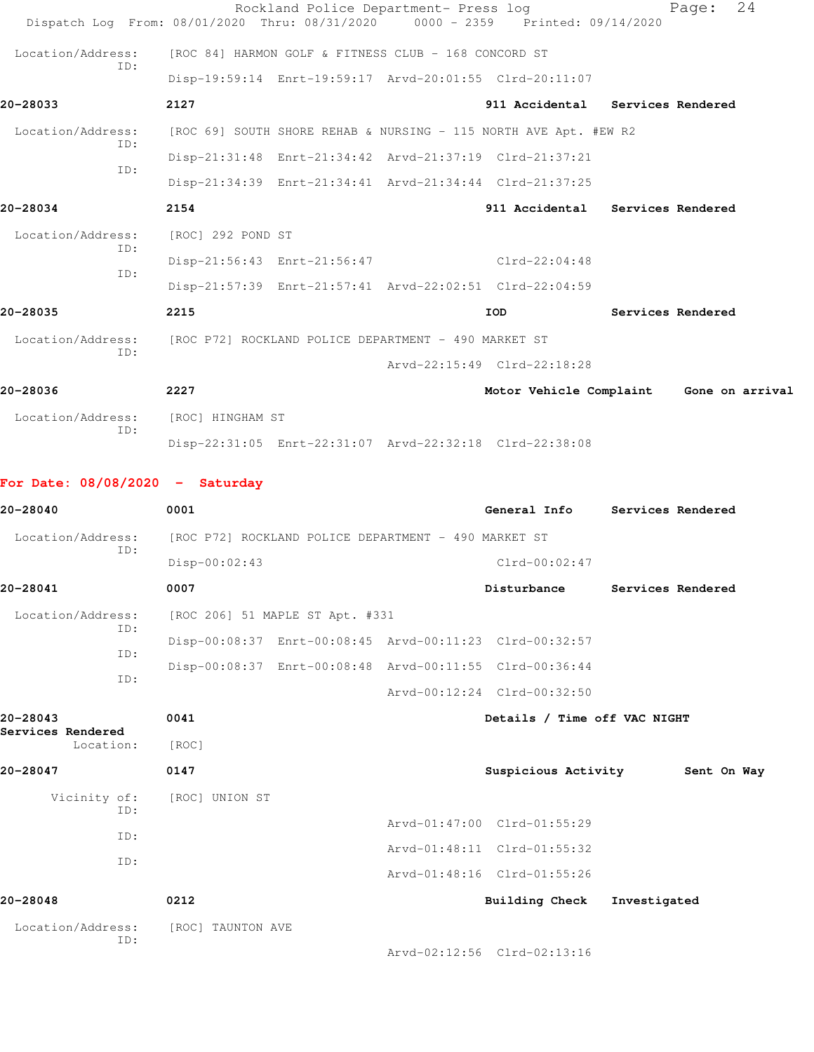Location/Address: [ROC 84] HARMON GOLF & FITNESS CLUB - 168 CONCORD ST
ID:
Disp-19:59:14 Enrt-19:59:17 Arvd-20:01:55 Clrd-20:11:07

**20-28033** **2127** **911 Accidental** **Services Rendered**

Location/Address: [ROC 69] SOUTH SHORE REHAB & NURSING - 115 NORTH AVE Apt. #EW R2
ID:
Disp-21:31:48 Enrt-21:34:42 Arvd-21:37:19 Clrd-21:37:21
ID:
Disp-21:34:39 Enrt-21:34:41 Arvd-21:34:44 Clrd-21:37:25

**20-28034** **2154** **911 Accidental** **Services Rendered**

Location/Address: [ROC] 292 POND ST
ID:
Disp-21:56:43 Enrt-21:56:47 Clrd-22:04:48
ID:
Disp-21:57:39 Enrt-21:57:41 Arvd-22:02:51 Clrd-22:04:59

**20-28035** **2215** **IOD** **Services Rendered**

Location/Address: [ROC P72] ROCKLAND POLICE DEPARTMENT - 490 MARKET ST
ID:
Arvd-22:15:49 Clrd-22:18:28

**20-28036** **2227** **Motor Vehicle Complaint** **Gone on arrival**

Location/Address: [ROC] HINGHAM ST
ID:
Disp-22:31:05 Enrt-22:31:07 Arvd-22:32:18 Clrd-22:38:08

**For Date: 08/08/2020 - Saturday**

**20-28040** **0001** **General Info** **Services Rendered**

Location/Address: [ROC P72] ROCKLAND POLICE DEPARTMENT - 490 MARKET ST
ID:
Disp-00:02:43 Clrd-00:02:47

**20-28041** **0007** **Disturbance** **Services Rendered**

Location/Address: [ROC 206] 51 MAPLE ST Apt. #331
ID:
Disp-00:08:37 Enrt-00:08:45 Arvd-00:11:23 Clrd-00:32:57
ID:
Disp-00:08:37 Enrt-00:08:48 Arvd-00:11:55 Clrd-00:36:44
ID:
Arvd-00:12:24 Clrd-00:32:50

**20-28043** **0041** **Details / Time off VAC NIGHT**
**Services Rendered**
Location: [ROC]

**20-28047** **0147** **Suspicious Activity** **Sent On Way**

Vicinity of: [ROC] UNION ST
ID:
Arvd-01:47:00 Clrd-01:55:29
ID:
Arvd-01:48:11 Clrd-01:55:32
ID:
Arvd-01:48:16 Clrd-01:55:26

**20-28048** **0212** **Building Check** **Investigated**

Location/Address: [ROC] TAUNTON AVE
ID:
Arvd-02:12:56 Clrd-02:13:16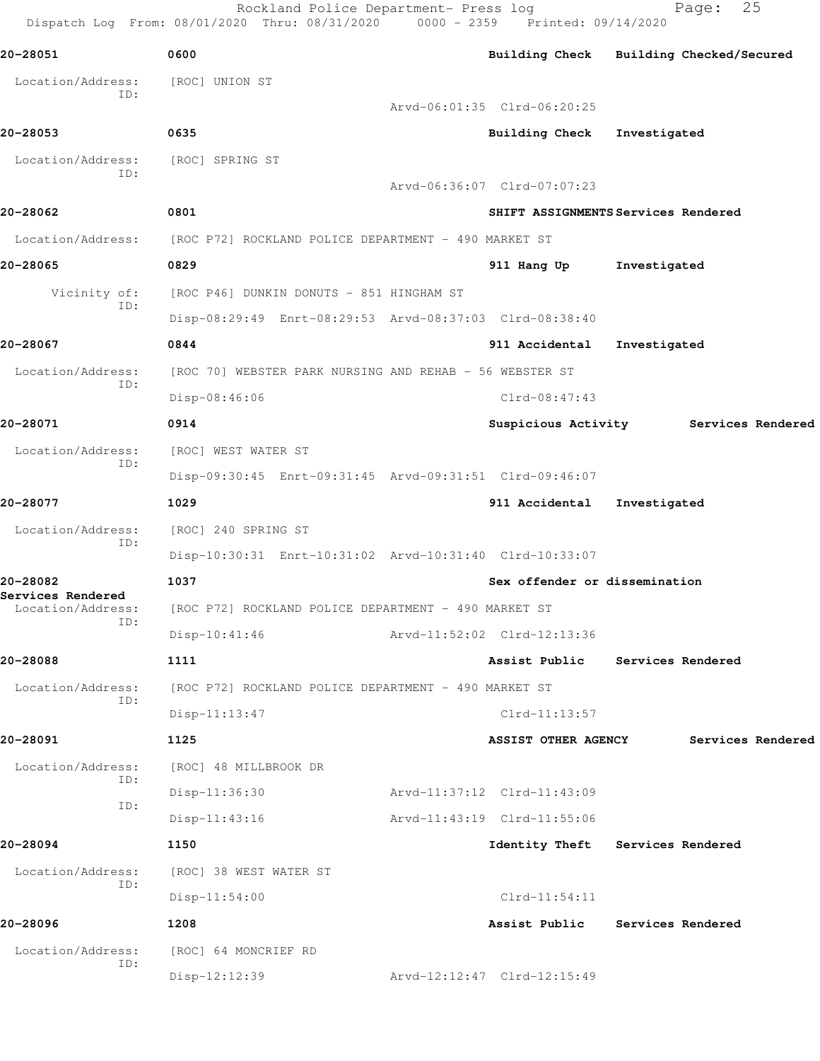**20-28051** 0600 Building Check Building Checked/Secured

Location/Address: [ROC] UNION ST
ID:
Arvd-06:01:35 Clrd-06:20:25

**20-28053** 0635 Building Check Investigated

Location/Address: [ROC] SPRING ST
ID:
Arvd-06:36:07 Clrd-07:07:23

**20-28062** 0801 SHIFT ASSIGNMENTS Services Rendered

Location/Address: [ROC P72] ROCKLAND POLICE DEPARTMENT - 490 MARKET ST

**20-28065** 0829 911 Hang Up Investigated

Vicinity of: [ROC P46] DUNKIN DONUTS - 851 HINGHAM ST
ID:
Disp-08:29:49 Enrt-08:29:53 Arvd-08:37:03 Clrd-08:38:40

**20-28067** 0844 911 Accidental Investigated

Location/Address: [ROC 70] WEBSTER PARK NURSING AND REHAB - 56 WEBSTER ST
ID:
Disp-08:46:06 Clrd-08:47:43

**20-28071** 0914 Suspicious Activity Services Rendered

Location/Address: [ROC] WEST WATER ST
ID:
Disp-09:30:45 Enrt-09:31:45 Arvd-09:31:51 Clrd-09:46:07

**20-28077** 1029 911 Accidental Investigated

Location/Address: [ROC] 240 SPRING ST
ID:
Disp-10:30:31 Enrt-10:31:02 Arvd-10:31:40 Clrd-10:33:07

**20-28082** 1037 Sex offender or dissemination
**Services Rendered**

Location/Address: [ROC P72] ROCKLAND POLICE DEPARTMENT - 490 MARKET ST
ID:
Disp-10:41:46 Arvd-11:52:02 Clrd-12:13:36

**20-28088** 1111 Assist Public Services Rendered

Location/Address: [ROC P72] ROCKLAND POLICE DEPARTMENT - 490 MARKET ST
ID:
Disp-11:13:47 Clrd-11:13:57

**20-28091** 1125 ASSIST OTHER AGENCY Services Rendered

Location/Address: [ROC] 48 MILLBROOK DR
ID:
Disp-11:36:30 Arvd-11:37:12 Clrd-11:43:09
ID:
Disp-11:43:16 Arvd-11:43:19 Clrd-11:55:06

**20-28094** 1150 Identity Theft Services Rendered

Location/Address: [ROC] 38 WEST WATER ST
ID:
Disp-11:54:00 Clrd-11:54:11

**20-28096** 1208 Assist Public Services Rendered

Location/Address: [ROC] 64 MONCRIEF RD
ID:
Disp-12:12:39 Arvd-12:12:47 Clrd-12:15:49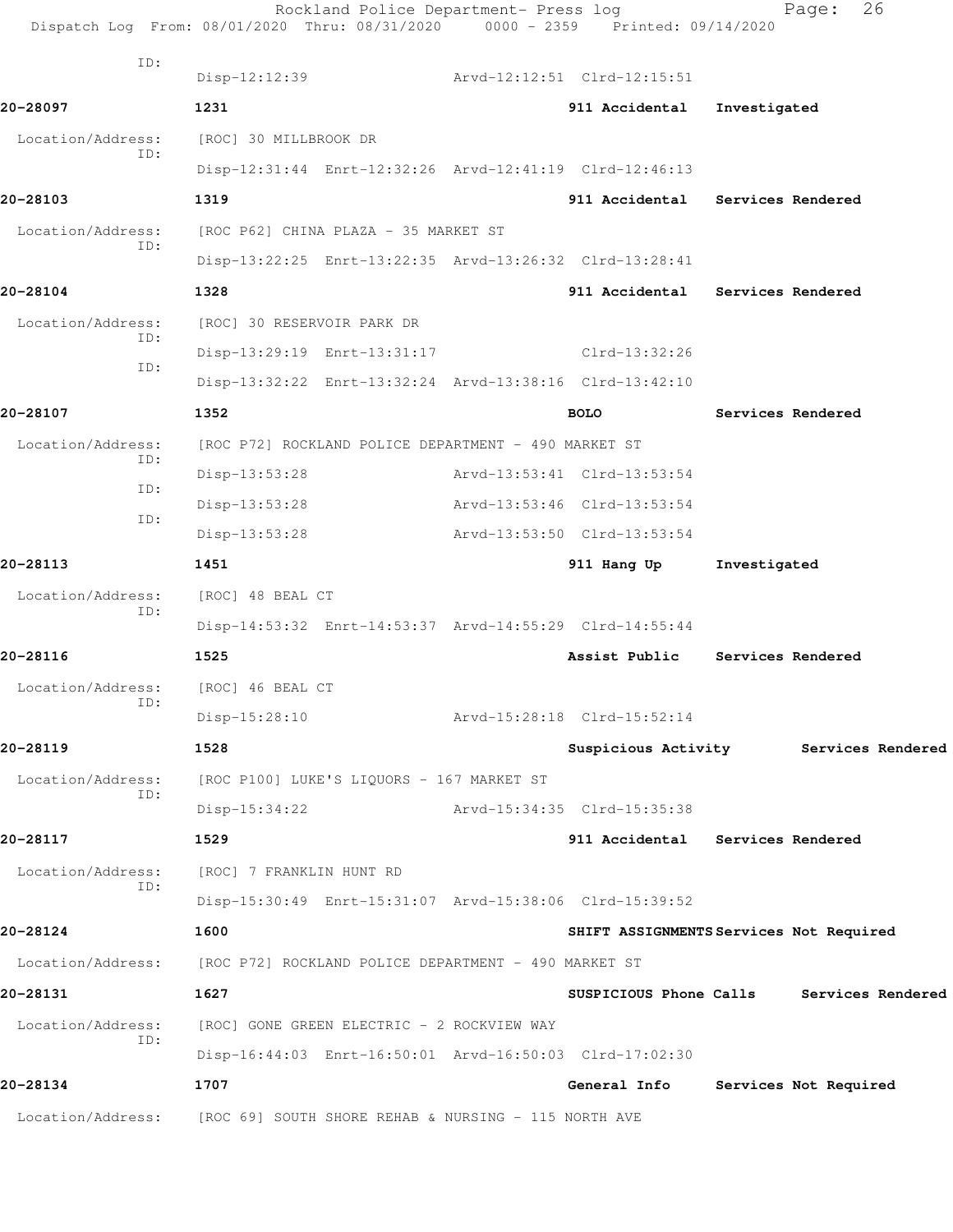ID:
Disp-12:12:39 Arvd-12:12:51 Clrd-12:15:51

**20-28097** 1231 911 Accidental Investigated

Location/Address: [ROC] 30 MILLBROOK DR
ID:
Disp-12:31:44 Enrt-12:32:26 Arvd-12:41:19 Clrd-12:46:13

**20-28103** 1319 911 Accidental Services Rendered

Location/Address: [ROC P62] CHINA PLAZA - 35 MARKET ST
ID:
Disp-13:22:25 Enrt-13:22:35 Arvd-13:26:32 Clrd-13:28:41

**20-28104** 1328 911 Accidental Services Rendered

Location/Address: [ROC] 30 RESERVOIR PARK DR
ID:
Disp-13:29:19 Enrt-13:31:17 Clrd-13:32:26
ID:
Disp-13:32:22 Enrt-13:32:24 Arvd-13:38:16 Clrd-13:42:10

**20-28107** 1352 **BOLO** Services Rendered

Location/Address: [ROC P72] ROCKLAND POLICE DEPARTMENT - 490 MARKET ST
ID:
Disp-13:53:28 Arvd-13:53:41 Clrd-13:53:54
ID:
Disp-13:53:28 Arvd-13:53:46 Clrd-13:53:54
ID:
Disp-13:53:28 Arvd-13:53:50 Clrd-13:53:54

**20-28113** 1451 911 Hang Up Investigated

Location/Address: [ROC] 48 BEAL CT
ID:
Disp-14:53:32 Enrt-14:53:37 Arvd-14:55:29 Clrd-14:55:44

**20-28116** 1525 Assist Public Services Rendered

Location/Address: [ROC] 46 BEAL CT
ID:
Disp-15:28:10 Arvd-15:28:18 Clrd-15:52:14

**20-28119** 1528 Suspicious Activity Services Rendered

Location/Address: [ROC P100] LUKE'S LIQUORS - 167 MARKET ST
ID:
Disp-15:34:22 Arvd-15:34:35 Clrd-15:35:38

**20-28117** 1529 911 Accidental Services Rendered

Location/Address: [ROC] 7 FRANKLIN HUNT RD
ID:
Disp-15:30:49 Enrt-15:31:07 Arvd-15:38:06 Clrd-15:39:52

**20-28124** 1600 SHIFT ASSIGNMENTS Services Not Required

Location/Address: [ROC P72] ROCKLAND POLICE DEPARTMENT - 490 MARKET ST

**20-28131** 1627 SUSPICIOUS Phone Calls Services Rendered

Location/Address: [ROC] GONE GREEN ELECTRIC - 2 ROCKVIEW WAY
ID:
Disp-16:44:03 Enrt-16:50:01 Arvd-16:50:03 Clrd-17:02:30

**20-28134** 1707 General Info Services Not Required

Location/Address: [ROC 69] SOUTH SHORE REHAB & NURSING - 115 NORTH AVE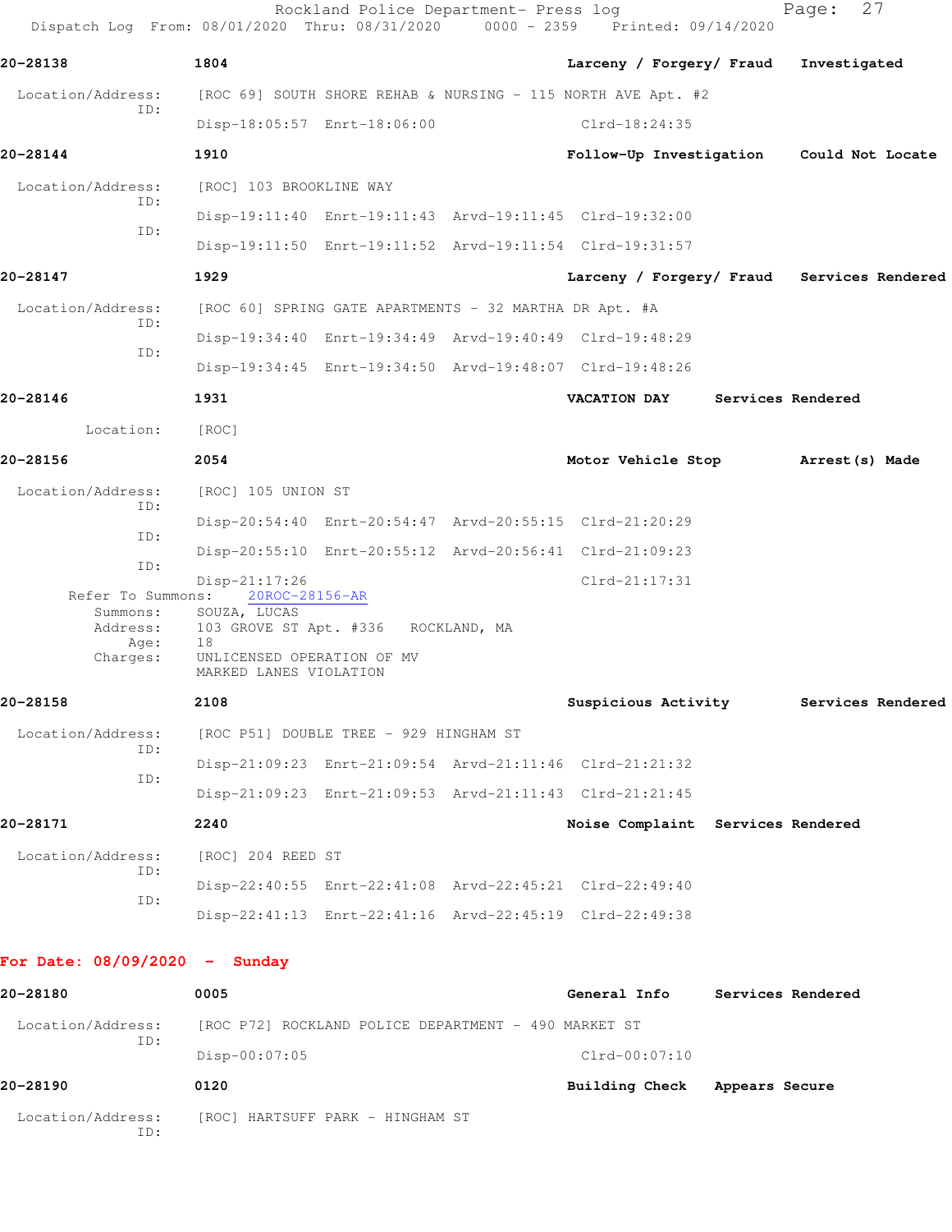**20-28138** 1804 **Larceny / Forgery/ Fraud** **Investigated**

Location/Address: [ROC 69] SOUTH SHORE REHAB & NURSING - 115 NORTH AVE Apt. #2
ID:
Disp-18:05:57 Enrt-18:06:00 Clrd-18:24:35

**20-28144** 1910 **Follow-Up Investigation** **Could Not Locate**

Location/Address: [ROC] 103 BROOKLINE WAY
ID:
Disp-19:11:40 Enrt-19:11:43 Arvd-19:11:45 Clrd-19:32:00
ID:
Disp-19:11:50 Enrt-19:11:52 Arvd-19:11:54 Clrd-19:31:57

**20-28147** 1929 **Larceny / Forgery/ Fraud** **Services Rendered**

Location/Address: [ROC 60] SPRING GATE APARTMENTS - 32 MARTHA DR Apt. #A
ID:
Disp-19:34:40 Enrt-19:34:49 Arvd-19:40:49 Clrd-19:48:29
ID:
Disp-19:34:45 Enrt-19:34:50 Arvd-19:48:07 Clrd-19:48:26

**20-28146** 1931 **VACATION DAY** **Services Rendered**

Location: [ROC]

**20-28156** 2054 **Motor Vehicle Stop** **Arrest(s) Made**

Location/Address: [ROC] 105 UNION ST
ID:
Disp-20:54:40 Enrt-20:54:47 Arvd-20:55:15 Clrd-21:20:29
ID:
Disp-20:55:10 Enrt-20:55:12 Arvd-20:56:41 Clrd-21:09:23
ID:
Disp-21:17:26 Clrd-21:17:31
Refer To Summons: 20ROC-28156-AR
Summons: SOUZA, LUCAS
Address: 103 GROVE ST Apt. #336 ROCKLAND, MA
Age: 18
Charges: UNLICENSED OPERATION OF MV
MARKED LANES VIOLATION

**20-28158** 2108 **Suspicious Activity** **Services Rendered**

Location/Address: [ROC P51] DOUBLE TREE - 929 HINGHAM ST
ID:
Disp-21:09:23 Enrt-21:09:54 Arvd-21:11:46 Clrd-21:21:32
ID:
Disp-21:09:23 Enrt-21:09:53 Arvd-21:11:43 Clrd-21:21:45

**20-28171** 2240 **Noise Complaint** **Services Rendered**

Location/Address: [ROC] 204 REED ST
ID:
Disp-22:40:55 Enrt-22:41:08 Arvd-22:45:21 Clrd-22:49:40
ID:
Disp-22:41:13 Enrt-22:41:16 Arvd-22:45:19 Clrd-22:49:38

## For Date: 08/09/2020 - Sunday

**20-28180** 0005 **General Info** **Services Rendered**

Location/Address: [ROC P72] ROCKLAND POLICE DEPARTMENT - 490 MARKET ST
ID:
Disp-00:07:05 Clrd-00:07:10

**20-28190** 0120 **Building Check** **Appears Secure**

Location/Address: [ROC] HARTSUFF PARK - HINGHAM ST
ID: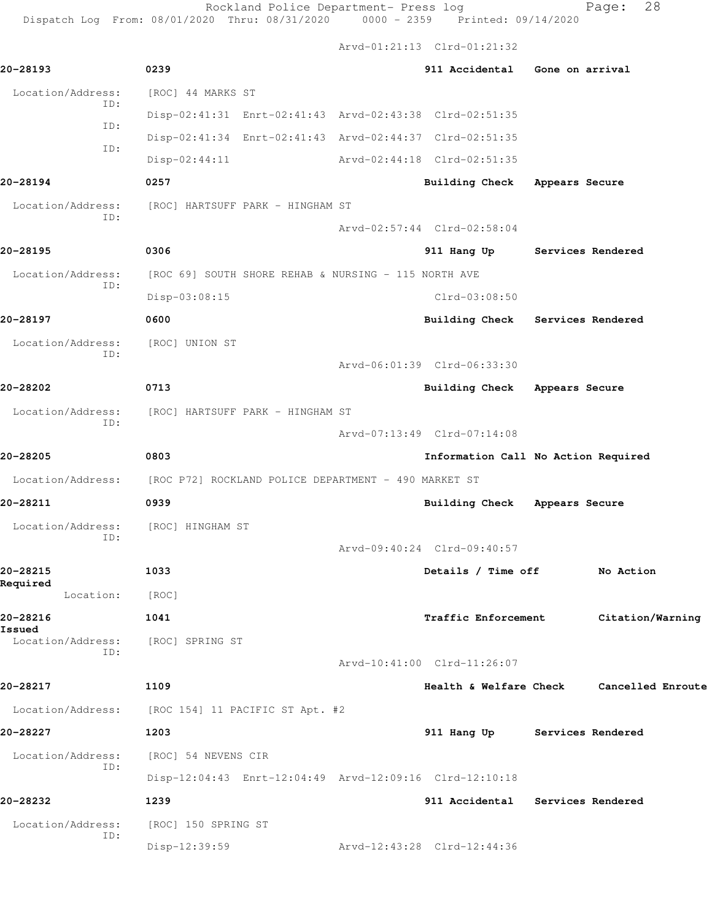Arvd-01:21:13 Clrd-01:21:32

**20-28193** 0239 **911 Accidental Gone on arrival**

Location/Address: [ROC] 44 MARKS ST
ID: Disp-02:41:31 Enrt-02:41:43 Arvd-02:43:38 Clrd-02:51:35
ID: Disp-02:41:34 Enrt-02:41:43 Arvd-02:44:37 Clrd-02:51:35
ID: Disp-02:44:11 Arvd-02:44:18 Clrd-02:51:35

**20-28194** 0257 **Building Check Appears Secure**

Location/Address: [ROC] HARTSUFF PARK - HINGHAM ST
ID: Arvd-02:57:44 Clrd-02:58:04

**20-28195** 0306 **911 Hang Up Services Rendered**

Location/Address: [ROC 69] SOUTH SHORE REHAB & NURSING - 115 NORTH AVE
ID: Disp-03:08:15 Clrd-03:08:50

**20-28197** 0600 **Building Check Services Rendered**

Location/Address: [ROC] UNION ST
ID: Arvd-06:01:39 Clrd-06:33:30

**20-28202** 0713 **Building Check Appears Secure**

Location/Address: [ROC] HARTSUFF PARK - HINGHAM ST
ID: Arvd-07:13:49 Clrd-07:14:08

**20-28205** 0803 **Information Call No Action Required**

Location/Address: [ROC P72] ROCKLAND POLICE DEPARTMENT - 490 MARKET ST

**20-28211** 0939 **Building Check Appears Secure**

Location/Address: [ROC] HINGHAM ST
ID: Arvd-09:40:24 Clrd-09:40:57

**20-28215** 1033 **Details / Time off No Action Required**

Location: [ROC]

**20-28216** 1041 **Traffic Enforcement Citation/Warning Issued**

Location/Address: [ROC] SPRING ST
ID: Arvd-10:41:00 Clrd-11:26:07

**20-28217** 1109 **Health & Welfare Check Cancelled Enroute**

Location/Address: [ROC 154] 11 PACIFIC ST Apt. #2

**20-28227** 1203 **911 Hang Up Services Rendered**

Location/Address: [ROC] 54 NEVENS CIR
ID: Disp-12:04:43 Enrt-12:04:49 Arvd-12:09:16 Clrd-12:10:18

**20-28232** 1239 **911 Accidental Services Rendered**

Location/Address: [ROC] 150 SPRING ST
ID: Disp-12:39:59 Arvd-12:43:28 Clrd-12:44:36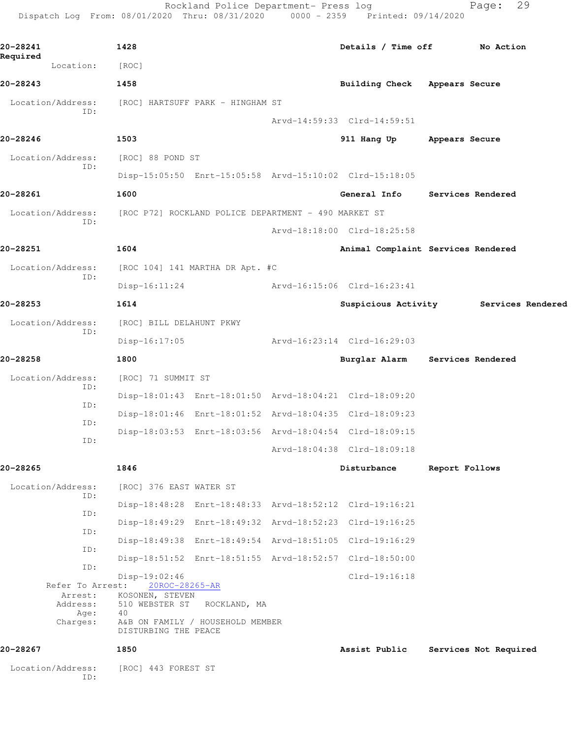**20-28241** 1428 Details / Time off No Action Required

Location: [ROC]

**20-28243** 1458 Building Check Appears Secure

Location/Address: [ROC] HARTSUFF PARK - HINGHAM ST
ID:
Arvd-14:59:33 Clrd-14:59:51

**20-28246** 1503 911 Hang Up Appears Secure

Location/Address: [ROC] 88 POND ST
ID:
Disp-15:05:50 Enrt-15:05:58 Arvd-15:10:02 Clrd-15:18:05

**20-28261** 1600 General Info Services Rendered

Location/Address: [ROC P72] ROCKLAND POLICE DEPARTMENT - 490 MARKET ST
ID:
Arvd-18:18:00 Clrd-18:25:58

**20-28251** 1604 Animal Complaint Services Rendered

Location/Address: [ROC 104] 141 MARTHA DR Apt. #C
ID:
Disp-16:11:24 Arvd-16:15:06 Clrd-16:23:41

**20-28253** 1614 Suspicious Activity Services Rendered

Location/Address: [ROC] BILL DELAHUNT PKWY
ID:
Disp-16:17:05 Arvd-16:23:14 Clrd-16:29:03

**20-28258** 1800 Burglar Alarm Services Rendered

Location/Address: [ROC] 71 SUMMIT ST
ID:
Disp-18:01:43 Enrt-18:01:50 Arvd-18:04:21 Clrd-18:09:20
ID:
Disp-18:01:46 Enrt-18:01:52 Arvd-18:04:35 Clrd-18:09:23
ID:
Disp-18:03:53 Enrt-18:03:56 Arvd-18:04:54 Clrd-18:09:15
ID:
Arvd-18:04:38 Clrd-18:09:18

**20-28265** 1846 Disturbance Report Follows

Location/Address: [ROC] 376 EAST WATER ST
ID:
Disp-18:48:28 Enrt-18:48:33 Arvd-18:52:12 Clrd-19:16:21
ID:
Disp-18:49:29 Enrt-18:49:32 Arvd-18:52:23 Clrd-19:16:25
ID:
Disp-18:49:38 Enrt-18:49:54 Arvd-18:51:05 Clrd-19:16:29
ID:
Disp-18:51:52 Enrt-18:51:55 Arvd-18:52:57 Clrd-18:50:00
ID:
Disp-19:02:46 Clrd-19:16:18

Refer To Arrest: 20ROC-28265-AR
Arrest: KOSONEN, STEVEN
Address: 510 WEBSTER ST ROCKLAND, MA
Age: 40
Charges: A&B ON FAMILY / HOUSEHOLD MEMBER
DISTURBING THE PEACE

**20-28267** 1850 Assist Public Services Not Required

Location/Address: [ROC] 443 FOREST ST
ID: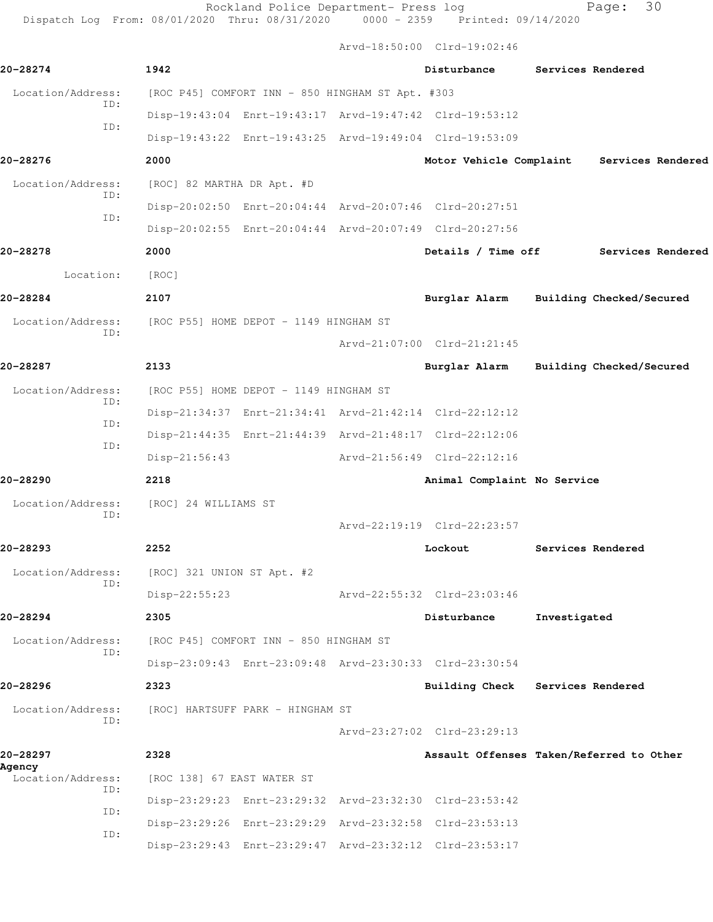Arvd-18:50:00 Clrd-19:02:46

**20-28274** 1942 Disturbance Services Rendered

Location/Address: [ROC P45] COMFORT INN - 850 HINGHAM ST Apt. #303

ID: Disp-19:43:04 Enrt-19:43:17 Arvd-19:47:42 Clrd-19:53:12

ID: Disp-19:43:22 Enrt-19:43:25 Arvd-19:49:04 Clrd-19:53:09

**20-28276** 2000 Motor Vehicle Complaint Services Rendered

Location/Address: [ROC] 82 MARTHA DR Apt. #D

ID: Disp-20:02:50 Enrt-20:04:44 Arvd-20:07:46 Clrd-20:27:51

ID: Disp-20:02:55 Enrt-20:04:44 Arvd-20:07:49 Clrd-20:27:56

**20-28278** 2000 Details / Time off Services Rendered

Location: [ROC]

**20-28284** 2107 Burglar Alarm Building Checked/Secured

Location/Address: [ROC P55] HOME DEPOT - 1149 HINGHAM ST

ID: Arvd-21:07:00 Clrd-21:21:45

**20-28287** 2133 Burglar Alarm Building Checked/Secured

Location/Address: [ROC P55] HOME DEPOT - 1149 HINGHAM ST

ID: Disp-21:34:37 Enrt-21:34:41 Arvd-21:42:14 Clrd-22:12:12

ID: Disp-21:44:35 Enrt-21:44:39 Arvd-21:48:17 Clrd-22:12:06

ID: Disp-21:56:43 Arvd-21:56:49 Clrd-22:12:16

**20-28290** 2218 Animal Complaint No Service

Location/Address: [ROC] 24 WILLIAMS ST

ID: Arvd-22:19:19 Clrd-22:23:57

**20-28293** 2252 Lockout Services Rendered

Location/Address: [ROC] 321 UNION ST Apt. #2

ID: Disp-22:55:23 Arvd-22:55:32 Clrd-23:03:46

**20-28294** 2305 Disturbance Investigated

Location/Address: [ROC P45] COMFORT INN - 850 HINGHAM ST

ID: Disp-23:09:43 Enrt-23:09:48 Arvd-23:30:33 Clrd-23:30:54

**20-28296** 2323 Building Check Services Rendered

Location/Address: [ROC] HARTSUFF PARK - HINGHAM ST

ID: Arvd-23:27:02 Clrd-23:29:13

**20-28297** 2328 Assault Offenses Taken/Referred to Other Agency

Location/Address: [ROC 138] 67 EAST WATER ST

ID: Disp-23:29:23 Enrt-23:29:32 Arvd-23:32:30 Clrd-23:53:42

ID: Disp-23:29:26 Enrt-23:29:29 Arvd-23:32:58 Clrd-23:53:13

ID: Disp-23:29:43 Enrt-23:29:47 Arvd-23:32:12 Clrd-23:53:17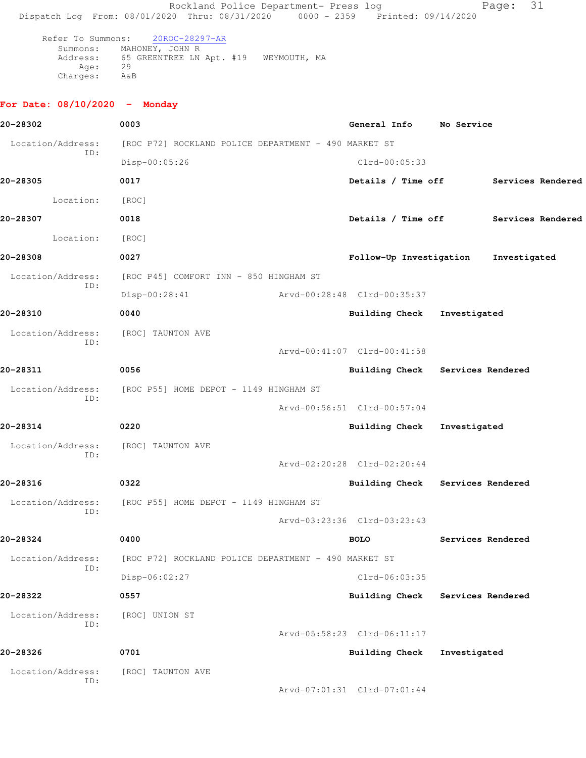Refer To Summons: 20ROC-28297-AR
Summons: MAHONEY, JOHN R
Address: 65 GREENTREE LN Apt. #19 WEYMOUTH, MA
Age: 29
Charges: A&B

## For Date: 08/10/2020 - Monday

**20-28302** 0003 General Info No Service
Location/Address: [ROC P72] ROCKLAND POLICE DEPARTMENT - 490 MARKET ST
ID:
Disp-00:05:26 Clrd-00:05:33

**20-28305** 0017 Details / Time off Services Rendered
Location: [ROC]

**20-28307** 0018 Details / Time off Services Rendered
Location: [ROC]

**20-28308** 0027 Follow-Up Investigation Investigated
Location/Address: [ROC P45] COMFORT INN - 850 HINGHAM ST
ID:
Disp-00:28:41 Arvd-00:28:48 Clrd-00:35:37

**20-28310** 0040 Building Check Investigated
Location/Address: [ROC] TAUNTON AVE
ID:
Arvd-00:41:07 Clrd-00:41:58

**20-28311** 0056 Building Check Services Rendered
Location/Address: [ROC P55] HOME DEPOT - 1149 HINGHAM ST
ID:
Arvd-00:56:51 Clrd-00:57:04

**20-28314** 0220 Building Check Investigated
Location/Address: [ROC] TAUNTON AVE
ID:
Arvd-02:20:28 Clrd-02:20:44

**20-28316** 0322 Building Check Services Rendered
Location/Address: [ROC P55] HOME DEPOT - 1149 HINGHAM ST
ID:
Arvd-03:23:36 Clrd-03:23:43

**20-28324** 0400 BOLO Services Rendered
Location/Address: [ROC P72] ROCKLAND POLICE DEPARTMENT - 490 MARKET ST
ID:
Disp-06:02:27 Clrd-06:03:35

**20-28322** 0557 Building Check Services Rendered
Location/Address: [ROC] UNION ST
ID:
Arvd-05:58:23 Clrd-06:11:17

**20-28326** 0701 Building Check Investigated
Location/Address: [ROC] TAUNTON AVE
ID:
Arvd-07:01:31 Clrd-07:01:44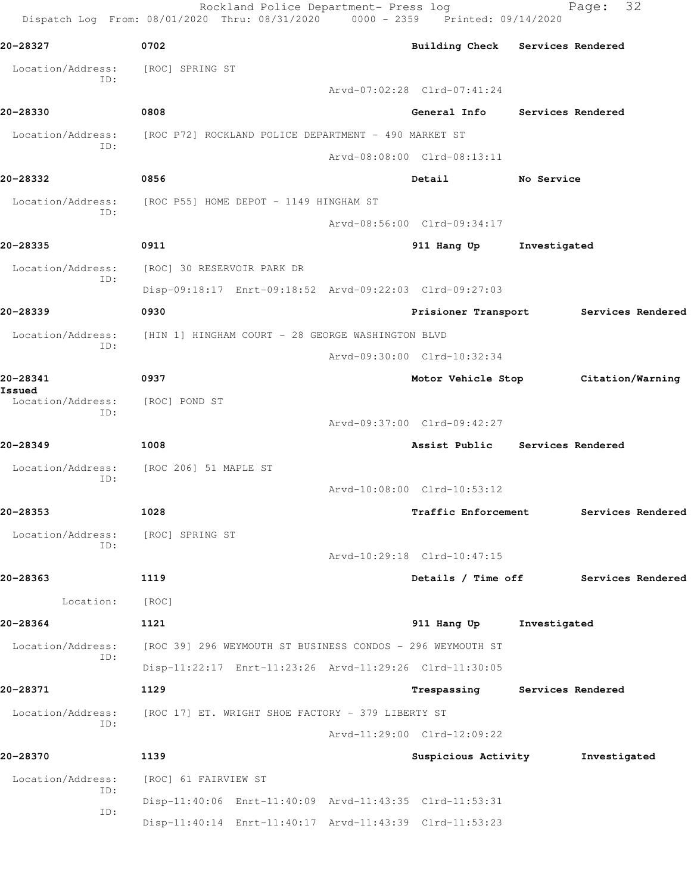**20-28327** 0702 Building Check Services Rendered

Location/Address: [ROC] SPRING ST
ID:
Arvd-07:02:28 Clrd-07:41:24

**20-28330** 0808 General Info Services Rendered

Location/Address: [ROC P72] ROCKLAND POLICE DEPARTMENT - 490 MARKET ST
ID:
Arvd-08:08:00 Clrd-08:13:11

**20-28332** 0856 Detail No Service

Location/Address: [ROC P55] HOME DEPOT - 1149 HINGHAM ST
ID:
Arvd-08:56:00 Clrd-09:34:17

**20-28335** 0911 911 Hang Up Investigated

Location/Address: [ROC] 30 RESERVOIR PARK DR
ID:
Disp-09:18:17 Enrt-09:18:52 Arvd-09:22:03 Clrd-09:27:03

**20-28339** 0930 Prisioner Transport Services Rendered

Location/Address: [HIN 1] HINGHAM COURT - 28 GEORGE WASHINGTON BLVD
ID:
Arvd-09:30:00 Clrd-10:32:34

**20-28341** 0937 Motor Vehicle Stop Citation/Warning Issued

Location/Address: [ROC] POND ST
ID:
Arvd-09:37:00 Clrd-09:42:27

**20-28349** 1008 Assist Public Services Rendered

Location/Address: [ROC 206] 51 MAPLE ST
ID:
Arvd-10:08:00 Clrd-10:53:12

**20-28353** 1028 Traffic Enforcement Services Rendered

Location/Address: [ROC] SPRING ST
ID:
Arvd-10:29:18 Clrd-10:47:15

**20-28363** 1119 Details / Time off Services Rendered

Location: [ROC]

**20-28364** 1121 911 Hang Up Investigated

Location/Address: [ROC 39] 296 WEYMOUTH ST BUSINESS CONDOS - 296 WEYMOUTH ST
ID:
Disp-11:22:17 Enrt-11:23:26 Arvd-11:29:26 Clrd-11:30:05

**20-28371** 1129 Trespassing Services Rendered

Location/Address: [ROC 17] ET. WRIGHT SHOE FACTORY - 379 LIBERTY ST
ID:
Arvd-11:29:00 Clrd-12:09:22

**20-28370** 1139 Suspicious Activity Investigated

Location/Address: [ROC] 61 FAIRVIEW ST
ID:
Disp-11:40:06 Enrt-11:40:09 Arvd-11:43:35 Clrd-11:53:31
ID:
Disp-11:40:14 Enrt-11:40:17 Arvd-11:43:39 Clrd-11:53:23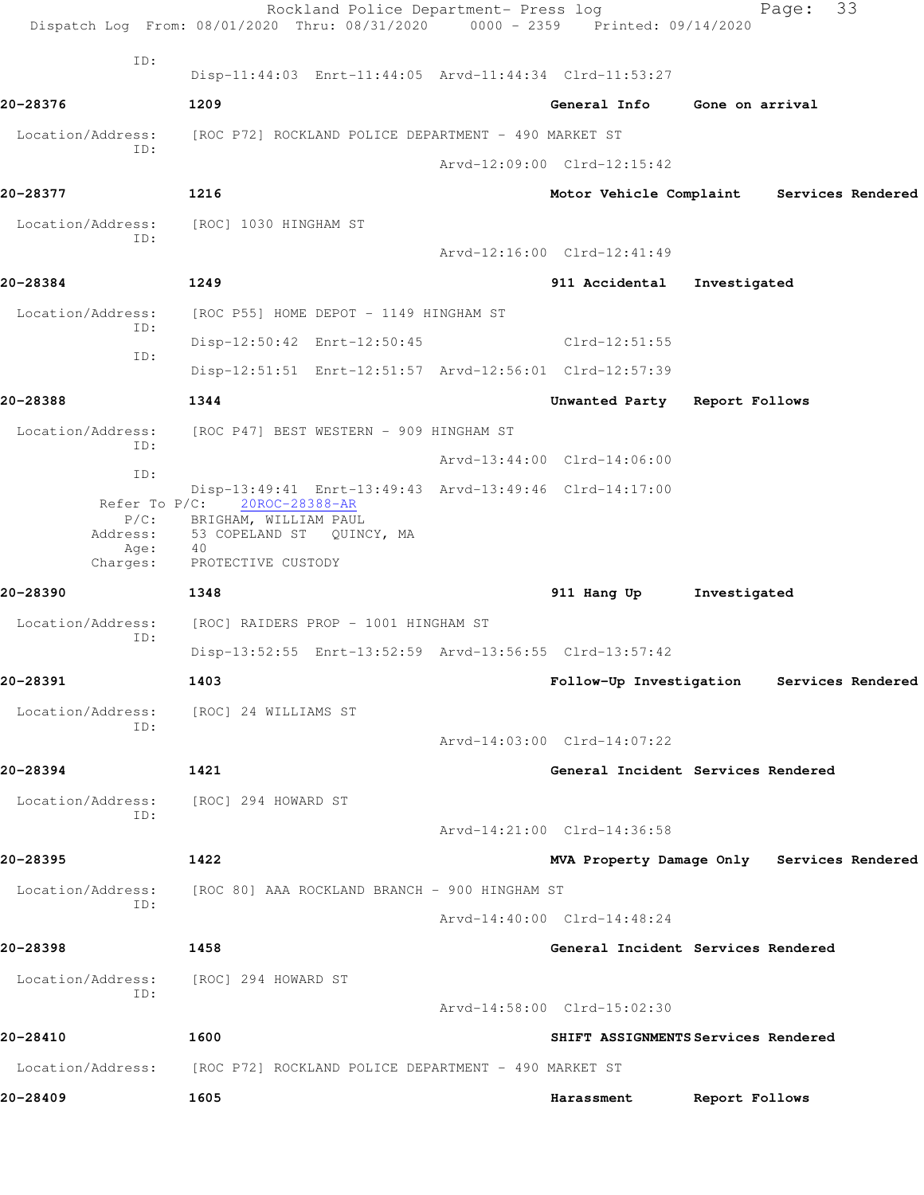ID:
Disp-11:44:03 Enrt-11:44:05 Arvd-11:44:34 Clrd-11:53:27

**20-28376** 1209 **General Info** **Gone on arrival**

Location/Address: [ROC P72] ROCKLAND POLICE DEPARTMENT - 490 MARKET ST
ID:
Arvd-12:09:00 Clrd-12:15:42

**20-28377** 1216 **Motor Vehicle Complaint** **Services Rendered**

Location/Address: [ROC] 1030 HINGHAM ST
ID:
Arvd-12:16:00 Clrd-12:41:49

**20-28384** 1249 **911 Accidental** **Investigated**

Location/Address: [ROC P55] HOME DEPOT - 1149 HINGHAM ST
ID:
Disp-12:50:42 Enrt-12:50:45 Clrd-12:51:55
ID:
Disp-12:51:51 Enrt-12:51:57 Arvd-12:56:01 Clrd-12:57:39

**20-28388** 1344 **Unwanted Party** **Report Follows**

Location/Address: [ROC P47] BEST WESTERN - 909 HINGHAM ST
ID:
Arvd-13:44:00 Clrd-14:06:00
ID:
Disp-13:49:41 Enrt-13:49:43 Arvd-13:49:46 Clrd-14:17:00
Refer To P/C: 20ROC-28388-AR
P/C: BRIGHAM, WILLIAM PAUL
Address: 53 COPELAND ST QUINCY, MA
Age: 40
Charges: PROTECTIVE CUSTODY

**20-28390** 1348 **911 Hang Up** **Investigated**

Location/Address: [ROC] RAIDERS PROP - 1001 HINGHAM ST
ID:
Disp-13:52:55 Enrt-13:52:59 Arvd-13:56:55 Clrd-13:57:42

**20-28391** 1403 **Follow-Up Investigation** **Services Rendered**

Location/Address: [ROC] 24 WILLIAMS ST
ID:
Arvd-14:03:00 Clrd-14:07:22

**20-28394** 1421 **General Incident** **Services Rendered**

Location/Address: [ROC] 294 HOWARD ST
ID:
Arvd-14:21:00 Clrd-14:36:58

**20-28395** 1422 **MVA Property Damage Only** **Services Rendered**

Location/Address: [ROC 80] AAA ROCKLAND BRANCH - 900 HINGHAM ST
ID:
Arvd-14:40:00 Clrd-14:48:24

**20-28398** 1458 **General Incident** **Services Rendered**

Location/Address: [ROC] 294 HOWARD ST
ID:
Arvd-14:58:00 Clrd-15:02:30

**20-28410** 1600 **SHIFT ASSIGNMENTS** **Services Rendered**

Location/Address: [ROC P72] ROCKLAND POLICE DEPARTMENT - 490 MARKET ST

**20-28409** 1605 **Harassment** **Report Follows**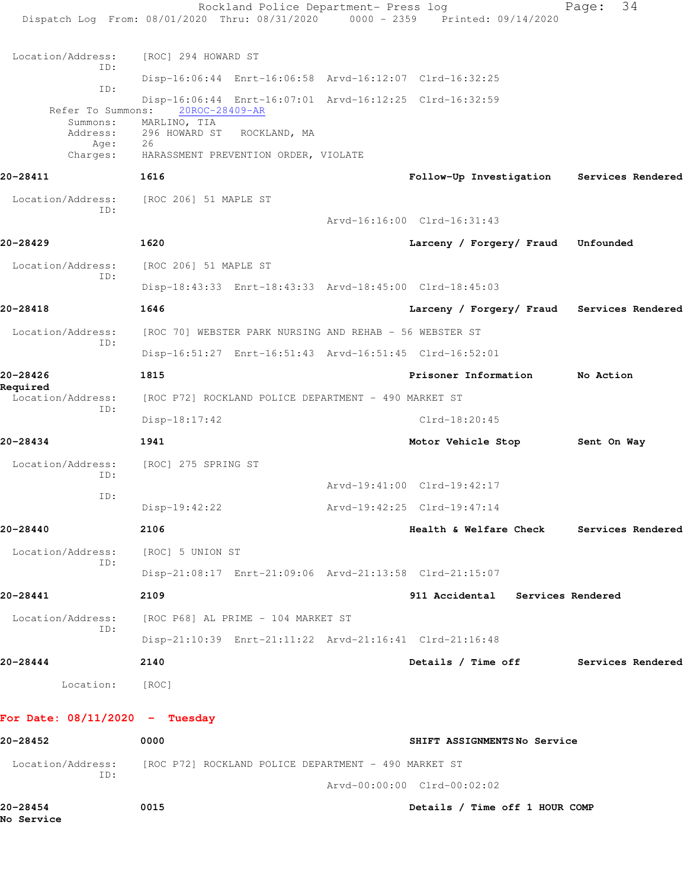Location/Address: [ROC] 294 HOWARD ST
ID:
Disp-16:06:44 Enrt-16:06:58 Arvd-16:12:07 Clrd-16:32:25
ID:
Disp-16:06:44 Enrt-16:07:01 Arvd-16:12:25 Clrd-16:32:59
Refer To Summons: 20ROC-28409-AR
Summons: MARLINO, TIA
Address: 296 HOWARD ST ROCKLAND, MA
Age: 26
Charges: HARASSMENT PREVENTION ORDER, VIOLATE

**20-28411** 1616 **Follow-Up Investigation** **Services Rendered**

Location/Address: [ROC 206] 51 MAPLE ST
ID:
Arvd-16:16:00 Clrd-16:31:43

**20-28429** 1620 **Larceny / Forgery/ Fraud** **Unfounded**

Location/Address: [ROC 206] 51 MAPLE ST
ID:
Disp-18:43:33 Enrt-18:43:33 Arvd-18:45:00 Clrd-18:45:03

**20-28418** 1646 **Larceny / Forgery/ Fraud** **Services Rendered**

Location/Address: [ROC 70] WEBSTER PARK NURSING AND REHAB - 56 WEBSTER ST
ID:
Disp-16:51:27 Enrt-16:51:43 Arvd-16:51:45 Clrd-16:52:01

**20-28426** 1815 **Prisoner Information** **No Action Required**

Location/Address: [ROC P72] ROCKLAND POLICE DEPARTMENT - 490 MARKET ST
ID:
Disp-18:17:42 Clrd-18:20:45

**20-28434** 1941 **Motor Vehicle Stop** **Sent On Way**

Location/Address: [ROC] 275 SPRING ST
ID:
Arvd-19:41:00 Clrd-19:42:17
ID:
Disp-19:42:22 Arvd-19:42:25 Clrd-19:47:14

**20-28440** 2106 **Health & Welfare Check** **Services Rendered**

Location/Address: [ROC] 5 UNION ST
ID:
Disp-21:08:17 Enrt-21:09:06 Arvd-21:13:58 Clrd-21:15:07

**20-28441** 2109 **911 Accidental** **Services Rendered**

Location/Address: [ROC P68] AL PRIME - 104 MARKET ST
ID:
Disp-21:10:39 Enrt-21:11:22 Arvd-21:16:41 Clrd-21:16:48

**20-28444** 2140 **Details / Time off** **Services Rendered**

Location: [ROC]

## For Date: 08/11/2020 - Tuesday

**20-28452** 0000 **SHIFT ASSIGNMENTS** **No Service**

Location/Address: [ROC P72] ROCKLAND POLICE DEPARTMENT - 490 MARKET ST
ID:
Arvd-00:00:00 Clrd-00:02:02

**20-28454** 0015 **Details / Time off 1 HOUR COMP** **No Service**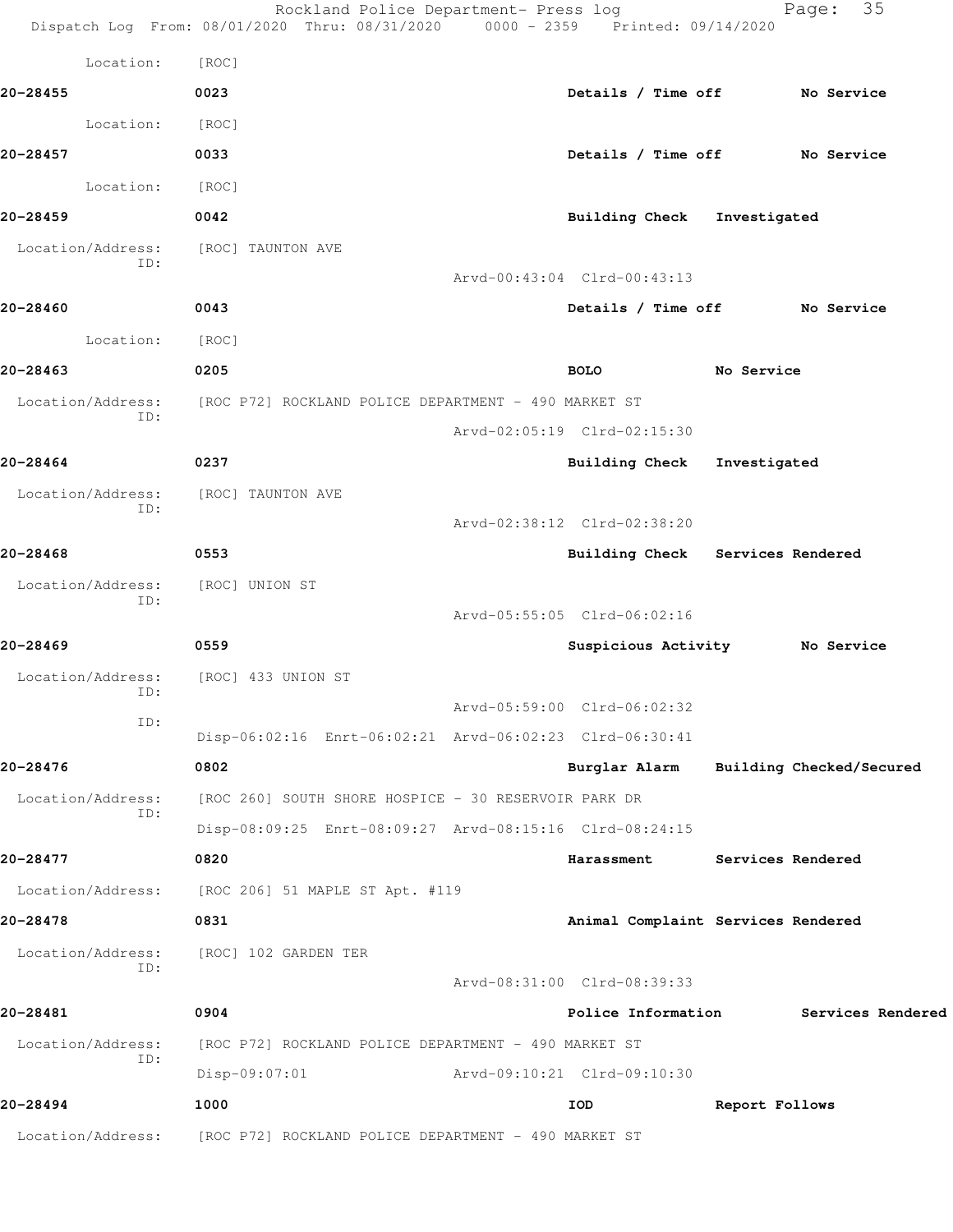Location: [ROC]

**20-28455** 0023 Details / Time off No Service

Location: [ROC]

**20-28457** 0033 Details / Time off No Service

Location: [ROC]

**20-28459** 0042 Building Check Investigated

Location/Address: [ROC] TAUNTON AVE
ID:
Arvd-00:43:04 Clrd-00:43:13

**20-28460** 0043 Details / Time off No Service

Location: [ROC]

**20-28463** 0205 BOLO No Service

Location/Address: [ROC P72] ROCKLAND POLICE DEPARTMENT - 490 MARKET ST
ID:
Arvd-02:05:19 Clrd-02:15:30

**20-28464** 0237 Building Check Investigated

Location/Address: [ROC] TAUNTON AVE
ID:
Arvd-02:38:12 Clrd-02:38:20

**20-28468** 0553 Building Check Services Rendered

Location/Address: [ROC] UNION ST
ID:
Arvd-05:55:05 Clrd-06:02:16

**20-28469** 0559 Suspicious Activity No Service

Location/Address: [ROC] 433 UNION ST
ID:
Arvd-05:59:00 Clrd-06:02:32
ID:
Disp-06:02:16 Enrt-06:02:21 Arvd-06:02:23 Clrd-06:30:41

**20-28476** 0802 Burglar Alarm Building Checked/Secured

Location/Address: [ROC 260] SOUTH SHORE HOSPICE - 30 RESERVOIR PARK DR
ID:
Disp-08:09:25 Enrt-08:09:27 Arvd-08:15:16 Clrd-08:24:15

**20-28477** 0820 Harassment Services Rendered

Location/Address: [ROC 206] 51 MAPLE ST Apt. #119

**20-28478** 0831 Animal Complaint Services Rendered

Location/Address: [ROC] 102 GARDEN TER
ID:
Arvd-08:31:00 Clrd-08:39:33

**20-28481** 0904 Police Information Services Rendered

Location/Address: [ROC P72] ROCKLAND POLICE DEPARTMENT - 490 MARKET ST
ID:
Disp-09:07:01 Arvd-09:10:21 Clrd-09:10:30

**20-28494** 1000 IOD Report Follows

Location/Address: [ROC P72] ROCKLAND POLICE DEPARTMENT - 490 MARKET ST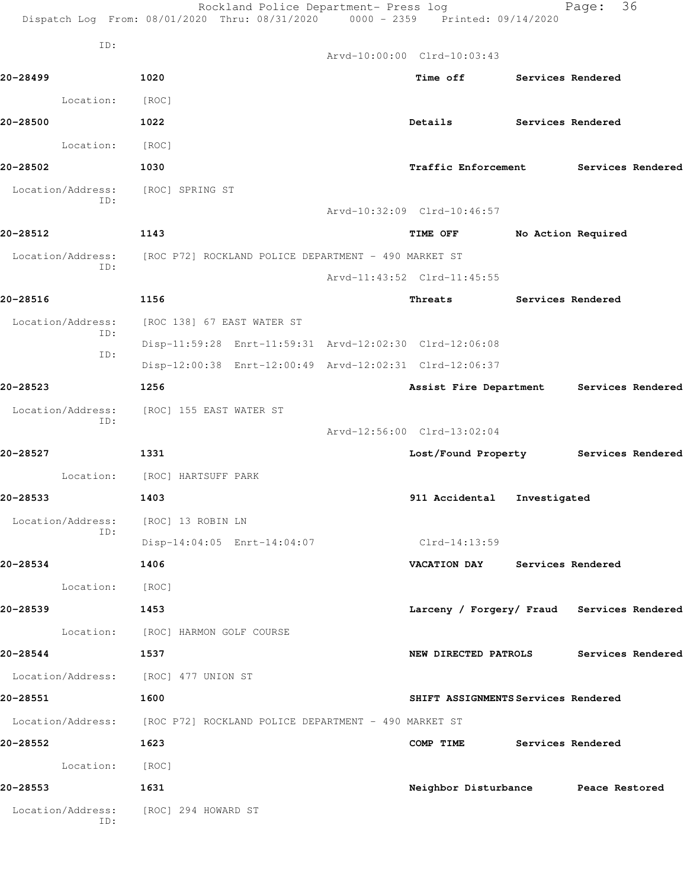ID:

Arvd-10:00:00 Clrd-10:03:43

**20-28499** **1020** **Time off** **Services Rendered**

Location: [ROC]

**20-28500** **1022** **Details** **Services Rendered**

Location: [ROC]

**20-28502** **1030** **Traffic Enforcement** **Services Rendered**

Location/Address: [ROC] SPRING ST
ID:
Arvd-10:32:09 Clrd-10:46:57

**20-28512** **1143** **TIME OFF** **No Action Required**

Location/Address: [ROC P72] ROCKLAND POLICE DEPARTMENT - 490 MARKET ST
ID:
Arvd-11:43:52 Clrd-11:45:55

**20-28516** **1156** **Threats** **Services Rendered**

Location/Address: [ROC 138] 67 EAST WATER ST
ID:
Disp-11:59:28 Enrt-11:59:31 Arvd-12:02:30 Clrd-12:06:08
ID:
Disp-12:00:38 Enrt-12:00:49 Arvd-12:02:31 Clrd-12:06:37

**20-28523** **1256** **Assist Fire Department** **Services Rendered**

Location/Address: [ROC] 155 EAST WATER ST
ID:
Arvd-12:56:00 Clrd-13:02:04

**20-28527** **1331** **Lost/Found Property** **Services Rendered**

Location: [ROC] HARTSUFF PARK

**20-28533** **1403** **911 Accidental** **Investigated**

Location/Address: [ROC] 13 ROBIN LN
ID:
Disp-14:04:05 Enrt-14:04:07 Clrd-14:13:59

**20-28534** **1406** **VACATION DAY** **Services Rendered**

Location: [ROC]

**20-28539** **1453** **Larceny / Forgery/ Fraud** **Services Rendered**

Location: [ROC] HARMON GOLF COURSE

**20-28544** **1537** **NEW DIRECTED PATROLS** **Services Rendered**

Location/Address: [ROC] 477 UNION ST

**20-28551** **1600** **SHIFT ASSIGNMENTS** **Services Rendered**

Location/Address: [ROC P72] ROCKLAND POLICE DEPARTMENT - 490 MARKET ST

**20-28552** **1623** **COMP TIME** **Services Rendered**

Location: [ROC]

**20-28553** **1631** **Neighbor Disturbance** **Peace Restored**

Location/Address: [ROC] 294 HOWARD ST
ID: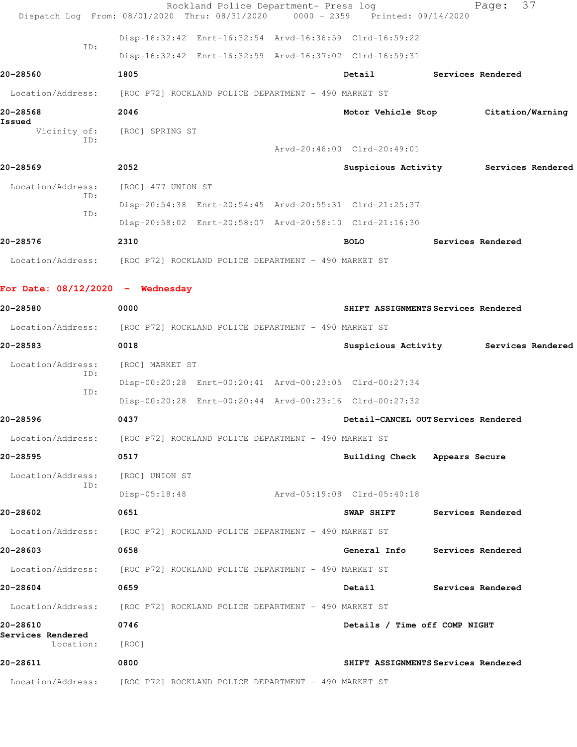| | | | |
|---|---|---|---|
| ID: | Disp-16:32:42 Enrt-16:32:54 Arvd-16:36:59 Clrd-16:59:22 | | |
| | Disp-16:32:42 Enrt-16:32:59 Arvd-16:37:02 Clrd-16:59:31 | | |

**20-28560** 1805 **Detail** **Services Rendered**

Location/Address: [ROC P72] ROCKLAND POLICE DEPARTMENT - 490 MARKET ST

**20-28568** 2046 **Motor Vehicle Stop** **Citation/Warning Issued**

Vicinity of: [ROC] SPRING ST
ID:
Arvd-20:46:00 Clrd-20:49:01

**20-28569** 2052 **Suspicious Activity** **Services Rendered**

Location/Address: [ROC] 477 UNION ST
ID:
Disp-20:54:38 Enrt-20:54:45 Arvd-20:55:31 Clrd-21:25:37
ID:
Disp-20:58:02 Enrt-20:58:07 Arvd-20:58:10 Clrd-21:16:30

**20-28576** 2310 **BOLO** **Services Rendered**

Location/Address: [ROC P72] ROCKLAND POLICE DEPARTMENT - 490 MARKET ST

## For Date: 08/12/2020 - Wednesday

**20-28580** 0000 **SHIFT ASSIGNMENTS** **Services Rendered**

Location/Address: [ROC P72] ROCKLAND POLICE DEPARTMENT - 490 MARKET ST

**20-28583** 0018 **Suspicious Activity** **Services Rendered**

Location/Address: [ROC] MARKET ST
ID:
Disp-00:20:28 Enrt-00:20:41 Arvd-00:23:05 Clrd-00:27:34
ID:
Disp-00:20:28 Enrt-00:20:44 Arvd-00:23:16 Clrd-00:27:32

**20-28596** 0437 **Detail-CANCEL OUT** **Services Rendered**

Location/Address: [ROC P72] ROCKLAND POLICE DEPARTMENT - 490 MARKET ST

**20-28595** 0517 **Building Check** **Appears Secure**

Location/Address: [ROC] UNION ST
ID:
Disp-05:18:48 Arvd-05:19:08 Clrd-05:40:18

**20-28602** 0651 **SWAP SHIFT** **Services Rendered**

Location/Address: [ROC P72] ROCKLAND POLICE DEPARTMENT - 490 MARKET ST

**20-28603** 0658 **General Info** **Services Rendered**

Location/Address: [ROC P72] ROCKLAND POLICE DEPARTMENT - 490 MARKET ST

**20-28604** 0659 **Detail** **Services Rendered**

Location/Address: [ROC P72] ROCKLAND POLICE DEPARTMENT - 490 MARKET ST

**20-28610** 0746 **Details / Time off COMP NIGHT** **Services Rendered**

Location: [ROC]

**20-28611** 0800 **SHIFT ASSIGNMENTS** **Services Rendered**

Location/Address: [ROC P72] ROCKLAND POLICE DEPARTMENT - 490 MARKET ST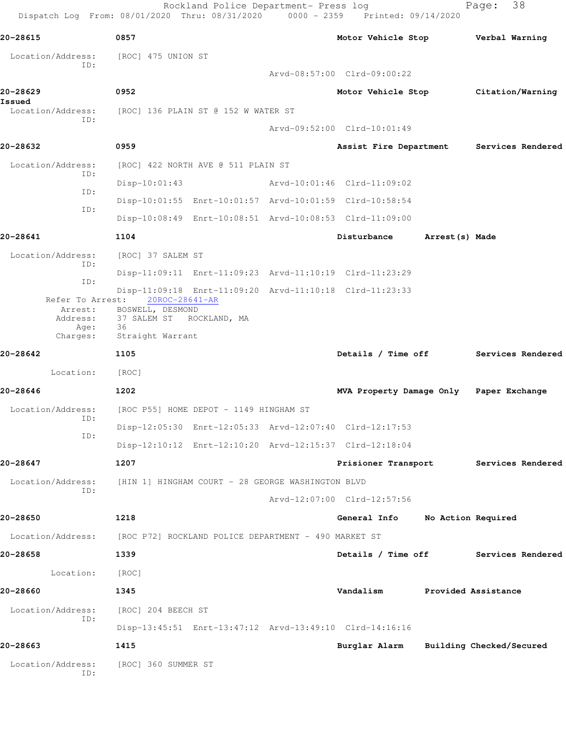Rockland Police Department- Press log
Dispatch Log From: 08/01/2020 Thru: 08/31/2020 0000 - 2359 Printed: 09/14/2020

**20-28615** 0857 **Motor Vehicle Stop** **Verbal Warning**

Location/Address: [ROC] 475 UNION ST
ID:
Arvd-08:57:00 Clrd-09:00:22

**20-28629** 0952 **Motor Vehicle Stop** **Citation/Warning Issued**

Location/Address: [ROC] 136 PLAIN ST @ 152 W WATER ST
ID:
Arvd-09:52:00 Clrd-10:01:49

**20-28632** 0959 **Assist Fire Department** **Services Rendered**

Location/Address: [ROC] 422 NORTH AVE @ 511 PLAIN ST
ID:
Disp-10:01:43 Arvd-10:01:46 Clrd-11:09:02
ID:
Disp-10:01:55 Enrt-10:01:57 Arvd-10:01:59 Clrd-10:58:54
ID:
Disp-10:08:49 Enrt-10:08:51 Arvd-10:08:53 Clrd-11:09:00

**20-28641** 1104 **Disturbance** **Arrest(s) Made**

Location/Address: [ROC] 37 SALEM ST
ID:
Disp-11:09:11 Enrt-11:09:23 Arvd-11:10:19 Clrd-11:23:29
ID:
Disp-11:09:18 Enrt-11:09:20 Arvd-11:10:18 Clrd-11:23:33
Refer To Arrest: 20ROC-28641-AR
Arrest: BOSWELL, DESMOND
Address: 37 SALEM ST ROCKLAND, MA
Age: 36
Charges: Straight Warrant

**20-28642** 1105 **Details / Time off** **Services Rendered**

Location: [ROC]

**20-28646** 1202 **MVA Property Damage Only** **Paper Exchange**

Location/Address: [ROC P55] HOME DEPOT - 1149 HINGHAM ST
ID:
Disp-12:05:30 Enrt-12:05:33 Arvd-12:07:40 Clrd-12:17:53
ID:
Disp-12:10:12 Enrt-12:10:20 Arvd-12:15:37 Clrd-12:18:04

**20-28647** 1207 **Prisioner Transport** **Services Rendered**

Location/Address: [HIN 1] HINGHAM COURT - 28 GEORGE WASHINGTON BLVD
ID:
Arvd-12:07:00 Clrd-12:57:56

**20-28650** 1218 **General Info** **No Action Required**

Location/Address: [ROC P72] ROCKLAND POLICE DEPARTMENT - 490 MARKET ST

**20-28658** 1339 **Details / Time off** **Services Rendered**

Location: [ROC]

**20-28660** 1345 **Vandalism** **Provided Assistance**

Location/Address: [ROC] 204 BEECH ST
ID:
Disp-13:45:51 Enrt-13:47:12 Arvd-13:49:10 Clrd-14:16:16

**20-28663** 1415 **Burglar Alarm** **Building Checked/Secured**

Location/Address: [ROC] 360 SUMMER ST
ID: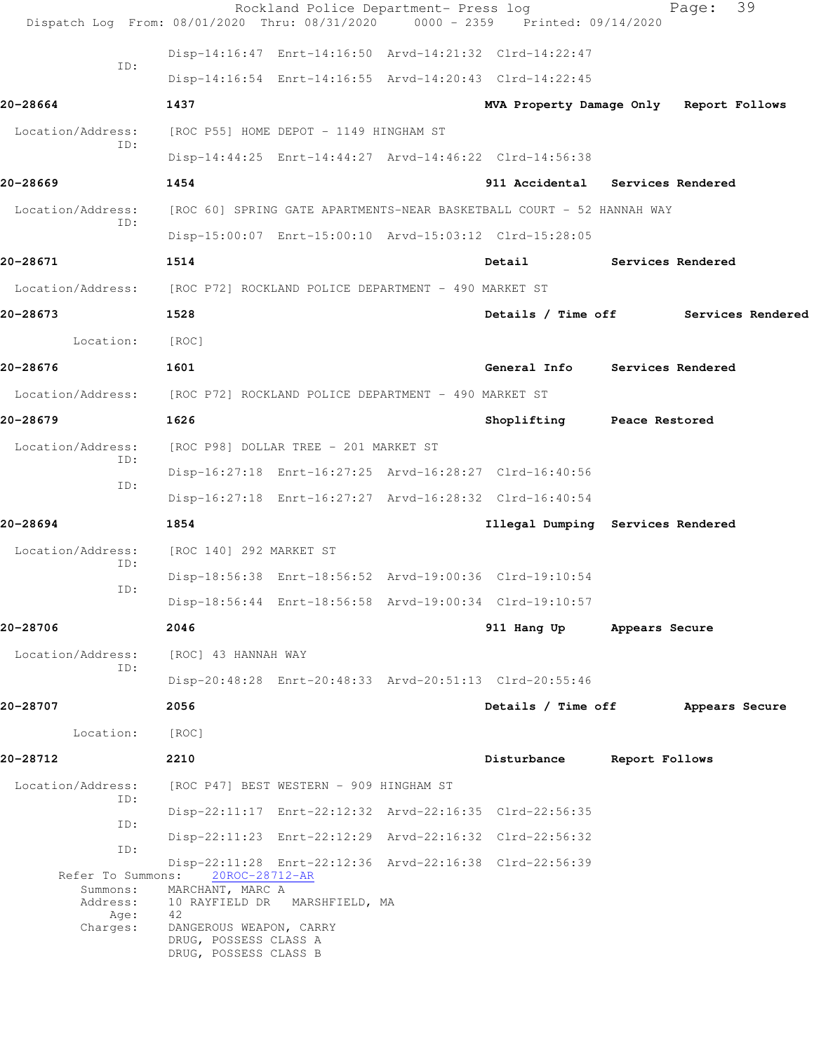Disp-14:16:47 Enrt-14:16:50 Arvd-14:21:32 Clrd-14:22:47

ID:

Disp-14:16:54 Enrt-14:16:55 Arvd-14:20:43 Clrd-14:22:45

**20-28664** **1437** **MVA Property Damage Only** **Report Follows**

Location/Address: [ROC P55] HOME DEPOT - 1149 HINGHAM ST

ID:

Disp-14:44:25 Enrt-14:44:27 Arvd-14:46:22 Clrd-14:56:38

**20-28669** **1454** **911 Accidental** **Services Rendered**

Location/Address: [ROC 60] SPRING GATE APARTMENTS-NEAR BASKETBALL COURT - 52 HANNAH WAY

ID:

Disp-15:00:07 Enrt-15:00:10 Arvd-15:03:12 Clrd-15:28:05

**20-28671** **1514** **Detail** **Services Rendered**

Location/Address: [ROC P72] ROCKLAND POLICE DEPARTMENT - 490 MARKET ST

**20-28673** **1528** **Details / Time off** **Services Rendered**

Location: [ROC]

**20-28676** **1601** **General Info** **Services Rendered**

Location/Address: [ROC P72] ROCKLAND POLICE DEPARTMENT - 490 MARKET ST

**20-28679** **1626** **Shoplifting** **Peace Restored**

Location/Address: [ROC P98] DOLLAR TREE - 201 MARKET ST

ID:

Disp-16:27:18 Enrt-16:27:25 Arvd-16:28:27 Clrd-16:40:56

ID:

Disp-16:27:18 Enrt-16:27:27 Arvd-16:28:32 Clrd-16:40:54

**20-28694** **1854** **Illegal Dumping** **Services Rendered**

Location/Address: [ROC 140] 292 MARKET ST

ID:

Disp-18:56:38 Enrt-18:56:52 Arvd-19:00:36 Clrd-19:10:54

ID:

Disp-18:56:44 Enrt-18:56:58 Arvd-19:00:34 Clrd-19:10:57

**20-28706** **2046** **911 Hang Up** **Appears Secure**

Location/Address: [ROC] 43 HANNAH WAY

ID:

Disp-20:48:28 Enrt-20:48:33 Arvd-20:51:13 Clrd-20:55:46

**20-28707** **2056** **Details / Time off** **Appears Secure**

Location: [ROC]

**20-28712** **2210** **Disturbance** **Report Follows**

Location/Address: [ROC P47] BEST WESTERN - 909 HINGHAM ST

ID:

Disp-22:11:17 Enrt-22:12:32 Arvd-22:16:35 Clrd-22:56:35

ID:

Disp-22:11:23 Enrt-22:12:29 Arvd-22:16:32 Clrd-22:56:32

ID:

Disp-22:11:28 Enrt-22:12:36 Arvd-22:16:38 Clrd-22:56:39

Refer To Summons: 20ROC-28712-AR

Summons: MARCHANT, MARC A

Address: 10 RAYFIELD DR MARSHFIELD, MA

Age: 42

Charges: DANGEROUS WEAPON, CARRY

DRUG, POSSESS CLASS A

DRUG, POSSESS CLASS B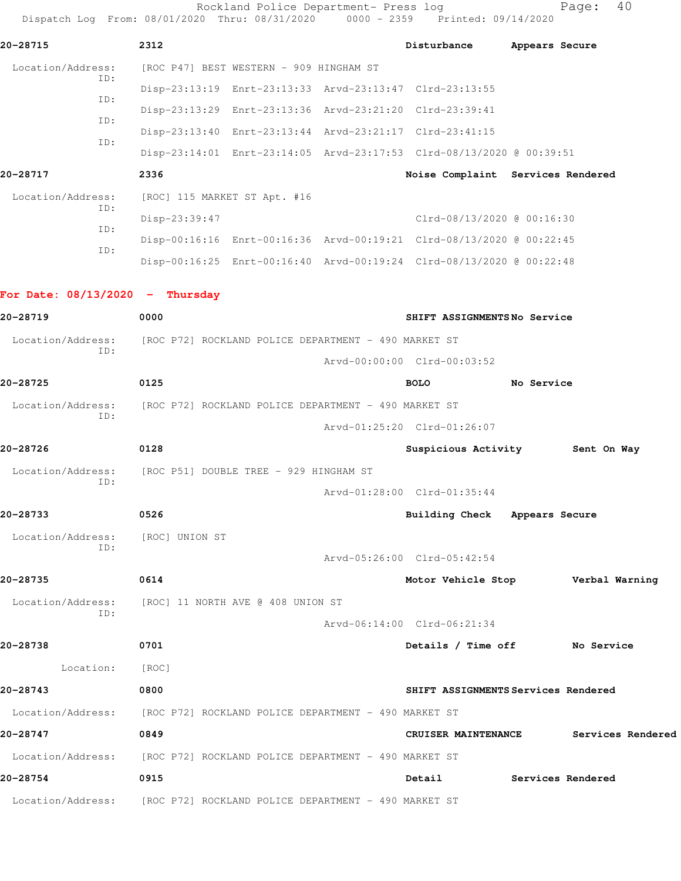Rockland Police Department- Press log
Dispatch Log From: 08/01/2020 Thru: 08/31/2020 0000 - 2359 Printed: 09/14/2020

**20-28715** **2312** **Disturbance** **Appears Secure**

Location/Address: [ROC P47] BEST WESTERN - 909 HINGHAM ST

ID: Disp-23:13:19 Enrt-23:13:33 Arvd-23:13:47 Clrd-23:13:55

ID: Disp-23:13:29 Enrt-23:13:36 Arvd-23:21:20 Clrd-23:39:41

ID: Disp-23:13:40 Enrt-23:13:44 Arvd-23:21:17 Clrd-23:41:15

ID: Disp-23:14:01 Enrt-23:14:05 Arvd-23:17:53 Clrd-08/13/2020 @ 00:39:51

**20-28717** **2336** **Noise Complaint** **Services Rendered**

Location/Address: [ROC] 115 MARKET ST Apt. #16

ID: Disp-23:39:47 Clrd-08/13/2020 @ 00:16:30

ID: Disp-00:16:16 Enrt-00:16:36 Arvd-00:19:21 Clrd-08/13/2020 @ 00:22:45

ID: Disp-00:16:25 Enrt-00:16:40 Arvd-00:19:24 Clrd-08/13/2020 @ 00:22:48

## For Date: 08/13/2020 - Thursday

**20-28719** **0000** **SHIFT ASSIGNMENTS** **No Service**

Location/Address: [ROC P72] ROCKLAND POLICE DEPARTMENT - 490 MARKET ST

ID: Arvd-00:00:00 Clrd-00:03:52

**20-28725** **0125** **BOLO** **No Service**

Location/Address: [ROC P72] ROCKLAND POLICE DEPARTMENT - 490 MARKET ST

ID: Arvd-01:25:20 Clrd-01:26:07

**20-28726** **0128** **Suspicious Activity** **Sent On Way**

Location/Address: [ROC P51] DOUBLE TREE - 929 HINGHAM ST

ID: Arvd-01:28:00 Clrd-01:35:44

**20-28733** **0526** **Building Check** **Appears Secure**

Location/Address: [ROC] UNION ST

ID: Arvd-05:26:00 Clrd-05:42:54

**20-28735** **0614** **Motor Vehicle Stop** **Verbal Warning**

Location/Address: [ROC] 11 NORTH AVE @ 408 UNION ST

ID: Arvd-06:14:00 Clrd-06:21:34

**20-28738** **0701** **Details / Time off** **No Service**

Location: [ROC]

**20-28743** **0800** **SHIFT ASSIGNMENTS** **Services Rendered**

Location/Address: [ROC P72] ROCKLAND POLICE DEPARTMENT - 490 MARKET ST

**20-28747** **0849** **CRUISER MAINTENANCE** **Services Rendered**

Location/Address: [ROC P72] ROCKLAND POLICE DEPARTMENT - 490 MARKET ST

**20-28754** **0915** **Detail** **Services Rendered**

Location/Address: [ROC P72] ROCKLAND POLICE DEPARTMENT - 490 MARKET ST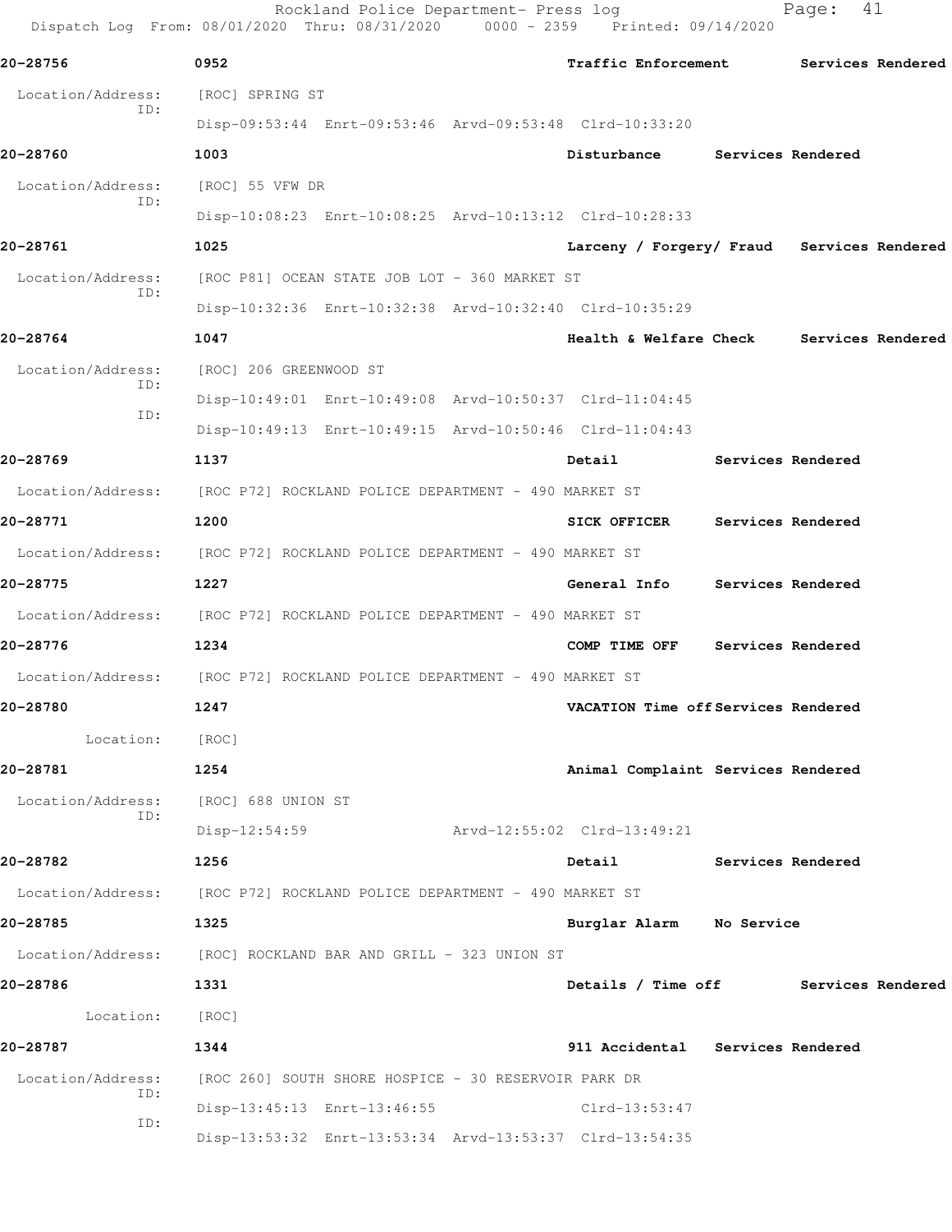20-28756 0952 Traffic Enforcement Services Rendered

Location/Address: [ROC] SPRING ST
ID:
Disp-09:53:44 Enrt-09:53:46 Arvd-09:53:48 Clrd-10:33:20

20-28760 1003 Disturbance Services Rendered

Location/Address: [ROC] 55 VFW DR
ID:
Disp-10:08:23 Enrt-10:08:25 Arvd-10:13:12 Clrd-10:28:33

20-28761 1025 Larceny / Forgery/ Fraud Services Rendered

Location/Address: [ROC P81] OCEAN STATE JOB LOT - 360 MARKET ST
ID:
Disp-10:32:36 Enrt-10:32:38 Arvd-10:32:40 Clrd-10:35:29

20-28764 1047 Health & Welfare Check Services Rendered

Location/Address: [ROC] 206 GREENWOOD ST
ID:
Disp-10:49:01 Enrt-10:49:08 Arvd-10:50:37 Clrd-11:04:45
ID:
Disp-10:49:13 Enrt-10:49:15 Arvd-10:50:46 Clrd-11:04:43

20-28769 1137 Detail Services Rendered

Location/Address: [ROC P72] ROCKLAND POLICE DEPARTMENT - 490 MARKET ST

20-28771 1200 SICK OFFICER Services Rendered

Location/Address: [ROC P72] ROCKLAND POLICE DEPARTMENT - 490 MARKET ST

20-28775 1227 General Info Services Rendered

Location/Address: [ROC P72] ROCKLAND POLICE DEPARTMENT - 490 MARKET ST

20-28776 1234 COMP TIME OFF Services Rendered

Location/Address: [ROC P72] ROCKLAND POLICE DEPARTMENT - 490 MARKET ST

20-28780 1247 VACATION Time off Services Rendered

Location: [ROC]

20-28781 1254 Animal Complaint Services Rendered

Location/Address: [ROC] 688 UNION ST
ID:
Disp-12:54:59 Arvd-12:55:02 Clrd-13:49:21

20-28782 1256 Detail Services Rendered

Location/Address: [ROC P72] ROCKLAND POLICE DEPARTMENT - 490 MARKET ST

20-28785 1325 Burglar Alarm No Service

Location/Address: [ROC] ROCKLAND BAR AND GRILL - 323 UNION ST

20-28786 1331 Details / Time off Services Rendered

Location: [ROC]

20-28787 1344 911 Accidental Services Rendered

Location/Address: [ROC 260] SOUTH SHORE HOSPICE - 30 RESERVOIR PARK DR
ID:
Disp-13:45:13 Enrt-13:46:55 Clrd-13:53:47
ID:
Disp-13:53:32 Enrt-13:53:34 Arvd-13:53:37 Clrd-13:54:35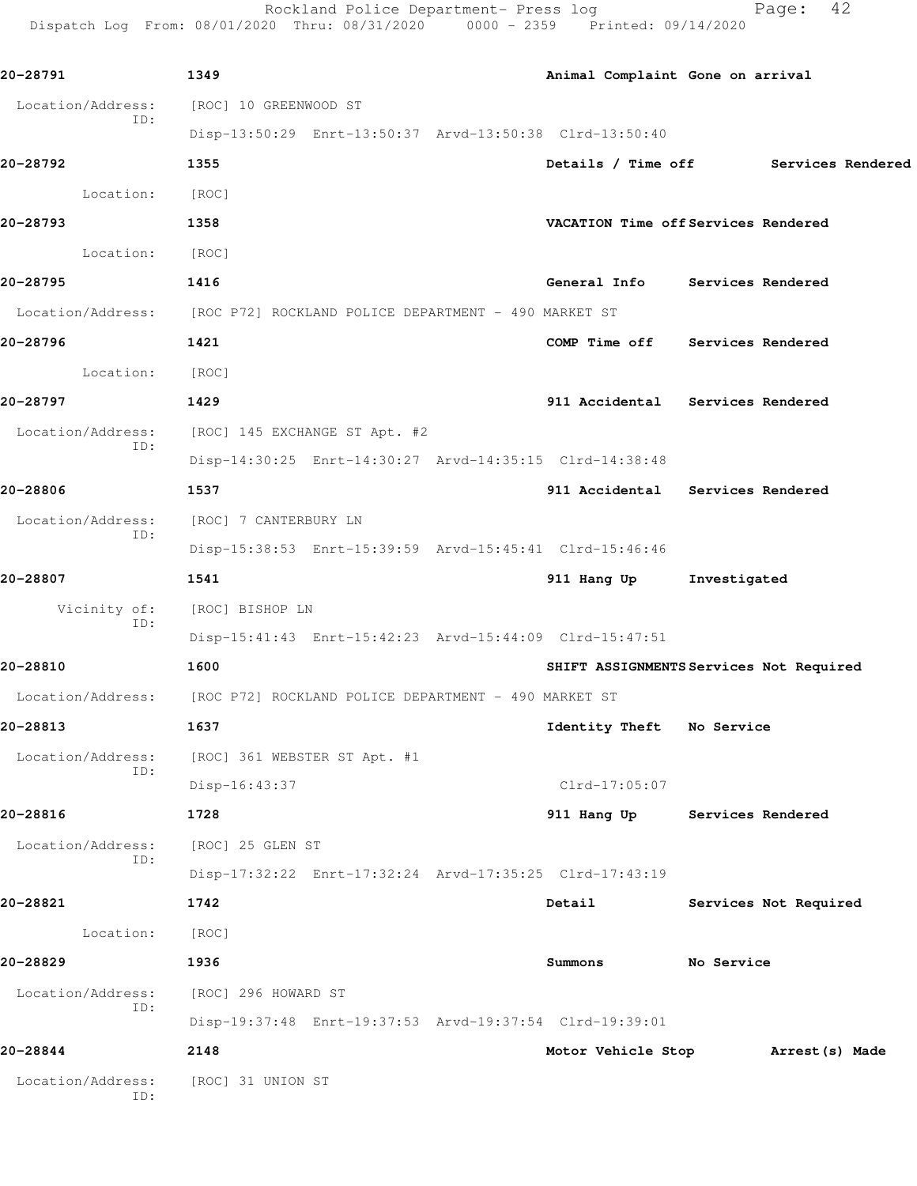Rockland Police Department- Press log
Dispatch Log From: 08/01/2020 Thru: 08/31/2020 0000 - 2359 Printed: 09/14/2020

**20-28791** **1349** **Animal Complaint Gone on arrival**

Location/Address: [ROC] 10 GREENWOOD ST
ID:
Disp-13:50:29 Enrt-13:50:37 Arvd-13:50:38 Clrd-13:50:40

**20-28792** **1355** **Details / Time off Services Rendered**

Location: [ROC]

**20-28793** **1358** **VACATION Time off Services Rendered**

Location: [ROC]

**20-28795** **1416** **General Info Services Rendered**

Location/Address: [ROC P72] ROCKLAND POLICE DEPARTMENT - 490 MARKET ST

**20-28796** **1421** **COMP Time off Services Rendered**

Location: [ROC]

**20-28797** **1429** **911 Accidental Services Rendered**

Location/Address: [ROC] 145 EXCHANGE ST Apt. #2
ID:
Disp-14:30:25 Enrt-14:30:27 Arvd-14:35:15 Clrd-14:38:48

**20-28806** **1537** **911 Accidental Services Rendered**

Location/Address: [ROC] 7 CANTERBURY LN
ID:
Disp-15:38:53 Enrt-15:39:59 Arvd-15:45:41 Clrd-15:46:46

**20-28807** **1541** **911 Hang Up Investigated**

Vicinity of: [ROC] BISHOP LN
ID:
Disp-15:41:43 Enrt-15:42:23 Arvd-15:44:09 Clrd-15:47:51

**20-28810** **1600** **SHIFT ASSIGNMENTS Services Not Required**

Location/Address: [ROC P72] ROCKLAND POLICE DEPARTMENT - 490 MARKET ST

**20-28813** **1637** **Identity Theft No Service**

Location/Address: [ROC] 361 WEBSTER ST Apt. #1
ID:
Disp-16:43:37 Clrd-17:05:07

**20-28816** **1728** **911 Hang Up Services Rendered**

Location/Address: [ROC] 25 GLEN ST
ID:
Disp-17:32:22 Enrt-17:32:24 Arvd-17:35:25 Clrd-17:43:19

**20-28821** **1742** **Detail Services Not Required**

Location: [ROC]

**20-28829** **1936** **Summons No Service**

Location/Address: [ROC] 296 HOWARD ST
ID:
Disp-19:37:48 Enrt-19:37:53 Arvd-19:37:54 Clrd-19:39:01

**20-28844** **2148** **Motor Vehicle Stop Arrest(s) Made**

Location/Address: [ROC] 31 UNION ST
ID: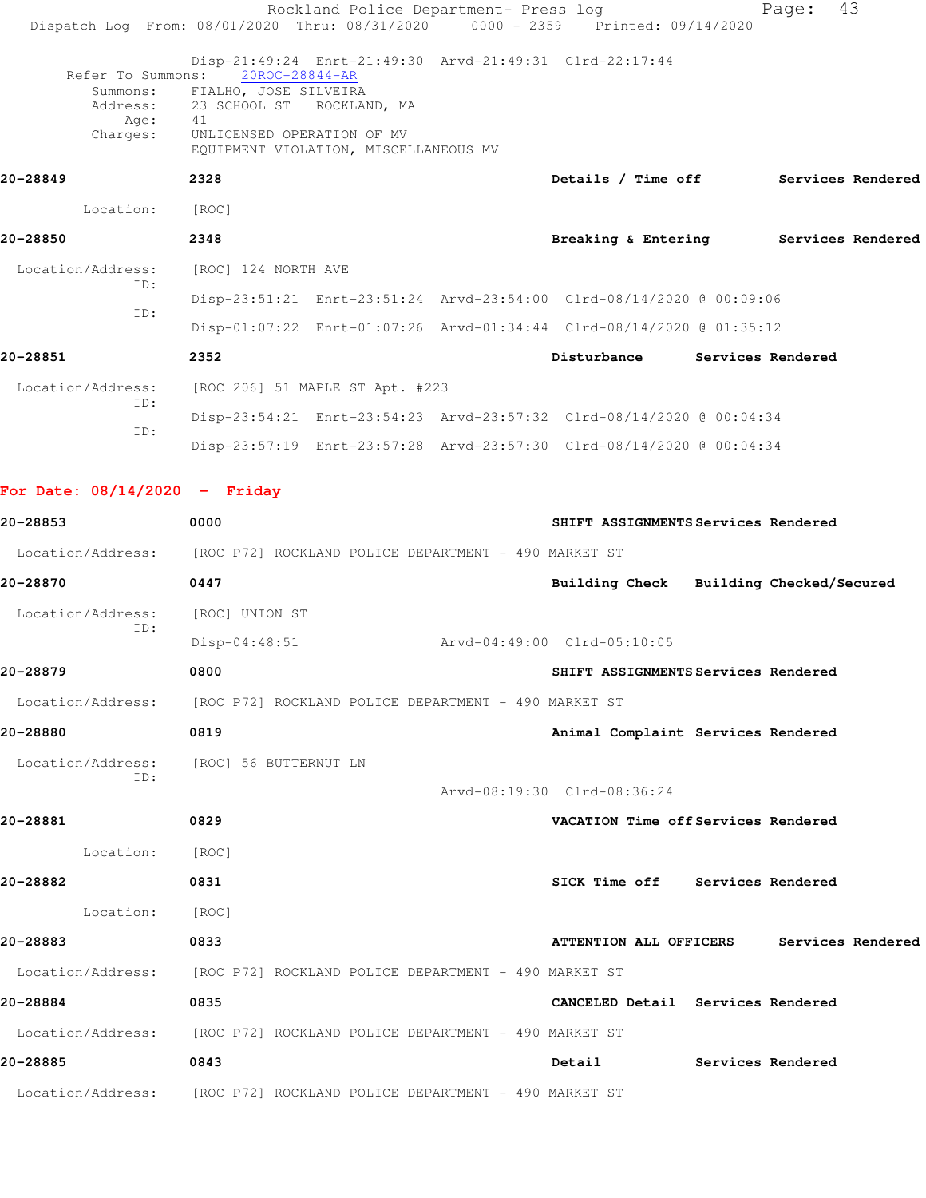```
        Disp-21:49:24  Enrt-21:49:30  Arvd-21:49:31  Clrd-22:17:44
Refer To Summons:    20ROC-28844-AR
     Summons:    FIALHO, JOSE SILVEIRA
     Address:    23 SCHOOL ST    ROCKLAND, MA
         Age:    41
     Charges:    UNLICENSED OPERATION OF MV
                 EQUIPMENT VIOLATION, MISCELLANEOUS MV
```

**20-28849** 2328 **Details / Time off** **Services Rendered**

```
    Location:    [ROC]
```

**20-28850** 2348 **Breaking & Entering** **Services Rendered**

```
Location/Address:    [ROC] 124 NORTH AVE
             ID:
                 Disp-23:51:21  Enrt-23:51:24  Arvd-23:54:00  Clrd-08/14/2020 @ 00:09:06
             ID:
                 Disp-01:07:22  Enrt-01:07:26  Arvd-01:34:44  Clrd-08/14/2020 @ 01:35:12
```

**20-28851** 2352 **Disturbance** **Services Rendered**

```
Location/Address:    [ROC 206] 51 MAPLE ST Apt. #223
             ID:
                 Disp-23:54:21  Enrt-23:54:23  Arvd-23:57:32  Clrd-08/14/2020 @ 00:04:34
             ID:
                 Disp-23:57:19  Enrt-23:57:28  Arvd-23:57:30  Clrd-08/14/2020 @ 00:04:34
```

**For Date: 08/14/2020 - Friday**

**20-28853** 0000 **SHIFT ASSIGNMENTS** **Services Rendered**

```
Location/Address:    [ROC P72] ROCKLAND POLICE DEPARTMENT - 490 MARKET ST
```

**20-28870** 0447 **Building Check** **Building Checked/Secured**

```
Location/Address:    [ROC] UNION ST
             ID:
                 Disp-04:48:51                 Arvd-04:49:00  Clrd-05:10:05
```

**20-28879** 0800 **SHIFT ASSIGNMENTS** **Services Rendered**

```
Location/Address:    [ROC P72] ROCKLAND POLICE DEPARTMENT - 490 MARKET ST
```

**20-28880** 0819 **Animal Complaint** **Services Rendered**

```
Location/Address:    [ROC] 56 BUTTERNUT LN
             ID:
                                                Arvd-08:19:30  Clrd-08:36:24
```

**20-28881** 0829 **VACATION Time off** **Services Rendered**

```
    Location:    [ROC]
```

**20-28882** 0831 **SICK Time off** **Services Rendered**

```
    Location:    [ROC]
```

**20-28883** 0833 **ATTENTION ALL OFFICERS** **Services Rendered**

```
Location/Address:    [ROC P72] ROCKLAND POLICE DEPARTMENT - 490 MARKET ST
```

**20-28884** 0835 **CANCELED Detail** **Services Rendered**

```
Location/Address:    [ROC P72] ROCKLAND POLICE DEPARTMENT - 490 MARKET ST
```

**20-28885** 0843 **Detail** **Services Rendered**

```
Location/Address:    [ROC P72] ROCKLAND POLICE DEPARTMENT - 490 MARKET ST
```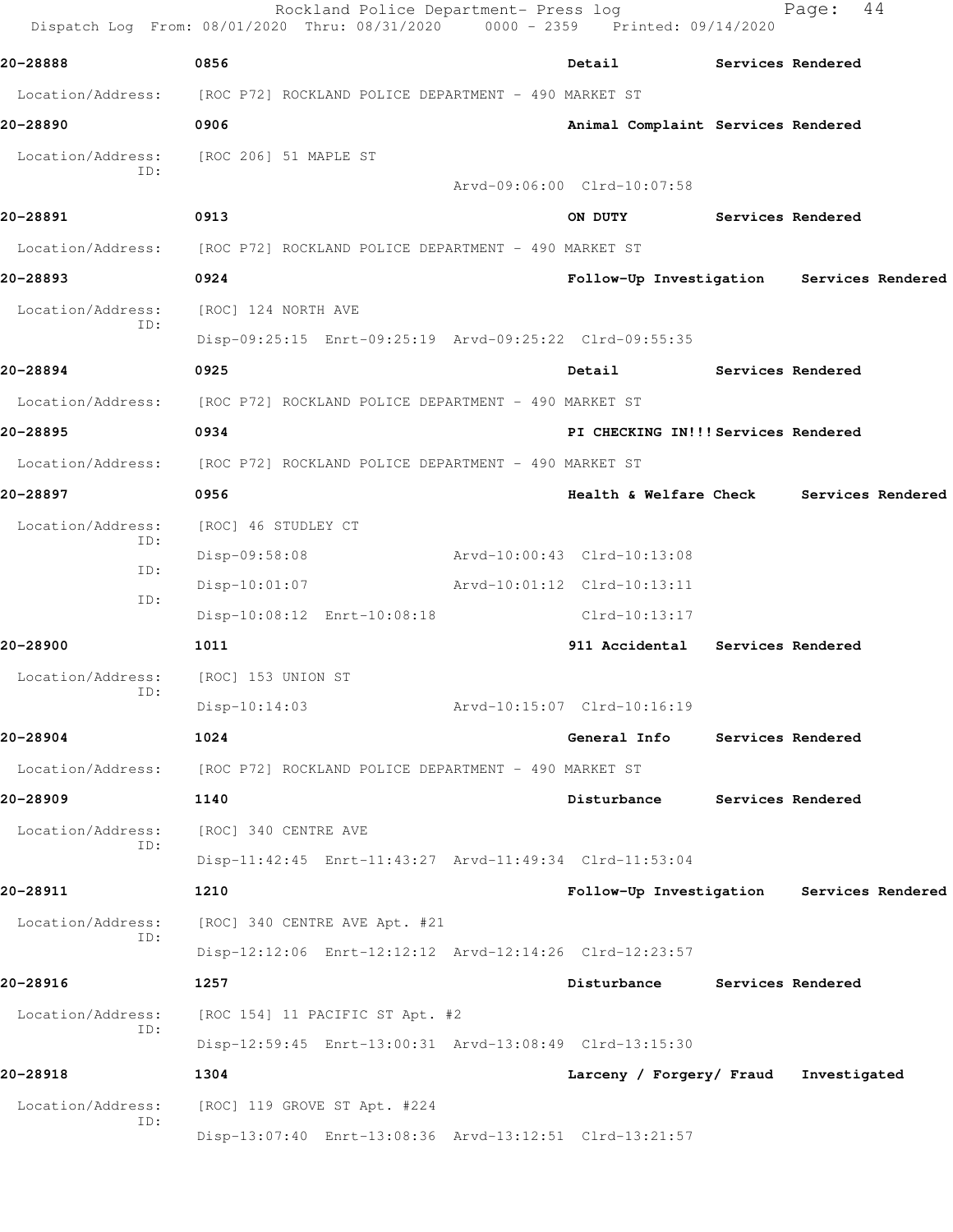**20-28888** 0856 Detail Services Rendered

Location/Address: [ROC P72] ROCKLAND POLICE DEPARTMENT - 490 MARKET ST

**20-28890** 0906 Animal Complaint Services Rendered

Location/Address: [ROC 206] 51 MAPLE ST
ID:
Arvd-09:06:00 Clrd-10:07:58

**20-28891** 0913 ON DUTY Services Rendered

Location/Address: [ROC P72] ROCKLAND POLICE DEPARTMENT - 490 MARKET ST

**20-28893** 0924 Follow-Up Investigation Services Rendered

Location/Address: [ROC] 124 NORTH AVE
ID:
Disp-09:25:15 Enrt-09:25:19 Arvd-09:25:22 Clrd-09:55:35

**20-28894** 0925 Detail Services Rendered

Location/Address: [ROC P72] ROCKLAND POLICE DEPARTMENT - 490 MARKET ST

**20-28895** 0934 PI CHECKING IN!!! Services Rendered

Location/Address: [ROC P72] ROCKLAND POLICE DEPARTMENT - 490 MARKET ST

**20-28897** 0956 Health & Welfare Check Services Rendered

Location/Address: [ROC] 46 STUDLEY CT
ID:
Disp-09:58:08 Arvd-10:00:43 Clrd-10:13:08
ID:
Disp-10:01:07 Arvd-10:01:12 Clrd-10:13:11
ID:
Disp-10:08:12 Enrt-10:08:18 Clrd-10:13:17

**20-28900** 1011 911 Accidental Services Rendered

Location/Address: [ROC] 153 UNION ST
ID:
Disp-10:14:03 Arvd-10:15:07 Clrd-10:16:19

**20-28904** 1024 General Info Services Rendered

Location/Address: [ROC P72] ROCKLAND POLICE DEPARTMENT - 490 MARKET ST

**20-28909** 1140 Disturbance Services Rendered

Location/Address: [ROC] 340 CENTRE AVE
ID:
Disp-11:42:45 Enrt-11:43:27 Arvd-11:49:34 Clrd-11:53:04

**20-28911** 1210 Follow-Up Investigation Services Rendered

Location/Address: [ROC] 340 CENTRE AVE Apt. #21
ID:
Disp-12:12:06 Enrt-12:12:12 Arvd-12:14:26 Clrd-12:23:57

**20-28916** 1257 Disturbance Services Rendered

Location/Address: [ROC 154] 11 PACIFIC ST Apt. #2
ID:
Disp-12:59:45 Enrt-13:00:31 Arvd-13:08:49 Clrd-13:15:30

**20-28918** 1304 Larceny / Forgery/ Fraud Investigated

Location/Address: [ROC] 119 GROVE ST Apt. #224
ID:
Disp-13:07:40 Enrt-13:08:36 Arvd-13:12:51 Clrd-13:21:57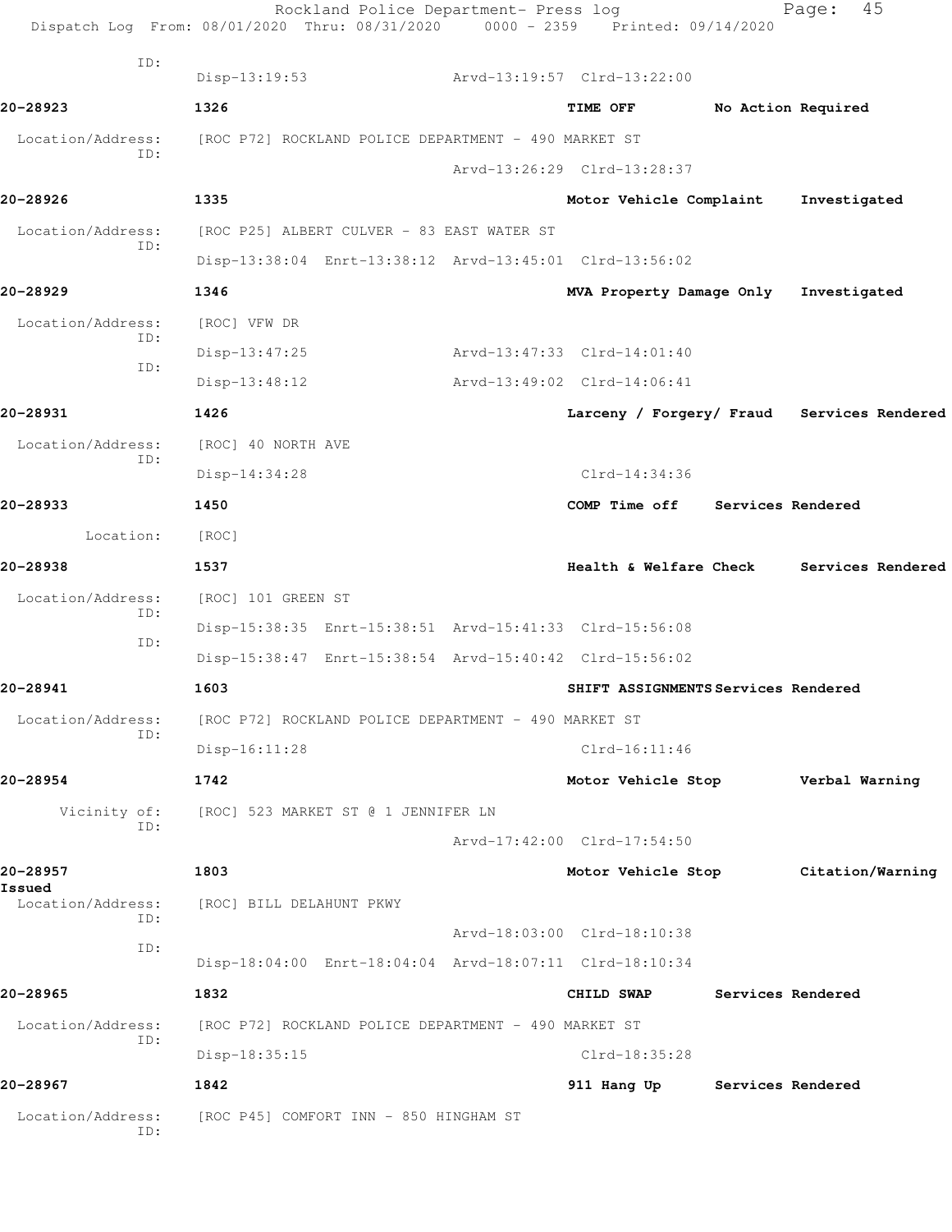ID:
Disp-13:19:53 Arvd-13:19:57 Clrd-13:22:00

**20-28923** **1326** **TIME OFF** **No Action Required**

Location/Address: [ROC P72] ROCKLAND POLICE DEPARTMENT - 490 MARKET ST
ID:
Arvd-13:26:29 Clrd-13:28:37

**20-28926** **1335** **Motor Vehicle Complaint** **Investigated**

Location/Address: [ROC P25] ALBERT CULVER - 83 EAST WATER ST
ID:
Disp-13:38:04 Enrt-13:38:12 Arvd-13:45:01 Clrd-13:56:02

**20-28929** **1346** **MVA Property Damage Only** **Investigated**

Location/Address: [ROC] VFW DR
ID:
Disp-13:47:25 Arvd-13:47:33 Clrd-14:01:40
ID:
Disp-13:48:12 Arvd-13:49:02 Clrd-14:06:41

**20-28931** **1426** **Larceny / Forgery/ Fraud** **Services Rendered**

Location/Address: [ROC] 40 NORTH AVE
ID:
Disp-14:34:28 Clrd-14:34:36

**20-28933** **1450** **COMP Time off** **Services Rendered**

Location: [ROC]

**20-28938** **1537** **Health & Welfare Check** **Services Rendered**

Location/Address: [ROC] 101 GREEN ST
ID:
Disp-15:38:35 Enrt-15:38:51 Arvd-15:41:33 Clrd-15:56:08
ID:
Disp-15:38:47 Enrt-15:38:54 Arvd-15:40:42 Clrd-15:56:02

**20-28941** **1603** **SHIFT ASSIGNMENTS** **Services Rendered**

Location/Address: [ROC P72] ROCKLAND POLICE DEPARTMENT - 490 MARKET ST
ID:
Disp-16:11:28 Clrd-16:11:46

**20-28954** **1742** **Motor Vehicle Stop** **Verbal Warning**

Vicinity of: [ROC] 523 MARKET ST @ 1 JENNIFER LN
ID:
Arvd-17:42:00 Clrd-17:54:50

**20-28957** **1803** **Motor Vehicle Stop** **Citation/Warning Issued**

Location/Address: [ROC] BILL DELAHUNT PKWY
ID:
Arvd-18:03:00 Clrd-18:10:38
ID:
Disp-18:04:00 Enrt-18:04:04 Arvd-18:07:11 Clrd-18:10:34

**20-28965** **1832** **CHILD SWAP** **Services Rendered**

Location/Address: [ROC P72] ROCKLAND POLICE DEPARTMENT - 490 MARKET ST
ID:
Disp-18:35:15 Clrd-18:35:28

**20-28967** **1842** **911 Hang Up** **Services Rendered**

Location/Address: [ROC P45] COMFORT INN - 850 HINGHAM ST
ID: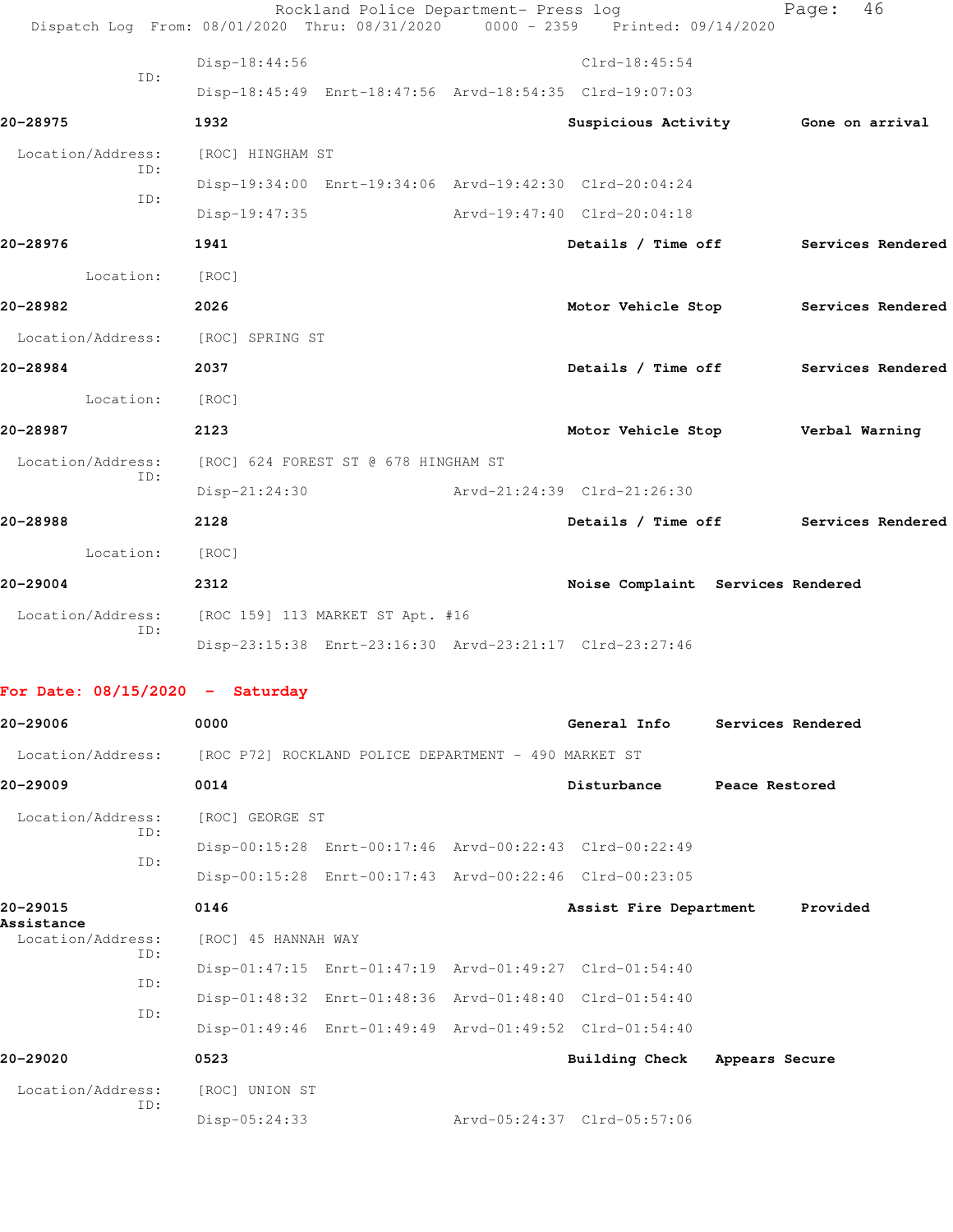```
            Disp-18:44:56                               Clrd-18:45:54
     ID:
            Disp-18:45:49  Enrt-18:47:56  Arvd-18:54:35  Clrd-19:07:03

20-28975    1932                          Suspicious Activity     Gone on arrival

 Location/Address:   [ROC] HINGHAM ST
     ID:
            Disp-19:34:00  Enrt-19:34:06  Arvd-19:42:30  Clrd-20:04:24
     ID:
            Disp-19:47:35                 Arvd-19:47:40  Clrd-20:04:18

20-28976    1941                          Details / Time off      Services Rendered

 Location:   [ROC]

20-28982    2026                          Motor Vehicle Stop      Services Rendered

 Location/Address:   [ROC] SPRING ST

20-28984    2037                          Details / Time off      Services Rendered

 Location:   [ROC]

20-28987    2123                          Motor Vehicle Stop      Verbal Warning

 Location/Address:   [ROC] 624 FOREST ST @ 678 HINGHAM ST
     ID:
            Disp-21:24:30                 Arvd-21:24:39  Clrd-21:26:30

20-28988    2128                          Details / Time off      Services Rendered

 Location:   [ROC]

20-29004    2312                          Noise Complaint  Services Rendered

 Location/Address:   [ROC 159] 113 MARKET ST Apt. #16
     ID:
            Disp-23:15:38  Enrt-23:16:30  Arvd-23:21:17  Clrd-23:27:46
```

**For Date: 08/15/2020 - Saturday**

```
20-29006    0000                          General Info     Services Rendered

 Location/Address:   [ROC P72] ROCKLAND POLICE DEPARTMENT - 490 MARKET ST

20-29009    0014                          Disturbance      Peace Restored

 Location/Address:   [ROC] GEORGE ST
     ID:
            Disp-00:15:28  Enrt-00:17:46  Arvd-00:22:43  Clrd-00:22:49
     ID:
            Disp-00:15:28  Enrt-00:17:43  Arvd-00:22:46  Clrd-00:23:05

20-29015    0146                          Assist Fire Department     Provided
Assistance
 Location/Address:   [ROC] 45 HANNAH WAY
     ID:
            Disp-01:47:15  Enrt-01:47:19  Arvd-01:49:27  Clrd-01:54:40
     ID:
            Disp-01:48:32  Enrt-01:48:36  Arvd-01:48:40  Clrd-01:54:40
     ID:
            Disp-01:49:46  Enrt-01:49:49  Arvd-01:49:52  Clrd-01:54:40

20-29020    0523                          Building Check   Appears Secure

 Location/Address:   [ROC] UNION ST
     ID:
            Disp-05:24:33                 Arvd-05:24:37  Clrd-05:57:06
```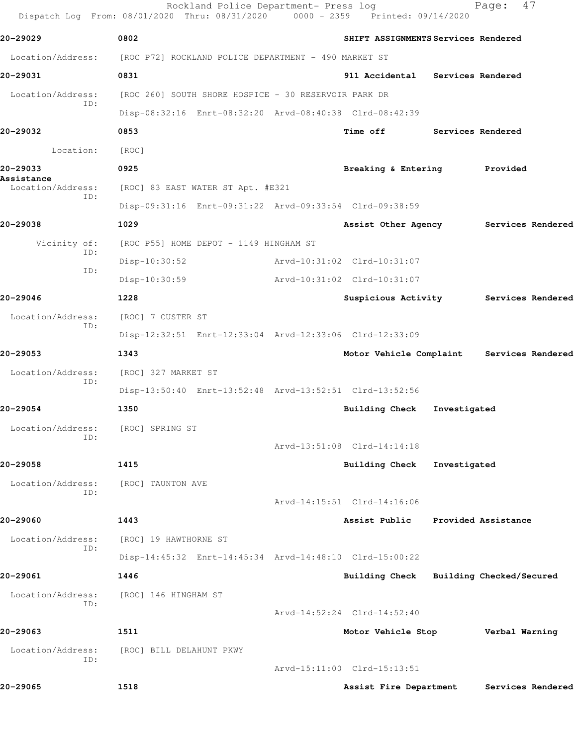20-29029 0802 SHIFT ASSIGNMENTS Services Rendered

Location/Address: [ROC P72] ROCKLAND POLICE DEPARTMENT - 490 MARKET ST

20-29031 0831 911 Accidental Services Rendered

Location/Address: [ROC 260] SOUTH SHORE HOSPICE - 30 RESERVOIR PARK DR
ID:
Disp-08:32:16 Enrt-08:32:20 Arvd-08:40:38 Clrd-08:42:39

20-29032 0853 Time off Services Rendered

Location: [ROC]

20-29033 0925 Breaking & Entering Provided Assistance

Location/Address: [ROC] 83 EAST WATER ST Apt. #E321
ID:
Disp-09:31:16 Enrt-09:31:22 Arvd-09:33:54 Clrd-09:38:59

20-29038 1029 Assist Other Agency Services Rendered

Vicinity of: [ROC P55] HOME DEPOT - 1149 HINGHAM ST
ID:
Disp-10:30:52 Arvd-10:31:02 Clrd-10:31:07
ID:
Disp-10:30:59 Arvd-10:31:02 Clrd-10:31:07

20-29046 1228 Suspicious Activity Services Rendered

Location/Address: [ROC] 7 CUSTER ST
ID:
Disp-12:32:51 Enrt-12:33:04 Arvd-12:33:06 Clrd-12:33:09

20-29053 1343 Motor Vehicle Complaint Services Rendered

Location/Address: [ROC] 327 MARKET ST
ID:
Disp-13:50:40 Enrt-13:52:48 Arvd-13:52:51 Clrd-13:52:56

20-29054 1350 Building Check Investigated

Location/Address: [ROC] SPRING ST
ID:
Arvd-13:51:08 Clrd-14:14:18

20-29058 1415 Building Check Investigated

Location/Address: [ROC] TAUNTON AVE
ID:
Arvd-14:15:51 Clrd-14:16:06

20-29060 1443 Assist Public Provided Assistance

Location/Address: [ROC] 19 HAWTHORNE ST
ID:
Disp-14:45:32 Enrt-14:45:34 Arvd-14:48:10 Clrd-15:00:22

20-29061 1446 Building Check Building Checked/Secured

Location/Address: [ROC] 146 HINGHAM ST
ID:
Arvd-14:52:24 Clrd-14:52:40

20-29063 1511 Motor Vehicle Stop Verbal Warning

Location/Address: [ROC] BILL DELAHUNT PKWY
ID:
Arvd-15:11:00 Clrd-15:13:51

20-29065 1518 Assist Fire Department Services Rendered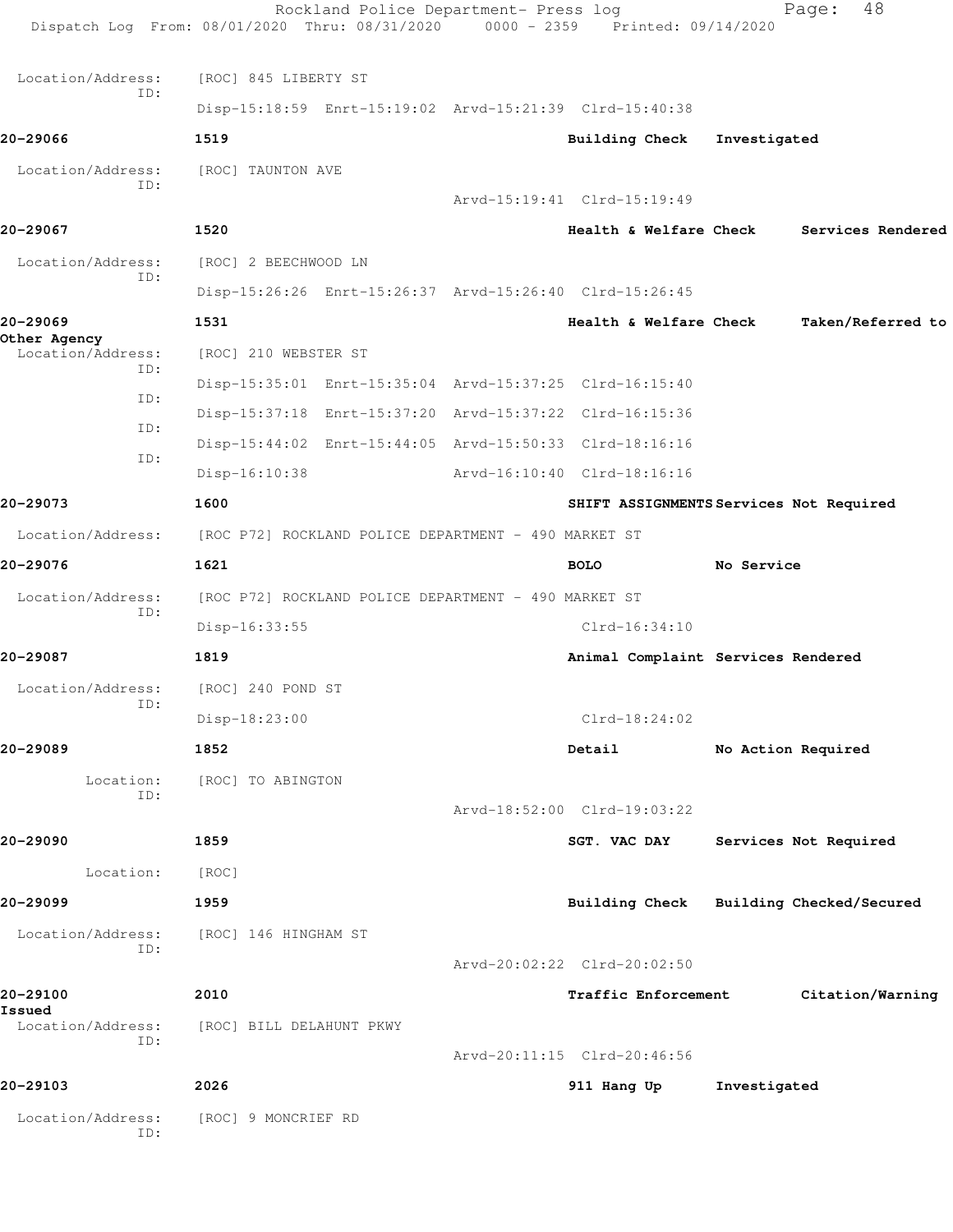Location/Address: [ROC] 845 LIBERTY ST
ID:
Disp-15:18:59 Enrt-15:19:02 Arvd-15:21:39 Clrd-15:40:38

**20-29066** **1519** **Building Check** **Investigated**

Location/Address: [ROC] TAUNTON AVE
ID:
Arvd-15:19:41 Clrd-15:19:49

**20-29067** **1520** **Health & Welfare Check** **Services Rendered**

Location/Address: [ROC] 2 BEECHWOOD LN
ID:
Disp-15:26:26 Enrt-15:26:37 Arvd-15:26:40 Clrd-15:26:45

**20-29069** **1531** **Health & Welfare Check** **Taken/Referred to Other Agency**

Location/Address: [ROC] 210 WEBSTER ST
ID:
Disp-15:35:01 Enrt-15:35:04 Arvd-15:37:25 Clrd-16:15:40
ID:
Disp-15:37:18 Enrt-15:37:20 Arvd-15:37:22 Clrd-16:15:36
ID:
Disp-15:44:02 Enrt-15:44:05 Arvd-15:50:33 Clrd-18:16:16
ID:
Disp-16:10:38 Arvd-16:10:40 Clrd-18:16:16

**20-29073** **1600** **SHIFT ASSIGNMENTS** **Services Not Required**

Location/Address: [ROC P72] ROCKLAND POLICE DEPARTMENT - 490 MARKET ST

**20-29076** **1621** **BOLO** **No Service**

Location/Address: [ROC P72] ROCKLAND POLICE DEPARTMENT - 490 MARKET ST
ID:
Disp-16:33:55 Clrd-16:34:10

**20-29087** **1819** **Animal Complaint** **Services Rendered**

Location/Address: [ROC] 240 POND ST
ID:
Disp-18:23:00 Clrd-18:24:02

**20-29089** **1852** **Detail** **No Action Required**

Location: [ROC] TO ABINGTON
ID:
Arvd-18:52:00 Clrd-19:03:22

**20-29090** **1859** **SGT. VAC DAY** **Services Not Required**

Location: [ROC]

**20-29099** **1959** **Building Check** **Building Checked/Secured**

Location/Address: [ROC] 146 HINGHAM ST
ID:
Arvd-20:02:22 Clrd-20:02:50

**20-29100** **2010** **Traffic Enforcement** **Citation/Warning Issued**

Location/Address: [ROC] BILL DELAHUNT PKWY
ID:
Arvd-20:11:15 Clrd-20:46:56

**20-29103** **2026** **911 Hang Up** **Investigated**

Location/Address: [ROC] 9 MONCRIEF RD
ID: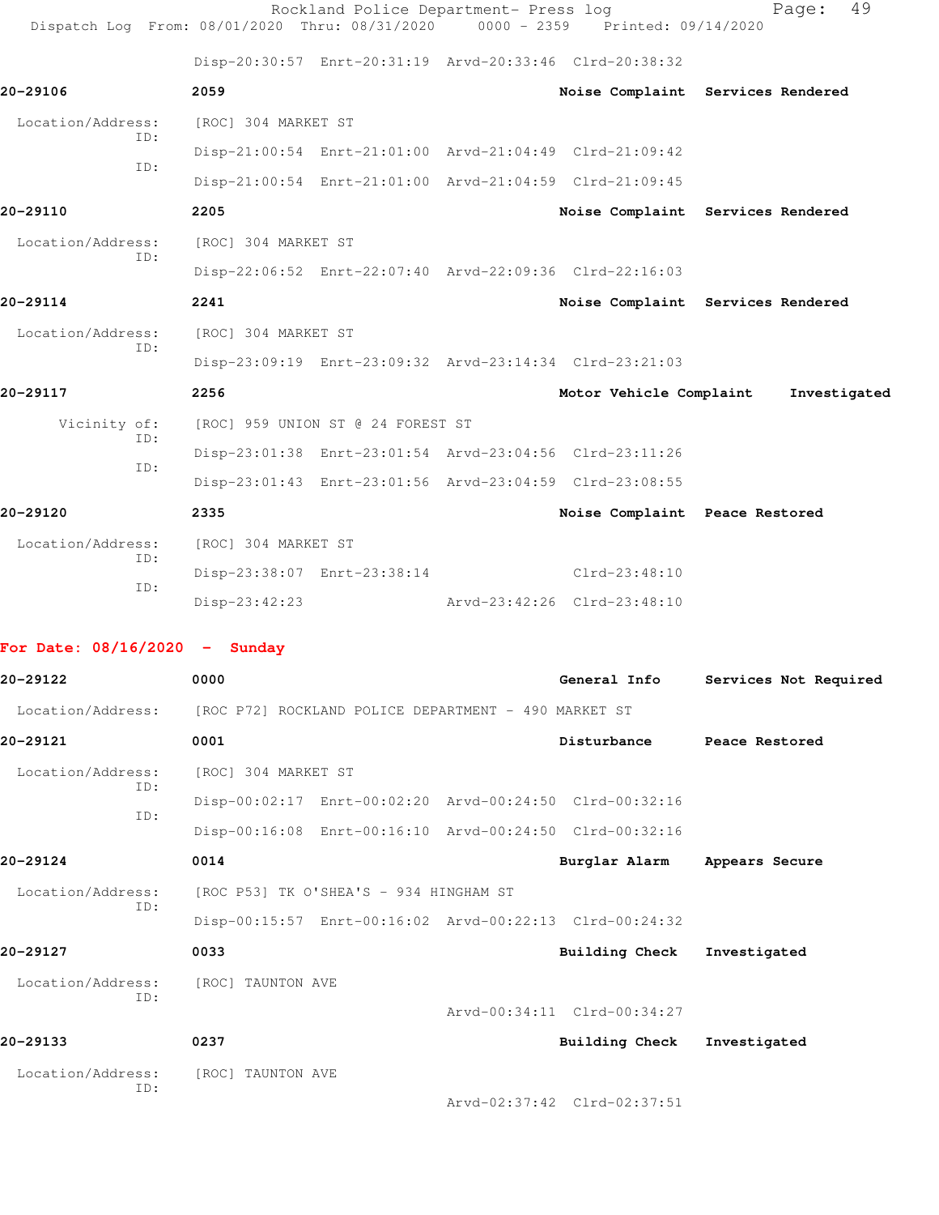Disp-20:30:57 Enrt-20:31:19 Arvd-20:33:46 Clrd-20:38:32

**20-29106** 2059 **Noise Complaint** **Services Rendered**

Location/Address: [ROC] 304 MARKET ST
ID: Disp-21:00:54 Enrt-21:01:00 Arvd-21:04:49 Clrd-21:09:42
ID: Disp-21:00:54 Enrt-21:01:00 Arvd-21:04:59 Clrd-21:09:45

**20-29110** 2205 **Noise Complaint** **Services Rendered**

Location/Address: [ROC] 304 MARKET ST
ID: Disp-22:06:52 Enrt-22:07:40 Arvd-22:09:36 Clrd-22:16:03

**20-29114** 2241 **Noise Complaint** **Services Rendered**

Location/Address: [ROC] 304 MARKET ST
ID: Disp-23:09:19 Enrt-23:09:32 Arvd-23:14:34 Clrd-23:21:03

**20-29117** 2256 **Motor Vehicle Complaint** **Investigated**

Vicinity of: [ROC] 959 UNION ST @ 24 FOREST ST
ID: Disp-23:01:38 Enrt-23:01:54 Arvd-23:04:56 Clrd-23:11:26
ID: Disp-23:01:43 Enrt-23:01:56 Arvd-23:04:59 Clrd-23:08:55

**20-29120** 2335 **Noise Complaint** **Peace Restored**

Location/Address: [ROC] 304 MARKET ST
ID: Disp-23:38:07 Enrt-23:38:14 Clrd-23:48:10
ID: Disp-23:42:23 Arvd-23:42:26 Clrd-23:48:10

## For Date: 08/16/2020 - Sunday

**20-29122** 0000 **General Info** **Services Not Required**

Location/Address: [ROC P72] ROCKLAND POLICE DEPARTMENT - 490 MARKET ST

**20-29121** 0001 **Disturbance** **Peace Restored**

Location/Address: [ROC] 304 MARKET ST
ID: Disp-00:02:17 Enrt-00:02:20 Arvd-00:24:50 Clrd-00:32:16
ID: Disp-00:16:08 Enrt-00:16:10 Arvd-00:24:50 Clrd-00:32:16

**20-29124** 0014 **Burglar Alarm** **Appears Secure**

Location/Address: [ROC P53] TK O'SHEA'S - 934 HINGHAM ST
ID: Disp-00:15:57 Enrt-00:16:02 Arvd-00:22:13 Clrd-00:24:32

**20-29127** 0033 **Building Check** **Investigated**

Location/Address: [ROC] TAUNTON AVE
ID: Arvd-00:34:11 Clrd-00:34:27

**20-29133** 0237 **Building Check** **Investigated**

Location/Address: [ROC] TAUNTON AVE
ID: Arvd-02:37:42 Clrd-02:37:51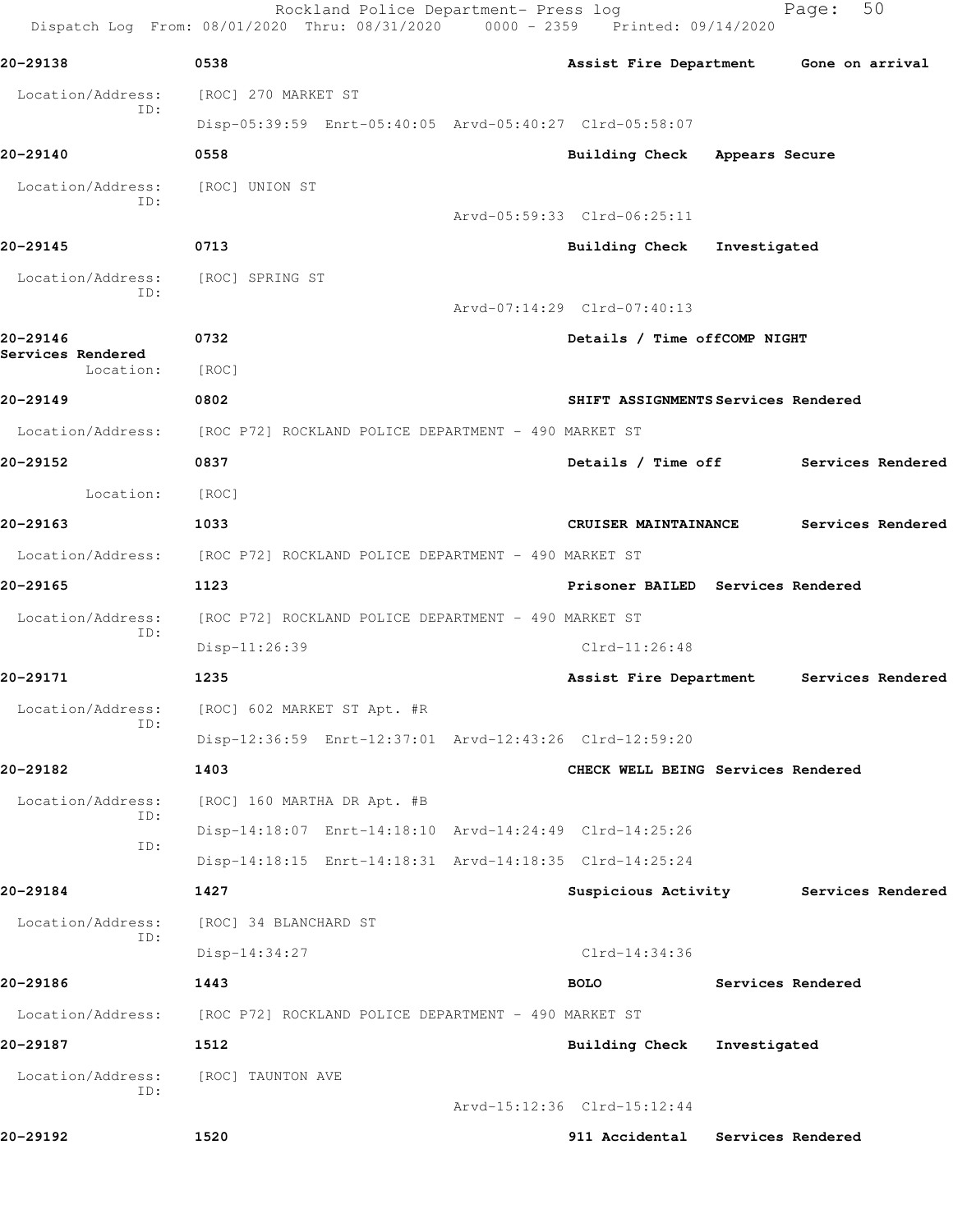Rockland Police Department- Press log

Dispatch Log From: 08/01/2020 Thru: 08/31/2020 0000 - 2359 Printed: 09/14/2020

**20-29138** 0538 **Assist Fire Department** **Gone on arrival**

Location/Address: [ROC] 270 MARKET ST
ID:
Disp-05:39:59 Enrt-05:40:05 Arvd-05:40:27 Clrd-05:58:07

**20-29140** 0558 **Building Check** **Appears Secure**

Location/Address: [ROC] UNION ST
ID:
Arvd-05:59:33 Clrd-06:25:11

**20-29145** 0713 **Building Check** **Investigated**

Location/Address: [ROC] SPRING ST
ID:
Arvd-07:14:29 Clrd-07:40:13

**20-29146** 0732 **Details / Time offCOMP NIGHT**
**Services Rendered**
Location: [ROC]

**20-29149** 0802 **SHIFT ASSIGNMENTS** **Services Rendered**

Location/Address: [ROC P72] ROCKLAND POLICE DEPARTMENT - 490 MARKET ST

**20-29152** 0837 **Details / Time off** **Services Rendered**

Location: [ROC]

**20-29163** 1033 **CRUISER MAINTAINANCE** **Services Rendered**

Location/Address: [ROC P72] ROCKLAND POLICE DEPARTMENT - 490 MARKET ST

**20-29165** 1123 **Prisoner BAILED** **Services Rendered**

Location/Address: [ROC P72] ROCKLAND POLICE DEPARTMENT - 490 MARKET ST
ID:
Disp-11:26:39 Clrd-11:26:48

**20-29171** 1235 **Assist Fire Department** **Services Rendered**

Location/Address: [ROC] 602 MARKET ST Apt. #R
ID:
Disp-12:36:59 Enrt-12:37:01 Arvd-12:43:26 Clrd-12:59:20

**20-29182** 1403 **CHECK WELL BEING** **Services Rendered**

Location/Address: [ROC] 160 MARTHA DR Apt. #B
ID:
Disp-14:18:07 Enrt-14:18:10 Arvd-14:24:49 Clrd-14:25:26
ID:
Disp-14:18:15 Enrt-14:18:31 Arvd-14:18:35 Clrd-14:25:24

**20-29184** 1427 **Suspicious Activity** **Services Rendered**

Location/Address: [ROC] 34 BLANCHARD ST
ID:
Disp-14:34:27 Clrd-14:34:36

**20-29186** 1443 **BOLO** **Services Rendered**

Location/Address: [ROC P72] ROCKLAND POLICE DEPARTMENT - 490 MARKET ST

**20-29187** 1512 **Building Check** **Investigated**

Location/Address: [ROC] TAUNTON AVE
ID:
Arvd-15:12:36 Clrd-15:12:44

**20-29192** 1520 **911 Accidental** **Services Rendered**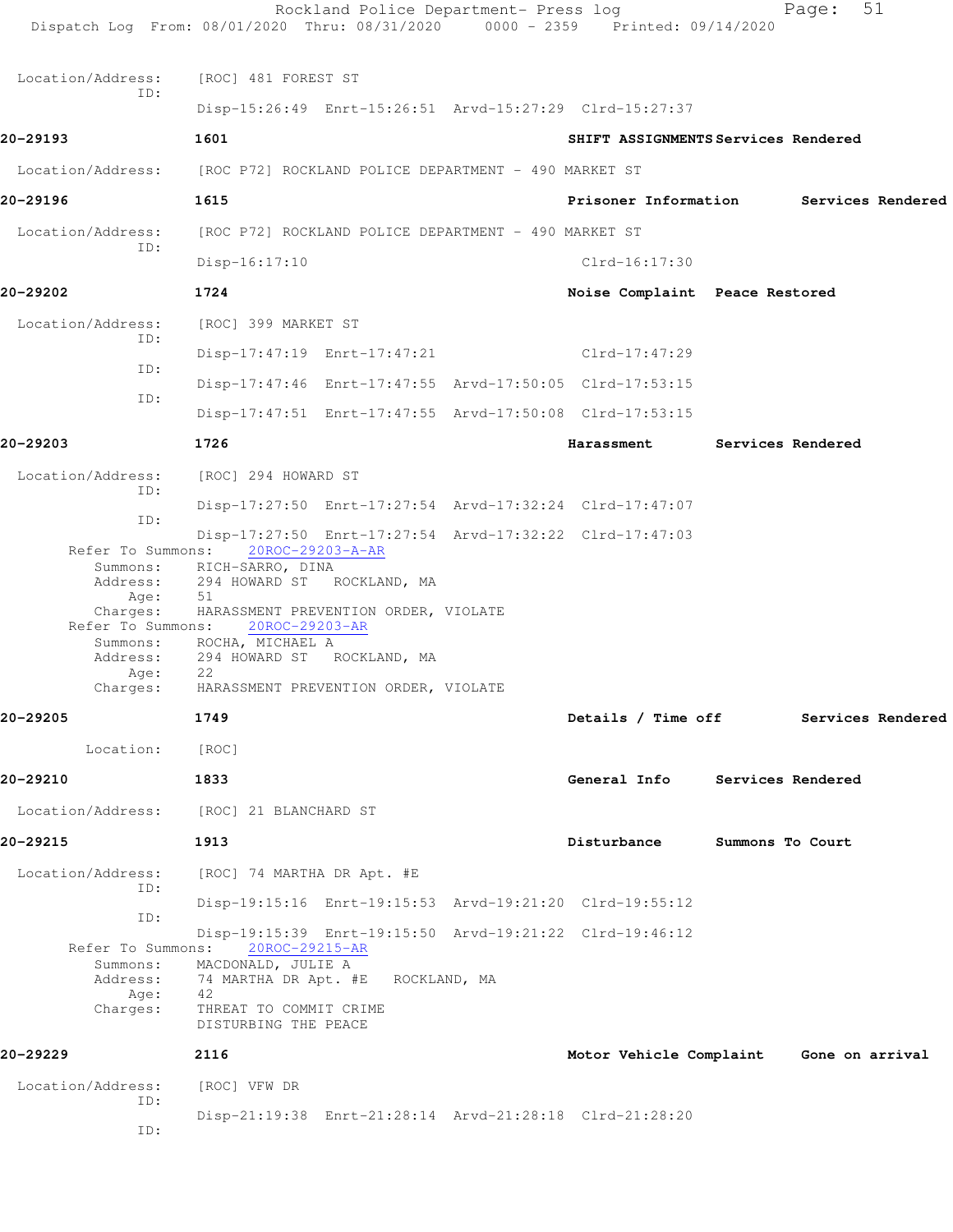Location/Address: [ROC] 481 FOREST ST
ID:
Disp-15:26:49 Enrt-15:26:51 Arvd-15:27:29 Clrd-15:27:37

**20-29193** **1601** **SHIFT ASSIGNMENTS Services Rendered**

Location/Address: [ROC P72] ROCKLAND POLICE DEPARTMENT - 490 MARKET ST

**20-29196** **1615** **Prisoner Information Services Rendered**

Location/Address: [ROC P72] ROCKLAND POLICE DEPARTMENT - 490 MARKET ST
ID:
Disp-16:17:10 Clrd-16:17:30

**20-29202** **1724** **Noise Complaint Peace Restored**

Location/Address: [ROC] 399 MARKET ST
ID:
Disp-17:47:19 Enrt-17:47:21 Clrd-17:47:29
ID:
Disp-17:47:46 Enrt-17:47:55 Arvd-17:50:05 Clrd-17:53:15
ID:
Disp-17:47:51 Enrt-17:47:55 Arvd-17:50:08 Clrd-17:53:15

**20-29203** **1726** **Harassment Services Rendered**

Location/Address: [ROC] 294 HOWARD ST
ID:
Disp-17:27:50 Enrt-17:27:54 Arvd-17:32:24 Clrd-17:47:07
ID:
Disp-17:27:50 Enrt-17:27:54 Arvd-17:32:22 Clrd-17:47:03
Refer To Summons: 20ROC-29203-A-AR
Summons: RICH-SARRO, DINA
Address: 294 HOWARD ST ROCKLAND, MA
Age: 51
Charges: HARASSMENT PREVENTION ORDER, VIOLATE
Refer To Summons: 20ROC-29203-AR
Summons: ROCHA, MICHAEL A
Address: 294 HOWARD ST ROCKLAND, MA
Age: 22
Charges: HARASSMENT PREVENTION ORDER, VIOLATE

**20-29205** **1749** **Details / Time off Services Rendered**

Location: [ROC]

**20-29210** **1833** **General Info Services Rendered**

Location/Address: [ROC] 21 BLANCHARD ST

**20-29215** **1913** **Disturbance Summons To Court**

Location/Address: [ROC] 74 MARTHA DR Apt. #E
ID:
Disp-19:15:16 Enrt-19:15:53 Arvd-19:21:20 Clrd-19:55:12
ID:
Disp-19:15:39 Enrt-19:15:50 Arvd-19:21:22 Clrd-19:46:12
Refer To Summons: 20ROC-29215-AR
Summons: MACDONALD, JULIE A
Address: 74 MARTHA DR Apt. #E ROCKLAND, MA
Age: 42
Charges: THREAT TO COMMIT CRIME
DISTURBING THE PEACE

**20-29229** **2116** **Motor Vehicle Complaint Gone on arrival**

Location/Address: [ROC] VFW DR
ID:
Disp-21:19:38 Enrt-21:28:14 Arvd-21:28:18 Clrd-21:28:20
ID: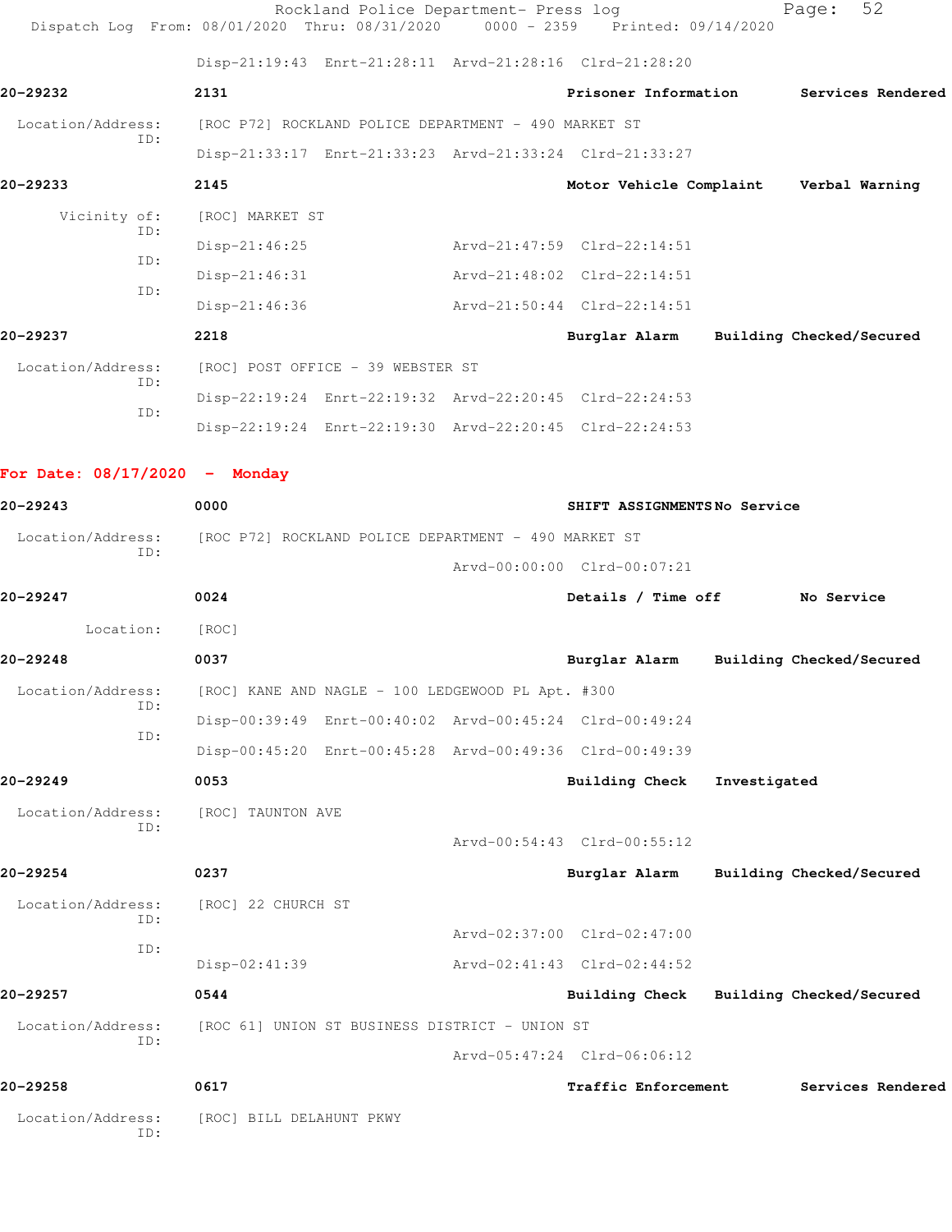Disp-21:19:43 Enrt-21:28:11 Arvd-21:28:16 Clrd-21:28:20

**20-29232** **2131** **Prisoner Information** **Services Rendered**

Location/Address: [ROC P72] ROCKLAND POLICE DEPARTMENT - 490 MARKET ST
ID:
Disp-21:33:17 Enrt-21:33:23 Arvd-21:33:24 Clrd-21:33:27

**20-29233** **2145** **Motor Vehicle Complaint** **Verbal Warning**

Vicinity of: [ROC] MARKET ST
ID:
Disp-21:46:25 Arvd-21:47:59 Clrd-22:14:51
ID:
Disp-21:46:31 Arvd-21:48:02 Clrd-22:14:51
ID:
Disp-21:46:36 Arvd-21:50:44 Clrd-22:14:51

**20-29237** **2218** **Burglar Alarm** **Building Checked/Secured**

Location/Address: [ROC] POST OFFICE - 39 WEBSTER ST
ID:
Disp-22:19:24 Enrt-22:19:32 Arvd-22:20:45 Clrd-22:24:53
ID:
Disp-22:19:24 Enrt-22:19:30 Arvd-22:20:45 Clrd-22:24:53

## For Date: 08/17/2020 - Monday

**20-29243** **0000** **SHIFT ASSIGNMENTS** **No Service**

Location/Address: [ROC P72] ROCKLAND POLICE DEPARTMENT - 490 MARKET ST
ID:
Arvd-00:00:00 Clrd-00:07:21

**20-29247** **0024** **Details / Time off** **No Service**

Location: [ROC]

**20-29248** **0037** **Burglar Alarm** **Building Checked/Secured**

Location/Address: [ROC] KANE AND NAGLE - 100 LEDGEWOOD PL Apt. #300
ID:
Disp-00:39:49 Enrt-00:40:02 Arvd-00:45:24 Clrd-00:49:24
ID:
Disp-00:45:20 Enrt-00:45:28 Arvd-00:49:36 Clrd-00:49:39

**20-29249** **0053** **Building Check** **Investigated**

Location/Address: [ROC] TAUNTON AVE
ID:
Arvd-00:54:43 Clrd-00:55:12

**20-29254** **0237** **Burglar Alarm** **Building Checked/Secured**

Location/Address: [ROC] 22 CHURCH ST
ID:
Arvd-02:37:00 Clrd-02:47:00
ID:
Disp-02:41:39 Arvd-02:41:43 Clrd-02:44:52

**20-29257** **0544** **Building Check** **Building Checked/Secured**

Location/Address: [ROC 61] UNION ST BUSINESS DISTRICT - UNION ST
ID:
Arvd-05:47:24 Clrd-06:06:12

**20-29258** **0617** **Traffic Enforcement** **Services Rendered**

Location/Address: [ROC] BILL DELAHUNT PKWY
ID: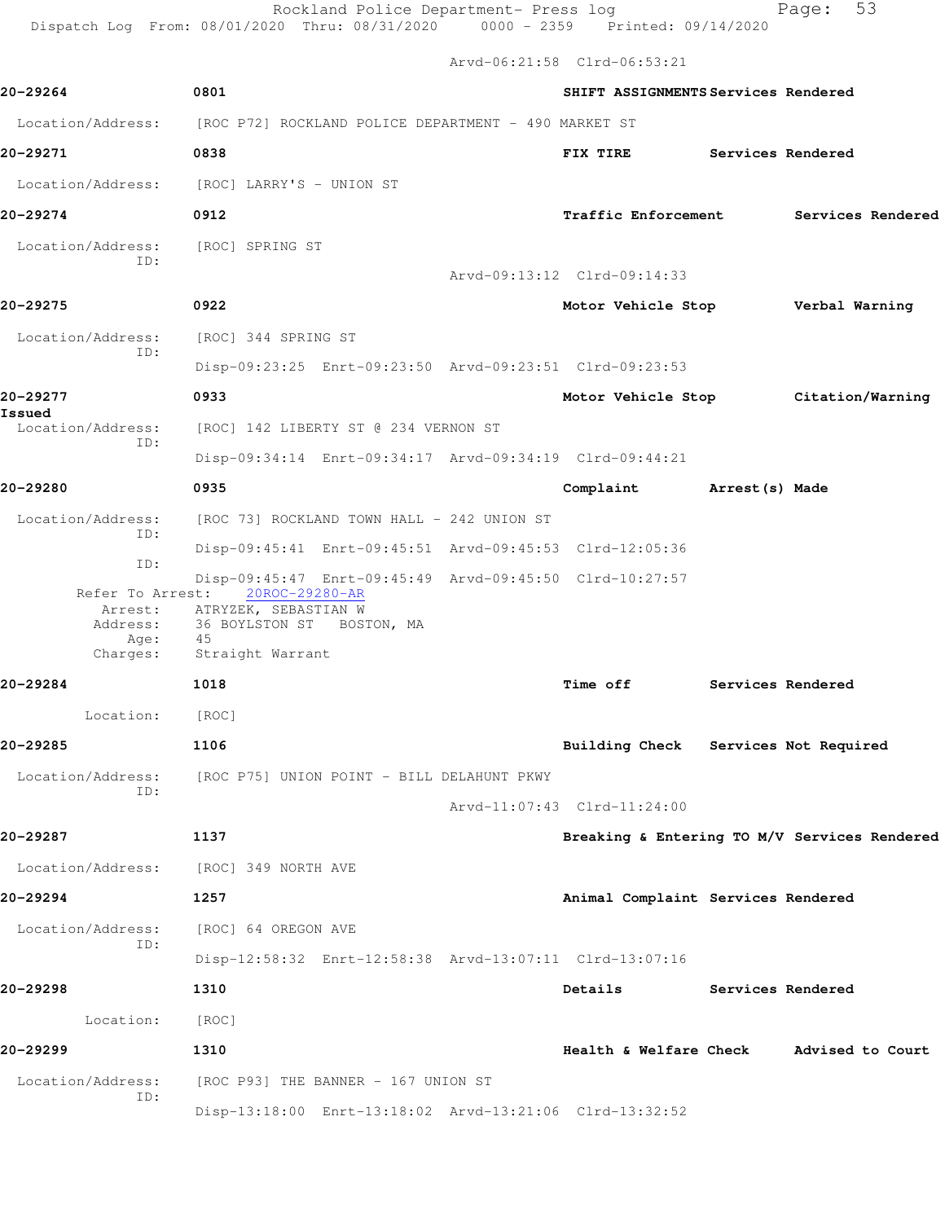Arvd-06:21:58 Clrd-06:53:21

**20-29264** 0801 **SHIFT ASSIGNMENTS Services Rendered**

Location/Address: [ROC P72] ROCKLAND POLICE DEPARTMENT - 490 MARKET ST

**20-29271** 0838 **FIX TIRE Services Rendered**

Location/Address: [ROC] LARRY'S - UNION ST

**20-29274** 0912 **Traffic Enforcement Services Rendered**

Location/Address: [ROC] SPRING ST
ID:
Arvd-09:13:12 Clrd-09:14:33

**20-29275** 0922 **Motor Vehicle Stop Verbal Warning**

Location/Address: [ROC] 344 SPRING ST
ID:
Disp-09:23:25 Enrt-09:23:50 Arvd-09:23:51 Clrd-09:23:53

**20-29277** 0933 **Motor Vehicle Stop Citation/Warning Issued**

Location/Address: [ROC] 142 LIBERTY ST @ 234 VERNON ST
ID:
Disp-09:34:14 Enrt-09:34:17 Arvd-09:34:19 Clrd-09:44:21

**20-29280** 0935 **Complaint Arrest(s) Made**

Location/Address: [ROC 73] ROCKLAND TOWN HALL - 242 UNION ST
ID:
Disp-09:45:41 Enrt-09:45:51 Arvd-09:45:53 Clrd-12:05:36
ID:
Disp-09:45:47 Enrt-09:45:49 Arvd-09:45:50 Clrd-10:27:57
Refer To Arrest: 20ROC-29280-AR
Arrest: ATRYZEK, SEBASTIAN W
Address: 36 BOYLSTON ST BOSTON, MA
Age: 45
Charges: Straight Warrant

**20-29284** 1018 **Time off Services Rendered**

Location: [ROC]

**20-29285** 1106 **Building Check Services Not Required**

Location/Address: [ROC P75] UNION POINT - BILL DELAHUNT PKWY
ID:
Arvd-11:07:43 Clrd-11:24:00

**20-29287** 1137 **Breaking & Entering TO M/V Services Rendered**

Location/Address: [ROC] 349 NORTH AVE

**20-29294** 1257 **Animal Complaint Services Rendered**

Location/Address: [ROC] 64 OREGON AVE
ID:
Disp-12:58:32 Enrt-12:58:38 Arvd-13:07:11 Clrd-13:07:16

**20-29298** 1310 **Details Services Rendered**

Location: [ROC]

**20-29299** 1310 **Health & Welfare Check Advised to Court**

Location/Address: [ROC P93] THE BANNER - 167 UNION ST
ID:
Disp-13:18:00 Enrt-13:18:02 Arvd-13:21:06 Clrd-13:32:52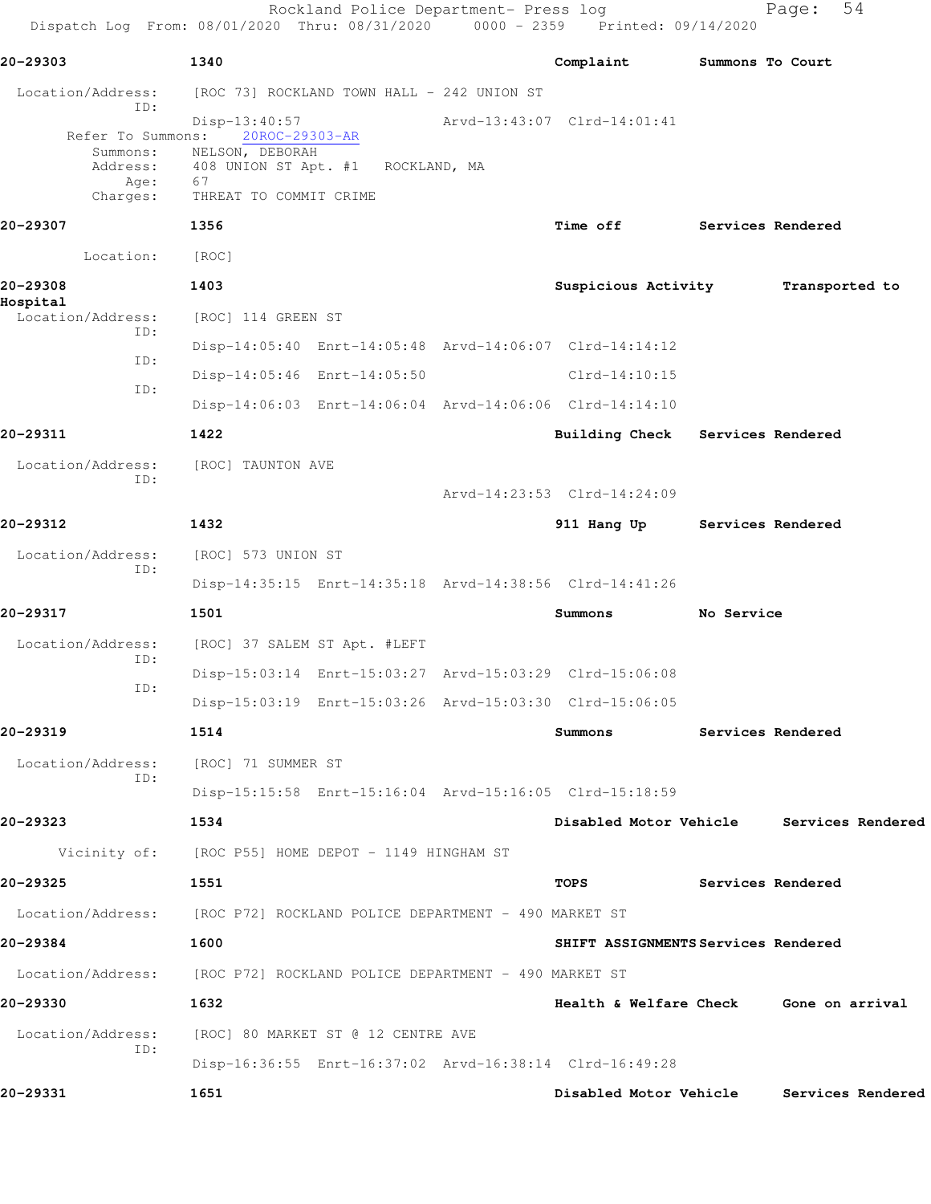**20-29303** 1340 Complaint Summons To Court

Location/Address: [ROC 73] ROCKLAND TOWN HALL - 242 UNION ST
ID:
Disp-13:40:57 Arvd-13:43:07 Clrd-14:01:41
Refer To Summons: 20ROC-29303-AR
Summons: NELSON, DEBORAH
Address: 408 UNION ST Apt. #1 ROCKLAND, MA
Age: 67
Charges: THREAT TO COMMIT CRIME

**20-29307** 1356 Time off Services Rendered

Location: [ROC]

**20-29308** 1403 Suspicious Activity Transported to Hospital

Location/Address: [ROC] 114 GREEN ST
ID:
Disp-14:05:40 Enrt-14:05:48 Arvd-14:06:07 Clrd-14:14:12
ID:
Disp-14:05:46 Enrt-14:05:50 Clrd-14:10:15
ID:
Disp-14:06:03 Enrt-14:06:04 Arvd-14:06:06 Clrd-14:14:10

**20-29311** 1422 Building Check Services Rendered

Location/Address: [ROC] TAUNTON AVE
ID:
Arvd-14:23:53 Clrd-14:24:09

**20-29312** 1432 911 Hang Up Services Rendered

Location/Address: [ROC] 573 UNION ST
ID:
Disp-14:35:15 Enrt-14:35:18 Arvd-14:38:56 Clrd-14:41:26

**20-29317** 1501 Summons No Service

Location/Address: [ROC] 37 SALEM ST Apt. #LEFT
ID:
Disp-15:03:14 Enrt-15:03:27 Arvd-15:03:29 Clrd-15:06:08
ID:
Disp-15:03:19 Enrt-15:03:26 Arvd-15:03:30 Clrd-15:06:05

**20-29319** 1514 Summons Services Rendered

Location/Address: [ROC] 71 SUMMER ST
ID:
Disp-15:15:58 Enrt-15:16:04 Arvd-15:16:05 Clrd-15:18:59

**20-29323** 1534 Disabled Motor Vehicle Services Rendered

Vicinity of: [ROC P55] HOME DEPOT - 1149 HINGHAM ST

**20-29325** 1551 TOPS Services Rendered

Location/Address: [ROC P72] ROCKLAND POLICE DEPARTMENT - 490 MARKET ST

**20-29384** 1600 SHIFT ASSIGNMENTS Services Rendered

Location/Address: [ROC P72] ROCKLAND POLICE DEPARTMENT - 490 MARKET ST

**20-29330** 1632 Health & Welfare Check Gone on arrival

Location/Address: [ROC] 80 MARKET ST @ 12 CENTRE AVE
ID:
Disp-16:36:55 Enrt-16:37:02 Arvd-16:38:14 Clrd-16:49:28

**20-29331** 1651 Disabled Motor Vehicle Services Rendered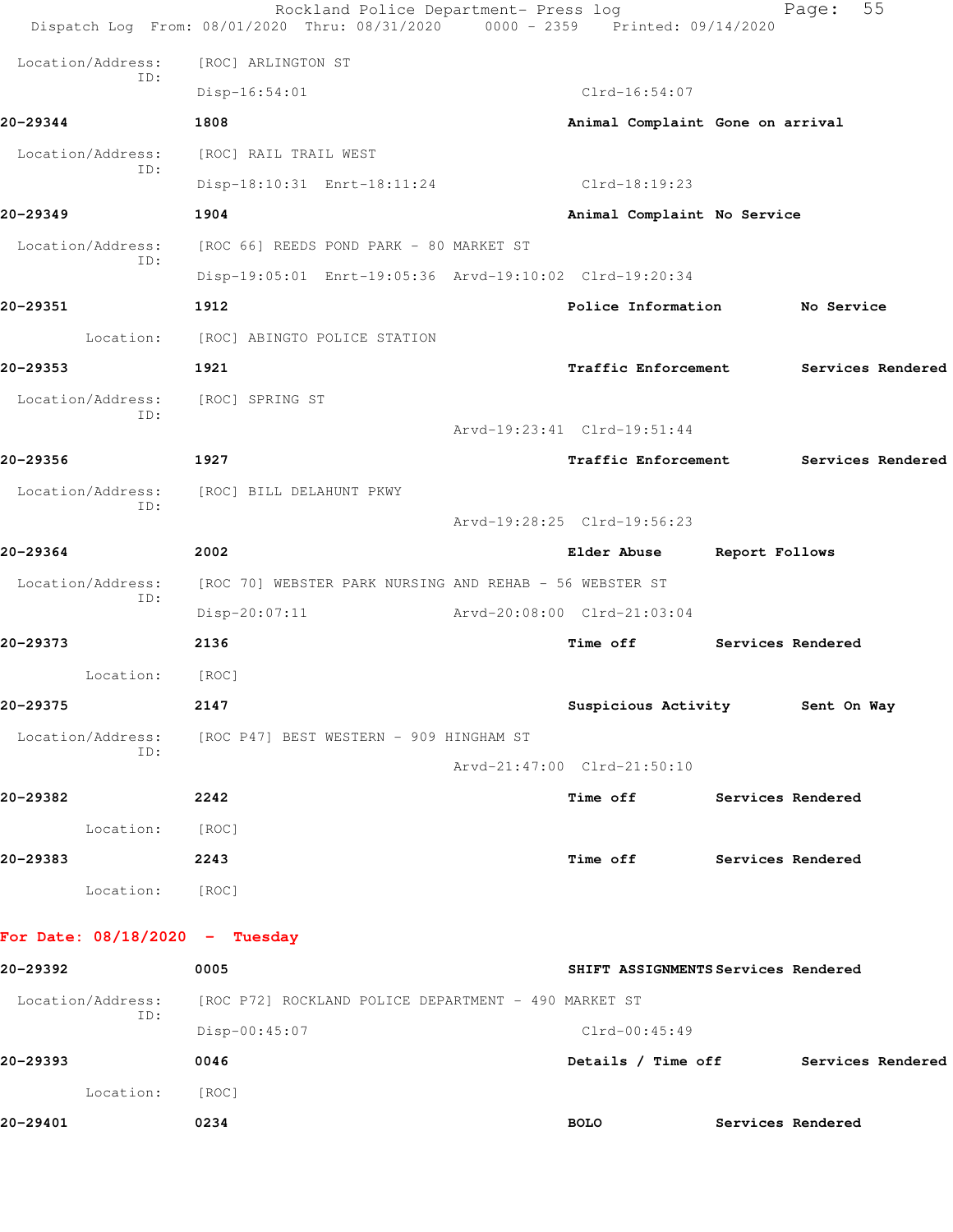Location/Address: [ROC] ARLINGTON ST
ID:
Disp-16:54:01 Clrd-16:54:07

**20-29344** **1808** **Animal Complaint Gone on arrival**

Location/Address: [ROC] RAIL TRAIL WEST
ID:
Disp-18:10:31 Enrt-18:11:24 Clrd-18:19:23

**20-29349** **1904** **Animal Complaint No Service**

Location/Address: [ROC 66] REEDS POND PARK - 80 MARKET ST
ID:
Disp-19:05:01 Enrt-19:05:36 Arvd-19:10:02 Clrd-19:20:34

**20-29351** **1912** **Police Information No Service**

Location: [ROC] ABINGTO POLICE STATION

**20-29353** **1921** **Traffic Enforcement Services Rendered**

Location/Address: [ROC] SPRING ST
ID:
Arvd-19:23:41 Clrd-19:51:44

**20-29356** **1927** **Traffic Enforcement Services Rendered**

Location/Address: [ROC] BILL DELAHUNT PKWY
ID:
Arvd-19:28:25 Clrd-19:56:23

**20-29364** **2002** **Elder Abuse Report Follows**

Location/Address: [ROC 70] WEBSTER PARK NURSING AND REHAB - 56 WEBSTER ST
ID:
Disp-20:07:11 Arvd-20:08:00 Clrd-21:03:04

**20-29373** **2136** **Time off Services Rendered**

Location: [ROC]

**20-29375** **2147** **Suspicious Activity Sent On Way**

Location/Address: [ROC P47] BEST WESTERN - 909 HINGHAM ST
ID:
Arvd-21:47:00 Clrd-21:50:10

**20-29382** **2242** **Time off Services Rendered**

Location: [ROC]

**20-29383** **2243** **Time off Services Rendered**

Location: [ROC]

## For Date: 08/18/2020 - Tuesday

**20-29392** **0005** **SHIFT ASSIGNMENTS Services Rendered**

Location/Address: [ROC P72] ROCKLAND POLICE DEPARTMENT - 490 MARKET ST
ID:
Disp-00:45:07 Clrd-00:45:49

**20-29393** **0046** **Details / Time off Services Rendered**

Location: [ROC]

**20-29401** **0234** **BOLO Services Rendered**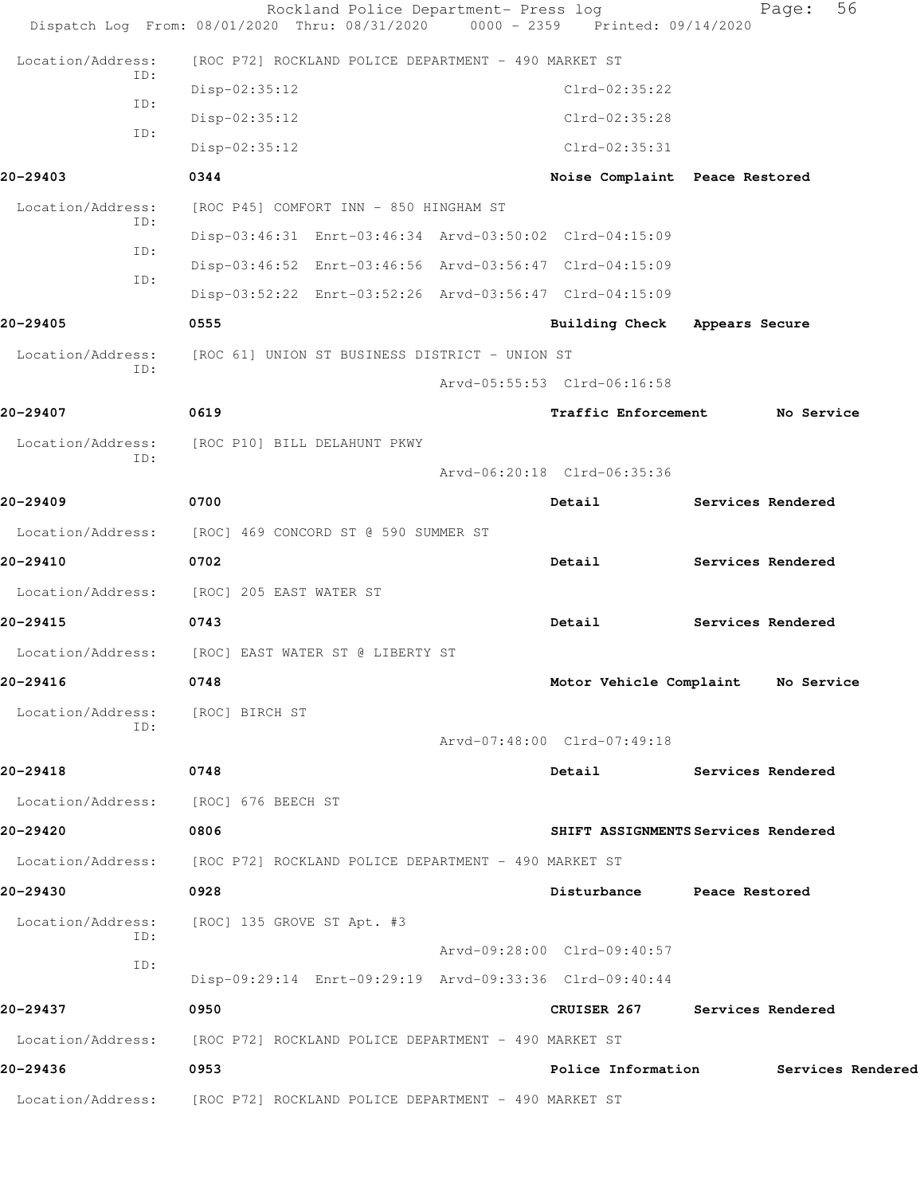Rockland Police Department- Press log

Dispatch Log From: 08/01/2020 Thru: 08/31/2020 0000 - 2359 Printed: 09/14/2020

Location/Address: [ROC P72] ROCKLAND POLICE DEPARTMENT - 490 MARKET ST

ID: Disp-02:35:12 Clrd-02:35:22

ID: Disp-02:35:12 Clrd-02:35:28

ID: Disp-02:35:12 Clrd-02:35:31

**20-29403** **0344** **Noise Complaint** **Peace Restored**

Location/Address: [ROC P45] COMFORT INN - 850 HINGHAM ST

ID: Disp-03:46:31 Enrt-03:46:34 Arvd-03:50:02 Clrd-04:15:09

ID: Disp-03:46:52 Enrt-03:46:56 Arvd-03:56:47 Clrd-04:15:09

ID: Disp-03:52:22 Enrt-03:52:26 Arvd-03:56:47 Clrd-04:15:09

**20-29405** **0555** **Building Check** **Appears Secure**

Location/Address: [ROC 61] UNION ST BUSINESS DISTRICT - UNION ST

ID: Arvd-05:55:53 Clrd-06:16:58

**20-29407** **0619** **Traffic Enforcement** **No Service**

Location/Address: [ROC P10] BILL DELAHUNT PKWY

ID: Arvd-06:20:18 Clrd-06:35:36

**20-29409** **0700** **Detail** **Services Rendered**

Location/Address: [ROC] 469 CONCORD ST @ 590 SUMMER ST

**20-29410** **0702** **Detail** **Services Rendered**

Location/Address: [ROC] 205 EAST WATER ST

**20-29415** **0743** **Detail** **Services Rendered**

Location/Address: [ROC] EAST WATER ST @ LIBERTY ST

**20-29416** **0748** **Motor Vehicle Complaint** **No Service**

Location/Address: [ROC] BIRCH ST

ID: Arvd-07:48:00 Clrd-07:49:18

**20-29418** **0748** **Detail** **Services Rendered**

Location/Address: [ROC] 676 BEECH ST

**20-29420** **0806** **SHIFT ASSIGNMENTS** **Services Rendered**

Location/Address: [ROC P72] ROCKLAND POLICE DEPARTMENT - 490 MARKET ST

**20-29430** **0928** **Disturbance** **Peace Restored**

Location/Address: [ROC] 135 GROVE ST Apt. #3

ID: Arvd-09:28:00 Clrd-09:40:57

ID: Disp-09:29:14 Enrt-09:29:19 Arvd-09:33:36 Clrd-09:40:44

**20-29437** **0950** **CRUISER 267** **Services Rendered**

Location/Address: [ROC P72] ROCKLAND POLICE DEPARTMENT - 490 MARKET ST

**20-29436** **0953** **Police Information** **Services Rendered**

Location/Address: [ROC P72] ROCKLAND POLICE DEPARTMENT - 490 MARKET ST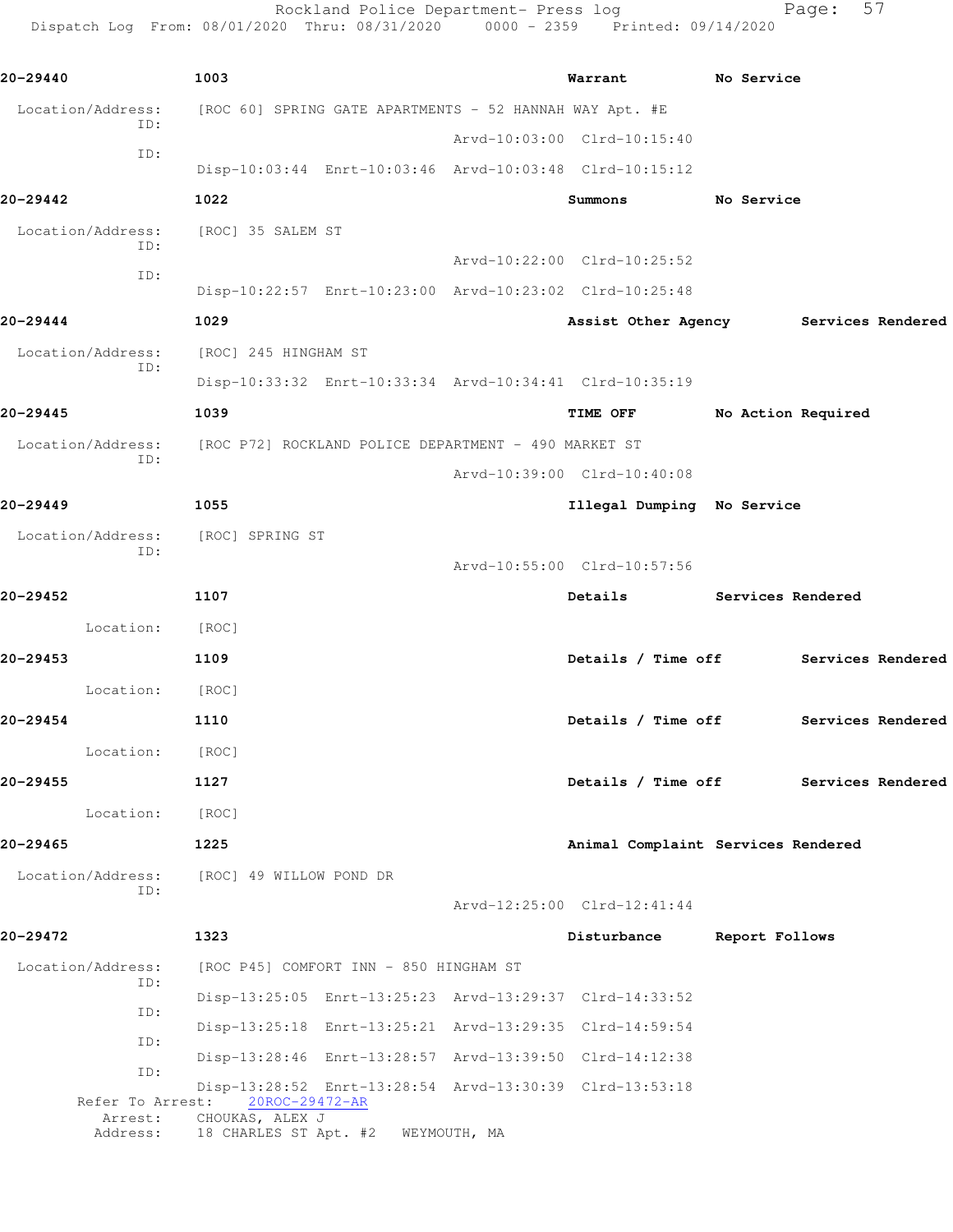Rockland Police Department- Press log
Dispatch Log From: 08/01/2020 Thru: 08/31/2020 0000 - 2359 Printed: 09/14/2020

**20-29440** **1003** **Warrant** **No Service**

Location/Address: [ROC 60] SPRING GATE APARTMENTS - 52 HANNAH WAY Apt. #E
ID:
Arvd-10:03:00 Clrd-10:15:40
ID:
Disp-10:03:44 Enrt-10:03:46 Arvd-10:03:48 Clrd-10:15:12

**20-29442** **1022** **Summons** **No Service**

Location/Address: [ROC] 35 SALEM ST
ID:
Arvd-10:22:00 Clrd-10:25:52
ID:
Disp-10:22:57 Enrt-10:23:00 Arvd-10:23:02 Clrd-10:25:48

**20-29444** **1029** **Assist Other Agency** **Services Rendered**

Location/Address: [ROC] 245 HINGHAM ST
ID:
Disp-10:33:32 Enrt-10:33:34 Arvd-10:34:41 Clrd-10:35:19

**20-29445** **1039** **TIME OFF** **No Action Required**

Location/Address: [ROC P72] ROCKLAND POLICE DEPARTMENT - 490 MARKET ST
ID:
Arvd-10:39:00 Clrd-10:40:08

**20-29449** **1055** **Illegal Dumping** **No Service**

Location/Address: [ROC] SPRING ST
ID:
Arvd-10:55:00 Clrd-10:57:56

**20-29452** **1107** **Details** **Services Rendered**

Location: [ROC]

**20-29453** **1109** **Details / Time off** **Services Rendered**

Location: [ROC]

**20-29454** **1110** **Details / Time off** **Services Rendered**

Location: [ROC]

**20-29455** **1127** **Details / Time off** **Services Rendered**

Location: [ROC]

**20-29465** **1225** **Animal Complaint** **Services Rendered**

Location/Address: [ROC] 49 WILLOW POND DR
ID:
Arvd-12:25:00 Clrd-12:41:44

**20-29472** **1323** **Disturbance** **Report Follows**

Location/Address: [ROC P45] COMFORT INN - 850 HINGHAM ST
ID:
Disp-13:25:05 Enrt-13:25:23 Arvd-13:29:37 Clrd-14:33:52
ID:
Disp-13:25:18 Enrt-13:25:21 Arvd-13:29:35 Clrd-14:59:54
ID:
Disp-13:28:46 Enrt-13:28:57 Arvd-13:39:50 Clrd-14:12:38
ID:
Disp-13:28:52 Enrt-13:28:54 Arvd-13:30:39 Clrd-13:53:18
Refer To Arrest: 20ROC-29472-AR
Arrest: CHOUKAS, ALEX J
Address: 18 CHARLES ST Apt. #2 WEYMOUTH, MA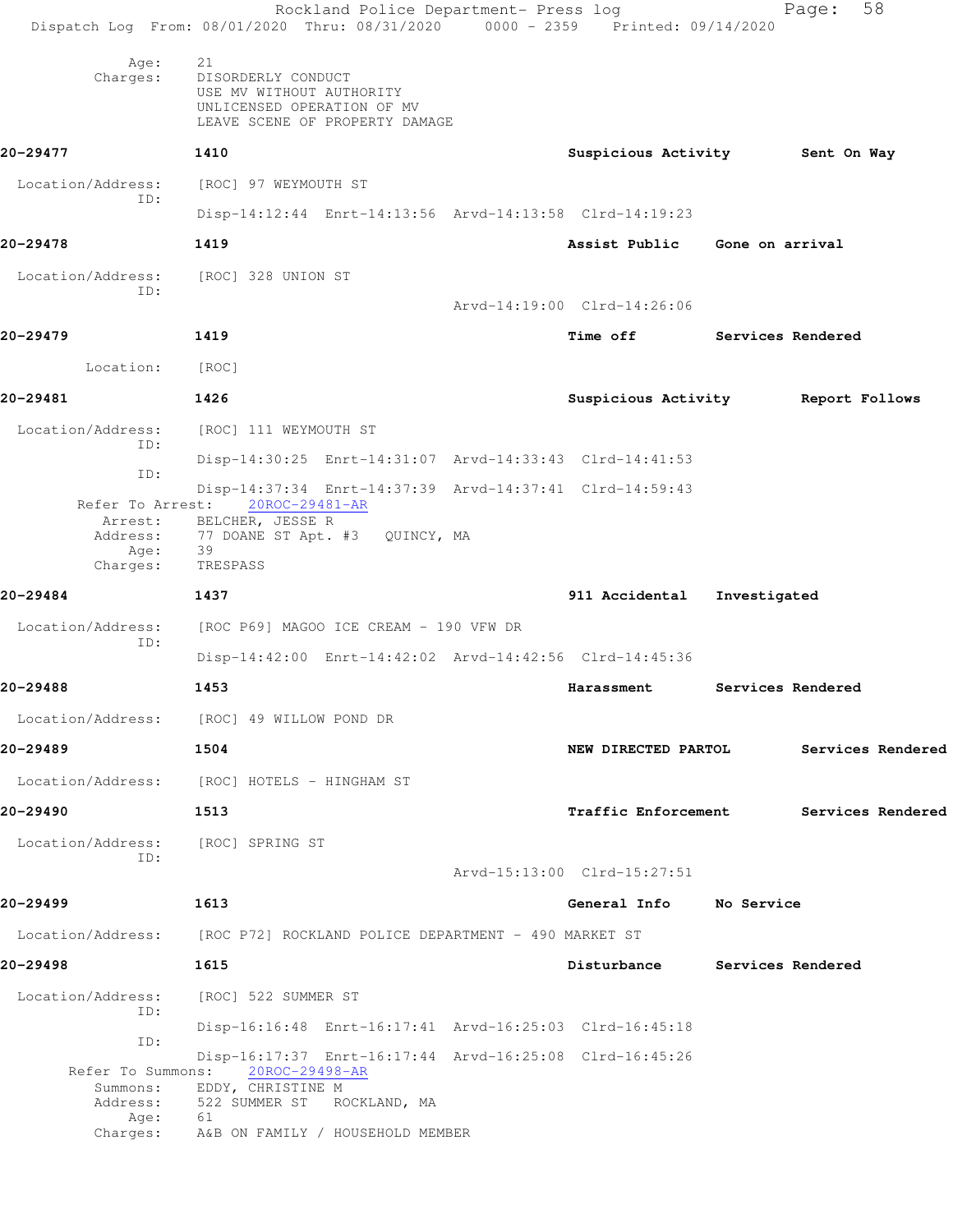Age: 21
Charges: DISORDERLY CONDUCT
USE MV WITHOUT AUTHORITY
UNLICENSED OPERATION OF MV
LEAVE SCENE OF PROPERTY DAMAGE

**20-29477** 1410 **Suspicious Activity** **Sent On Way**

Location/Address: [ROC] 97 WEYMOUTH ST
ID:
Disp-14:12:44 Enrt-14:13:56 Arvd-14:13:58 Clrd-14:19:23

**20-29478** 1419 **Assist Public** **Gone on arrival**

Location/Address: [ROC] 328 UNION ST
ID:
Arvd-14:19:00 Clrd-14:26:06

**20-29479** 1419 **Time off** **Services Rendered**

Location: [ROC]

**20-29481** 1426 **Suspicious Activity** **Report Follows**

Location/Address: [ROC] 111 WEYMOUTH ST
ID:
Disp-14:30:25 Enrt-14:31:07 Arvd-14:33:43 Clrd-14:41:53
ID:
Disp-14:37:34 Enrt-14:37:39 Arvd-14:37:41 Clrd-14:59:43
Refer To Arrest: 20ROC-29481-AR
Arrest: BELCHER, JESSE R
Address: 77 DOANE ST Apt. #3 QUINCY, MA
Age: 39
Charges: TRESPASS

**20-29484** 1437 **911 Accidental** **Investigated**

Location/Address: [ROC P69] MAGOO ICE CREAM - 190 VFW DR
ID:
Disp-14:42:00 Enrt-14:42:02 Arvd-14:42:56 Clrd-14:45:36

**20-29488** 1453 **Harassment** **Services Rendered**

Location/Address: [ROC] 49 WILLOW POND DR

**20-29489** 1504 **NEW DIRECTED PARTOL** **Services Rendered**

Location/Address: [ROC] HOTELS - HINGHAM ST

**20-29490** 1513 **Traffic Enforcement** **Services Rendered**

Location/Address: [ROC] SPRING ST
ID:
Arvd-15:13:00 Clrd-15:27:51

**20-29499** 1613 **General Info** **No Service**

Location/Address: [ROC P72] ROCKLAND POLICE DEPARTMENT - 490 MARKET ST

**20-29498** 1615 **Disturbance** **Services Rendered**

Location/Address: [ROC] 522 SUMMER ST
ID:
Disp-16:16:48 Enrt-16:17:41 Arvd-16:25:03 Clrd-16:45:18
ID:
Disp-16:17:37 Enrt-16:17:44 Arvd-16:25:08 Clrd-16:45:26
Refer To Summons: 20ROC-29498-AR
Summons: EDDY, CHRISTINE M
Address: 522 SUMMER ST ROCKLAND, MA
Age: 61
Charges: A&B ON FAMILY / HOUSEHOLD MEMBER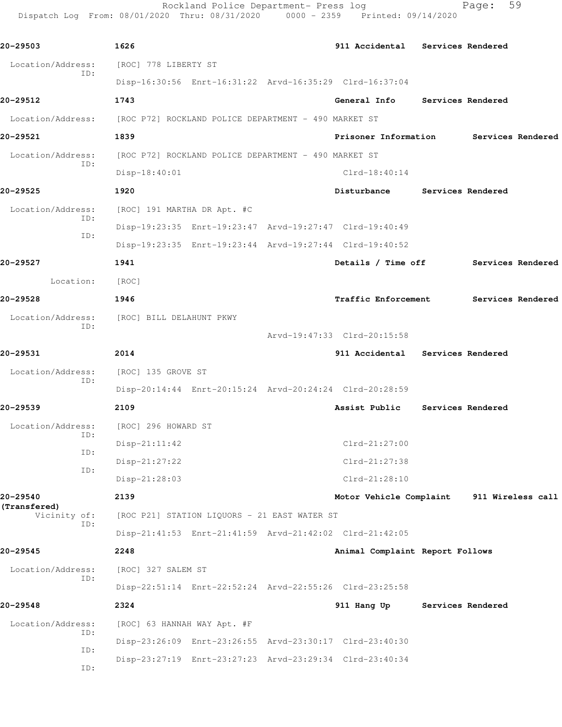**20-29503** 1626 **911 Accidental** **Services Rendered**

Location/Address: [ROC] 778 LIBERTY ST
ID:
Disp-16:30:56 Enrt-16:31:22 Arvd-16:35:29 Clrd-16:37:04

**20-29512** 1743 **General Info** **Services Rendered**

Location/Address: [ROC P72] ROCKLAND POLICE DEPARTMENT - 490 MARKET ST

**20-29521** 1839 **Prisoner Information** **Services Rendered**

Location/Address: [ROC P72] ROCKLAND POLICE DEPARTMENT - 490 MARKET ST
ID:
Disp-18:40:01 Clrd-18:40:14

**20-29525** 1920 **Disturbance** **Services Rendered**

Location/Address: [ROC] 191 MARTHA DR Apt. #C
ID:
Disp-19:23:35 Enrt-19:23:47 Arvd-19:27:47 Clrd-19:40:49
ID:
Disp-19:23:35 Enrt-19:23:44 Arvd-19:27:44 Clrd-19:40:52

**20-29527** 1941 **Details / Time off** **Services Rendered**

Location: [ROC]

**20-29528** 1946 **Traffic Enforcement** **Services Rendered**

Location/Address: [ROC] BILL DELAHUNT PKWY
ID:
Arvd-19:47:33 Clrd-20:15:58

**20-29531** 2014 **911 Accidental** **Services Rendered**

Location/Address: [ROC] 135 GROVE ST
ID:
Disp-20:14:44 Enrt-20:15:24 Arvd-20:24:24 Clrd-20:28:59

**20-29539** 2109 **Assist Public** **Services Rendered**

Location/Address: [ROC] 296 HOWARD ST
ID:
Disp-21:11:42 Clrd-21:27:00
ID:
Disp-21:27:22 Clrd-21:27:38
ID:
Disp-21:28:03 Clrd-21:28:10

**20-29540** 2139 **Motor Vehicle Complaint** **911 Wireless call**
**(Transfered)**

Vicinity of: [ROC P21] STATION LIQUORS - 21 EAST WATER ST
ID:
Disp-21:41:53 Enrt-21:41:59 Arvd-21:42:02 Clrd-21:42:05

**20-29545** 2248 **Animal Complaint** **Report Follows**

Location/Address: [ROC] 327 SALEM ST
ID:
Disp-22:51:14 Enrt-22:52:24 Arvd-22:55:26 Clrd-23:25:58

**20-29548** 2324 **911 Hang Up** **Services Rendered**

Location/Address: [ROC] 63 HANNAH WAY Apt. #F
ID:
Disp-23:26:09 Enrt-23:26:55 Arvd-23:30:17 Clrd-23:40:30
ID:
Disp-23:27:19 Enrt-23:27:23 Arvd-23:29:34 Clrd-23:40:34
ID: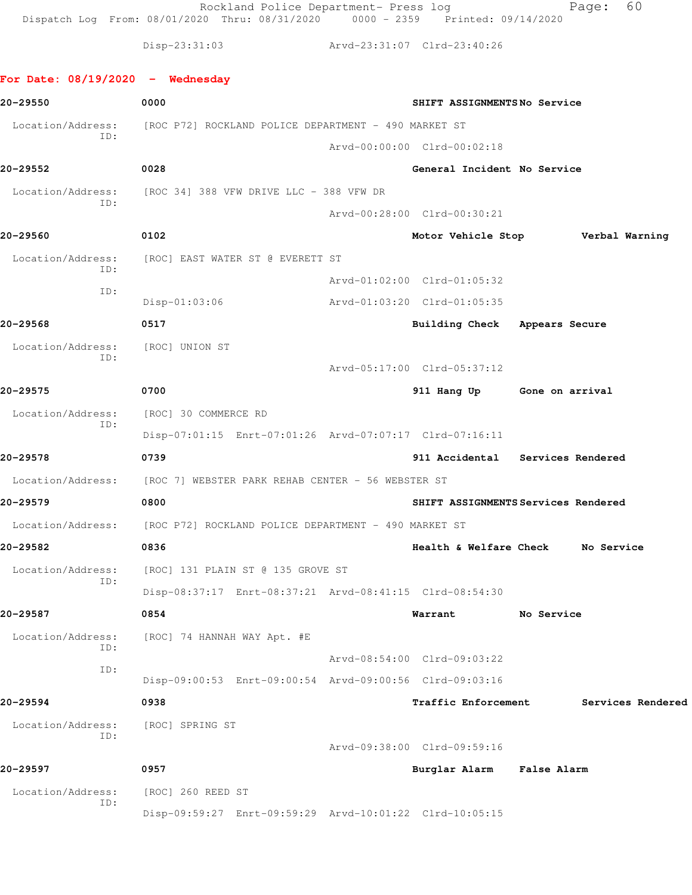Disp-23:31:03 Arvd-23:31:07 Clrd-23:40:26

## For Date: 08/19/2020 - Wednesday

**20-29550** 0000 **SHIFT ASSIGNMENTS** **No Service**

Location/Address: [ROC P72] ROCKLAND POLICE DEPARTMENT - 490 MARKET ST
ID:
Arvd-00:00:00 Clrd-00:02:18

**20-29552** 0028 **General Incident** **No Service**

Location/Address: [ROC 34] 388 VFW DRIVE LLC - 388 VFW DR
ID:
Arvd-00:28:00 Clrd-00:30:21

**20-29560** 0102 **Motor Vehicle Stop** **Verbal Warning**

Location/Address: [ROC] EAST WATER ST @ EVERETT ST
ID:
Arvd-01:02:00 Clrd-01:05:32
ID:
Disp-01:03:06 Arvd-01:03:20 Clrd-01:05:35

**20-29568** 0517 **Building Check** **Appears Secure**

Location/Address: [ROC] UNION ST
ID:
Arvd-05:17:00 Clrd-05:37:12

**20-29575** 0700 **911 Hang Up** **Gone on arrival**

Location/Address: [ROC] 30 COMMERCE RD
ID:
Disp-07:01:15 Enrt-07:01:26 Arvd-07:07:17 Clrd-07:16:11

**20-29578** 0739 **911 Accidental** **Services Rendered**

Location/Address: [ROC 7] WEBSTER PARK REHAB CENTER - 56 WEBSTER ST

**20-29579** 0800 **SHIFT ASSIGNMENTS** **Services Rendered**

Location/Address: [ROC P72] ROCKLAND POLICE DEPARTMENT - 490 MARKET ST

**20-29582** 0836 **Health & Welfare Check** **No Service**

Location/Address: [ROC] 131 PLAIN ST @ 135 GROVE ST
ID:
Disp-08:37:17 Enrt-08:37:21 Arvd-08:41:15 Clrd-08:54:30

**20-29587** 0854 **Warrant** **No Service**

Location/Address: [ROC] 74 HANNAH WAY Apt. #E
ID:
Arvd-08:54:00 Clrd-09:03:22
ID:
Disp-09:00:53 Enrt-09:00:54 Arvd-09:00:56 Clrd-09:03:16

**20-29594** 0938 **Traffic Enforcement** **Services Rendered**

Location/Address: [ROC] SPRING ST
ID:
Arvd-09:38:00 Clrd-09:59:16

**20-29597** 0957 **Burglar Alarm** **False Alarm**

Location/Address: [ROC] 260 REED ST
ID:
Disp-09:59:27 Enrt-09:59:29 Arvd-10:01:22 Clrd-10:05:15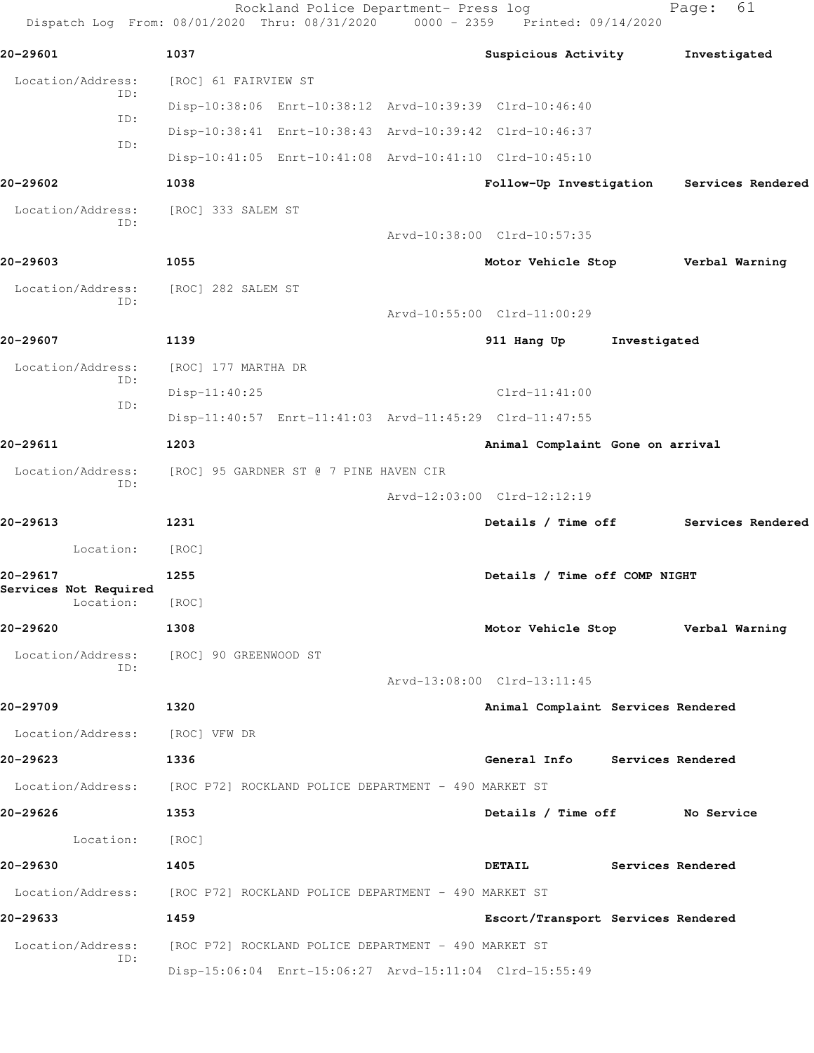Rockland Police Department- Press log
Dispatch Log From: 08/01/2020 Thru: 08/31/2020 0000 - 2359 Printed: 09/14/2020

**20-29601** 1037 Suspicious Activity Investigated

Location/Address: [ROC] 61 FAIRVIEW ST
ID: Disp-10:38:06 Enrt-10:38:12 Arvd-10:39:39 Clrd-10:46:40
ID: Disp-10:38:41 Enrt-10:38:43 Arvd-10:39:42 Clrd-10:46:37
ID: Disp-10:41:05 Enrt-10:41:08 Arvd-10:41:10 Clrd-10:45:10

**20-29602** 1038 Follow-Up Investigation Services Rendered

Location/Address: [ROC] 333 SALEM ST
ID: Arvd-10:38:00 Clrd-10:57:35

**20-29603** 1055 Motor Vehicle Stop Verbal Warning

Location/Address: [ROC] 282 SALEM ST
ID: Arvd-10:55:00 Clrd-11:00:29

**20-29607** 1139 911 Hang Up Investigated

Location/Address: [ROC] 177 MARTHA DR
ID: Disp-11:40:25 Clrd-11:41:00
ID: Disp-11:40:57 Enrt-11:41:03 Arvd-11:45:29 Clrd-11:47:55

**20-29611** 1203 Animal Complaint Gone on arrival

Location/Address: [ROC] 95 GARDNER ST @ 7 PINE HAVEN CIR
ID: Arvd-12:03:00 Clrd-12:12:19

**20-29613** 1231 Details / Time off Services Rendered

Location: [ROC]

**20-29617** 1255 Details / Time off COMP NIGHT Services Not Required

Location: [ROC]

**20-29620** 1308 Motor Vehicle Stop Verbal Warning

Location/Address: [ROC] 90 GREENWOOD ST
ID: Arvd-13:08:00 Clrd-13:11:45

**20-29709** 1320 Animal Complaint Services Rendered

Location/Address: [ROC] VFW DR

**20-29623** 1336 General Info Services Rendered

Location/Address: [ROC P72] ROCKLAND POLICE DEPARTMENT - 490 MARKET ST

**20-29626** 1353 Details / Time off No Service

Location: [ROC]

**20-29630** 1405 DETAIL Services Rendered

Location/Address: [ROC P72] ROCKLAND POLICE DEPARTMENT - 490 MARKET ST

**20-29633** 1459 Escort/Transport Services Rendered

Location/Address: [ROC P72] ROCKLAND POLICE DEPARTMENT - 490 MARKET ST
ID: Disp-15:06:04 Enrt-15:06:27 Arvd-15:11:04 Clrd-15:55:49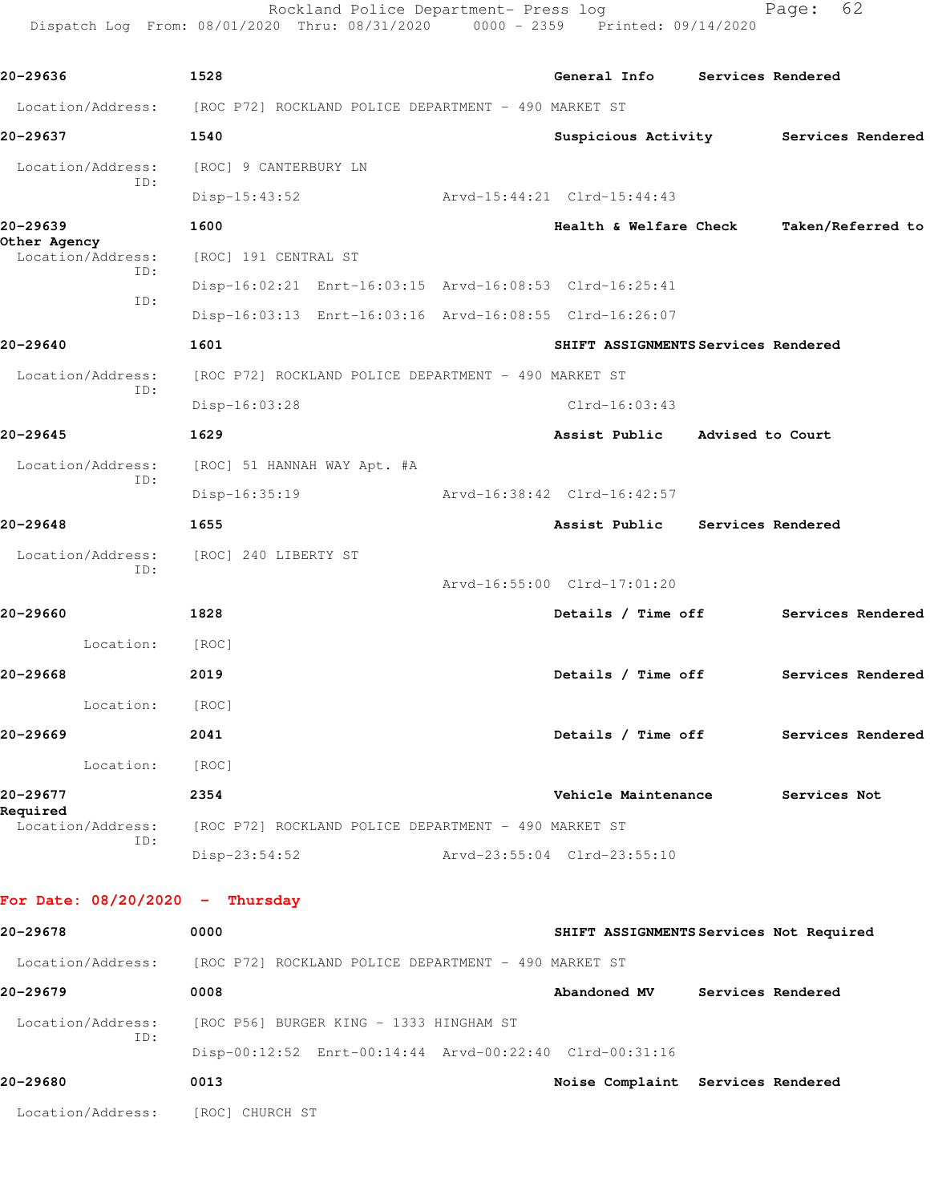**20-29636** 1528 **General Info** **Services Rendered**

Location/Address: [ROC P72] ROCKLAND POLICE DEPARTMENT - 490 MARKET ST

**20-29637** 1540 **Suspicious Activity** **Services Rendered**

Location/Address: [ROC] 9 CANTERBURY LN
ID:
Disp-15:43:52 Arvd-15:44:21 Clrd-15:44:43

**20-29639** 1600 **Health & Welfare Check** **Taken/Referred to Other Agency**

Location/Address: [ROC] 191 CENTRAL ST
ID:
Disp-16:02:21 Enrt-16:03:15 Arvd-16:08:53 Clrd-16:25:41
ID:
Disp-16:03:13 Enrt-16:03:16 Arvd-16:08:55 Clrd-16:26:07

**20-29640** 1601 **SHIFT ASSIGNMENTS** **Services Rendered**

Location/Address: [ROC P72] ROCKLAND POLICE DEPARTMENT - 490 MARKET ST
ID:
Disp-16:03:28 Clrd-16:03:43

**20-29645** 1629 **Assist Public** **Advised to Court**

Location/Address: [ROC] 51 HANNAH WAY Apt. #A
ID:
Disp-16:35:19 Arvd-16:38:42 Clrd-16:42:57

**20-29648** 1655 **Assist Public** **Services Rendered**

Location/Address: [ROC] 240 LIBERTY ST
ID:
Arvd-16:55:00 Clrd-17:01:20

**20-29660** 1828 **Details / Time off** **Services Rendered**

Location: [ROC]

**20-29668** 2019 **Details / Time off** **Services Rendered**

Location: [ROC]

**20-29669** 2041 **Details / Time off** **Services Rendered**

Location: [ROC]

**20-29677** 2354 **Vehicle Maintenance** **Services Not Required**

Location/Address: [ROC P72] ROCKLAND POLICE DEPARTMENT - 490 MARKET ST
ID:
Disp-23:54:52 Arvd-23:55:04 Clrd-23:55:10

## For Date: 08/20/2020 - Thursday

**20-29678** 0000 **SHIFT ASSIGNMENTS** **Services Not Required**

Location/Address: [ROC P72] ROCKLAND POLICE DEPARTMENT - 490 MARKET ST

**20-29679** 0008 **Abandoned MV** **Services Rendered**

Location/Address: [ROC P56] BURGER KING - 1333 HINGHAM ST
ID:
Disp-00:12:52 Enrt-00:14:44 Arvd-00:22:40 Clrd-00:31:16

**20-29680** 0013 **Noise Complaint** **Services Rendered**

Location/Address: [ROC] CHURCH ST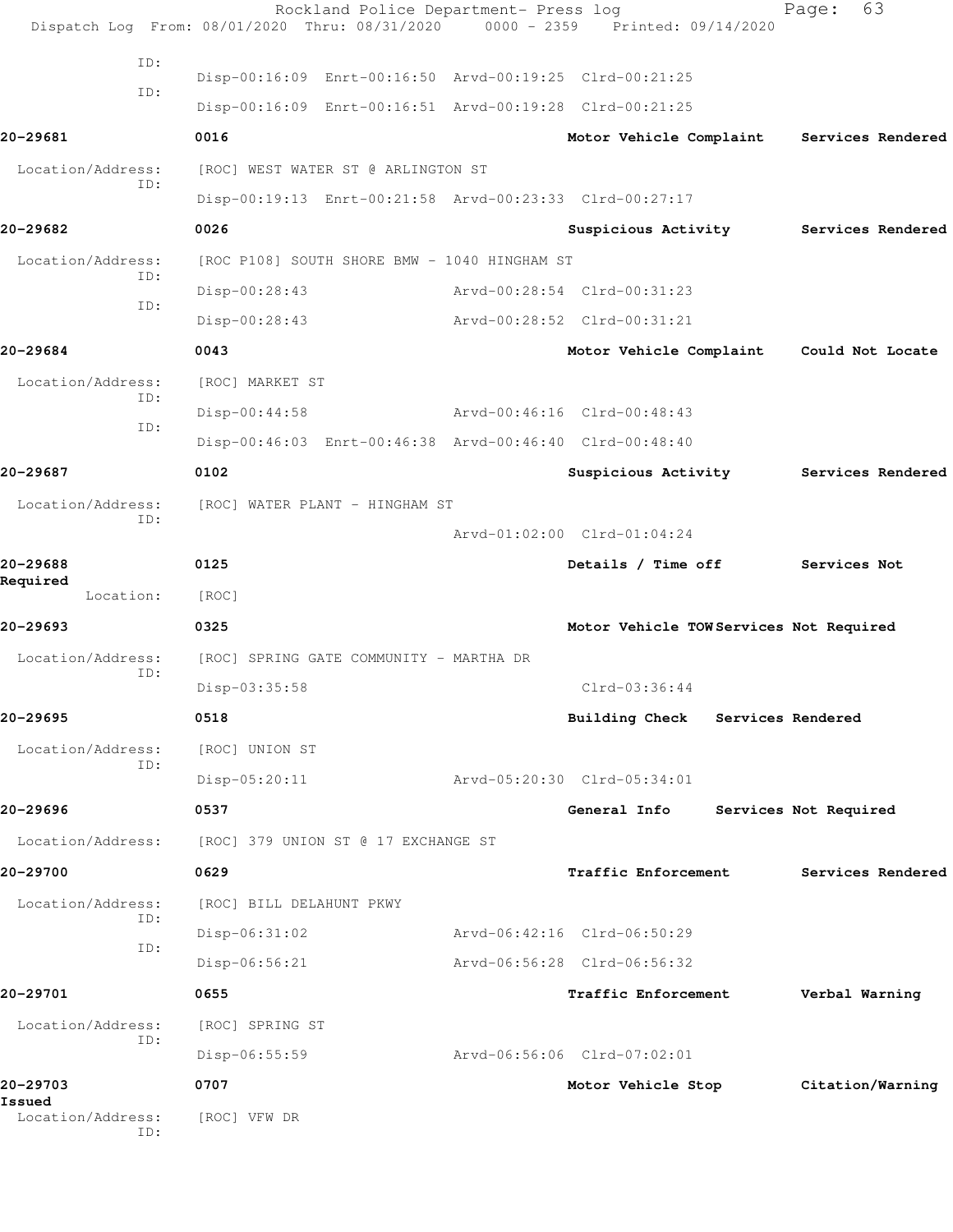ID:
Disp-00:16:09 Enrt-00:16:50 Arvd-00:19:25 Clrd-00:21:25
ID:
Disp-00:16:09 Enrt-00:16:51 Arvd-00:19:28 Clrd-00:21:25

**20-29681** **0016** **Motor Vehicle Complaint** **Services Rendered**

Location/Address: [ROC] WEST WATER ST @ ARLINGTON ST
ID:
Disp-00:19:13 Enrt-00:21:58 Arvd-00:23:33 Clrd-00:27:17

**20-29682** **0026** **Suspicious Activity** **Services Rendered**

Location/Address: [ROC P108] SOUTH SHORE BMW - 1040 HINGHAM ST
ID:
Disp-00:28:43 Arvd-00:28:54 Clrd-00:31:23
ID:
Disp-00:28:43 Arvd-00:28:52 Clrd-00:31:21

**20-29684** **0043** **Motor Vehicle Complaint** **Could Not Locate**

Location/Address: [ROC] MARKET ST
ID:
Disp-00:44:58 Arvd-00:46:16 Clrd-00:48:43
ID:
Disp-00:46:03 Enrt-00:46:38 Arvd-00:46:40 Clrd-00:48:40

**20-29687** **0102** **Suspicious Activity** **Services Rendered**

Location/Address: [ROC] WATER PLANT - HINGHAM ST
ID:
Arvd-01:02:00 Clrd-01:04:24

**20-29688** **0125** **Details / Time off** **Services Not Required**

Location: [ROC]

**20-29693** **0325** **Motor Vehicle TOW** **Services Not Required**

Location/Address: [ROC] SPRING GATE COMMUNITY - MARTHA DR
ID:
Disp-03:35:58 Clrd-03:36:44

**20-29695** **0518** **Building Check** **Services Rendered**

Location/Address: [ROC] UNION ST
ID:
Disp-05:20:11 Arvd-05:20:30 Clrd-05:34:01

**20-29696** **0537** **General Info** **Services Not Required**

Location/Address: [ROC] 379 UNION ST @ 17 EXCHANGE ST

**20-29700** **0629** **Traffic Enforcement** **Services Rendered**

Location/Address: [ROC] BILL DELAHUNT PKWY
ID:
Disp-06:31:02 Arvd-06:42:16 Clrd-06:50:29
ID:
Disp-06:56:21 Arvd-06:56:28 Clrd-06:56:32

**20-29701** **0655** **Traffic Enforcement** **Verbal Warning**

Location/Address: [ROC] SPRING ST
ID:
Disp-06:55:59 Arvd-06:56:06 Clrd-07:02:01

**20-29703** **0707** **Motor Vehicle Stop** **Citation/Warning Issued**

Location/Address: [ROC] VFW DR
ID: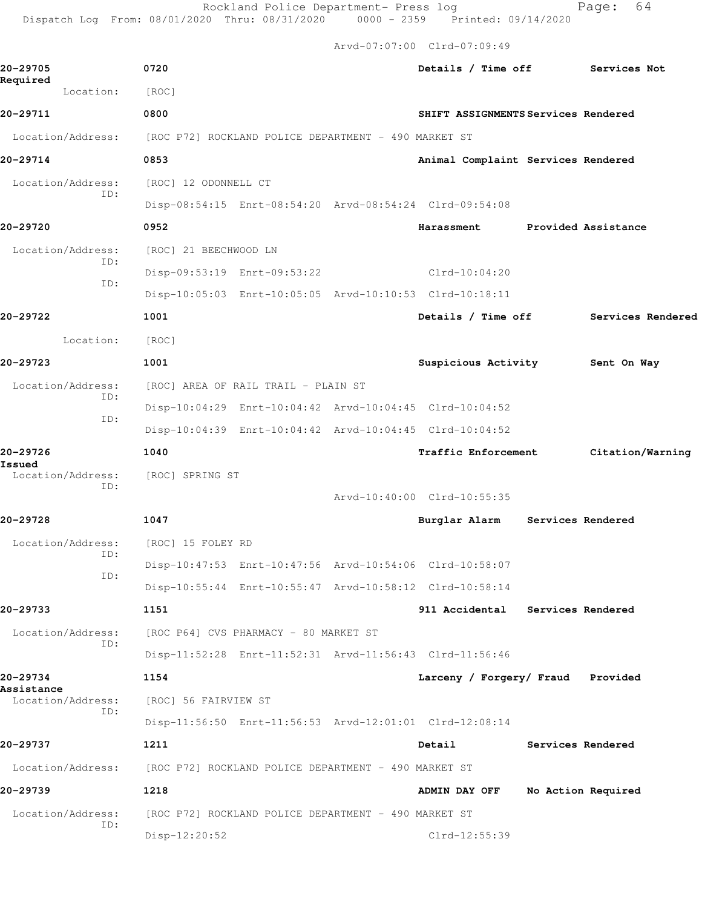Arvd-07:07:00 Clrd-07:09:49

**20-29705** 0720 Details / Time off Services Not Required
Location: [ROC]

**20-29711** 0800 SHIFT ASSIGNMENTS Services Rendered
Location/Address: [ROC P72] ROCKLAND POLICE DEPARTMENT - 490 MARKET ST

**20-29714** 0853 Animal Complaint Services Rendered
Location/Address: [ROC] 12 ODONNELL CT
ID: Disp-08:54:15 Enrt-08:54:20 Arvd-08:54:24 Clrd-09:54:08

**20-29720** 0952 Harassment Provided Assistance
Location/Address: [ROC] 21 BEECHWOOD LN
ID: Disp-09:53:19 Enrt-09:53:22 Clrd-10:04:20
ID: Disp-10:05:03 Enrt-10:05:05 Arvd-10:10:53 Clrd-10:18:11

**20-29722** 1001 Details / Time off Services Rendered
Location: [ROC]

**20-29723** 1001 Suspicious Activity Sent On Way
Location/Address: [ROC] AREA OF RAIL TRAIL - PLAIN ST
ID: Disp-10:04:29 Enrt-10:04:42 Arvd-10:04:45 Clrd-10:04:52
ID: Disp-10:04:39 Enrt-10:04:42 Arvd-10:04:45 Clrd-10:04:52

**20-29726** 1040 Traffic Enforcement Citation/Warning Issued
Location/Address: [ROC] SPRING ST
ID: Arvd-10:40:00 Clrd-10:55:35

**20-29728** 1047 Burglar Alarm Services Rendered
Location/Address: [ROC] 15 FOLEY RD
ID: Disp-10:47:53 Enrt-10:47:56 Arvd-10:54:06 Clrd-10:58:07
ID: Disp-10:55:44 Enrt-10:55:47 Arvd-10:58:12 Clrd-10:58:14

**20-29733** 1151 911 Accidental Services Rendered
Location/Address: [ROC P64] CVS PHARMACY - 80 MARKET ST
ID: Disp-11:52:28 Enrt-11:52:31 Arvd-11:56:43 Clrd-11:56:46

**20-29734** 1154 Larceny / Forgery/ Fraud Provided Assistance
Location/Address: [ROC] 56 FAIRVIEW ST
ID: Disp-11:56:50 Enrt-11:56:53 Arvd-12:01:01 Clrd-12:08:14

**20-29737** 1211 Detail Services Rendered
Location/Address: [ROC P72] ROCKLAND POLICE DEPARTMENT - 490 MARKET ST

**20-29739** 1218 ADMIN DAY OFF No Action Required
Location/Address: [ROC P72] ROCKLAND POLICE DEPARTMENT - 490 MARKET ST
ID: Disp-12:20:52 Clrd-12:55:39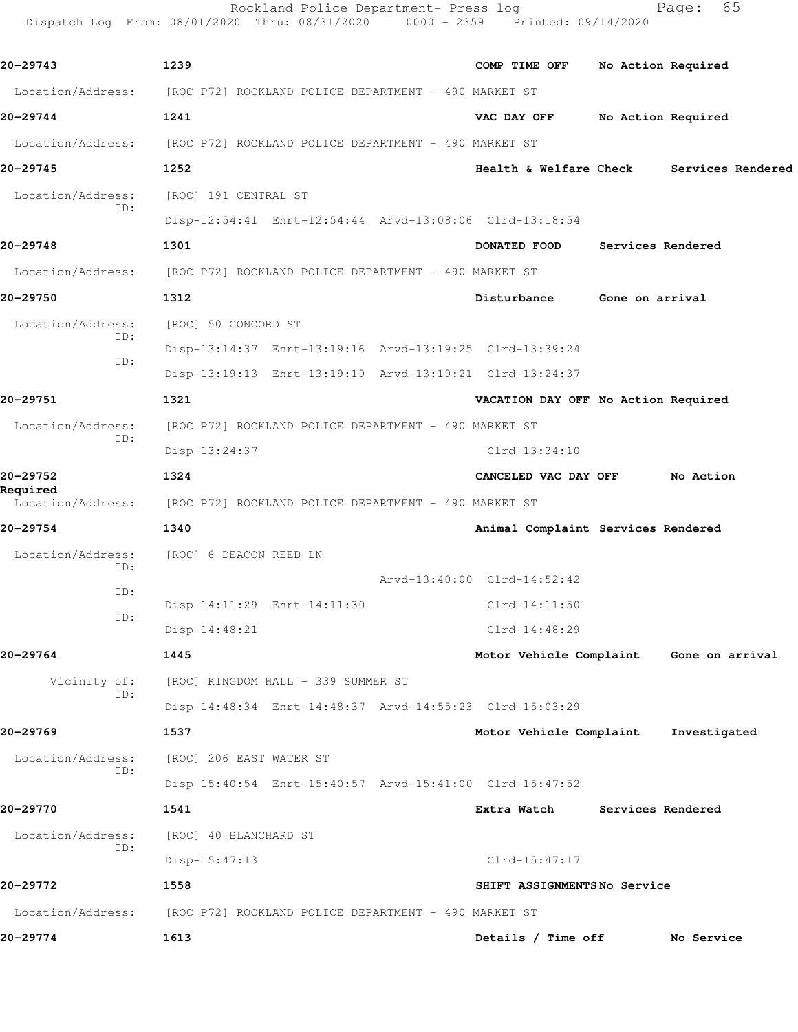| Call Number | Time | Call Reason | Action |
|---|---|---|---|
| 20-29743 | 1239 | COMP TIME OFF | No Action Required |

Location/Address: [ROC P72] ROCKLAND POLICE DEPARTMENT - 490 MARKET ST

| Call Number | Time | Call Reason | Action |
|---|---|---|---|
| 20-29744 | 1241 | VAC DAY OFF | No Action Required |

Location/Address: [ROC P72] ROCKLAND POLICE DEPARTMENT - 490 MARKET ST

| Call Number | Time | Call Reason | Action |
|---|---|---|---|
| 20-29745 | 1252 | Health & Welfare Check | Services Rendered |

Location/Address: [ROC] 191 CENTRAL ST
ID: Disp-12:54:41 Enrt-12:54:44 Arvd-13:08:06 Clrd-13:18:54

| Call Number | Time | Call Reason | Action |
|---|---|---|---|
| 20-29748 | 1301 | DONATED FOOD | Services Rendered |

Location/Address: [ROC P72] ROCKLAND POLICE DEPARTMENT - 490 MARKET ST

| Call Number | Time | Call Reason | Action |
|---|---|---|---|
| 20-29750 | 1312 | Disturbance | Gone on arrival |

Location/Address: [ROC] 50 CONCORD ST
ID: Disp-13:14:37 Enrt-13:19:16 Arvd-13:19:25 Clrd-13:39:24
ID: Disp-13:19:13 Enrt-13:19:19 Arvd-13:19:21 Clrd-13:24:37

| Call Number | Time | Call Reason | Action |
|---|---|---|---|
| 20-29751 | 1321 | VACATION DAY OFF | No Action Required |

Location/Address: [ROC P72] ROCKLAND POLICE DEPARTMENT - 490 MARKET ST
ID: Disp-13:24:37 Clrd-13:34:10

| Call Number | Time | Call Reason | Action |
|---|---|---|---|
| 20-29752 | 1324 | CANCELED VAC DAY OFF | No Action Required |

Location/Address: [ROC P72] ROCKLAND POLICE DEPARTMENT - 490 MARKET ST

| Call Number | Time | Call Reason | Action |
|---|---|---|---|
| 20-29754 | 1340 | Animal Complaint | Services Rendered |

Location/Address: [ROC] 6 DEACON REED LN
ID: Arvd-13:40:00 Clrd-14:52:42
ID: Disp-14:11:29 Enrt-14:11:30 Clrd-14:11:50
ID: Disp-14:48:21 Clrd-14:48:29

| Call Number | Time | Call Reason | Action |
|---|---|---|---|
| 20-29764 | 1445 | Motor Vehicle Complaint | Gone on arrival |

Vicinity of: [ROC] KINGDOM HALL - 339 SUMMER ST
ID: Disp-14:48:34 Enrt-14:48:37 Arvd-14:55:23 Clrd-15:03:29

| Call Number | Time | Call Reason | Action |
|---|---|---|---|
| 20-29769 | 1537 | Motor Vehicle Complaint | Investigated |

Location/Address: [ROC] 206 EAST WATER ST
ID: Disp-15:40:54 Enrt-15:40:57 Arvd-15:41:00 Clrd-15:47:52

| Call Number | Time | Call Reason | Action |
|---|---|---|---|
| 20-29770 | 1541 | Extra Watch | Services Rendered |

Location/Address: [ROC] 40 BLANCHARD ST
ID: Disp-15:47:13 Clrd-15:47:17

| Call Number | Time | Call Reason | Action |
|---|---|---|---|
| 20-29772 | 1558 | SHIFT ASSIGNMENTS | No Service |

Location/Address: [ROC P72] ROCKLAND POLICE DEPARTMENT - 490 MARKET ST

| Call Number | Time | Call Reason | Action |
|---|---|---|---|
| 20-29774 | 1613 | Details / Time off | No Service |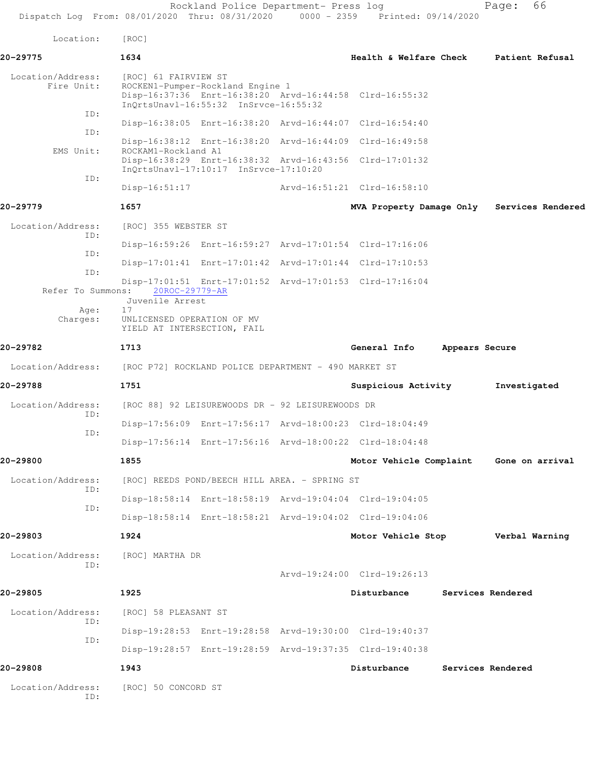Location: [ROC]

**20-29775** 1634 Health & Welfare Check Patient Refusal

Location/Address: [ROC] 61 FAIRVIEW ST
Fire Unit: ROCKEN1-Pumper-Rockland Engine 1
Disp-16:37:36 Enrt-16:38:20 Arvd-16:44:58 Clrd-16:55:32
InQrtsUnavl-16:55:32 InSrvce-16:55:32
ID:
Disp-16:38:05 Enrt-16:38:20 Arvd-16:44:07 Clrd-16:54:40
ID:
Disp-16:38:12 Enrt-16:38:20 Arvd-16:44:09 Clrd-16:49:58
EMS Unit: ROCKAM1-Rockland A1
Disp-16:38:29 Enrt-16:38:32 Arvd-16:43:56 Clrd-17:01:32
InQrtsUnavl-17:10:17 InSrvce-17:10:20
ID:
Disp-16:51:17 Arvd-16:51:21 Clrd-16:58:10

**20-29779** 1657 MVA Property Damage Only Services Rendered

Location/Address: [ROC] 355 WEBSTER ST
ID:
Disp-16:59:26 Enrt-16:59:27 Arvd-17:01:54 Clrd-17:16:06
ID:
Disp-17:01:41 Enrt-17:01:42 Arvd-17:01:44 Clrd-17:10:53
ID:
Disp-17:01:51 Enrt-17:01:52 Arvd-17:01:53 Clrd-17:16:04
Refer To Summons: 20ROC-29779-AR
Juvenile Arrest
Age: 17
Charges: UNLICENSED OPERATION OF MV
YIELD AT INTERSECTION, FAIL

**20-29782** 1713 General Info Appears Secure

Location/Address: [ROC P72] ROCKLAND POLICE DEPARTMENT - 490 MARKET ST

**20-29788** 1751 Suspicious Activity Investigated

Location/Address: [ROC 88] 92 LEISUREWOODS DR - 92 LEISUREWOODS DR
ID:
Disp-17:56:09 Enrt-17:56:17 Arvd-18:00:23 Clrd-18:04:49
ID:
Disp-17:56:14 Enrt-17:56:16 Arvd-18:00:22 Clrd-18:04:48

**20-29800** 1855 Motor Vehicle Complaint Gone on arrival

Location/Address: [ROC] REEDS POND/BEECH HILL AREA. - SPRING ST
ID:
Disp-18:58:14 Enrt-18:58:19 Arvd-19:04:04 Clrd-19:04:05
ID:
Disp-18:58:14 Enrt-18:58:21 Arvd-19:04:02 Clrd-19:04:06

**20-29803** 1924 Motor Vehicle Stop Verbal Warning

Location/Address: [ROC] MARTHA DR
ID:
Arvd-19:24:00 Clrd-19:26:13

**20-29805** 1925 Disturbance Services Rendered

Location/Address: [ROC] 58 PLEASANT ST
ID:
Disp-19:28:53 Enrt-19:28:58 Arvd-19:30:00 Clrd-19:40:37
ID:
Disp-19:28:57 Enrt-19:28:59 Arvd-19:37:35 Clrd-19:40:38

**20-29808** 1943 Disturbance Services Rendered

Location/Address: [ROC] 50 CONCORD ST
ID: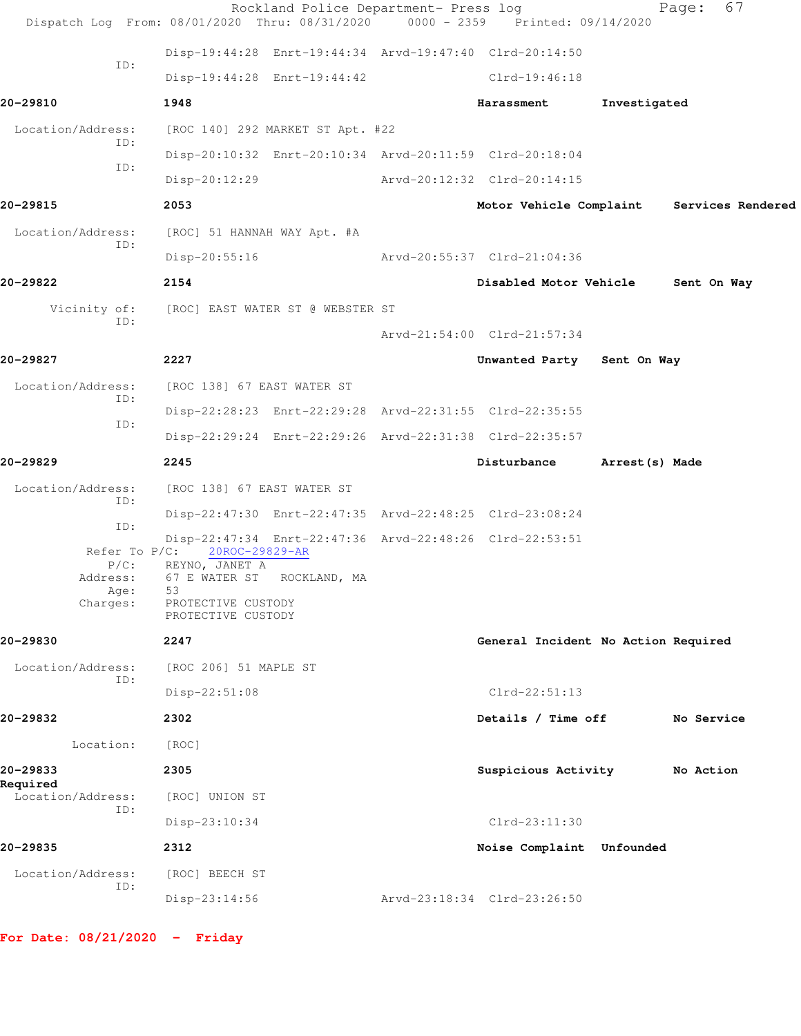```
            ID:         Disp-19:44:28  Enrt-19:44:34  Arvd-19:47:40  Clrd-20:14:50
                        Disp-19:44:28  Enrt-19:44:42                 Clrd-19:46:18
```

**20-29810** **1948** **Harassment** **Investigated**

```
 Location/Address:    [ROC 140] 292 MARKET ST Apt. #22
            ID:
                      Disp-20:10:32  Enrt-20:10:34  Arvd-20:11:59  Clrd-20:18:04
            ID:
                      Disp-20:12:29                 Arvd-20:12:32  Clrd-20:14:15
```

**20-29815** **2053** **Motor Vehicle Complaint** **Services Rendered**

```
 Location/Address:    [ROC] 51 HANNAH WAY Apt. #A
            ID:
                      Disp-20:55:16                 Arvd-20:55:37  Clrd-21:04:36
```

**20-29822** **2154** **Disabled Motor Vehicle** **Sent On Way**

```
      Vicinity of:    [ROC] EAST WATER ST @ WEBSTER ST
            ID:
                                                    Arvd-21:54:00  Clrd-21:57:34
```

**20-29827** **2227** **Unwanted Party** **Sent On Way**

```
 Location/Address:    [ROC 138] 67 EAST WATER ST
            ID:
                      Disp-22:28:23  Enrt-22:29:28  Arvd-22:31:55  Clrd-22:35:55
            ID:
                      Disp-22:29:24  Enrt-22:29:26  Arvd-22:31:38  Clrd-22:35:57
```

**20-29829** **2245** **Disturbance** **Arrest(s) Made**

```
 Location/Address:    [ROC 138] 67 EAST WATER ST
            ID:
                      Disp-22:47:30  Enrt-22:47:35  Arvd-22:48:25  Clrd-23:08:24
            ID:
                      Disp-22:47:34  Enrt-22:47:36  Arvd-22:48:26  Clrd-22:53:51
       Refer To P/C:    20ROC-29829-AR
               P/C:   REYNO, JANET A
           Address:   67 E WATER ST   ROCKLAND, MA
               Age:   53
           Charges:   PROTECTIVE CUSTODY
                      PROTECTIVE CUSTODY
```

**20-29830** **2247** **General Incident** **No Action Required**

```
 Location/Address:    [ROC 206] 51 MAPLE ST
            ID:
                      Disp-22:51:08                                Clrd-22:51:13
```

**20-29832** **2302** **Details / Time off** **No Service**

```
         Location:    [ROC]
```

**20-29833** **2305** **Suspicious Activity** **No Action Required**

```
 Location/Address:    [ROC] UNION ST
            ID:
                      Disp-23:10:34                                Clrd-23:11:30
```

**20-29835** **2312** **Noise Complaint** **Unfounded**

```
 Location/Address:    [ROC] BEECH ST
            ID:
                      Disp-23:14:56                 Arvd-23:18:34  Clrd-23:26:50
```

**For Date: 08/21/2020 - Friday**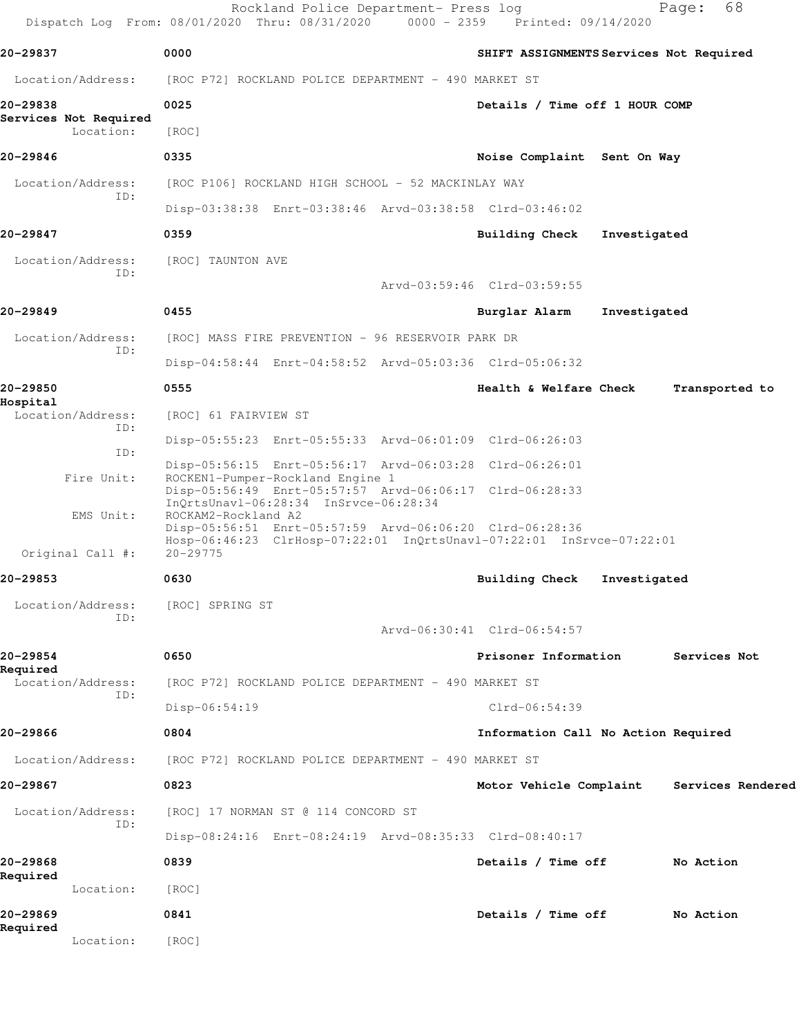**20-29837** 0000 **SHIFT ASSIGNMENTS Services Not Required**

Location/Address: [ROC P72] ROCKLAND POLICE DEPARTMENT - 490 MARKET ST

**20-29838** 0025 **Details / Time off 1 HOUR COMP Services Not Required**

Location: [ROC]

**20-29846** 0335 **Noise Complaint Sent On Way**

Location/Address: [ROC P106] ROCKLAND HIGH SCHOOL - 52 MACKINLAY WAY
ID:
Disp-03:38:38 Enrt-03:38:46 Arvd-03:38:58 Clrd-03:46:02

**20-29847** 0359 **Building Check Investigated**

Location/Address: [ROC] TAUNTON AVE
ID:
Arvd-03:59:46 Clrd-03:59:55

**20-29849** 0455 **Burglar Alarm Investigated**

Location/Address: [ROC] MASS FIRE PREVENTION - 96 RESERVOIR PARK DR
ID:
Disp-04:58:44 Enrt-04:58:52 Arvd-05:03:36 Clrd-05:06:32

**20-29850** 0555 **Health & Welfare Check Transported to Hospital**

Location/Address: [ROC] 61 FAIRVIEW ST
ID:
Disp-05:55:23 Enrt-05:55:33 Arvd-06:01:09 Clrd-06:26:03
ID:
Disp-05:56:15 Enrt-05:56:17 Arvd-06:03:28 Clrd-06:26:01
Fire Unit: ROCKEN1-Pumper-Rockland Engine 1
Disp-05:56:49 Enrt-05:57:57 Arvd-06:06:17 Clrd-06:28:33
InQrtsUnavl-06:28:34 InSrvce-06:28:34
EMS Unit: ROCKAM2-Rockland A2
Disp-05:56:51 Enrt-05:57:59 Arvd-06:06:20 Clrd-06:28:36
Hosp-06:46:23 ClrHosp-07:22:01 InQrtsUnavl-07:22:01 InSrvce-07:22:01
Original Call #: 20-29775

**20-29853** 0630 **Building Check Investigated**

Location/Address: [ROC] SPRING ST
ID:
Arvd-06:30:41 Clrd-06:54:57

**20-29854** 0650 **Prisoner Information Services Not Required**

Location/Address: [ROC P72] ROCKLAND POLICE DEPARTMENT - 490 MARKET ST
ID:
Disp-06:54:19 Clrd-06:54:39

**20-29866** 0804 **Information Call No Action Required**

Location/Address: [ROC P72] ROCKLAND POLICE DEPARTMENT - 490 MARKET ST

**20-29867** 0823 **Motor Vehicle Complaint Services Rendered**

Location/Address: [ROC] 17 NORMAN ST @ 114 CONCORD ST
ID:
Disp-08:24:16 Enrt-08:24:19 Arvd-08:35:33 Clrd-08:40:17

**20-29868** 0839 **Details / Time off No Action Required**

Location: [ROC]

**20-29869** 0841 **Details / Time off No Action Required**

Location: [ROC]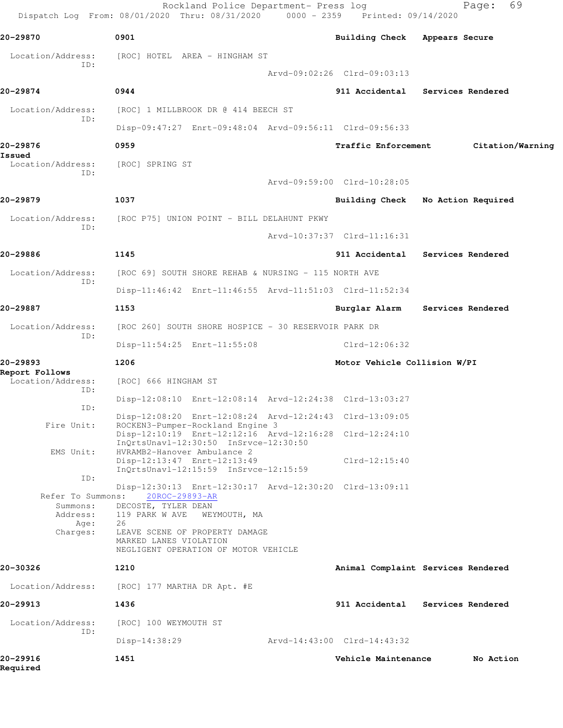Rockland Police Department- Press log
Dispatch Log From: 08/01/2020 Thru: 08/31/2020 0000 - 2359 Printed: 09/14/2020

**20-29870** 0901 Building Check Appears Secure

Location/Address: [ROC] HOTEL AREA - HINGHAM ST
ID:
Arvd-09:02:26 Clrd-09:03:13

**20-29874** 0944 911 Accidental Services Rendered

Location/Address: [ROC] 1 MILLBROOK DR @ 414 BEECH ST
ID:
Disp-09:47:27 Enrt-09:48:04 Arvd-09:56:11 Clrd-09:56:33

**20-29876** 0959 Traffic Enforcement Citation/Warning Issued

Location/Address: [ROC] SPRING ST
ID:
Arvd-09:59:00 Clrd-10:28:05

**20-29879** 1037 Building Check No Action Required

Location/Address: [ROC P75] UNION POINT - BILL DELAHUNT PKWY
ID:
Arvd-10:37:37 Clrd-11:16:31

**20-29886** 1145 911 Accidental Services Rendered

Location/Address: [ROC 69] SOUTH SHORE REHAB & NURSING - 115 NORTH AVE
ID:
Disp-11:46:42 Enrt-11:46:55 Arvd-11:51:03 Clrd-11:52:34

**20-29887** 1153 Burglar Alarm Services Rendered

Location/Address: [ROC 260] SOUTH SHORE HOSPICE - 30 RESERVOIR PARK DR
ID:
Disp-11:54:25 Enrt-11:55:08 Clrd-12:06:32

**20-29893** 1206 Motor Vehicle Collision W/PI Report Follows

Location/Address: [ROC] 666 HINGHAM ST
ID:
Disp-12:08:10 Enrt-12:08:14 Arvd-12:24:38 Clrd-13:03:27
ID:
Disp-12:08:20 Enrt-12:08:24 Arvd-12:24:43 Clrd-13:09:05
Fire Unit: ROCKEN3-Pumper-Rockland Engine 3
Disp-12:10:19 Enrt-12:12:16 Arvd-12:16:28 Clrd-12:24:10
InQrtsUnavl-12:30:50 InSrvce-12:30:50
EMS Unit: HVRAMB2-Hanover Ambulance 2
Disp-12:13:47 Enrt-12:13:49 Clrd-12:15:40
InQrtsUnavl-12:15:59 InSrvce-12:15:59
ID:
Disp-12:30:13 Enrt-12:30:17 Arvd-12:30:20 Clrd-13:09:11
Refer To Summons: 20ROC-29893-AR
Summons: DECOSTE, TYLER DEAN
Address: 119 PARK W AVE WEYMOUTH, MA
Age: 26
Charges: LEAVE SCENE OF PROPERTY DAMAGE
MARKED LANES VIOLATION
NEGLIGENT OPERATION OF MOTOR VEHICLE

**20-30326** 1210 Animal Complaint Services Rendered

Location/Address: [ROC] 177 MARTHA DR Apt. #E

**20-29913** 1436 911 Accidental Services Rendered

Location/Address: [ROC] 100 WEYMOUTH ST
ID:
Disp-14:38:29 Arvd-14:43:00 Clrd-14:43:32

**20-29916** 1451 Vehicle Maintenance No Action Required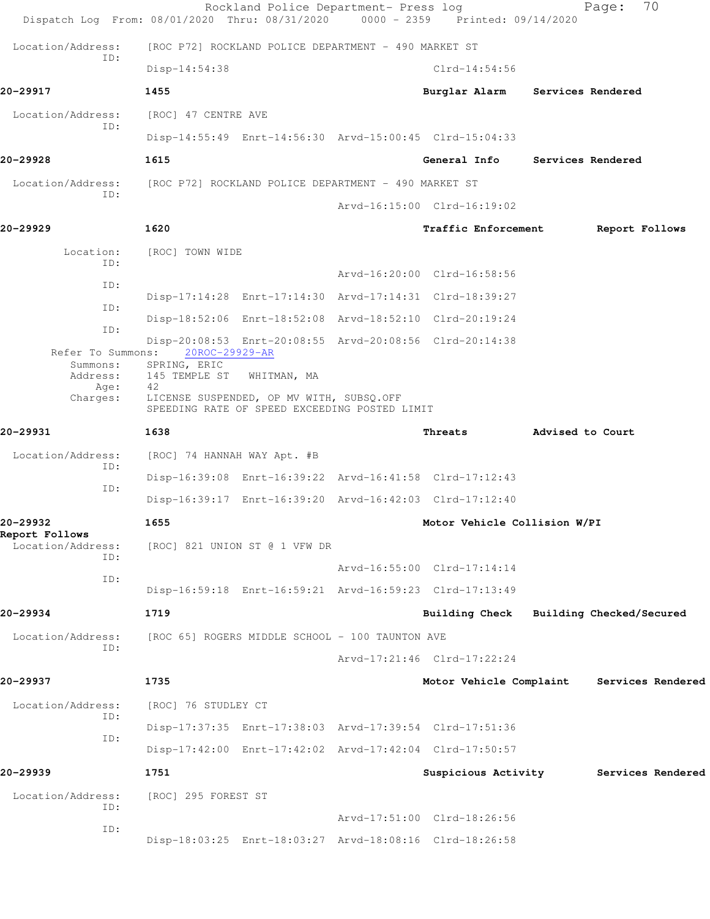Rockland Police Department- Press log
Dispatch Log From: 08/01/2020 Thru: 08/31/2020 0000 - 2359 Printed: 09/14/2020

Location/Address: [ROC P72] ROCKLAND POLICE DEPARTMENT - 490 MARKET ST
ID:
Disp-14:54:38 Clrd-14:54:56

**20-29917** 1455 **Burglar Alarm** **Services Rendered**

Location/Address: [ROC] 47 CENTRE AVE
ID:
Disp-14:55:49 Enrt-14:56:30 Arvd-15:00:45 Clrd-15:04:33

**20-29928** 1615 **General Info** **Services Rendered**

Location/Address: [ROC P72] ROCKLAND POLICE DEPARTMENT - 490 MARKET ST
ID:
Arvd-16:15:00 Clrd-16:19:02

**20-29929** 1620 **Traffic Enforcement** **Report Follows**

Location: [ROC] TOWN WIDE
ID:
Arvd-16:20:00 Clrd-16:58:56
ID:
Disp-17:14:28 Enrt-17:14:30 Arvd-17:14:31 Clrd-18:39:27
ID:
Disp-18:52:06 Enrt-18:52:08 Arvd-18:52:10 Clrd-20:19:24
ID:
Disp-20:08:53 Enrt-20:08:55 Arvd-20:08:56 Clrd-20:14:38
Refer To Summons: 20ROC-29929-AR
Summons: SPRING, ERIC
Address: 145 TEMPLE ST WHITMAN, MA
Age: 42
Charges: LICENSE SUSPENDED, OP MV WITH, SUBSQ.OFF
SPEEDING RATE OF SPEED EXCEEDING POSTED LIMIT

**20-29931** 1638 **Threats** **Advised to Court**

Location/Address: [ROC] 74 HANNAH WAY Apt. #B
ID:
Disp-16:39:08 Enrt-16:39:22 Arvd-16:41:58 Clrd-17:12:43
ID:
Disp-16:39:17 Enrt-16:39:20 Arvd-16:42:03 Clrd-17:12:40

**20-29932** 1655 **Motor Vehicle Collision W/PI**
**Report Follows**

Location/Address: [ROC] 821 UNION ST @ 1 VFW DR
ID:
Arvd-16:55:00 Clrd-17:14:14
ID:
Disp-16:59:18 Enrt-16:59:21 Arvd-16:59:23 Clrd-17:13:49

**20-29934** 1719 **Building Check** **Building Checked/Secured**

Location/Address: [ROC 65] ROGERS MIDDLE SCHOOL - 100 TAUNTON AVE
ID:
Arvd-17:21:46 Clrd-17:22:24

**20-29937** 1735 **Motor Vehicle Complaint** **Services Rendered**

Location/Address: [ROC] 76 STUDLEY CT
ID:
Disp-17:37:35 Enrt-17:38:03 Arvd-17:39:54 Clrd-17:51:36
ID:
Disp-17:42:00 Enrt-17:42:02 Arvd-17:42:04 Clrd-17:50:57

**20-29939** 1751 **Suspicious Activity** **Services Rendered**

Location/Address: [ROC] 295 FOREST ST
ID:
Arvd-17:51:00 Clrd-18:26:56
ID:
Disp-18:03:25 Enrt-18:03:27 Arvd-18:08:16 Clrd-18:26:58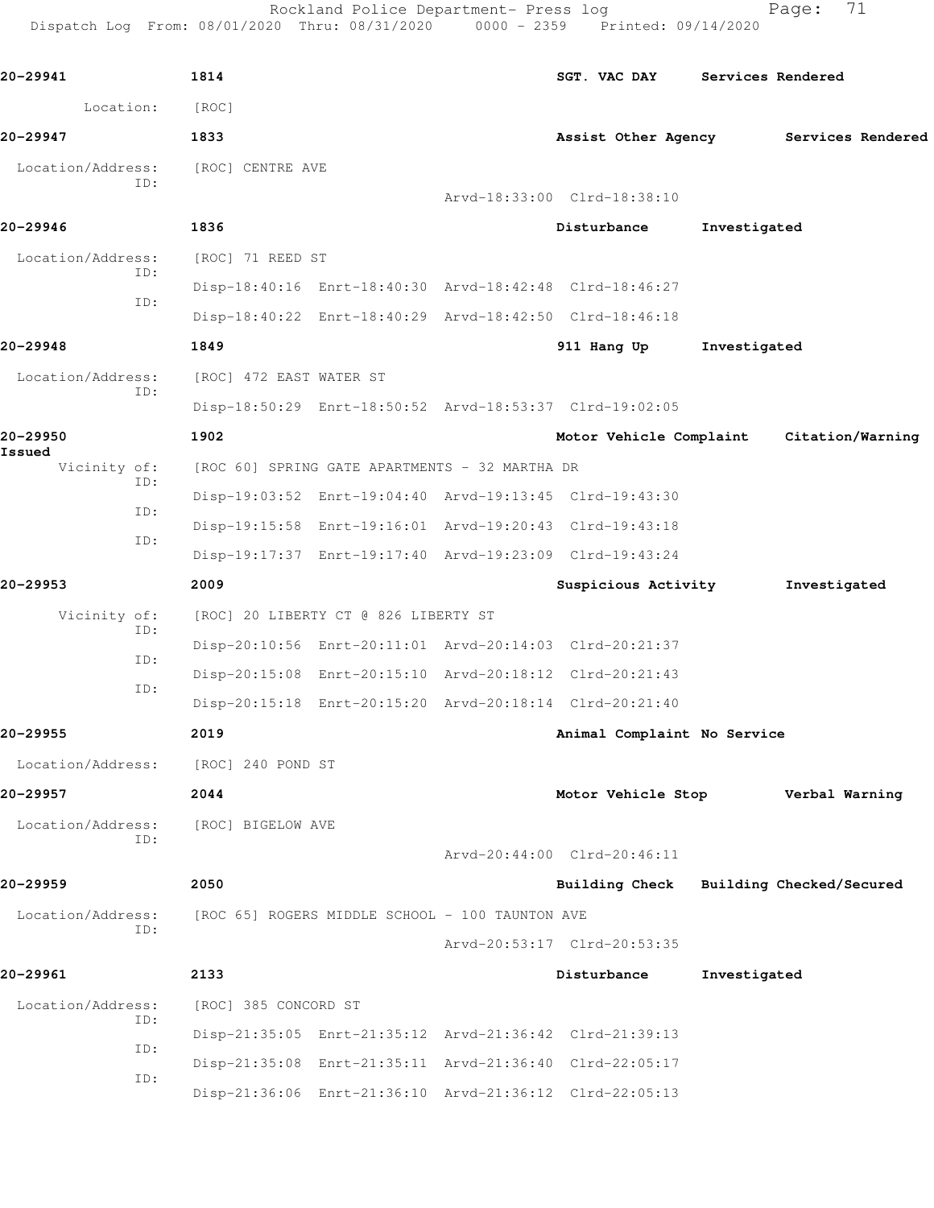20-29941 1814 SGT. VAC DAY Services Rendered

Location: [ROC]

20-29947 1833 Assist Other Agency Services Rendered

Location/Address: [ROC] CENTRE AVE
ID:
Arvd-18:33:00 Clrd-18:38:10

20-29946 1836 Disturbance Investigated

Location/Address: [ROC] 71 REED ST
ID:
Disp-18:40:16 Enrt-18:40:30 Arvd-18:42:48 Clrd-18:46:27
ID:
Disp-18:40:22 Enrt-18:40:29 Arvd-18:42:50 Clrd-18:46:18

20-29948 1849 911 Hang Up Investigated

Location/Address: [ROC] 472 EAST WATER ST
ID:
Disp-18:50:29 Enrt-18:50:52 Arvd-18:53:37 Clrd-19:02:05

20-29950 1902 Motor Vehicle Complaint Citation/Warning Issued

Vicinity of: [ROC 60] SPRING GATE APARTMENTS - 32 MARTHA DR
ID:
Disp-19:03:52 Enrt-19:04:40 Arvd-19:13:45 Clrd-19:43:30
ID:
Disp-19:15:58 Enrt-19:16:01 Arvd-19:20:43 Clrd-19:43:18
ID:
Disp-19:17:37 Enrt-19:17:40 Arvd-19:23:09 Clrd-19:43:24

20-29953 2009 Suspicious Activity Investigated

Vicinity of: [ROC] 20 LIBERTY CT @ 826 LIBERTY ST
ID:
Disp-20:10:56 Enrt-20:11:01 Arvd-20:14:03 Clrd-20:21:37
ID:
Disp-20:15:08 Enrt-20:15:10 Arvd-20:18:12 Clrd-20:21:43
ID:
Disp-20:15:18 Enrt-20:15:20 Arvd-20:18:14 Clrd-20:21:40

20-29955 2019 Animal Complaint No Service

Location/Address: [ROC] 240 POND ST

20-29957 2044 Motor Vehicle Stop Verbal Warning

Location/Address: [ROC] BIGELOW AVE
ID:
Arvd-20:44:00 Clrd-20:46:11

20-29959 2050 Building Check Building Checked/Secured

Location/Address: [ROC 65] ROGERS MIDDLE SCHOOL - 100 TAUNTON AVE
ID:
Arvd-20:53:17 Clrd-20:53:35

20-29961 2133 Disturbance Investigated

Location/Address: [ROC] 385 CONCORD ST
ID:
Disp-21:35:05 Enrt-21:35:12 Arvd-21:36:42 Clrd-21:39:13
ID:
Disp-21:35:08 Enrt-21:35:11 Arvd-21:36:40 Clrd-22:05:17
ID:
Disp-21:36:06 Enrt-21:36:10 Arvd-21:36:12 Clrd-22:05:13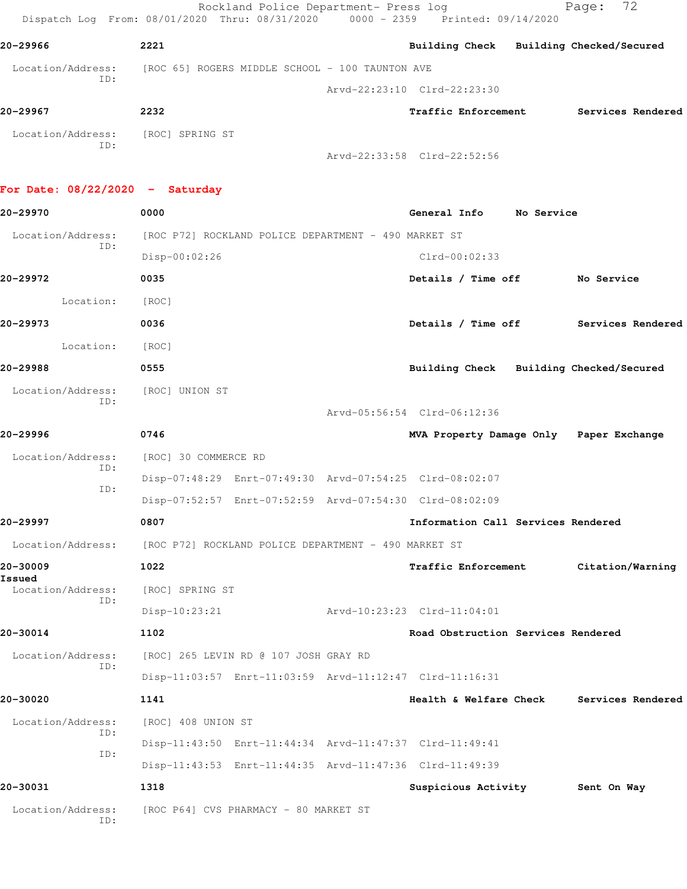**20-29966** 2221 **Building Check** **Building Checked/Secured**

Location/Address: [ROC 65] ROGERS MIDDLE SCHOOL - 100 TAUNTON AVE
ID:
Arvd-22:23:10 Clrd-22:23:30

**20-29967** 2232 **Traffic Enforcement** **Services Rendered**

Location/Address: [ROC] SPRING ST
ID:
Arvd-22:33:58 Clrd-22:52:56

## For Date: 08/22/2020 - Saturday

**20-29970** 0000 **General Info** **No Service**

Location/Address: [ROC P72] ROCKLAND POLICE DEPARTMENT - 490 MARKET ST
ID:
Disp-00:02:26 Clrd-00:02:33

**20-29972** 0035 **Details / Time off** **No Service**

Location: [ROC]

**20-29973** 0036 **Details / Time off** **Services Rendered**

Location: [ROC]

**20-29988** 0555 **Building Check** **Building Checked/Secured**

Location/Address: [ROC] UNION ST
ID:
Arvd-05:56:54 Clrd-06:12:36

**20-29996** 0746 **MVA Property Damage Only** **Paper Exchange**

Location/Address: [ROC] 30 COMMERCE RD
ID:
Disp-07:48:29 Enrt-07:49:30 Arvd-07:54:25 Clrd-08:02:07
ID:
Disp-07:52:57 Enrt-07:52:59 Arvd-07:54:30 Clrd-08:02:09

**20-29997** 0807 **Information Call** **Services Rendered**

Location/Address: [ROC P72] ROCKLAND POLICE DEPARTMENT - 490 MARKET ST

**20-30009** 1022 **Traffic Enforcement** **Citation/Warning Issued**

Location/Address: [ROC] SPRING ST
ID:
Disp-10:23:21 Arvd-10:23:23 Clrd-11:04:01

**20-30014** 1102 **Road Obstruction** **Services Rendered**

Location/Address: [ROC] 265 LEVIN RD @ 107 JOSH GRAY RD
ID:
Disp-11:03:57 Enrt-11:03:59 Arvd-11:12:47 Clrd-11:16:31

**20-30020** 1141 **Health & Welfare Check** **Services Rendered**

Location/Address: [ROC] 408 UNION ST
ID:
Disp-11:43:50 Enrt-11:44:34 Arvd-11:47:37 Clrd-11:49:41
ID:
Disp-11:43:53 Enrt-11:44:35 Arvd-11:47:36 Clrd-11:49:39

**20-30031** 1318 **Suspicious Activity** **Sent On Way**

Location/Address: [ROC P64] CVS PHARMACY - 80 MARKET ST
ID: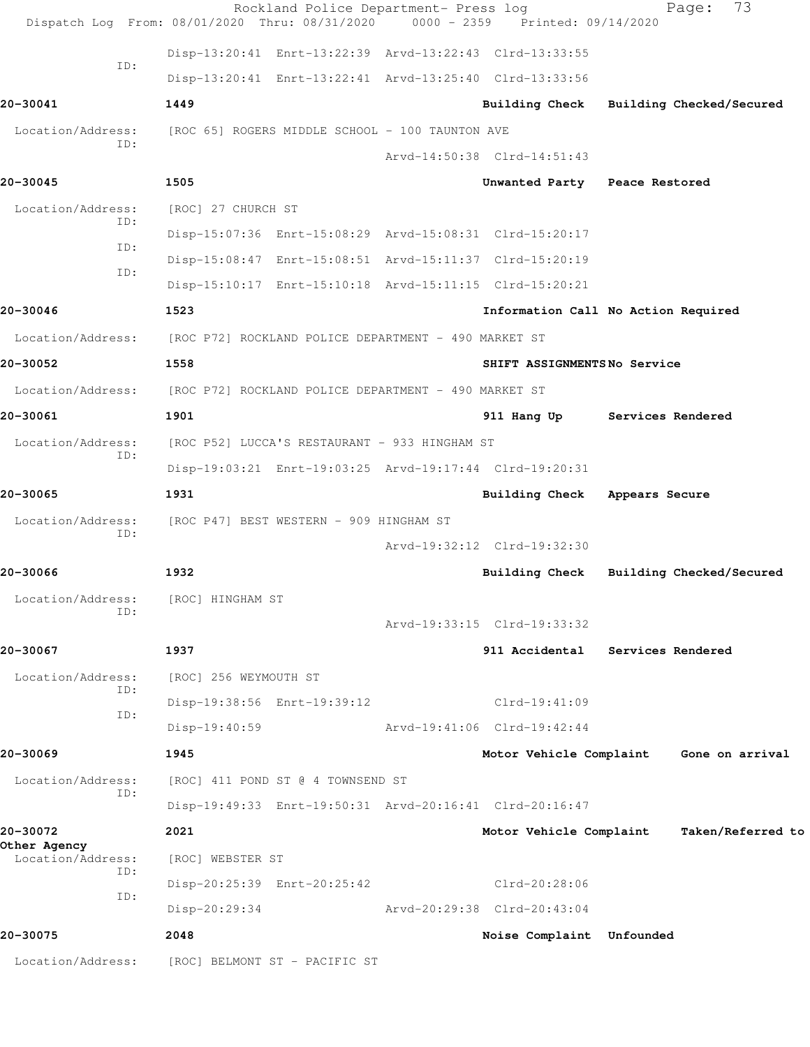```
                Disp-13:20:41  Enrt-13:22:39  Arvd-13:22:43  Clrd-13:33:55
          ID:
                Disp-13:20:41  Enrt-13:22:41  Arvd-13:25:40  Clrd-13:33:56

20-30041        1449                                  Building Check   Building Checked/Secured

 Location/Address:    [ROC 65] ROGERS MIDDLE SCHOOL - 100 TAUNTON AVE
          ID:
                                              Arvd-14:50:38  Clrd-14:51:43

20-30045        1505                                  Unwanted Party   Peace Restored

 Location/Address:    [ROC] 27 CHURCH ST
          ID:
                Disp-15:07:36  Enrt-15:08:29  Arvd-15:08:31  Clrd-15:20:17
          ID:
                Disp-15:08:47  Enrt-15:08:51  Arvd-15:11:37  Clrd-15:20:19
          ID:
                Disp-15:10:17  Enrt-15:10:18  Arvd-15:11:15  Clrd-15:20:21

20-30046        1523                                  Information Call No Action Required

 Location/Address:    [ROC P72] ROCKLAND POLICE DEPARTMENT - 490 MARKET ST

20-30052        1558                                  SHIFT ASSIGNMENTS No Service

 Location/Address:    [ROC P72] ROCKLAND POLICE DEPARTMENT - 490 MARKET ST

20-30061        1901                                  911 Hang Up      Services Rendered

 Location/Address:    [ROC P52] LUCCA'S RESTAURANT - 933 HINGHAM ST
          ID:
                Disp-19:03:21  Enrt-19:03:25  Arvd-19:17:44  Clrd-19:20:31

20-30065        1931                                  Building Check   Appears Secure

 Location/Address:    [ROC P47] BEST WESTERN - 909 HINGHAM ST
          ID:
                                              Arvd-19:32:12  Clrd-19:32:30

20-30066        1932                                  Building Check   Building Checked/Secured

 Location/Address:    [ROC] HINGHAM ST
          ID:
                                              Arvd-19:33:15  Clrd-19:33:32

20-30067        1937                                  911 Accidental   Services Rendered

 Location/Address:    [ROC] 256 WEYMOUTH ST
          ID:
                Disp-19:38:56  Enrt-19:39:12                 Clrd-19:41:09
          ID:
                Disp-19:40:59                 Arvd-19:41:06  Clrd-19:42:44

20-30069        1945                                  Motor Vehicle Complaint    Gone on arrival

 Location/Address:    [ROC] 411 POND ST @ 4 TOWNSEND ST
          ID:
                Disp-19:49:33  Enrt-19:50:31  Arvd-20:16:41  Clrd-20:16:47

20-30072        2021                                  Motor Vehicle Complaint    Taken/Referred to
Other Agency
 Location/Address:    [ROC] WEBSTER ST
          ID:
                Disp-20:25:39  Enrt-20:25:42                 Clrd-20:28:06
          ID:
                Disp-20:29:34                 Arvd-20:29:38  Clrd-20:43:04

20-30075        2048                                  Noise Complaint  Unfounded

 Location/Address:    [ROC] BELMONT ST - PACIFIC ST
```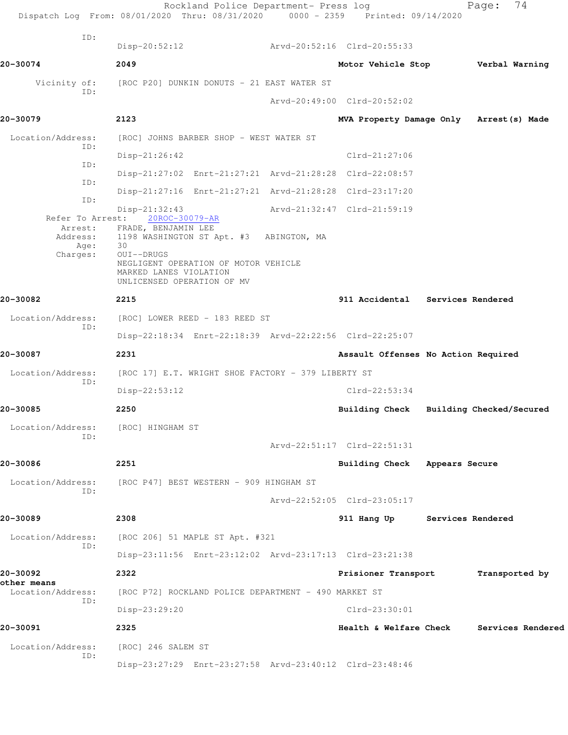ID:
Disp-20:52:12 Arvd-20:52:16 Clrd-20:55:33

**20-30074** 2049 **Motor Vehicle Stop** **Verbal Warning**

Vicinity of: [ROC P20] DUNKIN DONUTS - 21 EAST WATER ST
ID:
Arvd-20:49:00 Clrd-20:52:02

**20-30079** 2123 **MVA Property Damage Only** **Arrest(s) Made**

Location/Address: [ROC] JOHNS BARBER SHOP - WEST WATER ST
ID:
Disp-21:26:42 Clrd-21:27:06
ID:
Disp-21:27:02 Enrt-21:27:21 Arvd-21:28:28 Clrd-22:08:57
ID:
Disp-21:27:16 Enrt-21:27:21 Arvd-21:28:28 Clrd-23:17:20
ID:
Disp-21:32:43 Arvd-21:32:47 Clrd-21:59:19
Refer To Arrest: 20ROC-30079-AR
Arrest: FRADE, BENJAMIN LEE
Address: 1198 WASHINGTON ST Apt. #3 ABINGTON, MA
Age: 30
Charges: OUI--DRUGS
NEGLIGENT OPERATION OF MOTOR VEHICLE
MARKED LANES VIOLATION
UNLICENSED OPERATION OF MV

**20-30082** 2215 **911 Accidental** **Services Rendered**

Location/Address: [ROC] LOWER REED - 183 REED ST
ID:
Disp-22:18:34 Enrt-22:18:39 Arvd-22:22:56 Clrd-22:25:07

**20-30087** 2231 **Assault Offenses** **No Action Required**

Location/Address: [ROC 17] E.T. WRIGHT SHOE FACTORY - 379 LIBERTY ST
ID:
Disp-22:53:12 Clrd-22:53:34

**20-30085** 2250 **Building Check** **Building Checked/Secured**

Location/Address: [ROC] HINGHAM ST
ID:
Arvd-22:51:17 Clrd-22:51:31

**20-30086** 2251 **Building Check** **Appears Secure**

Location/Address: [ROC P47] BEST WESTERN - 909 HINGHAM ST
ID:
Arvd-22:52:05 Clrd-23:05:17

**20-30089** 2308 **911 Hang Up** **Services Rendered**

Location/Address: [ROC 206] 51 MAPLE ST Apt. #321
ID:
Disp-23:11:56 Enrt-23:12:02 Arvd-23:17:13 Clrd-23:21:38

**20-30092** 2322 **Prisioner Transport** **Transported by other means**

Location/Address: [ROC P72] ROCKLAND POLICE DEPARTMENT - 490 MARKET ST
ID:
Disp-23:29:20 Clrd-23:30:01

**20-30091** 2325 **Health & Welfare Check** **Services Rendered**

Location/Address: [ROC] 246 SALEM ST
ID:
Disp-23:27:29 Enrt-23:27:58 Arvd-23:40:12 Clrd-23:48:46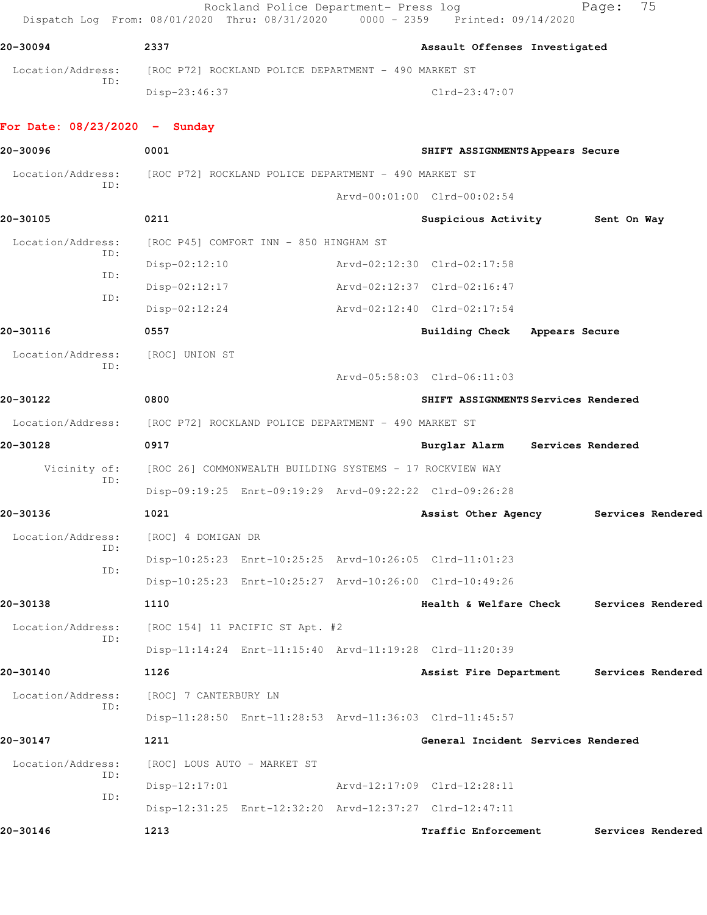**20-30094** 2337 **Assault Offenses Investigated**

Location/Address: [ROC P72] ROCKLAND POLICE DEPARTMENT - 490 MARKET ST
ID:
Disp-23:46:37 Clrd-23:47:07

## For Date: 08/23/2020 - Sunday

**20-30096** 0001 **SHIFT ASSIGNMENTS Appears Secure**

Location/Address: [ROC P72] ROCKLAND POLICE DEPARTMENT - 490 MARKET ST
ID:
Arvd-00:01:00 Clrd-00:02:54

**20-30105** 0211 **Suspicious Activity Sent On Way**

Location/Address: [ROC P45] COMFORT INN - 850 HINGHAM ST
ID:
Disp-02:12:10 Arvd-02:12:30 Clrd-02:17:58
ID:
Disp-02:12:17 Arvd-02:12:37 Clrd-02:16:47
ID:
Disp-02:12:24 Arvd-02:12:40 Clrd-02:17:54

**20-30116** 0557 **Building Check Appears Secure**

Location/Address: [ROC] UNION ST
ID:
Arvd-05:58:03 Clrd-06:11:03

**20-30122** 0800 **SHIFT ASSIGNMENTS Services Rendered**

Location/Address: [ROC P72] ROCKLAND POLICE DEPARTMENT - 490 MARKET ST

**20-30128** 0917 **Burglar Alarm Services Rendered**

Vicinity of: [ROC 26] COMMONWEALTH BUILDING SYSTEMS - 17 ROCKVIEW WAY
ID:
Disp-09:19:25 Enrt-09:19:29 Arvd-09:22:22 Clrd-09:26:28

**20-30136** 1021 **Assist Other Agency Services Rendered**

Location/Address: [ROC] 4 DOMIGAN DR
ID:
Disp-10:25:23 Enrt-10:25:25 Arvd-10:26:05 Clrd-11:01:23
ID:
Disp-10:25:23 Enrt-10:25:27 Arvd-10:26:00 Clrd-10:49:26

**20-30138** 1110 **Health & Welfare Check Services Rendered**

Location/Address: [ROC 154] 11 PACIFIC ST Apt. #2
ID:
Disp-11:14:24 Enrt-11:15:40 Arvd-11:19:28 Clrd-11:20:39

**20-30140** 1126 **Assist Fire Department Services Rendered**

Location/Address: [ROC] 7 CANTERBURY LN
ID:
Disp-11:28:50 Enrt-11:28:53 Arvd-11:36:03 Clrd-11:45:57

**20-30147** 1211 **General Incident Services Rendered**

Location/Address: [ROC] LOUS AUTO - MARKET ST
ID:
Disp-12:17:01 Arvd-12:17:09 Clrd-12:28:11
ID:
Disp-12:31:25 Enrt-12:32:20 Arvd-12:37:27 Clrd-12:47:11

**20-30146** 1213 **Traffic Enforcement Services Rendered**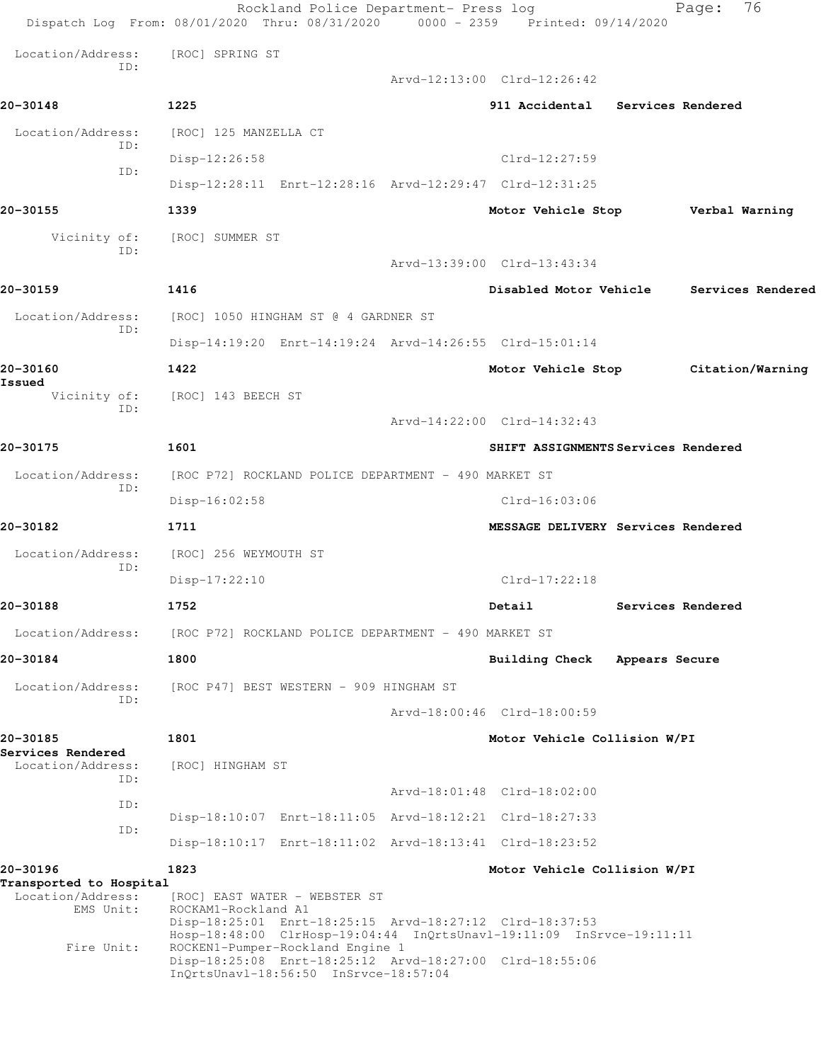Location/Address: [ROC] SPRING ST
ID:
Arvd-12:13:00 Clrd-12:26:42

**20-30148** 1225 **911 Accidental Services Rendered**

Location/Address: [ROC] 125 MANZELLA CT
ID:
Disp-12:26:58 Clrd-12:27:59
ID:
Disp-12:28:11 Enrt-12:28:16 Arvd-12:29:47 Clrd-12:31:25

**20-30155** 1339 **Motor Vehicle Stop Verbal Warning**

Vicinity of: [ROC] SUMMER ST
ID:
Arvd-13:39:00 Clrd-13:43:34

**20-30159** 1416 **Disabled Motor Vehicle Services Rendered**

Location/Address: [ROC] 1050 HINGHAM ST @ 4 GARDNER ST
ID:
Disp-14:19:20 Enrt-14:19:24 Arvd-14:26:55 Clrd-15:01:14

**20-30160** 1422 **Motor Vehicle Stop Citation/Warning Issued**

Vicinity of: [ROC] 143 BEECH ST
ID:
Arvd-14:22:00 Clrd-14:32:43

**20-30175** 1601 **SHIFT ASSIGNMENTS Services Rendered**

Location/Address: [ROC P72] ROCKLAND POLICE DEPARTMENT - 490 MARKET ST
ID:
Disp-16:02:58 Clrd-16:03:06

**20-30182** 1711 **MESSAGE DELIVERY Services Rendered**

Location/Address: [ROC] 256 WEYMOUTH ST
ID:
Disp-17:22:10 Clrd-17:22:18

**20-30188** 1752 **Detail Services Rendered**

Location/Address: [ROC P72] ROCKLAND POLICE DEPARTMENT - 490 MARKET ST

**20-30184** 1800 **Building Check Appears Secure**

Location/Address: [ROC P47] BEST WESTERN - 909 HINGHAM ST
ID:
Arvd-18:00:46 Clrd-18:00:59

**20-30185** 1801 **Motor Vehicle Collision W/PI Services Rendered**

Location/Address: [ROC] HINGHAM ST
ID:
Arvd-18:01:48 Clrd-18:02:00
ID:
Disp-18:10:07 Enrt-18:11:05 Arvd-18:12:21 Clrd-18:27:33
ID:
Disp-18:10:17 Enrt-18:11:02 Arvd-18:13:41 Clrd-18:23:52

**20-30196** 1823 **Motor Vehicle Collision W/PI Transported to Hospital**

Location/Address: [ROC] EAST WATER - WEBSTER ST
EMS Unit: ROCKAM1-Rockland A1
Disp-18:25:01 Enrt-18:25:15 Arvd-18:27:12 Clrd-18:37:53
Hosp-18:48:00 ClrHosp-19:04:44 InQrtsUnavl-19:11:09 InSrvce-19:11:11
Fire Unit: ROCKEN1-Pumper-Rockland Engine 1
Disp-18:25:08 Enrt-18:25:12 Arvd-18:27:00 Clrd-18:55:06
InQrtsUnavl-18:56:50 InSrvce-18:57:04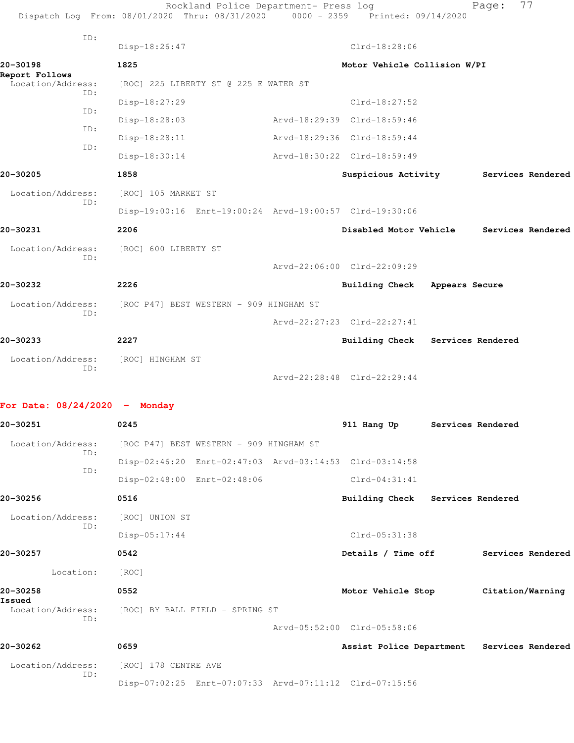ID:
Disp-18:26:47 Clrd-18:28:06

**20-30198** 1825 **Motor Vehicle Collision W/PI** **Report Follows**
Location/Address: [ROC] 225 LIBERTY ST @ 225 E WATER ST
ID:
Disp-18:27:29 Clrd-18:27:52
ID:
Disp-18:28:03 Arvd-18:29:39 Clrd-18:59:46
ID:
Disp-18:28:11 Arvd-18:29:36 Clrd-18:59:44
ID:
Disp-18:30:14 Arvd-18:30:22 Clrd-18:59:49

**20-30205** 1858 **Suspicious Activity** **Services Rendered**
Location/Address: [ROC] 105 MARKET ST
ID:
Disp-19:00:16 Enrt-19:00:24 Arvd-19:00:57 Clrd-19:30:06

**20-30231** 2206 **Disabled Motor Vehicle** **Services Rendered**
Location/Address: [ROC] 600 LIBERTY ST
ID:
Arvd-22:06:00 Clrd-22:09:29

**20-30232** 2226 **Building Check** **Appears Secure**
Location/Address: [ROC P47] BEST WESTERN - 909 HINGHAM ST
ID:
Arvd-22:27:23 Clrd-22:27:41

**20-30233** 2227 **Building Check** **Services Rendered**
Location/Address: [ROC] HINGHAM ST
ID:
Arvd-22:28:48 Clrd-22:29:44

## For Date: 08/24/2020 - Monday

**20-30251** 0245 **911 Hang Up** **Services Rendered**
Location/Address: [ROC P47] BEST WESTERN - 909 HINGHAM ST
ID:
Disp-02:46:20 Enrt-02:47:03 Arvd-03:14:53 Clrd-03:14:58
ID:
Disp-02:48:00 Enrt-02:48:06 Clrd-04:31:41

**20-30256** 0516 **Building Check** **Services Rendered**
Location/Address: [ROC] UNION ST
ID:
Disp-05:17:44 Clrd-05:31:38

**20-30257** 0542 **Details / Time off** **Services Rendered**
Location: [ROC]

**20-30258** 0552 **Motor Vehicle Stop** **Citation/Warning Issued**
Location/Address: [ROC] BY BALL FIELD - SPRING ST
ID:
Arvd-05:52:00 Clrd-05:58:06

**20-30262** 0659 **Assist Police Department** **Services Rendered**
Location/Address: [ROC] 178 CENTRE AVE
ID:
Disp-07:02:25 Enrt-07:07:33 Arvd-07:11:12 Clrd-07:15:56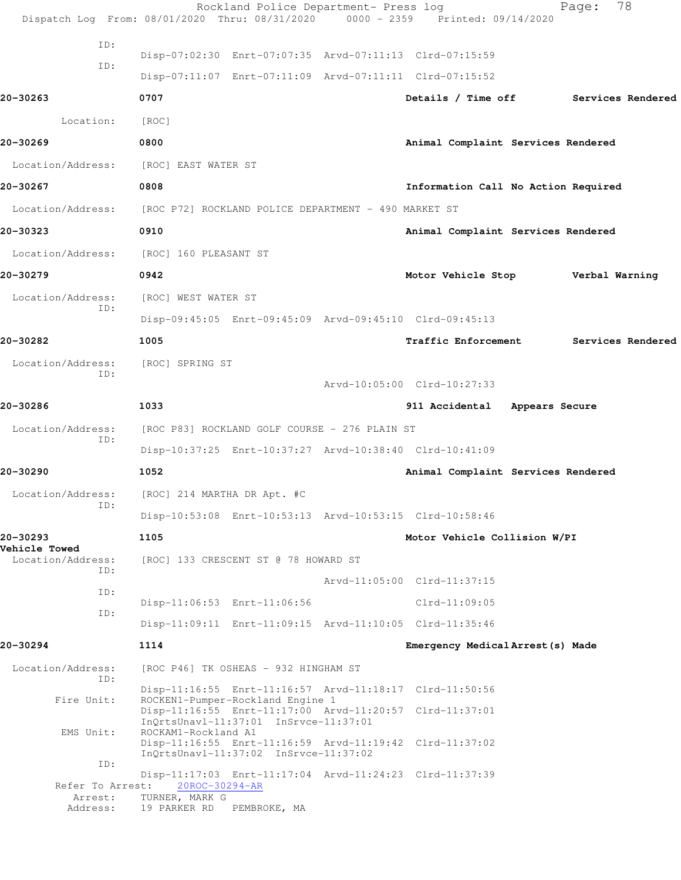```
            ID:
                    Disp-07:02:30  Enrt-07:07:35  Arvd-07:11:13  Clrd-07:15:59
            ID:
                    Disp-07:11:07  Enrt-07:11:09  Arvd-07:11:11  Clrd-07:15:52

20-30263            0707                                   Details / Time off        Services Rendered

        Location:   [ROC]

20-30269            0800                                   Animal Complaint Services Rendered

 Location/Address:  [ROC] EAST WATER ST

20-30267            0808                                   Information Call No Action Required

 Location/Address:  [ROC P72] ROCKLAND POLICE DEPARTMENT - 490 MARKET ST

20-30323            0910                                   Animal Complaint Services Rendered

 Location/Address:  [ROC] 160 PLEASANT ST

20-30279            0942                                   Motor Vehicle Stop        Verbal Warning

 Location/Address:  [ROC] WEST WATER ST
            ID:
                    Disp-09:45:05  Enrt-09:45:09  Arvd-09:45:10  Clrd-09:45:13

20-30282            1005                                   Traffic Enforcement       Services Rendered

 Location/Address:  [ROC] SPRING ST
            ID:
                                                  Arvd-10:05:00  Clrd-10:27:33

20-30286            1033                                   911 Accidental   Appears Secure

 Location/Address:  [ROC P83] ROCKLAND GOLF COURSE - 276 PLAIN ST
            ID:
                    Disp-10:37:25  Enrt-10:37:27  Arvd-10:38:40  Clrd-10:41:09

20-30290            1052                                   Animal Complaint Services Rendered

 Location/Address:  [ROC] 214 MARTHA DR Apt. #C
            ID:
                    Disp-10:53:08  Enrt-10:53:13  Arvd-10:53:15  Clrd-10:58:46

20-30293            1105                                   Motor Vehicle Collision W/PI
Vehicle Towed
 Location/Address:  [ROC] 133 CRESCENT ST @ 78 HOWARD ST
            ID:
                                                  Arvd-11:05:00  Clrd-11:37:15
            ID:
                    Disp-11:06:53  Enrt-11:06:56                 Clrd-11:09:05
            ID:
                    Disp-11:09:11  Enrt-11:09:15  Arvd-11:10:05  Clrd-11:35:46

20-30294            1114                                   Emergency Medical Arrest(s) Made

 Location/Address:  [ROC P46] TK OSHEAS - 932 HINGHAM ST
            ID:
                    Disp-11:16:55  Enrt-11:16:57  Arvd-11:18:17  Clrd-11:50:56
       Fire Unit:   ROCKEN1-Pumper-Rockland Engine 1
                    Disp-11:16:55  Enrt-11:17:00  Arvd-11:20:57  Clrd-11:37:01
                    InQrtsUnavl-11:37:01  InSrvce-11:37:01
        EMS Unit:   ROCKAM1-Rockland A1
                    Disp-11:16:55  Enrt-11:16:59  Arvd-11:19:42  Clrd-11:37:02
                    InQrtsUnavl-11:37:02  InSrvce-11:37:02
            ID:
                    Disp-11:17:03  Enrt-11:17:04  Arvd-11:24:23  Clrd-11:37:39
     Refer To Arrest:    20ROC-30294-AR
         Arrest:    TURNER, MARK G
        Address:    19 PARKER RD   PEMBROKE, MA
```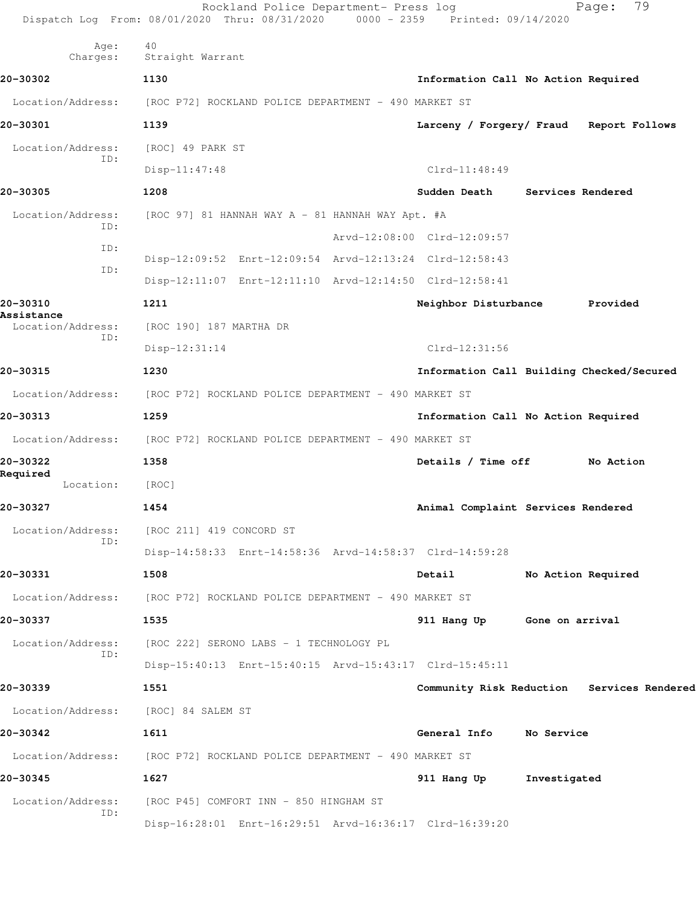Age: 40
Charges: Straight Warrant

**20-30302** **1130** **Information Call No Action Required**

Location/Address: [ROC P72] ROCKLAND POLICE DEPARTMENT - 490 MARKET ST

**20-30301** **1139** **Larceny / Forgery/ Fraud Report Follows**

Location/Address: [ROC] 49 PARK ST
ID:
Disp-11:47:48 Clrd-11:48:49

**20-30305** **1208** **Sudden Death Services Rendered**

Location/Address: [ROC 97] 81 HANNAH WAY A - 81 HANNAH WAY Apt. #A
ID:
Arvd-12:08:00 Clrd-12:09:57
ID:
Disp-12:09:52 Enrt-12:09:54 Arvd-12:13:24 Clrd-12:58:43
ID:
Disp-12:11:07 Enrt-12:11:10 Arvd-12:14:50 Clrd-12:58:41

**20-30310** **1211** **Neighbor Disturbance Provided Assistance**

Location/Address: [ROC 190] 187 MARTHA DR
ID:
Disp-12:31:14 Clrd-12:31:56

**20-30315** **1230** **Information Call Building Checked/Secured**

Location/Address: [ROC P72] ROCKLAND POLICE DEPARTMENT - 490 MARKET ST

**20-30313** **1259** **Information Call No Action Required**

Location/Address: [ROC P72] ROCKLAND POLICE DEPARTMENT - 490 MARKET ST

**20-30322** **1358** **Details / Time off No Action Required**

Location: [ROC]

**20-30327** **1454** **Animal Complaint Services Rendered**

Location/Address: [ROC 211] 419 CONCORD ST
ID:
Disp-14:58:33 Enrt-14:58:36 Arvd-14:58:37 Clrd-14:59:28

**20-30331** **1508** **Detail No Action Required**

Location/Address: [ROC P72] ROCKLAND POLICE DEPARTMENT - 490 MARKET ST

**20-30337** **1535** **911 Hang Up Gone on arrival**

Location/Address: [ROC 222] SERONO LABS - 1 TECHNOLOGY PL
ID:
Disp-15:40:13 Enrt-15:40:15 Arvd-15:43:17 Clrd-15:45:11

**20-30339** **1551** **Community Risk Reduction Services Rendered**

Location/Address: [ROC] 84 SALEM ST

**20-30342** **1611** **General Info No Service**

Location/Address: [ROC P72] ROCKLAND POLICE DEPARTMENT - 490 MARKET ST

**20-30345** **1627** **911 Hang Up Investigated**

Location/Address: [ROC P45] COMFORT INN - 850 HINGHAM ST
ID:
Disp-16:28:01 Enrt-16:29:51 Arvd-16:36:17 Clrd-16:39:20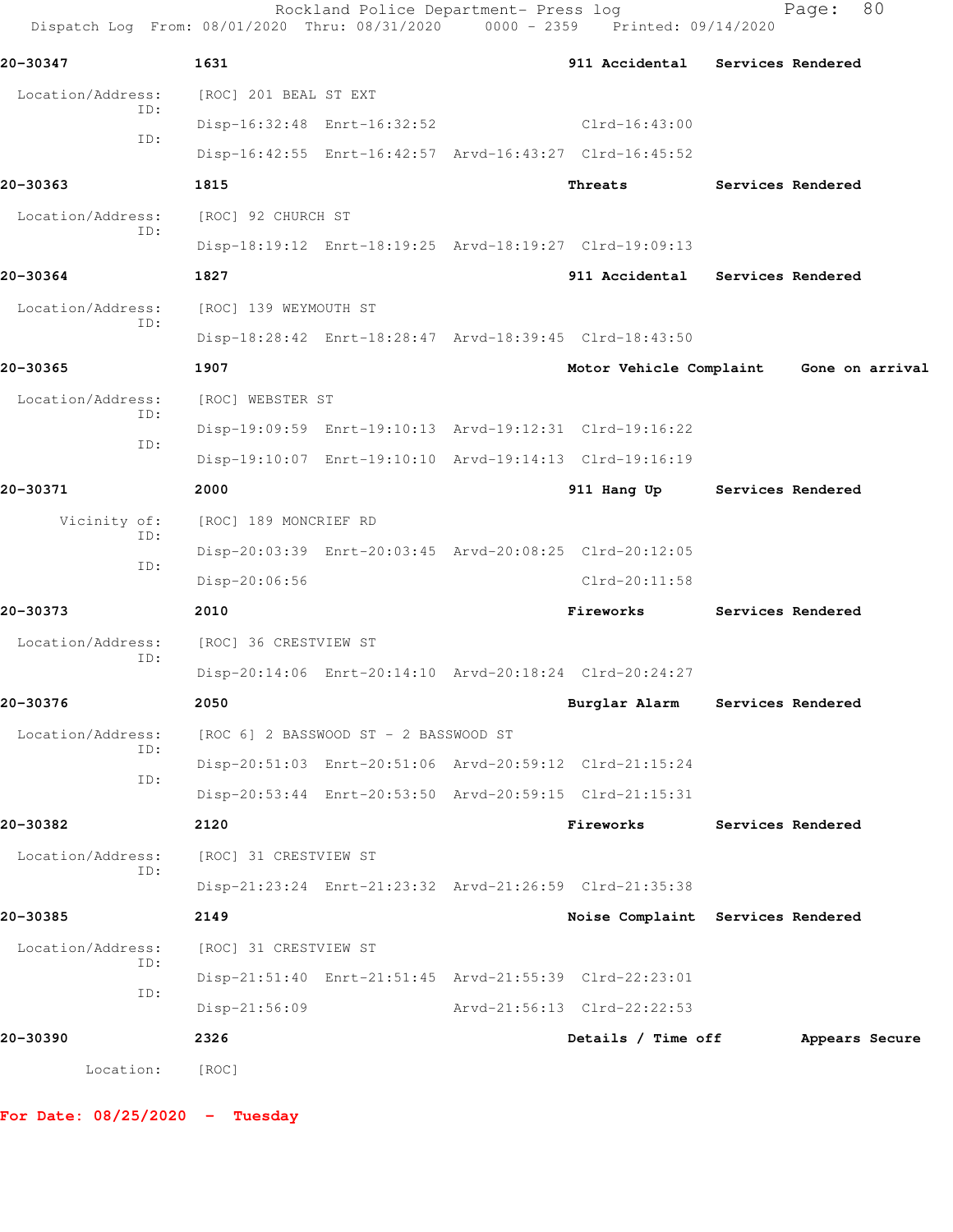20-30347 1631 911 Accidental Services Rendered

Location/Address: [ROC] 201 BEAL ST EXT
ID:
Disp-16:32:48 Enrt-16:32:52 Clrd-16:43:00
ID:
Disp-16:42:55 Enrt-16:42:57 Arvd-16:43:27 Clrd-16:45:52

20-30363 1815 Threats Services Rendered

Location/Address: [ROC] 92 CHURCH ST
ID:
Disp-18:19:12 Enrt-18:19:25 Arvd-18:19:27 Clrd-19:09:13

20-30364 1827 911 Accidental Services Rendered

Location/Address: [ROC] 139 WEYMOUTH ST
ID:
Disp-18:28:42 Enrt-18:28:47 Arvd-18:39:45 Clrd-18:43:50

20-30365 1907 Motor Vehicle Complaint Gone on arrival

Location/Address: [ROC] WEBSTER ST
ID:
Disp-19:09:59 Enrt-19:10:13 Arvd-19:12:31 Clrd-19:16:22
ID:
Disp-19:10:07 Enrt-19:10:10 Arvd-19:14:13 Clrd-19:16:19

20-30371 2000 911 Hang Up Services Rendered

Vicinity of: [ROC] 189 MONCRIEF RD
ID:
Disp-20:03:39 Enrt-20:03:45 Arvd-20:08:25 Clrd-20:12:05
ID:
Disp-20:06:56 Clrd-20:11:58

20-30373 2010 Fireworks Services Rendered

Location/Address: [ROC] 36 CRESTVIEW ST
ID:
Disp-20:14:06 Enrt-20:14:10 Arvd-20:18:24 Clrd-20:24:27

20-30376 2050 Burglar Alarm Services Rendered

Location/Address: [ROC 6] 2 BASSWOOD ST - 2 BASSWOOD ST
ID:
Disp-20:51:03 Enrt-20:51:06 Arvd-20:59:12 Clrd-21:15:24
ID:
Disp-20:53:44 Enrt-20:53:50 Arvd-20:59:15 Clrd-21:15:31

20-30382 2120 Fireworks Services Rendered

Location/Address: [ROC] 31 CRESTVIEW ST
ID:
Disp-21:23:24 Enrt-21:23:32 Arvd-21:26:59 Clrd-21:35:38

20-30385 2149 Noise Complaint Services Rendered

Location/Address: [ROC] 31 CRESTVIEW ST
ID:
Disp-21:51:40 Enrt-21:51:45 Arvd-21:55:39 Clrd-22:23:01
ID:
Disp-21:56:09 Arvd-21:56:13 Clrd-22:22:53

20-30390 2326 Details / Time off Appears Secure

Location: [ROC]

**For Date: 08/25/2020 - Tuesday**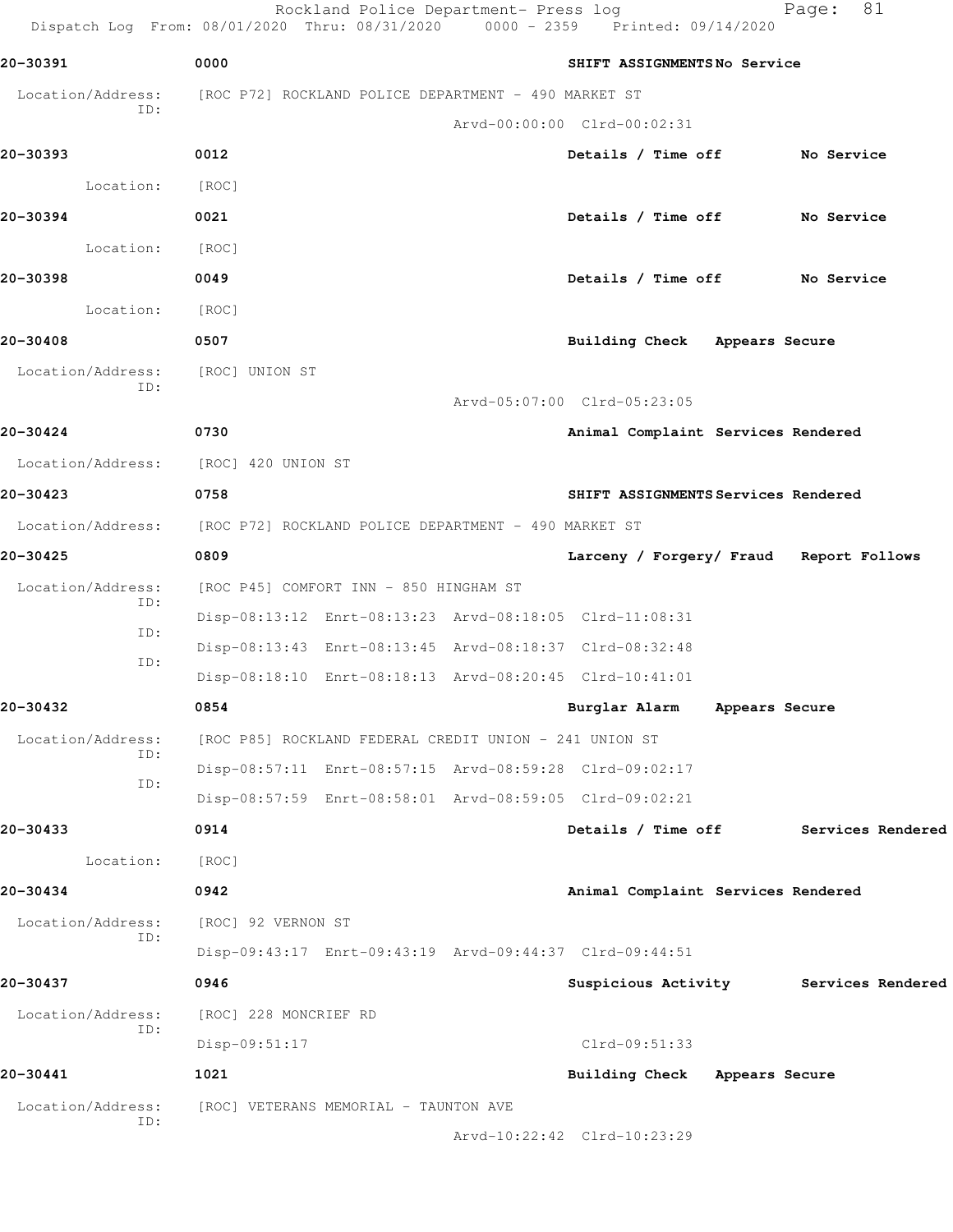Rockland Police Department- Press log

Dispatch Log From: 08/01/2020 Thru: 08/31/2020 0000 - 2359 Printed: 09/14/2020

**20-30391** 0000 SHIFT ASSIGNMENTS No Service

Location/Address: [ROC P72] ROCKLAND POLICE DEPARTMENT - 490 MARKET ST
ID:
Arvd-00:00:00 Clrd-00:02:31

**20-30393** 0012 Details / Time off No Service

Location: [ROC]

**20-30394** 0021 Details / Time off No Service

Location: [ROC]

**20-30398** 0049 Details / Time off No Service

Location: [ROC]

**20-30408** 0507 Building Check Appears Secure

Location/Address: [ROC] UNION ST
ID:
Arvd-05:07:00 Clrd-05:23:05

**20-30424** 0730 Animal Complaint Services Rendered

Location/Address: [ROC] 420 UNION ST

**20-30423** 0758 SHIFT ASSIGNMENTS Services Rendered

Location/Address: [ROC P72] ROCKLAND POLICE DEPARTMENT - 490 MARKET ST

**20-30425** 0809 Larceny / Forgery/ Fraud Report Follows

Location/Address: [ROC P45] COMFORT INN - 850 HINGHAM ST
ID: Disp-08:13:12 Enrt-08:13:23 Arvd-08:18:05 Clrd-11:08:31
ID: Disp-08:13:43 Enrt-08:13:45 Arvd-08:18:37 Clrd-08:32:48
ID: Disp-08:18:10 Enrt-08:18:13 Arvd-08:20:45 Clrd-10:41:01

**20-30432** 0854 Burglar Alarm Appears Secure

Location/Address: [ROC P85] ROCKLAND FEDERAL CREDIT UNION - 241 UNION ST
ID: Disp-08:57:11 Enrt-08:57:15 Arvd-08:59:28 Clrd-09:02:17
ID: Disp-08:57:59 Enrt-08:58:01 Arvd-08:59:05 Clrd-09:02:21

**20-30433** 0914 Details / Time off Services Rendered

Location: [ROC]

**20-30434** 0942 Animal Complaint Services Rendered

Location/Address: [ROC] 92 VERNON ST
ID: Disp-09:43:17 Enrt-09:43:19 Arvd-09:44:37 Clrd-09:44:51

**20-30437** 0946 Suspicious Activity Services Rendered

Location/Address: [ROC] 228 MONCRIEF RD
ID: Disp-09:51:17 Clrd-09:51:33

**20-30441** 1021 Building Check Appears Secure

Location/Address: [ROC] VETERANS MEMORIAL - TAUNTON AVE
ID:
Arvd-10:22:42 Clrd-10:23:29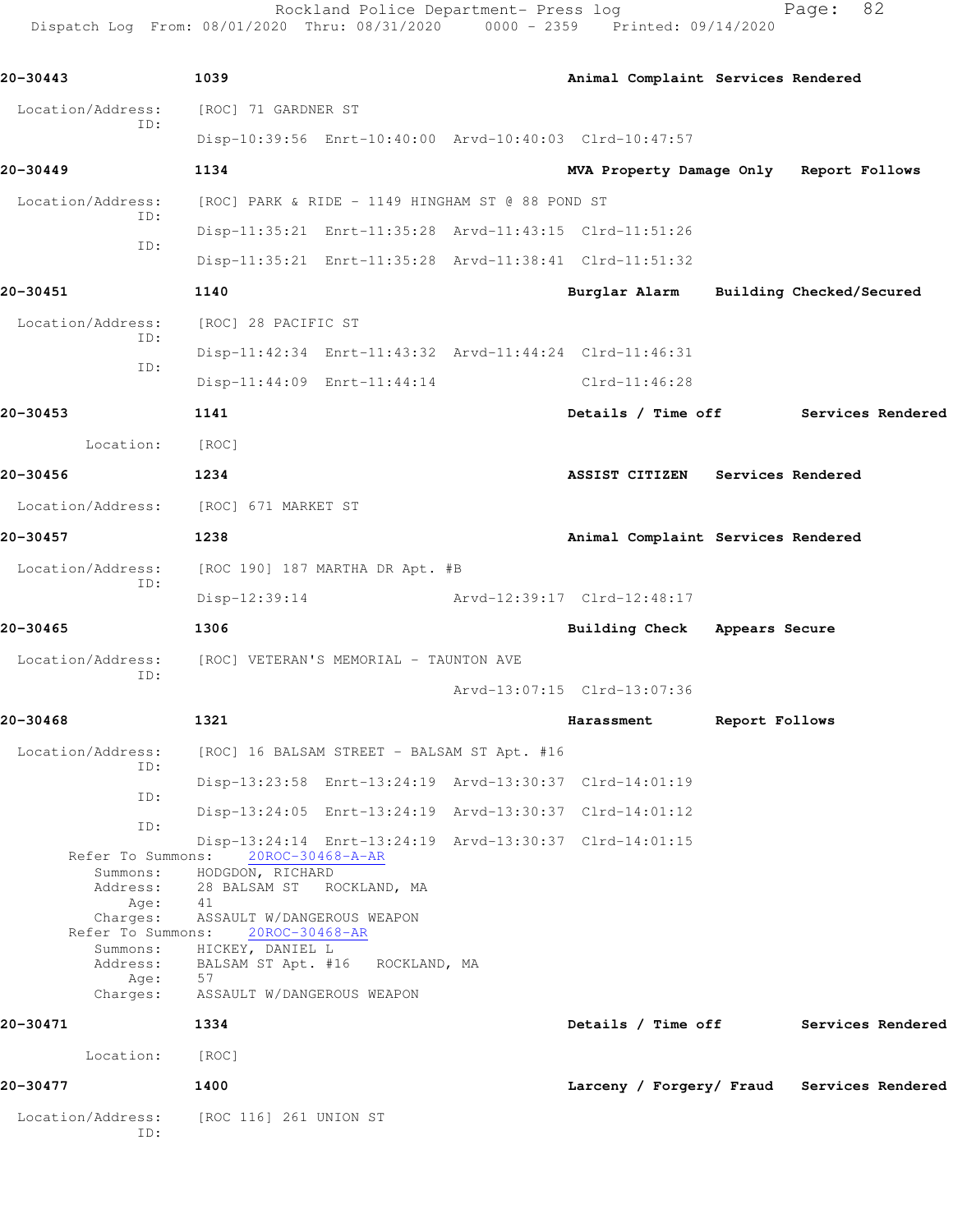**20-30443** 1039 **Animal Complaint Services Rendered**

Location/Address: [ROC] 71 GARDNER ST
ID:
Disp-10:39:56 Enrt-10:40:00 Arvd-10:40:03 Clrd-10:47:57

**20-30449** 1134 **MVA Property Damage Only Report Follows**

Location/Address: [ROC] PARK & RIDE - 1149 HINGHAM ST @ 88 POND ST
ID:
Disp-11:35:21 Enrt-11:35:28 Arvd-11:43:15 Clrd-11:51:26
ID:
Disp-11:35:21 Enrt-11:35:28 Arvd-11:38:41 Clrd-11:51:32

**20-30451** 1140 **Burglar Alarm Building Checked/Secured**

Location/Address: [ROC] 28 PACIFIC ST
ID:
Disp-11:42:34 Enrt-11:43:32 Arvd-11:44:24 Clrd-11:46:31
ID:
Disp-11:44:09 Enrt-11:44:14 Clrd-11:46:28

**20-30453** 1141 **Details / Time off Services Rendered**

Location: [ROC]

**20-30456** 1234 **ASSIST CITIZEN Services Rendered**

Location/Address: [ROC] 671 MARKET ST

**20-30457** 1238 **Animal Complaint Services Rendered**

Location/Address: [ROC 190] 187 MARTHA DR Apt. #B
ID:
Disp-12:39:14 Arvd-12:39:17 Clrd-12:48:17

**20-30465** 1306 **Building Check Appears Secure**

Location/Address: [ROC] VETERAN'S MEMORIAL - TAUNTON AVE
ID:
Arvd-13:07:15 Clrd-13:07:36

**20-30468** 1321 **Harassment Report Follows**

Location/Address: [ROC] 16 BALSAM STREET - BALSAM ST Apt. #16
ID:
Disp-13:23:58 Enrt-13:24:19 Arvd-13:30:37 Clrd-14:01:19
ID:
Disp-13:24:05 Enrt-13:24:19 Arvd-13:30:37 Clrd-14:01:12
ID:
Disp-13:24:14 Enrt-13:24:19 Arvd-13:30:37 Clrd-14:01:15

Refer To Summons: 20ROC-30468-A-AR
Summons: HODGDON, RICHARD
Address: 28 BALSAM ST ROCKLAND, MA
Age: 41
Charges: ASSAULT W/DANGEROUS WEAPON

Refer To Summons: 20ROC-30468-AR
Summons: HICKEY, DANIEL L
Address: BALSAM ST Apt. #16 ROCKLAND, MA
Age: 57
Charges: ASSAULT W/DANGEROUS WEAPON

**20-30471** 1334 **Details / Time off Services Rendered**

Location: [ROC]

**20-30477** 1400 **Larceny / Forgery/ Fraud Services Rendered**

Location/Address: [ROC 116] 261 UNION ST
ID: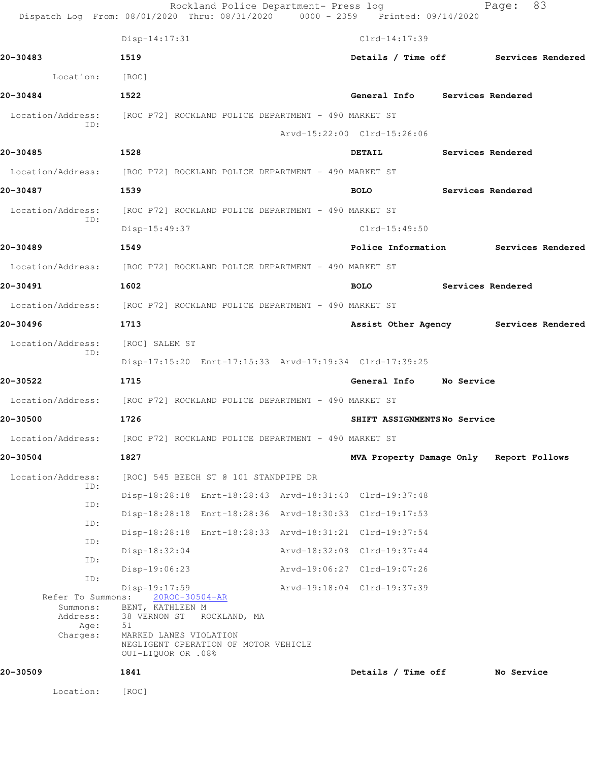Rockland Police Department- Press log

Dispatch Log From: 08/01/2020 Thru: 08/31/2020 0000 - 2359 Printed: 09/14/2020

Disp-14:17:31 Clrd-14:17:39

**20-30483** **1519** **Details / Time off** **Services Rendered**

Location: [ROC]

**20-30484** **1522** **General Info** **Services Rendered**

Location/Address: [ROC P72] ROCKLAND POLICE DEPARTMENT - 490 MARKET ST

ID:

Arvd-15:22:00 Clrd-15:26:06

**20-30485** **1528** **DETAIL** **Services Rendered**

Location/Address: [ROC P72] ROCKLAND POLICE DEPARTMENT - 490 MARKET ST

**20-30487** **1539** **BOLO** **Services Rendered**

Location/Address: [ROC P72] ROCKLAND POLICE DEPARTMENT - 490 MARKET ST

ID:

Disp-15:49:37 Clrd-15:49:50

**20-30489** **1549** **Police Information** **Services Rendered**

Location/Address: [ROC P72] ROCKLAND POLICE DEPARTMENT - 490 MARKET ST

**20-30491** **1602** **BOLO** **Services Rendered**

Location/Address: [ROC P72] ROCKLAND POLICE DEPARTMENT - 490 MARKET ST

**20-30496** **1713** **Assist Other Agency** **Services Rendered**

Location/Address: [ROC] SALEM ST

ID:

Disp-17:15:20 Enrt-17:15:33 Arvd-17:19:34 Clrd-17:39:25

**20-30522** **1715** **General Info** **No Service**

Location/Address: [ROC P72] ROCKLAND POLICE DEPARTMENT - 490 MARKET ST

**20-30500** **1726** **SHIFT ASSIGNMENTS** **No Service**

Location/Address: [ROC P72] ROCKLAND POLICE DEPARTMENT - 490 MARKET ST

**20-30504** **1827** **MVA Property Damage Only** **Report Follows**

Location/Address: [ROC] 545 BEECH ST @ 101 STANDPIPE DR

ID:

Disp-18:28:18 Enrt-18:28:43 Arvd-18:31:40 Clrd-19:37:48

ID:

Disp-18:28:18 Enrt-18:28:36 Arvd-18:30:33 Clrd-19:17:53

ID:

Disp-18:28:18 Enrt-18:28:33 Arvd-18:31:21 Clrd-19:37:54

ID:

Disp-18:32:04 Arvd-18:32:08 Clrd-19:37:44

ID:

Disp-19:06:23 Arvd-19:06:27 Clrd-19:07:26

ID:

Disp-19:17:59 Arvd-19:18:04 Clrd-19:37:39

Refer To Summons: 20ROC-30504-AR

Summons: BENT, KATHLEEN M

Address: 38 VERNON ST ROCKLAND, MA

Age: 51

Charges: MARKED LANES VIOLATION
NEGLIGENT OPERATION OF MOTOR VEHICLE
OUI-LIQUOR OR .08%

**20-30509** **1841** **Details / Time off** **No Service**

Location: [ROC]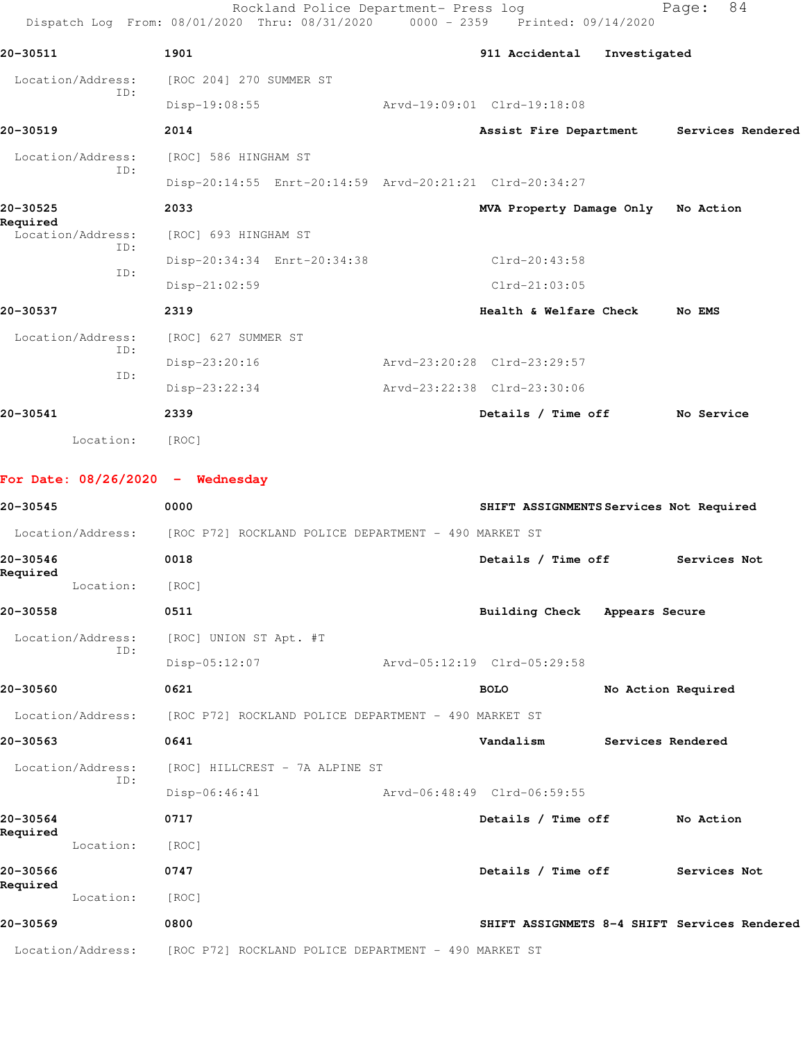Rockland Police Department- Press log
Dispatch Log From: 08/01/2020 Thru: 08/31/2020 0000 - 2359 Printed: 09/14/2020

**20-30511** 1901 **911 Accidental** **Investigated**

Location/Address: [ROC 204] 270 SUMMER ST
ID:
Disp-19:08:55 Arvd-19:09:01 Clrd-19:18:08

**20-30519** 2014 **Assist Fire Department** **Services Rendered**

Location/Address: [ROC] 586 HINGHAM ST
ID:
Disp-20:14:55 Enrt-20:14:59 Arvd-20:21:21 Clrd-20:34:27

**20-30525** 2033 **MVA Property Damage Only** **No Action Required**

Location/Address: [ROC] 693 HINGHAM ST
ID:
Disp-20:34:34 Enrt-20:34:38 Clrd-20:43:58
ID:
Disp-21:02:59 Clrd-21:03:05

**20-30537** 2319 **Health & Welfare Check** **No EMS**

Location/Address: [ROC] 627 SUMMER ST
ID:
Disp-23:20:16 Arvd-23:20:28 Clrd-23:29:57
ID:
Disp-23:22:34 Arvd-23:22:38 Clrd-23:30:06

**20-30541** 2339 **Details / Time off** **No Service**

Location: [ROC]

## For Date: 08/26/2020 - Wednesday

**20-30545** 0000 **SHIFT ASSIGNMENTS** **Services Not Required**

Location/Address: [ROC P72] ROCKLAND POLICE DEPARTMENT - 490 MARKET ST

**20-30546** 0018 **Details / Time off** **Services Not Required**

Location: [ROC]

**20-30558** 0511 **Building Check** **Appears Secure**

Location/Address: [ROC] UNION ST Apt. #T
ID:
Disp-05:12:07 Arvd-05:12:19 Clrd-05:29:58

**20-30560** 0621 **BOLO** **No Action Required**

Location/Address: [ROC P72] ROCKLAND POLICE DEPARTMENT - 490 MARKET ST

**20-30563** 0641 **Vandalism** **Services Rendered**

Location/Address: [ROC] HILLCREST - 7A ALPINE ST
ID:
Disp-06:46:41 Arvd-06:48:49 Clrd-06:59:55

**20-30564** 0717 **Details / Time off** **No Action Required**

Location: [ROC]

**20-30566** 0747 **Details / Time off** **Services Not Required**

Location: [ROC]

**20-30569** 0800 **SHIFT ASSIGNMETS 8-4 SHIFT** **Services Rendered**

Location/Address: [ROC P72] ROCKLAND POLICE DEPARTMENT - 490 MARKET ST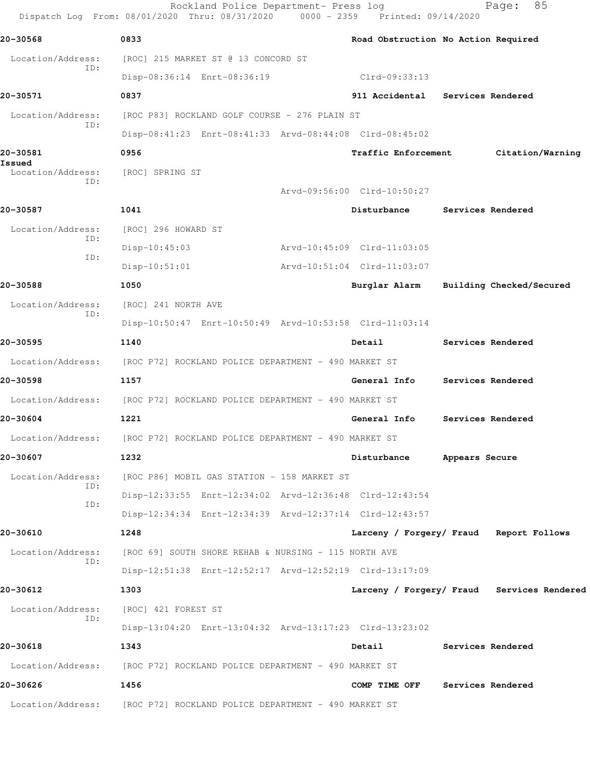**20-30568** 0833 **Road Obstruction No Action Required**

Location/Address: [ROC] 215 MARKET ST @ 13 CONCORD ST
ID: Disp-08:36:14 Enrt-08:36:19 Clrd-09:33:13

**20-30571** 0837 **911 Accidental Services Rendered**

Location/Address: [ROC P83] ROCKLAND GOLF COURSE - 276 PLAIN ST
ID: Disp-08:41:23 Enrt-08:41:33 Arvd-08:44:08 Clrd-08:45:02

**20-30581** 0956 **Traffic Enforcement Citation/Warning Issued**

Location/Address: [ROC] SPRING ST
ID: Arvd-09:56:00 Clrd-10:50:27

**20-30587** 1041 **Disturbance Services Rendered**

Location/Address: [ROC] 296 HOWARD ST
ID: Disp-10:45:03 Arvd-10:45:09 Clrd-11:03:05
ID: Disp-10:51:01 Arvd-10:51:04 Clrd-11:03:07

**20-30588** 1050 **Burglar Alarm Building Checked/Secured**

Location/Address: [ROC] 241 NORTH AVE
ID: Disp-10:50:47 Enrt-10:50:49 Arvd-10:53:58 Clrd-11:03:14

**20-30595** 1140 **Detail Services Rendered**

Location/Address: [ROC P72] ROCKLAND POLICE DEPARTMENT - 490 MARKET ST

**20-30598** 1157 **General Info Services Rendered**

Location/Address: [ROC P72] ROCKLAND POLICE DEPARTMENT - 490 MARKET ST

**20-30604** 1221 **General Info Services Rendered**

Location/Address: [ROC P72] ROCKLAND POLICE DEPARTMENT - 490 MARKET ST

**20-30607** 1232 **Disturbance Appears Secure**

Location/Address: [ROC P86] MOBIL GAS STATION - 158 MARKET ST
ID: Disp-12:33:55 Enrt-12:34:02 Arvd-12:36:48 Clrd-12:43:54
ID: Disp-12:34:34 Enrt-12:34:39 Arvd-12:37:14 Clrd-12:43:57

**20-30610** 1248 **Larceny / Forgery/ Fraud Report Follows**

Location/Address: [ROC 69] SOUTH SHORE REHAB & NURSING - 115 NORTH AVE
ID: Disp-12:51:38 Enrt-12:52:17 Arvd-12:52:19 Clrd-13:17:09

**20-30612** 1303 **Larceny / Forgery/ Fraud Services Rendered**

Location/Address: [ROC] 421 FOREST ST
ID: Disp-13:04:20 Enrt-13:04:32 Arvd-13:17:23 Clrd-13:23:02

**20-30618** 1343 **Detail Services Rendered**

Location/Address: [ROC P72] ROCKLAND POLICE DEPARTMENT - 490 MARKET ST

**20-30626** 1456 **COMP TIME OFF Services Rendered**

Location/Address: [ROC P72] ROCKLAND POLICE DEPARTMENT - 490 MARKET ST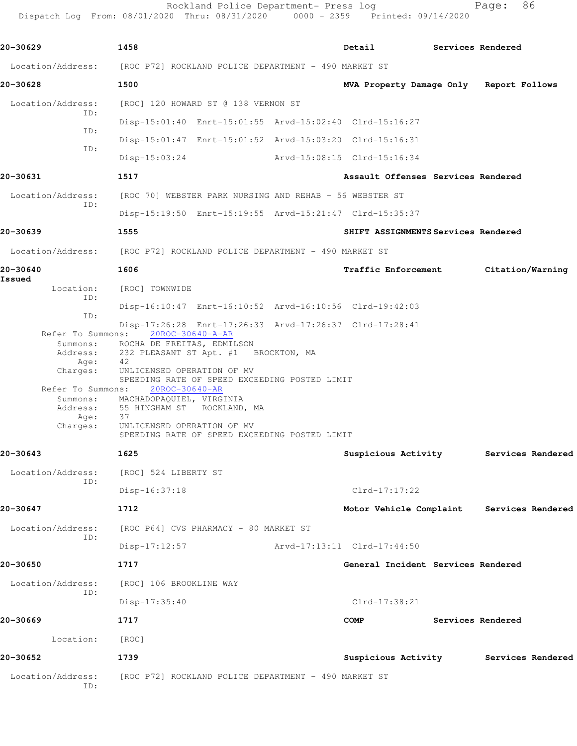Rockland Police Department- Press log
Dispatch Log From: 08/01/2020 Thru: 08/31/2020 0000 - 2359 Printed: 09/14/2020

**20-30629** 1458 **Detail** **Services Rendered**

Location/Address: [ROC P72] ROCKLAND POLICE DEPARTMENT - 490 MARKET ST

**20-30628** 1500 **MVA Property Damage Only** **Report Follows**

Location/Address: [ROC] 120 HOWARD ST @ 138 VERNON ST
ID: Disp-15:01:40 Enrt-15:01:55 Arvd-15:02:40 Clrd-15:16:27
ID: Disp-15:01:47 Enrt-15:01:52 Arvd-15:03:20 Clrd-15:16:31
ID: Disp-15:03:24 Arvd-15:08:15 Clrd-15:16:34

**20-30631** 1517 **Assault Offenses** **Services Rendered**

Location/Address: [ROC 70] WEBSTER PARK NURSING AND REHAB - 56 WEBSTER ST
ID: Disp-15:19:50 Enrt-15:19:55 Arvd-15:21:47 Clrd-15:35:37

**20-30639** 1555 **SHIFT ASSIGNMENTS** **Services Rendered**

Location/Address: [ROC P72] ROCKLAND POLICE DEPARTMENT - 490 MARKET ST

**20-30640** 1606 **Traffic Enforcement** **Citation/Warning Issued**

Location: [ROC] TOWNWIDE
ID: Disp-16:10:47 Enrt-16:10:52 Arvd-16:10:56 Clrd-19:42:03
ID: Disp-17:26:28 Enrt-17:26:33 Arvd-17:26:37 Clrd-17:28:41
Refer To Summons: 20ROC-30640-A-AR
Summons: ROCHA DE FREITAS, EDMILSON
Address: 232 PLEASANT ST Apt. #1 BROCKTON, MA
Age: 42
Charges: UNLICENSED OPERATION OF MV
SPEEDING RATE OF SPEED EXCEEDING POSTED LIMIT
Refer To Summons: 20ROC-30640-AR
Summons: MACHADOPAQUIEL, VIRGINIA
Address: 55 HINGHAM ST ROCKLAND, MA
Age: 37
Charges: UNLICENSED OPERATION OF MV
SPEEDING RATE OF SPEED EXCEEDING POSTED LIMIT

**20-30643** 1625 **Suspicious Activity** **Services Rendered**

Location/Address: [ROC] 524 LIBERTY ST
ID: Disp-16:37:18 Clrd-17:17:22

**20-30647** 1712 **Motor Vehicle Complaint** **Services Rendered**

Location/Address: [ROC P64] CVS PHARMACY - 80 MARKET ST
ID: Disp-17:12:57 Arvd-17:13:11 Clrd-17:44:50

**20-30650** 1717 **General Incident** **Services Rendered**

Location/Address: [ROC] 106 BROOKLINE WAY
ID: Disp-17:35:40 Clrd-17:38:21

**20-30669** 1717 **COMP** **Services Rendered**

Location: [ROC]

**20-30652** 1739 **Suspicious Activity** **Services Rendered**

Location/Address: [ROC P72] ROCKLAND POLICE DEPARTMENT - 490 MARKET ST
ID: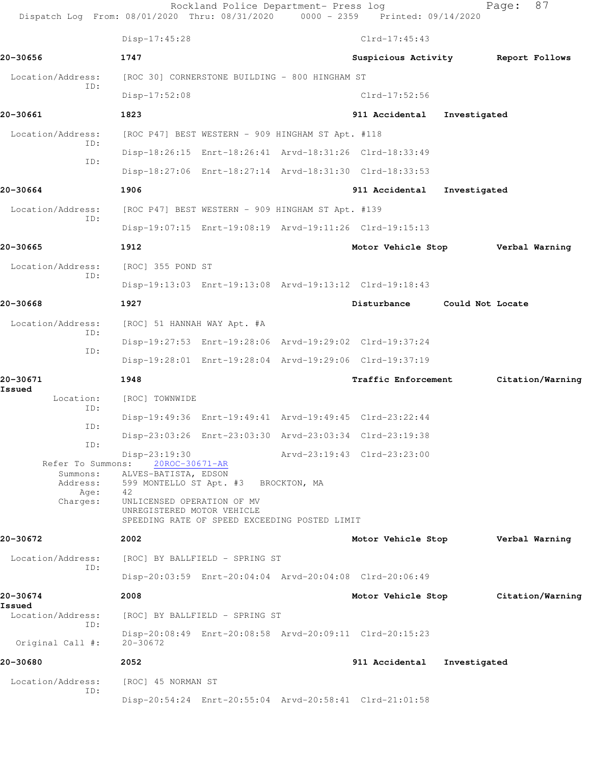Disp-17:45:28 Clrd-17:45:43

**20-30656** 1747 **Suspicious Activity** **Report Follows**

Location/Address: [ROC 30] CORNERSTONE BUILDING - 800 HINGHAM ST
ID:
Disp-17:52:08 Clrd-17:52:56

**20-30661** 1823 **911 Accidental** **Investigated**

Location/Address: [ROC P47] BEST WESTERN - 909 HINGHAM ST Apt. #118
ID:
Disp-18:26:15 Enrt-18:26:41 Arvd-18:31:26 Clrd-18:33:49
ID:
Disp-18:27:06 Enrt-18:27:14 Arvd-18:31:30 Clrd-18:33:53

**20-30664** 1906 **911 Accidental** **Investigated**

Location/Address: [ROC P47] BEST WESTERN - 909 HINGHAM ST Apt. #139
ID:
Disp-19:07:15 Enrt-19:08:19 Arvd-19:11:26 Clrd-19:15:13

**20-30665** 1912 **Motor Vehicle Stop** **Verbal Warning**

Location/Address: [ROC] 355 POND ST
ID:
Disp-19:13:03 Enrt-19:13:08 Arvd-19:13:12 Clrd-19:18:43

**20-30668** 1927 **Disturbance** **Could Not Locate**

Location/Address: [ROC] 51 HANNAH WAY Apt. #A
ID:
Disp-19:27:53 Enrt-19:28:06 Arvd-19:29:02 Clrd-19:37:24
ID:
Disp-19:28:01 Enrt-19:28:04 Arvd-19:29:06 Clrd-19:37:19

**20-30671** 1948 **Traffic Enforcement** **Citation/Warning Issued**

Location: [ROC] TOWNWIDE
ID:
Disp-19:49:36 Enrt-19:49:41 Arvd-19:49:45 Clrd-23:22:44
ID:
Disp-23:03:26 Enrt-23:03:30 Arvd-23:03:34 Clrd-23:19:38
ID:
Disp-23:19:30 Arvd-23:19:43 Clrd-23:23:00
Refer To Summons: 20ROC-30671-AR
Summons: ALVES-BATISTA, EDSON
Address: 599 MONTELLO ST Apt. #3 BROCKTON, MA
Age: 42
Charges: UNLICENSED OPERATION OF MV
UNREGISTERED MOTOR VEHICLE
SPEEDING RATE OF SPEED EXCEEDING POSTED LIMIT

**20-30672** 2002 **Motor Vehicle Stop** **Verbal Warning**

Location/Address: [ROC] BY BALLFIELD - SPRING ST
ID:
Disp-20:03:59 Enrt-20:04:04 Arvd-20:04:08 Clrd-20:06:49

**20-30674** 2008 **Motor Vehicle Stop** **Citation/Warning Issued**

Location/Address: [ROC] BY BALLFIELD - SPRING ST
ID:
Disp-20:08:49 Enrt-20:08:58 Arvd-20:09:11 Clrd-20:15:23
Original Call #: 20-30672

**20-30680** 2052 **911 Accidental** **Investigated**

Location/Address: [ROC] 45 NORMAN ST
ID:
Disp-20:54:24 Enrt-20:55:04 Arvd-20:58:41 Clrd-21:01:58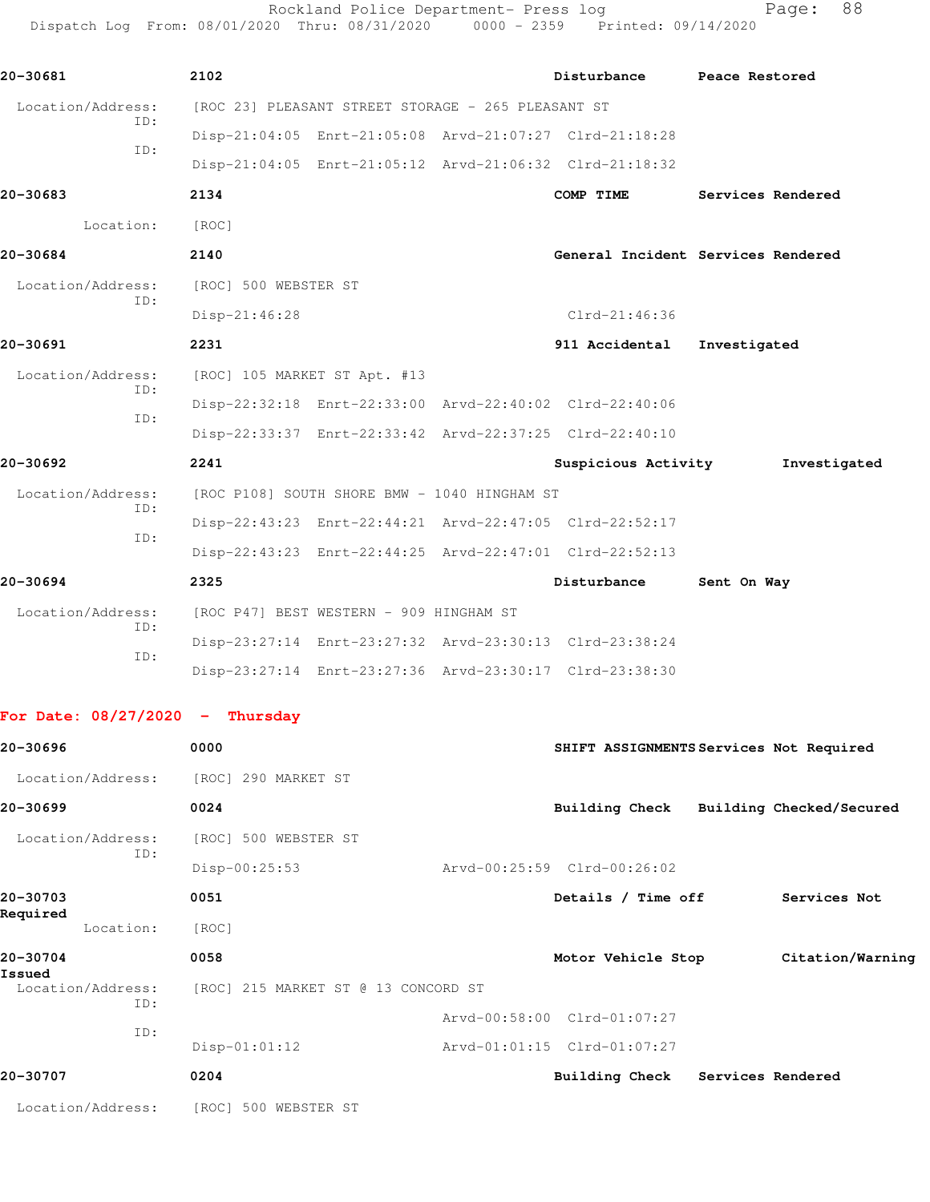**20-30681** 2102 **Disturbance** **Peace Restored**

Location/Address: [ROC 23] PLEASANT STREET STORAGE - 265 PLEASANT ST

ID: Disp-21:04:05 Enrt-21:05:08 Arvd-21:07:27 Clrd-21:18:28

ID: Disp-21:04:05 Enrt-21:05:12 Arvd-21:06:32 Clrd-21:18:32

**20-30683** 2134 **COMP TIME** **Services Rendered**

Location: [ROC]

**20-30684** 2140 **General Incident** **Services Rendered**

Location/Address: [ROC] 500 WEBSTER ST

ID: Disp-21:46:28 Clrd-21:46:36

**20-30691** 2231 **911 Accidental** **Investigated**

Location/Address: [ROC] 105 MARKET ST Apt. #13

ID: Disp-22:32:18 Enrt-22:33:00 Arvd-22:40:02 Clrd-22:40:06

ID: Disp-22:33:37 Enrt-22:33:42 Arvd-22:37:25 Clrd-22:40:10

**20-30692** 2241 **Suspicious Activity** **Investigated**

Location/Address: [ROC P108] SOUTH SHORE BMW - 1040 HINGHAM ST

ID: Disp-22:43:23 Enrt-22:44:21 Arvd-22:47:05 Clrd-22:52:17

ID: Disp-22:43:23 Enrt-22:44:25 Arvd-22:47:01 Clrd-22:52:13

**20-30694** 2325 **Disturbance** **Sent On Way**

Location/Address: [ROC P47] BEST WESTERN - 909 HINGHAM ST

ID: Disp-23:27:14 Enrt-23:27:32 Arvd-23:30:13 Clrd-23:38:24

ID: Disp-23:27:14 Enrt-23:27:36 Arvd-23:30:17 Clrd-23:38:30

## For Date: 08/27/2020 - Thursday

**20-30696** 0000 **SHIFT ASSIGNMENTS** **Services Not Required**

Location/Address: [ROC] 290 MARKET ST

**20-30699** 0024 **Building Check** **Building Checked/Secured**

Location/Address: [ROC] 500 WEBSTER ST

ID: Disp-00:25:53 Arvd-00:25:59 Clrd-00:26:02

**20-30703** 0051 **Details / Time off** **Services Not Required**

Location: [ROC]

**20-30704** 0058 **Motor Vehicle Stop** **Citation/Warning Issued**

Location/Address: [ROC] 215 MARKET ST @ 13 CONCORD ST

ID: Arvd-00:58:00 Clrd-01:07:27

ID: Disp-01:01:12 Arvd-01:01:15 Clrd-01:07:27

**20-30707** 0204 **Building Check** **Services Rendered**

Location/Address: [ROC] 500 WEBSTER ST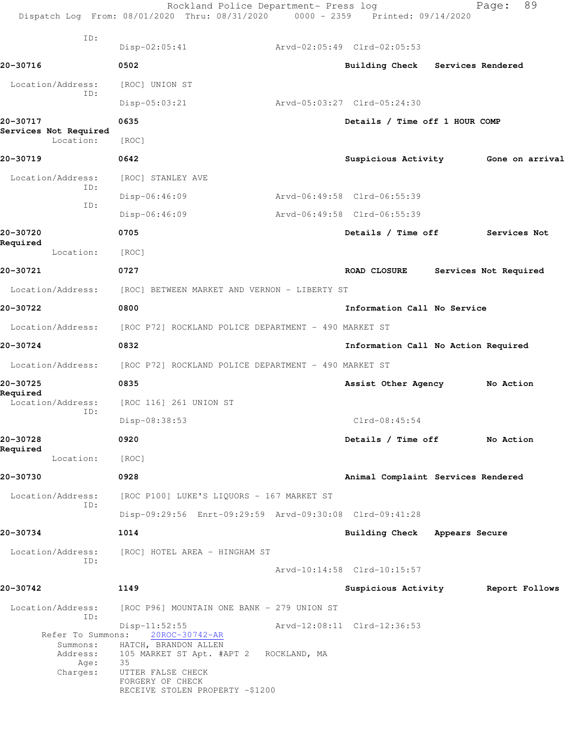ID:
Disp-02:05:41 Arvd-02:05:49 Clrd-02:05:53

**20-30716** 0502 **Building Check Services Rendered**

Location/Address: [ROC] UNION ST
ID:
Disp-05:03:21 Arvd-05:03:27 Clrd-05:24:30

**20-30717** 0635 **Details / Time off 1 HOUR COMP**
**Services Not Required**
Location: [ROC]

**20-30719** 0642 **Suspicious Activity Gone on arrival**

Location/Address: [ROC] STANLEY AVE
ID:
Disp-06:46:09 Arvd-06:49:58 Clrd-06:55:39
ID:
Disp-06:46:09 Arvd-06:49:58 Clrd-06:55:39

**20-30720** 0705 **Details / Time off Services Not Required**
Location: [ROC]

**20-30721** 0727 **ROAD CLOSURE Services Not Required**

Location/Address: [ROC] BETWEEN MARKET AND VERNON - LIBERTY ST

**20-30722** 0800 **Information Call No Service**

Location/Address: [ROC P72] ROCKLAND POLICE DEPARTMENT - 490 MARKET ST

**20-30724** 0832 **Information Call No Action Required**

Location/Address: [ROC P72] ROCKLAND POLICE DEPARTMENT - 490 MARKET ST

**20-30725** 0835 **Assist Other Agency No Action Required**
Location/Address: [ROC 116] 261 UNION ST
ID:
Disp-08:38:53 Clrd-08:45:54

**20-30728** 0920 **Details / Time off No Action Required**
Location: [ROC]

**20-30730** 0928 **Animal Complaint Services Rendered**

Location/Address: [ROC P100] LUKE'S LIQUORS - 167 MARKET ST
ID:
Disp-09:29:56 Enrt-09:29:59 Arvd-09:30:08 Clrd-09:41:28

**20-30734** 1014 **Building Check Appears Secure**

Location/Address: [ROC] HOTEL AREA - HINGHAM ST
ID:
Arvd-10:14:58 Clrd-10:15:57

**20-30742** 1149 **Suspicious Activity Report Follows**

Location/Address: [ROC P96] MOUNTAIN ONE BANK - 279 UNION ST
ID:
Disp-11:52:55 Arvd-12:08:11 Clrd-12:36:53
Refer To Summons: 20ROC-30742-AR
Summons: HATCH, BRANDON ALLEN
Address: 105 MARKET ST Apt. #APT 2 ROCKLAND, MA
Age: 35
Charges: UTTER FALSE CHECK
FORGERY OF CHECK
RECEIVE STOLEN PROPERTY -$1200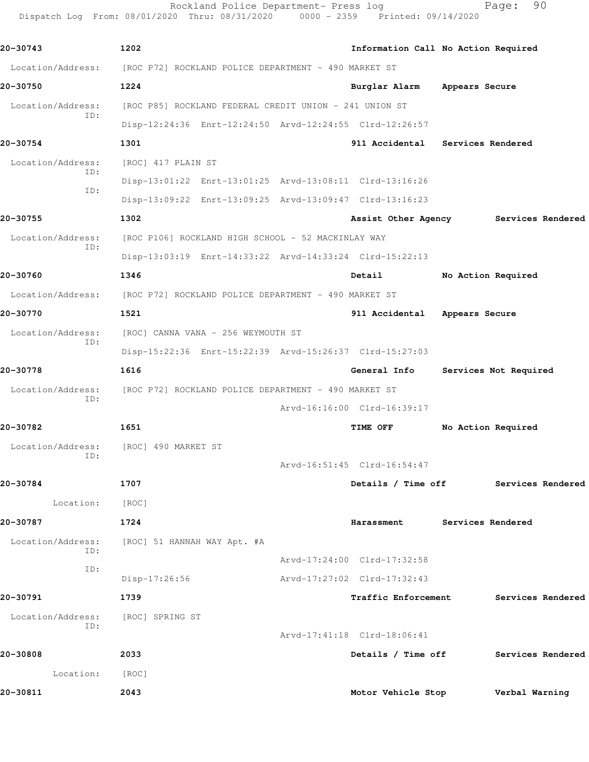20-30743 1202 Information Call No Action Required

Location/Address: [ROC P72] ROCKLAND POLICE DEPARTMENT - 490 MARKET ST

20-30750 1224 Burglar Alarm Appears Secure

Location/Address: [ROC P85] ROCKLAND FEDERAL CREDIT UNION - 241 UNION ST
ID: Disp-12:24:36 Enrt-12:24:50 Arvd-12:24:55 Clrd-12:26:57

20-30754 1301 911 Accidental Services Rendered

Location/Address: [ROC] 417 PLAIN ST
ID: Disp-13:01:22 Enrt-13:01:25 Arvd-13:08:11 Clrd-13:16:26
ID: Disp-13:09:22 Enrt-13:09:25 Arvd-13:09:47 Clrd-13:16:23

20-30755 1302 Assist Other Agency Services Rendered

Location/Address: [ROC P106] ROCKLAND HIGH SCHOOL - 52 MACKINLAY WAY
ID: Disp-13:03:19 Enrt-14:33:22 Arvd-14:33:24 Clrd-15:22:13

20-30760 1346 Detail No Action Required

Location/Address: [ROC P72] ROCKLAND POLICE DEPARTMENT - 490 MARKET ST

20-30770 1521 911 Accidental Appears Secure

Location/Address: [ROC] CANNA VANA - 256 WEYMOUTH ST
ID: Disp-15:22:36 Enrt-15:22:39 Arvd-15:26:37 Clrd-15:27:03

20-30778 1616 General Info Services Not Required

Location/Address: [ROC P72] ROCKLAND POLICE DEPARTMENT - 490 MARKET ST
ID: Arvd-16:16:00 Clrd-16:39:17

20-30782 1651 TIME OFF No Action Required

Location/Address: [ROC] 490 MARKET ST
ID: Arvd-16:51:45 Clrd-16:54:47

20-30784 1707 Details / Time off Services Rendered

Location: [ROC]

20-30787 1724 Harassment Services Rendered

Location/Address: [ROC] 51 HANNAH WAY Apt. #A
ID: Arvd-17:24:00 Clrd-17:32:58
ID: Disp-17:26:56 Arvd-17:27:02 Clrd-17:32:43

20-30791 1739 Traffic Enforcement Services Rendered

Location/Address: [ROC] SPRING ST
ID: Arvd-17:41:18 Clrd-18:06:41

20-30808 2033 Details / Time off Services Rendered

Location: [ROC]

20-30811 2043 Motor Vehicle Stop Verbal Warning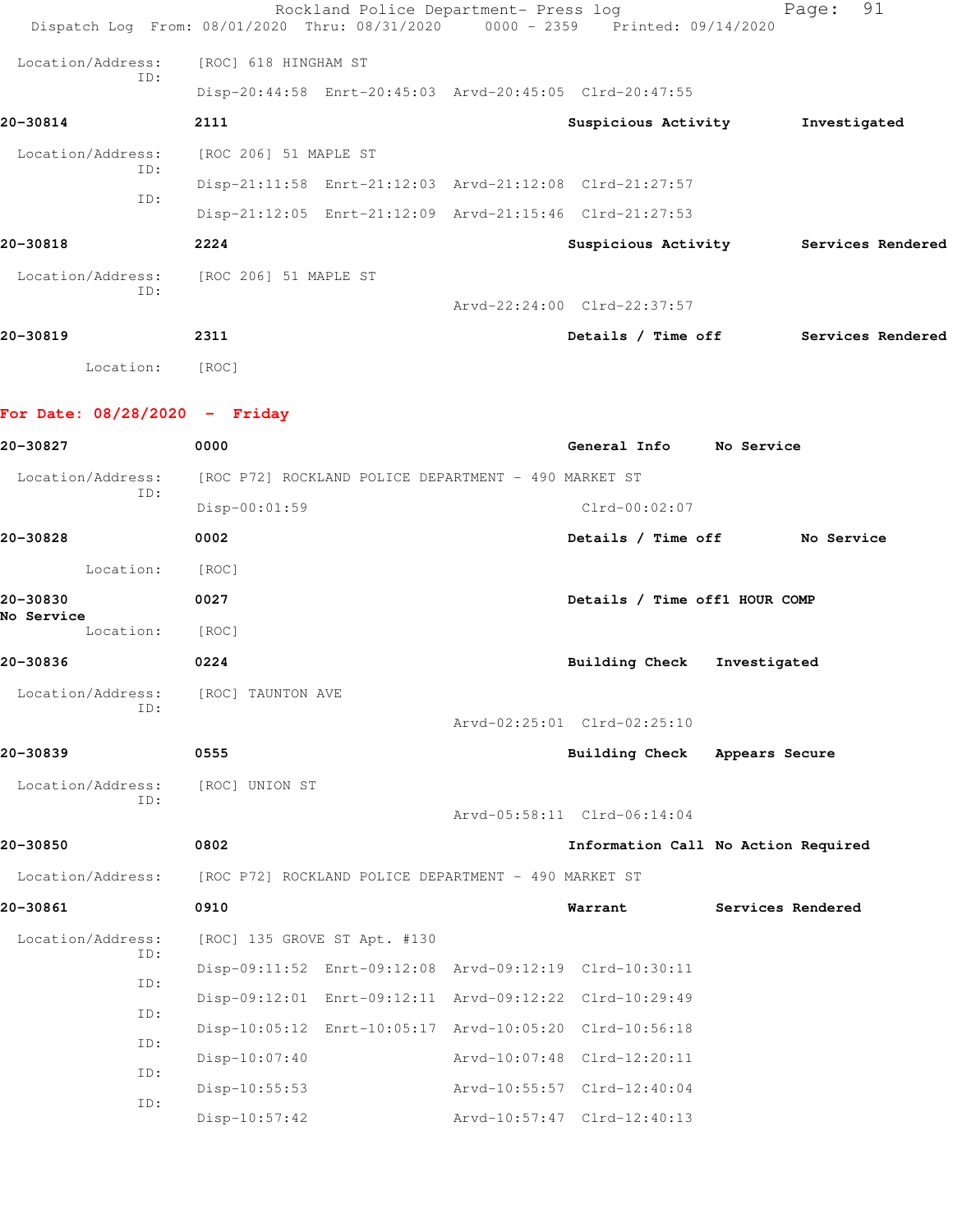Location/Address: [ROC] 618 HINGHAM ST
ID:
Disp-20:44:58 Enrt-20:45:03 Arvd-20:45:05 Clrd-20:47:55

**20-30814** **2111** **Suspicious Activity** **Investigated**

Location/Address: [ROC 206] 51 MAPLE ST
ID:
Disp-21:11:58 Enrt-21:12:03 Arvd-21:12:08 Clrd-21:27:57
ID:
Disp-21:12:05 Enrt-21:12:09 Arvd-21:15:46 Clrd-21:27:53

**20-30818** **2224** **Suspicious Activity** **Services Rendered**

Location/Address: [ROC 206] 51 MAPLE ST
ID:
Arvd-22:24:00 Clrd-22:37:57

**20-30819** **2311** **Details / Time off** **Services Rendered**

Location: [ROC]

## For Date: 08/28/2020 - Friday

**20-30827** **0000** **General Info** **No Service**

Location/Address: [ROC P72] ROCKLAND POLICE DEPARTMENT - 490 MARKET ST
ID:
Disp-00:01:59 Clrd-00:02:07

**20-30828** **0002** **Details / Time off** **No Service**

Location: [ROC]

**20-30830** **0027** **Details / Time off1 HOUR COMP**
**No Service**
Location: [ROC]

**20-30836** **0224** **Building Check** **Investigated**

Location/Address: [ROC] TAUNTON AVE
ID:
Arvd-02:25:01 Clrd-02:25:10

**20-30839** **0555** **Building Check** **Appears Secure**

Location/Address: [ROC] UNION ST
ID:
Arvd-05:58:11 Clrd-06:14:04

**20-30850** **0802** **Information Call** **No Action Required**

Location/Address: [ROC P72] ROCKLAND POLICE DEPARTMENT - 490 MARKET ST

**20-30861** **0910** **Warrant** **Services Rendered**

Location/Address: [ROC] 135 GROVE ST Apt. #130
ID:
Disp-09:11:52 Enrt-09:12:08 Arvd-09:12:19 Clrd-10:30:11
ID:
Disp-09:12:01 Enrt-09:12:11 Arvd-09:12:22 Clrd-10:29:49
ID:
Disp-10:05:12 Enrt-10:05:17 Arvd-10:05:20 Clrd-10:56:18
ID:
Disp-10:07:40 Arvd-10:07:48 Clrd-12:20:11
ID:
Disp-10:55:53 Arvd-10:55:57 Clrd-12:40:04
ID:
Disp-10:57:42 Arvd-10:57:47 Clrd-12:40:13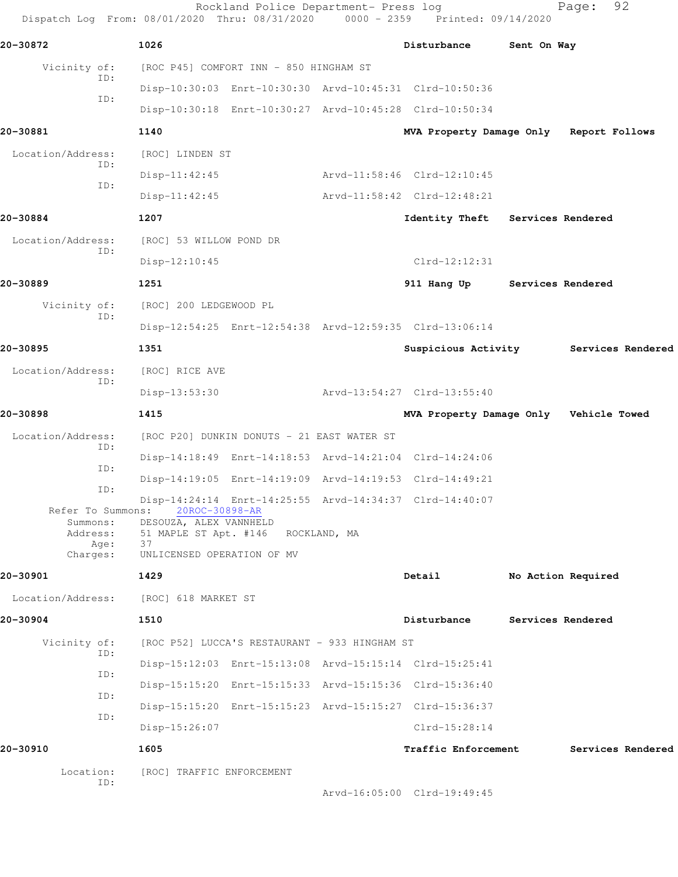Rockland Police Department- Press log

Dispatch Log From: 08/01/2020 Thru: 08/31/2020 0000 - 2359 Printed: 09/14/2020

**20-30872** 1026 Disturbance Sent On Way

Vicinity of: [ROC P45] COMFORT INN - 850 HINGHAM ST
ID: Disp-10:30:03 Enrt-10:30:30 Arvd-10:45:31 Clrd-10:50:36
ID: Disp-10:30:18 Enrt-10:30:27 Arvd-10:45:28 Clrd-10:50:34

**20-30881** 1140 MVA Property Damage Only Report Follows

Location/Address: [ROC] LINDEN ST
ID: Disp-11:42:45 Arvd-11:58:46 Clrd-12:10:45
ID: Disp-11:42:45 Arvd-11:58:42 Clrd-12:48:21

**20-30884** 1207 Identity Theft Services Rendered

Location/Address: [ROC] 53 WILLOW POND DR
ID: Disp-12:10:45 Clrd-12:12:31

**20-30889** 1251 911 Hang Up Services Rendered

Vicinity of: [ROC] 200 LEDGEWOOD PL
ID: Disp-12:54:25 Enrt-12:54:38 Arvd-12:59:35 Clrd-13:06:14

**20-30895** 1351 Suspicious Activity Services Rendered

Location/Address: [ROC] RICE AVE
ID: Disp-13:53:30 Arvd-13:54:27 Clrd-13:55:40

**20-30898** 1415 MVA Property Damage Only Vehicle Towed

Location/Address: [ROC P20] DUNKIN DONUTS - 21 EAST WATER ST
ID: Disp-14:18:49 Enrt-14:18:53 Arvd-14:21:04 Clrd-14:24:06
ID: Disp-14:19:05 Enrt-14:19:09 Arvd-14:19:53 Clrd-14:49:21
ID: Disp-14:24:14 Enrt-14:25:55 Arvd-14:34:37 Clrd-14:40:07
Refer To Summons: 20ROC-30898-AR
Summons: DESOUZA, ALEX VANNHELD
Address: 51 MAPLE ST Apt. #146 ROCKLAND, MA
Age: 37
Charges: UNLICENSED OPERATION OF MV

**20-30901** 1429 Detail No Action Required

Location/Address: [ROC] 618 MARKET ST

**20-30904** 1510 Disturbance Services Rendered

Vicinity of: [ROC P52] LUCCA'S RESTAURANT - 933 HINGHAM ST
ID: Disp-15:12:03 Enrt-15:13:08 Arvd-15:15:14 Clrd-15:25:41
ID: Disp-15:15:20 Enrt-15:15:33 Arvd-15:15:36 Clrd-15:36:40
ID: Disp-15:15:20 Enrt-15:15:23 Arvd-15:15:27 Clrd-15:36:37
ID: Disp-15:26:07 Clrd-15:28:14

**20-30910** 1605 Traffic Enforcement Services Rendered

Location: [ROC] TRAFFIC ENFORCEMENT
ID: Arvd-16:05:00 Clrd-19:49:45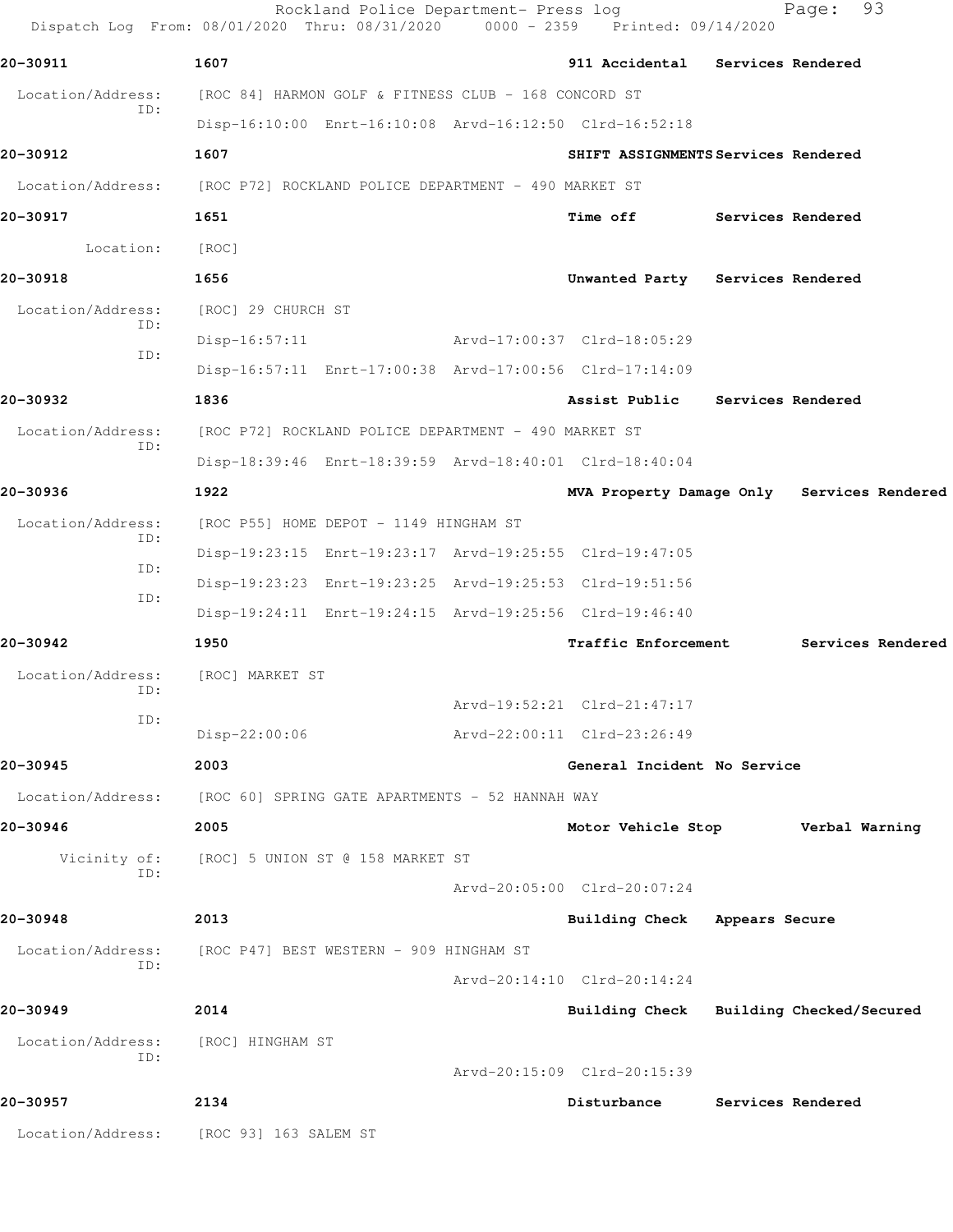**20-30911** 1607 **911 Accidental** **Services Rendered**

Location/Address: [ROC 84] HARMON GOLF & FITNESS CLUB - 168 CONCORD ST

ID: Disp-16:10:00 Enrt-16:10:08 Arvd-16:12:50 Clrd-16:52:18

**20-30912** 1607 **SHIFT ASSIGNMENTS** **Services Rendered**

Location/Address: [ROC P72] ROCKLAND POLICE DEPARTMENT - 490 MARKET ST

**20-30917** 1651 **Time off** **Services Rendered**

Location: [ROC]

**20-30918** 1656 **Unwanted Party** **Services Rendered**

Location/Address: [ROC] 29 CHURCH ST

ID: Disp-16:57:11 Arvd-17:00:37 Clrd-18:05:29

ID: Disp-16:57:11 Enrt-17:00:38 Arvd-17:00:56 Clrd-17:14:09

**20-30932** 1836 **Assist Public** **Services Rendered**

Location/Address: [ROC P72] ROCKLAND POLICE DEPARTMENT - 490 MARKET ST

ID: Disp-18:39:46 Enrt-18:39:59 Arvd-18:40:01 Clrd-18:40:04

**20-30936** 1922 **MVA Property Damage Only** **Services Rendered**

Location/Address: [ROC P55] HOME DEPOT - 1149 HINGHAM ST

ID: Disp-19:23:15 Enrt-19:23:17 Arvd-19:25:55 Clrd-19:47:05

ID: Disp-19:23:23 Enrt-19:23:25 Arvd-19:25:53 Clrd-19:51:56

ID: Disp-19:24:11 Enrt-19:24:15 Arvd-19:25:56 Clrd-19:46:40

**20-30942** 1950 **Traffic Enforcement** **Services Rendered**

Location/Address: [ROC] MARKET ST

ID: Arvd-19:52:21 Clrd-21:47:17

ID: Disp-22:00:06 Arvd-22:00:11 Clrd-23:26:49

**20-30945** 2003 **General Incident** **No Service**

Location/Address: [ROC 60] SPRING GATE APARTMENTS - 52 HANNAH WAY

**20-30946** 2005 **Motor Vehicle Stop** **Verbal Warning**

Vicinity of: [ROC] 5 UNION ST @ 158 MARKET ST

ID: Arvd-20:05:00 Clrd-20:07:24

**20-30948** 2013 **Building Check** **Appears Secure**

Location/Address: [ROC P47] BEST WESTERN - 909 HINGHAM ST

ID: Arvd-20:14:10 Clrd-20:14:24

**20-30949** 2014 **Building Check** **Building Checked/Secured**

Location/Address: [ROC] HINGHAM ST

ID: Arvd-20:15:09 Clrd-20:15:39

**20-30957** 2134 **Disturbance** **Services Rendered**

Location/Address: [ROC 93] 163 SALEM ST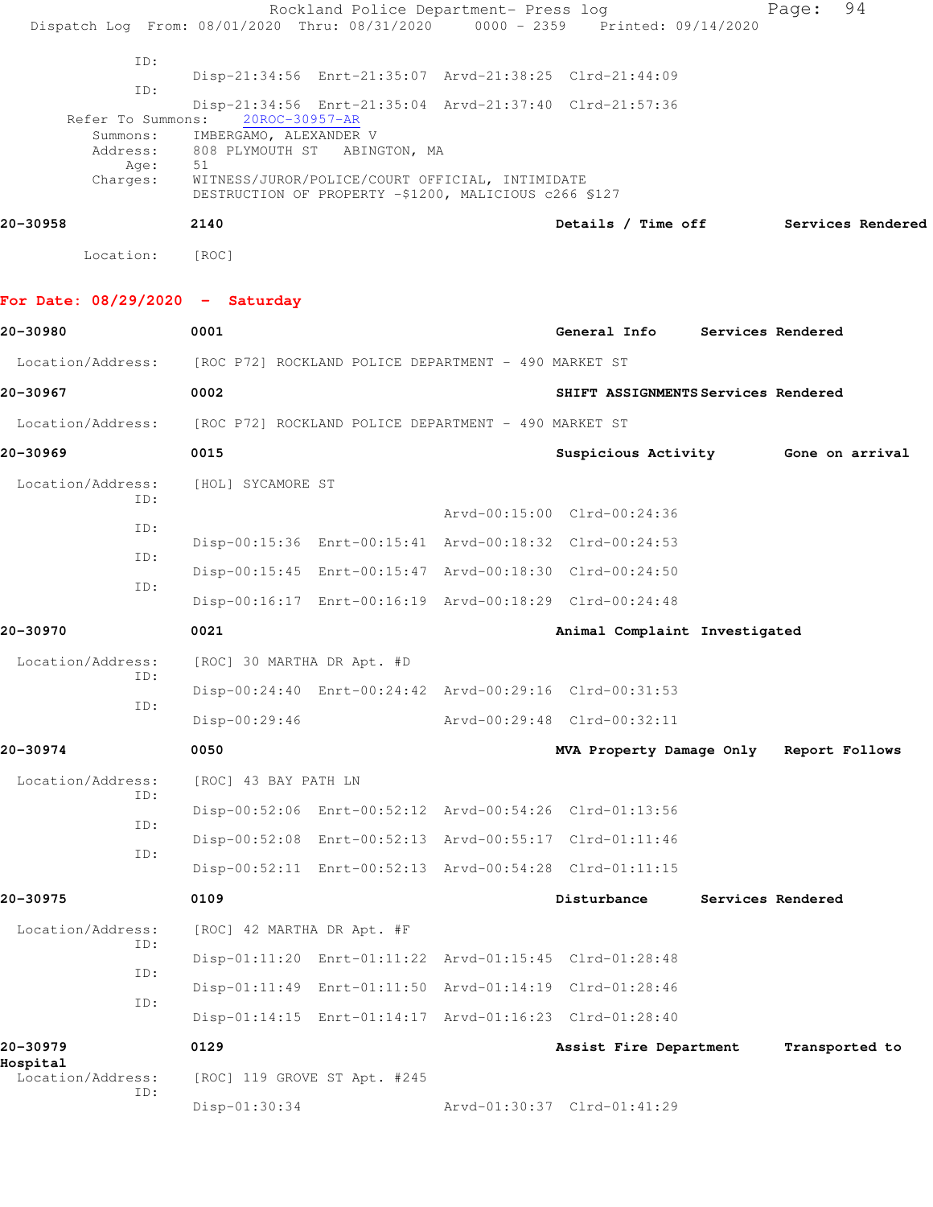ID:

Disp-21:34:56 Enrt-21:35:07 Arvd-21:38:25 Clrd-21:44:09

ID:

Disp-21:34:56 Enrt-21:35:04 Arvd-21:37:40 Clrd-21:57:36

Refer To Summons: 20ROC-30957-AR

Summons: IMBERGAMO, ALEXANDER V
Address: 808 PLYMOUTH ST ABINGTON, MA
Age: 51
Charges: WITNESS/JUROR/POLICE/COURT OFFICIAL, INTIMIDATE
DESTRUCTION OF PROPERTY -$1200, MALICIOUS c266 §127

**20-30958** **2140** **Details / Time off** **Services Rendered**

Location: [ROC]

## For Date: 08/29/2020 - Saturday

**20-30980** **0001** **General Info** **Services Rendered**

Location/Address: [ROC P72] ROCKLAND POLICE DEPARTMENT - 490 MARKET ST

**20-30967** **0002** **SHIFT ASSIGNMENTS** **Services Rendered**

Location/Address: [ROC P72] ROCKLAND POLICE DEPARTMENT - 490 MARKET ST

**20-30969** **0015** **Suspicious Activity** **Gone on arrival**

Location/Address: [HOL] SYCAMORE ST

ID:

Arvd-00:15:00 Clrd-00:24:36

ID:

Disp-00:15:36 Enrt-00:15:41 Arvd-00:18:32 Clrd-00:24:53

ID:

Disp-00:15:45 Enrt-00:15:47 Arvd-00:18:30 Clrd-00:24:50

ID:

Disp-00:16:17 Enrt-00:16:19 Arvd-00:18:29 Clrd-00:24:48

**20-30970** **0021** **Animal Complaint** **Investigated**

Location/Address: [ROC] 30 MARTHA DR Apt. #D

ID:

Disp-00:24:40 Enrt-00:24:42 Arvd-00:29:16 Clrd-00:31:53

ID:

Disp-00:29:46 Arvd-00:29:48 Clrd-00:32:11

**20-30974** **0050** **MVA Property Damage Only** **Report Follows**

Location/Address: [ROC] 43 BAY PATH LN

ID:

Disp-00:52:06 Enrt-00:52:12 Arvd-00:54:26 Clrd-01:13:56

ID:

Disp-00:52:08 Enrt-00:52:13 Arvd-00:55:17 Clrd-01:11:46

ID:

Disp-00:52:11 Enrt-00:52:13 Arvd-00:54:28 Clrd-01:11:15

**20-30975** **0109** **Disturbance** **Services Rendered**

Location/Address: [ROC] 42 MARTHA DR Apt. #F

ID:

Disp-01:11:20 Enrt-01:11:22 Arvd-01:15:45 Clrd-01:28:48

ID:

Disp-01:11:49 Enrt-01:11:50 Arvd-01:14:19 Clrd-01:28:46

ID:

Disp-01:14:15 Enrt-01:14:17 Arvd-01:16:23 Clrd-01:28:40

**20-30979** **0129** **Assist Fire Department** **Transported to Hospital**

Location/Address: [ROC] 119 GROVE ST Apt. #245

ID:

Disp-01:30:34 Arvd-01:30:37 Clrd-01:41:29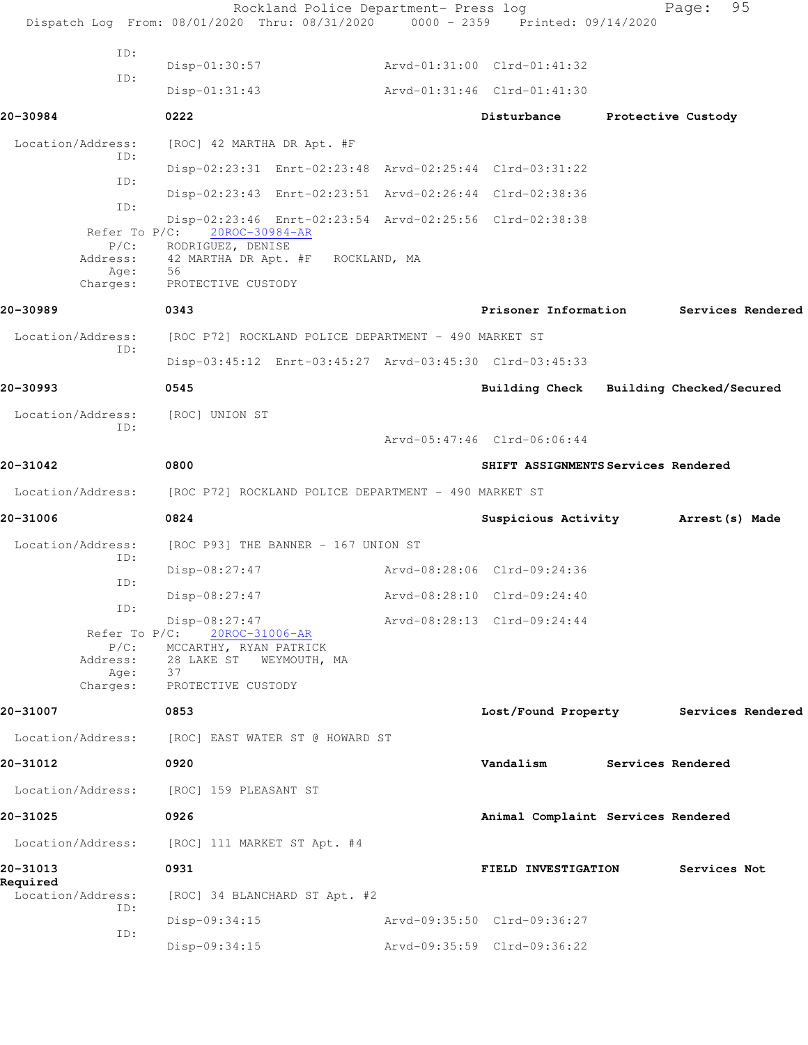Rockland Police Department- Press log
Dispatch Log From: 08/01/2020 Thru: 08/31/2020 0000 - 2359 Printed: 09/14/2020

```
             ID:
                    Disp-01:30:57                 Arvd-01:31:00  Clrd-01:41:32
             ID:
                    Disp-01:31:43                 Arvd-01:31:46  Clrd-01:41:30
```

**20-30984** **0222** **Disturbance** **Protective Custody**

```
 Location/Address:   [ROC] 42 MARTHA DR Apt. #F
             ID:
                    Disp-02:23:31  Enrt-02:23:48  Arvd-02:25:44  Clrd-03:31:22
             ID:
                    Disp-02:23:43  Enrt-02:23:51  Arvd-02:26:44  Clrd-02:38:36
             ID:
                    Disp-02:23:46  Enrt-02:23:54  Arvd-02:25:56  Clrd-02:38:38
       Refer To P/C:   20ROC-30984-AR
            P/C:    RODRIGUEZ, DENISE
        Address:    42 MARTHA DR Apt. #F   ROCKLAND, MA
            Age:    56
        Charges:    PROTECTIVE CUSTODY
```

**20-30989** **0343** **Prisoner Information** **Services Rendered**

```
 Location/Address:   [ROC P72] ROCKLAND POLICE DEPARTMENT - 490 MARKET ST
             ID:
                    Disp-03:45:12  Enrt-03:45:27  Arvd-03:45:30  Clrd-03:45:33
```

**20-30993** **0545** **Building Check** **Building Checked/Secured**

```
 Location/Address:   [ROC] UNION ST
             ID:
                                                  Arvd-05:47:46  Clrd-06:06:44
```

**20-31042** **0800** **SHIFT ASSIGNMENTS** **Services Rendered**

```
 Location/Address:   [ROC P72] ROCKLAND POLICE DEPARTMENT - 490 MARKET ST
```

**20-31006** **0824** **Suspicious Activity** **Arrest(s) Made**

```
 Location/Address:   [ROC P93] THE BANNER - 167 UNION ST
             ID:
                    Disp-08:27:47                 Arvd-08:28:06  Clrd-09:24:36
             ID:
                    Disp-08:27:47                 Arvd-08:28:10  Clrd-09:24:40
             ID:
                    Disp-08:27:47                 Arvd-08:28:13  Clrd-09:24:44
       Refer To P/C:   20ROC-31006-AR
            P/C:    MCCARTHY, RYAN PATRICK
        Address:    28 LAKE ST   WEYMOUTH, MA
            Age:    37
        Charges:    PROTECTIVE CUSTODY
```

**20-31007** **0853** **Lost/Found Property** **Services Rendered**

```
 Location/Address:   [ROC] EAST WATER ST @ HOWARD ST
```

**20-31012** **0920** **Vandalism** **Services Rendered**

```
 Location/Address:   [ROC] 159 PLEASANT ST
```

**20-31025** **0926** **Animal Complaint** **Services Rendered**

```
 Location/Address:   [ROC] 111 MARKET ST Apt. #4
```

**20-31013** **0931** **FIELD INVESTIGATION** **Services Not Required**

```
 Location/Address:   [ROC] 34 BLANCHARD ST Apt. #2
             ID:
                    Disp-09:34:15                 Arvd-09:35:50  Clrd-09:36:27
             ID:
                    Disp-09:34:15                 Arvd-09:35:59  Clrd-09:36:22
```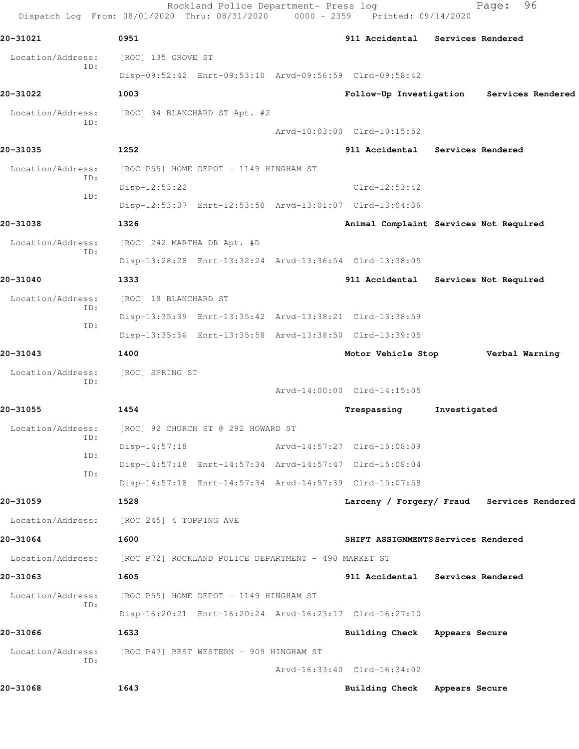**20-31021** 0951 **911 Accidental** **Services Rendered**

Location/Address: [ROC] 135 GROVE ST
ID:
Disp-09:52:42 Enrt-09:53:10 Arvd-09:56:59 Clrd-09:58:42

**20-31022** 1003 **Follow-Up Investigation** **Services Rendered**

Location/Address: [ROC] 34 BLANCHARD ST Apt. #2
ID:
Arvd-10:03:00 Clrd-10:15:52

**20-31035** 1252 **911 Accidental** **Services Rendered**

Location/Address: [ROC P55] HOME DEPOT - 1149 HINGHAM ST
ID:
Disp-12:53:22 Clrd-12:53:42
ID:
Disp-12:53:37 Enrt-12:53:50 Arvd-13:01:07 Clrd-13:04:36

**20-31038** 1326 **Animal Complaint** **Services Not Required**

Location/Address: [ROC] 242 MARTHA DR Apt. #D
ID:
Disp-13:28:28 Enrt-13:32:24 Arvd-13:36:54 Clrd-13:38:05

**20-31040** 1333 **911 Accidental** **Services Not Required**

Location/Address: [ROC] 18 BLANCHARD ST
ID:
Disp-13:35:39 Enrt-13:35:42 Arvd-13:38:21 Clrd-13:38:59
ID:
Disp-13:35:56 Enrt-13:35:58 Arvd-13:38:50 Clrd-13:39:05

**20-31043** 1400 **Motor Vehicle Stop** **Verbal Warning**

Location/Address: [ROC] SPRING ST
ID:
Arvd-14:00:00 Clrd-14:15:05

**20-31055** 1454 **Trespassing** **Investigated**

Location/Address: [ROC] 92 CHURCH ST @ 292 HOWARD ST
ID:
Disp-14:57:18 Arvd-14:57:27 Clrd-15:08:09
ID:
Disp-14:57:18 Enrt-14:57:34 Arvd-14:57:47 Clrd-15:08:04
ID:
Disp-14:57:18 Enrt-14:57:34 Arvd-14:57:39 Clrd-15:07:58

**20-31059** 1528 **Larceny / Forgery/ Fraud** **Services Rendered**

Location/Address: [ROC 245] 4 TOPPING AVE

**20-31064** 1600 **SHIFT ASSIGNMENTS** **Services Rendered**

Location/Address: [ROC P72] ROCKLAND POLICE DEPARTMENT - 490 MARKET ST

**20-31063** 1605 **911 Accidental** **Services Rendered**

Location/Address: [ROC P55] HOME DEPOT - 1149 HINGHAM ST
ID:
Disp-16:20:21 Enrt-16:20:24 Arvd-16:23:17 Clrd-16:27:10

**20-31066** 1633 **Building Check** **Appears Secure**

Location/Address: [ROC P47] BEST WESTERN - 909 HINGHAM ST
ID:
Arvd-16:33:40 Clrd-16:34:02

**20-31068** 1643 **Building Check** **Appears Secure**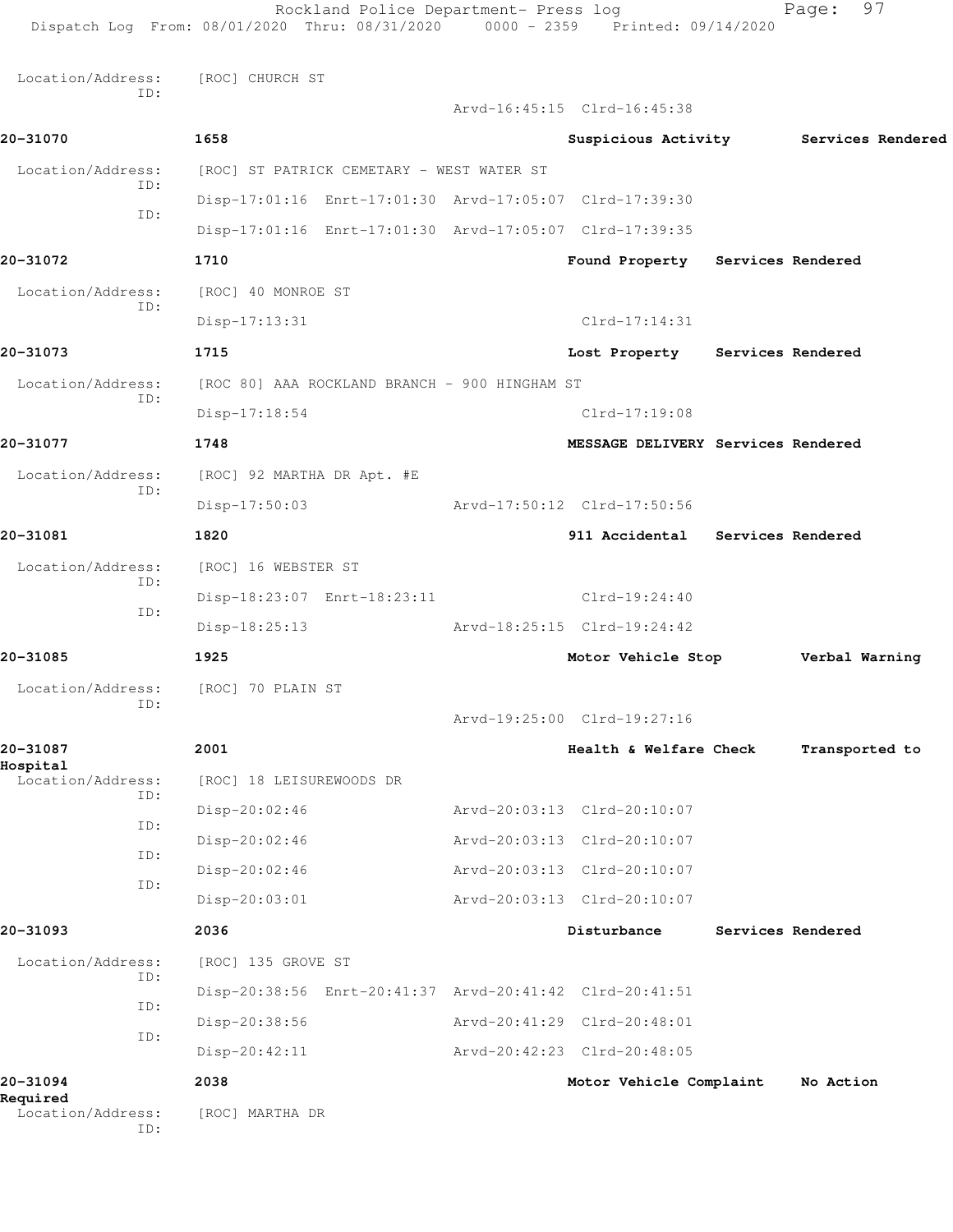Location/Address: [ROC] CHURCH ST
ID:
Arvd-16:45:15 Clrd-16:45:38

**20-31070** 1658 Suspicious Activity Services Rendered

Location/Address: [ROC] ST PATRICK CEMETARY - WEST WATER ST
ID: Disp-17:01:16 Enrt-17:01:30 Arvd-17:05:07 Clrd-17:39:30
ID: Disp-17:01:16 Enrt-17:01:30 Arvd-17:05:07 Clrd-17:39:35

**20-31072** 1710 Found Property Services Rendered

Location/Address: [ROC] 40 MONROE ST
ID: Disp-17:13:31 Clrd-17:14:31

**20-31073** 1715 Lost Property Services Rendered

Location/Address: [ROC 80] AAA ROCKLAND BRANCH - 900 HINGHAM ST
ID: Disp-17:18:54 Clrd-17:19:08

**20-31077** 1748 MESSAGE DELIVERY Services Rendered

Location/Address: [ROC] 92 MARTHA DR Apt. #E
ID: Disp-17:50:03 Arvd-17:50:12 Clrd-17:50:56

**20-31081** 1820 911 Accidental Services Rendered

Location/Address: [ROC] 16 WEBSTER ST
ID: Disp-18:23:07 Enrt-18:23:11 Clrd-19:24:40
ID: Disp-18:25:13 Arvd-18:25:15 Clrd-19:24:42

**20-31085** 1925 Motor Vehicle Stop Verbal Warning

Location/Address: [ROC] 70 PLAIN ST
ID:
Arvd-19:25:00 Clrd-19:27:16

**20-31087** 2001 Health & Welfare Check Transported to Hospital

Location/Address: [ROC] 18 LEISUREWOODS DR
ID: Disp-20:02:46 Arvd-20:03:13 Clrd-20:10:07
ID: Disp-20:02:46 Arvd-20:03:13 Clrd-20:10:07
ID: Disp-20:02:46 Arvd-20:03:13 Clrd-20:10:07
ID: Disp-20:03:01 Arvd-20:03:13 Clrd-20:10:07

**20-31093** 2036 Disturbance Services Rendered

Location/Address: [ROC] 135 GROVE ST
ID: Disp-20:38:56 Enrt-20:41:37 Arvd-20:41:42 Clrd-20:41:51
ID: Disp-20:38:56 Arvd-20:41:29 Clrd-20:48:01
ID: Disp-20:42:11 Arvd-20:42:23 Clrd-20:48:05

**20-31094** 2038 Motor Vehicle Complaint No Action Required

Location/Address: [ROC] MARTHA DR
ID: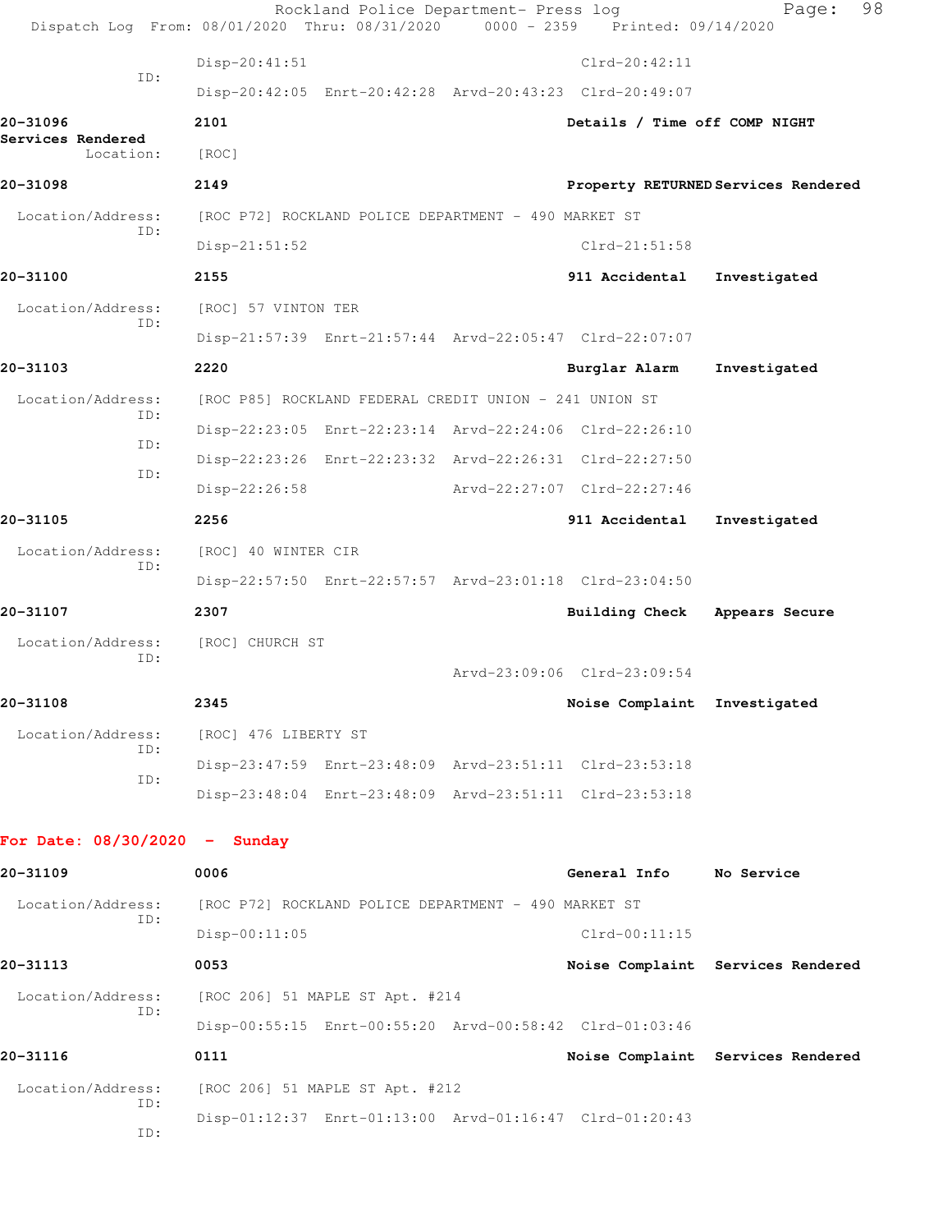Disp-20:41:51 Clrd-20:42:11

ID: Disp-20:42:05 Enrt-20:42:28 Arvd-20:43:23 Clrd-20:49:07

**20-31096** **2101** **Details / Time off COMP NIGHT**
**Services Rendered**
Location: [ROC]

**20-31098** **2149** **Property RETURNED Services Rendered**

Location/Address: [ROC P72] ROCKLAND POLICE DEPARTMENT - 490 MARKET ST
ID: Disp-21:51:52 Clrd-21:51:58

**20-31100** **2155** **911 Accidental Investigated**

Location/Address: [ROC] 57 VINTON TER
ID: Disp-21:57:39 Enrt-21:57:44 Arvd-22:05:47 Clrd-22:07:07

**20-31103** **2220** **Burglar Alarm Investigated**

Location/Address: [ROC P85] ROCKLAND FEDERAL CREDIT UNION - 241 UNION ST
ID: Disp-22:23:05 Enrt-22:23:14 Arvd-22:24:06 Clrd-22:26:10
ID: Disp-22:23:26 Enrt-22:23:32 Arvd-22:26:31 Clrd-22:27:50
ID: Disp-22:26:58 Arvd-22:27:07 Clrd-22:27:46

**20-31105** **2256** **911 Accidental Investigated**

Location/Address: [ROC] 40 WINTER CIR
ID: Disp-22:57:50 Enrt-22:57:57 Arvd-23:01:18 Clrd-23:04:50

**20-31107** **2307** **Building Check Appears Secure**

Location/Address: [ROC] CHURCH ST
ID: Arvd-23:09:06 Clrd-23:09:54

**20-31108** **2345** **Noise Complaint Investigated**

Location/Address: [ROC] 476 LIBERTY ST
ID: Disp-23:47:59 Enrt-23:48:09 Arvd-23:51:11 Clrd-23:53:18
ID: Disp-23:48:04 Enrt-23:48:09 Arvd-23:51:11 Clrd-23:53:18

## For Date: 08/30/2020 - Sunday

**20-31109** **0006** **General Info No Service**

Location/Address: [ROC P72] ROCKLAND POLICE DEPARTMENT - 490 MARKET ST
ID: Disp-00:11:05 Clrd-00:11:15

**20-31113** **0053** **Noise Complaint Services Rendered**

Location/Address: [ROC 206] 51 MAPLE ST Apt. #214
ID: Disp-00:55:15 Enrt-00:55:20 Arvd-00:58:42 Clrd-01:03:46

**20-31116** **0111** **Noise Complaint Services Rendered**

Location/Address: [ROC 206] 51 MAPLE ST Apt. #212
ID: Disp-01:12:37 Enrt-01:13:00 Arvd-01:16:47 Clrd-01:20:43
ID: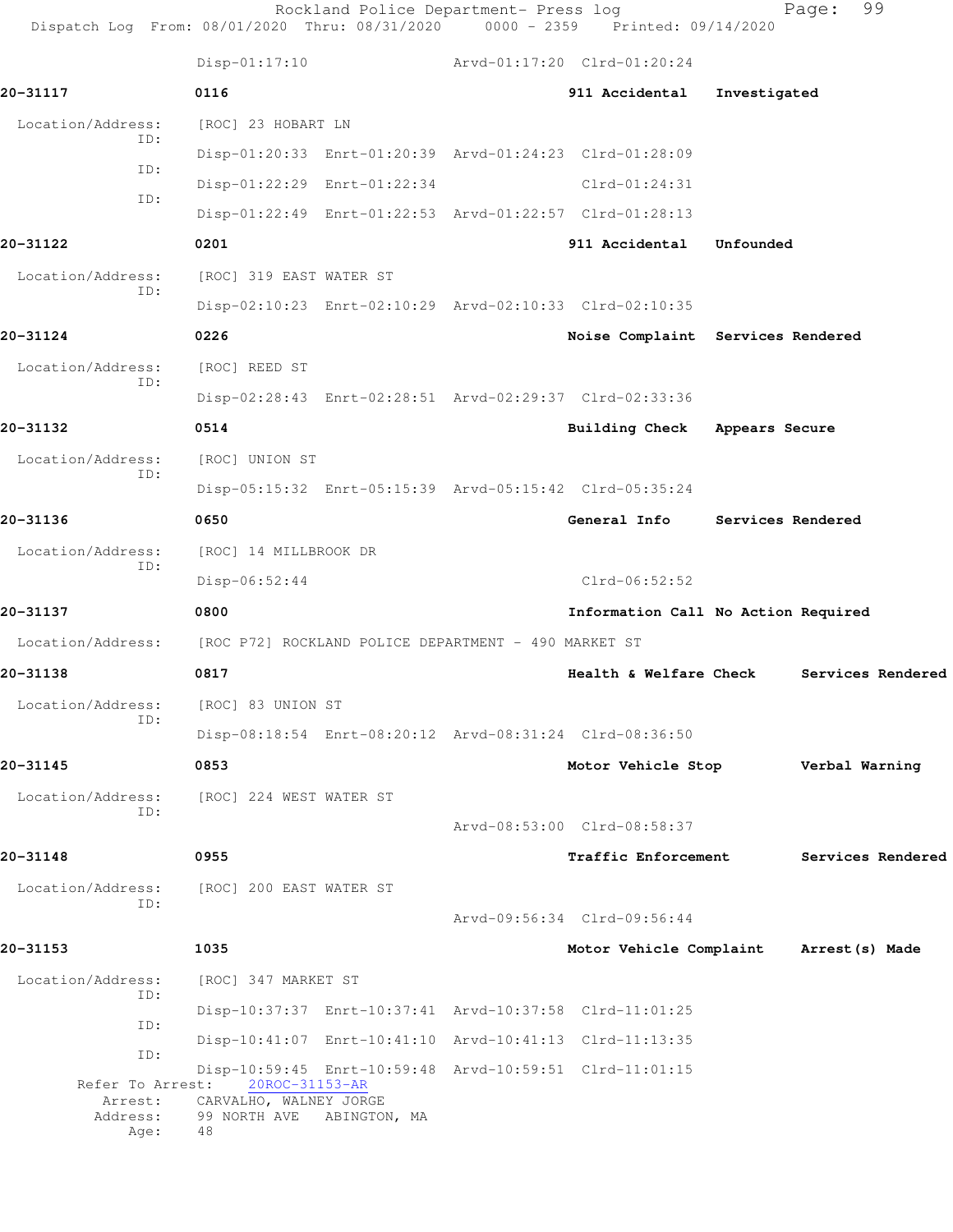Disp-01:17:10 Arvd-01:17:20 Clrd-01:20:24

**20-31117** 0116 911 Accidental Investigated

Location/Address: [ROC] 23 HOBART LN

ID: Disp-01:20:33 Enrt-01:20:39 Arvd-01:24:23 Clrd-01:28:09

ID: Disp-01:22:29 Enrt-01:22:34 Clrd-01:24:31

ID: Disp-01:22:49 Enrt-01:22:53 Arvd-01:22:57 Clrd-01:28:13

**20-31122** 0201 911 Accidental Unfounded

Location/Address: [ROC] 319 EAST WATER ST

ID: Disp-02:10:23 Enrt-02:10:29 Arvd-02:10:33 Clrd-02:10:35

**20-31124** 0226 Noise Complaint Services Rendered

Location/Address: [ROC] REED ST

ID: Disp-02:28:43 Enrt-02:28:51 Arvd-02:29:37 Clrd-02:33:36

**20-31132** 0514 Building Check Appears Secure

Location/Address: [ROC] UNION ST

ID: Disp-05:15:32 Enrt-05:15:39 Arvd-05:15:42 Clrd-05:35:24

**20-31136** 0650 General Info Services Rendered

Location/Address: [ROC] 14 MILLBROOK DR

ID: Disp-06:52:44 Clrd-06:52:52

**20-31137** 0800 Information Call No Action Required

Location/Address: [ROC P72] ROCKLAND POLICE DEPARTMENT - 490 MARKET ST

**20-31138** 0817 Health & Welfare Check Services Rendered

Location/Address: [ROC] 83 UNION ST

ID: Disp-08:18:54 Enrt-08:20:12 Arvd-08:31:24 Clrd-08:36:50

**20-31145** 0853 Motor Vehicle Stop Verbal Warning

Location/Address: [ROC] 224 WEST WATER ST

ID: Arvd-08:53:00 Clrd-08:58:37

**20-31148** 0955 Traffic Enforcement Services Rendered

Location/Address: [ROC] 200 EAST WATER ST

ID: Arvd-09:56:34 Clrd-09:56:44

**20-31153** 1035 Motor Vehicle Complaint Arrest(s) Made

Location/Address: [ROC] 347 MARKET ST

ID: Disp-10:37:37 Enrt-10:37:41 Arvd-10:37:58 Clrd-11:01:25

ID: Disp-10:41:07 Enrt-10:41:10 Arvd-10:41:13 Clrd-11:13:35

ID: Disp-10:59:45 Enrt-10:59:48 Arvd-10:59:51 Clrd-11:01:15

Refer To Arrest: 20ROC-31153-AR

Arrest: CARVALHO, WALNEY JORGE

Address: 99 NORTH AVE ABINGTON, MA

Age: 48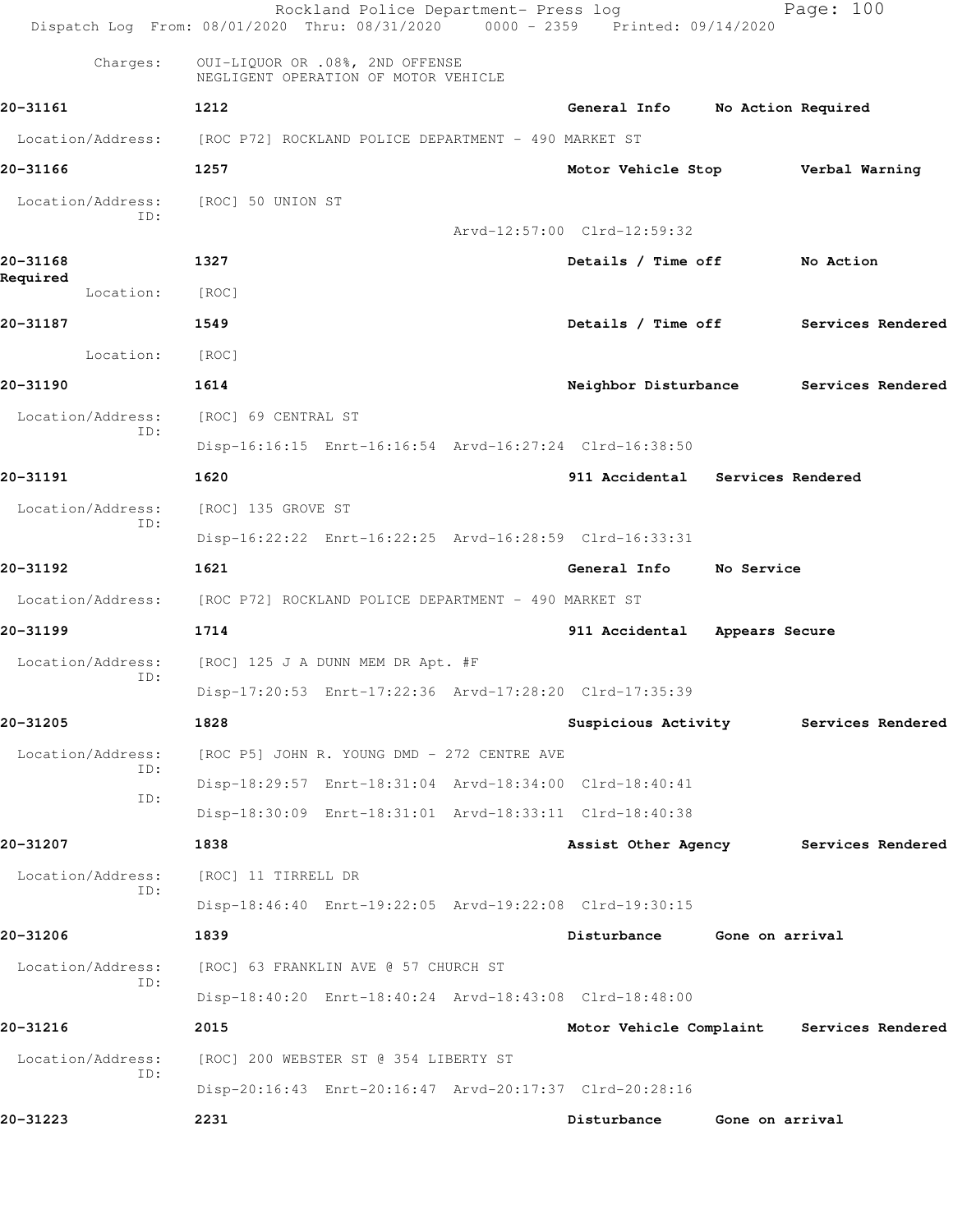Charges: OUI-LIQUOR OR .08%, 2ND OFFENSE
NEGLIGENT OPERATION OF MOTOR VEHICLE

**20-31161** **1212** **General Info** **No Action Required**

Location/Address: [ROC P72] ROCKLAND POLICE DEPARTMENT - 490 MARKET ST

**20-31166** **1257** **Motor Vehicle Stop** **Verbal Warning**

Location/Address: [ROC] 50 UNION ST
ID:
Arvd-12:57:00 Clrd-12:59:32

**20-31168** **1327** **Details / Time off** **No Action Required**

Location: [ROC]

**20-31187** **1549** **Details / Time off** **Services Rendered**

Location: [ROC]

**20-31190** **1614** **Neighbor Disturbance** **Services Rendered**

Location/Address: [ROC] 69 CENTRAL ST
ID:
Disp-16:16:15 Enrt-16:16:54 Arvd-16:27:24 Clrd-16:38:50

**20-31191** **1620** **911 Accidental** **Services Rendered**

Location/Address: [ROC] 135 GROVE ST
ID:
Disp-16:22:22 Enrt-16:22:25 Arvd-16:28:59 Clrd-16:33:31

**20-31192** **1621** **General Info** **No Service**

Location/Address: [ROC P72] ROCKLAND POLICE DEPARTMENT - 490 MARKET ST

**20-31199** **1714** **911 Accidental** **Appears Secure**

Location/Address: [ROC] 125 J A DUNN MEM DR Apt. #F
ID:
Disp-17:20:53 Enrt-17:22:36 Arvd-17:28:20 Clrd-17:35:39

**20-31205** **1828** **Suspicious Activity** **Services Rendered**

Location/Address: [ROC P5] JOHN R. YOUNG DMD - 272 CENTRE AVE
ID:
Disp-18:29:57 Enrt-18:31:04 Arvd-18:34:00 Clrd-18:40:41
ID:
Disp-18:30:09 Enrt-18:31:01 Arvd-18:33:11 Clrd-18:40:38

**20-31207** **1838** **Assist Other Agency** **Services Rendered**

Location/Address: [ROC] 11 TIRRELL DR
ID:
Disp-18:46:40 Enrt-19:22:05 Arvd-19:22:08 Clrd-19:30:15

**20-31206** **1839** **Disturbance** **Gone on arrival**

Location/Address: [ROC] 63 FRANKLIN AVE @ 57 CHURCH ST
ID:
Disp-18:40:20 Enrt-18:40:24 Arvd-18:43:08 Clrd-18:48:00

**20-31216** **2015** **Motor Vehicle Complaint** **Services Rendered**

Location/Address: [ROC] 200 WEBSTER ST @ 354 LIBERTY ST
ID:
Disp-20:16:43 Enrt-20:16:47 Arvd-20:17:37 Clrd-20:28:16

**20-31223** **2231** **Disturbance** **Gone on arrival**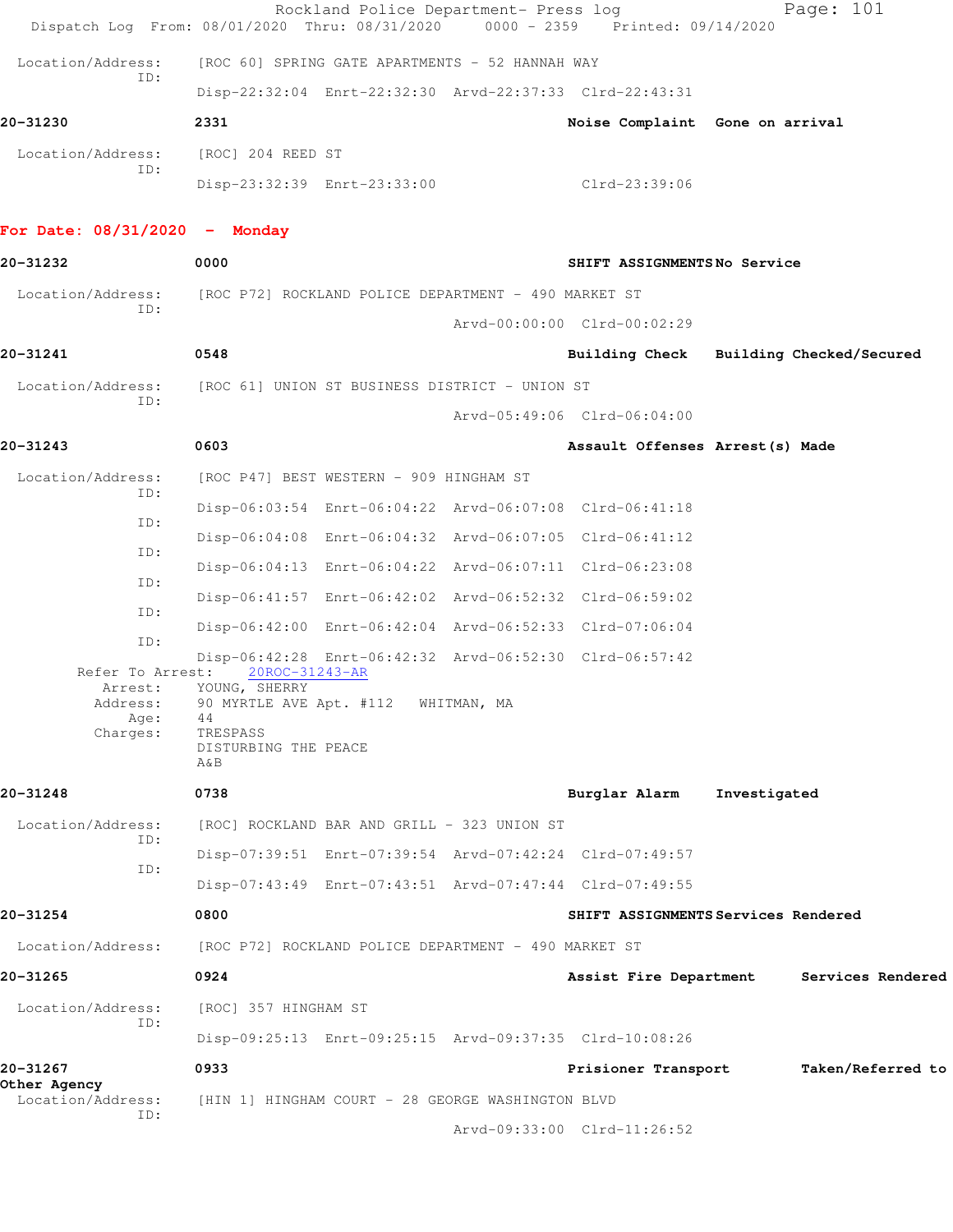Location/Address: [ROC 60] SPRING GATE APARTMENTS - 52 HANNAH WAY
ID:
Disp-22:32:04 Enrt-22:32:30 Arvd-22:37:33 Clrd-22:43:31

**20-31230** 2331 **Noise Complaint Gone on arrival**

Location/Address: [ROC] 204 REED ST
ID:
Disp-23:32:39 Enrt-23:33:00 Clrd-23:39:06

## For Date: 08/31/2020 - Monday

**20-31232** 0000 **SHIFT ASSIGNMENTS No Service**

Location/Address: [ROC P72] ROCKLAND POLICE DEPARTMENT - 490 MARKET ST
ID:
Arvd-00:00:00 Clrd-00:02:29

**20-31241** 0548 **Building Check Building Checked/Secured**

Location/Address: [ROC 61] UNION ST BUSINESS DISTRICT - UNION ST
ID:
Arvd-05:49:06 Clrd-06:04:00

**20-31243** 0603 **Assault Offenses Arrest(s) Made**

Location/Address: [ROC P47] BEST WESTERN - 909 HINGHAM ST
ID:
Disp-06:03:54 Enrt-06:04:22 Arvd-06:07:08 Clrd-06:41:18
ID:
Disp-06:04:08 Enrt-06:04:32 Arvd-06:07:05 Clrd-06:41:12
ID:
Disp-06:04:13 Enrt-06:04:22 Arvd-06:07:11 Clrd-06:23:08
ID:
Disp-06:41:57 Enrt-06:42:02 Arvd-06:52:32 Clrd-06:59:02
ID:
Disp-06:42:00 Enrt-06:42:04 Arvd-06:52:33 Clrd-07:06:04
ID:
Disp-06:42:28 Enrt-06:42:32 Arvd-06:52:30 Clrd-06:57:42

Refer To Arrest: 20ROC-31243-AR
Arrest: YOUNG, SHERRY
Address: 90 MYRTLE AVE Apt. #112 WHITMAN, MA
Age: 44
Charges: TRESPASS
DISTURBING THE PEACE
A&B

**20-31248** 0738 **Burglar Alarm Investigated**

Location/Address: [ROC] ROCKLAND BAR AND GRILL - 323 UNION ST
ID:
Disp-07:39:51 Enrt-07:39:54 Arvd-07:42:24 Clrd-07:49:57
ID:
Disp-07:43:49 Enrt-07:43:51 Arvd-07:47:44 Clrd-07:49:55

**20-31254** 0800 **SHIFT ASSIGNMENTS Services Rendered**

Location/Address: [ROC P72] ROCKLAND POLICE DEPARTMENT - 490 MARKET ST

**20-31265** 0924 **Assist Fire Department Services Rendered**

Location/Address: [ROC] 357 HINGHAM ST
ID:
Disp-09:25:13 Enrt-09:25:15 Arvd-09:37:35 Clrd-10:08:26

**20-31267** 0933 **Prisioner Transport Taken/Referred to Other Agency**

Location/Address: [HIN 1] HINGHAM COURT - 28 GEORGE WASHINGTON BLVD
ID:
Arvd-09:33:00 Clrd-11:26:52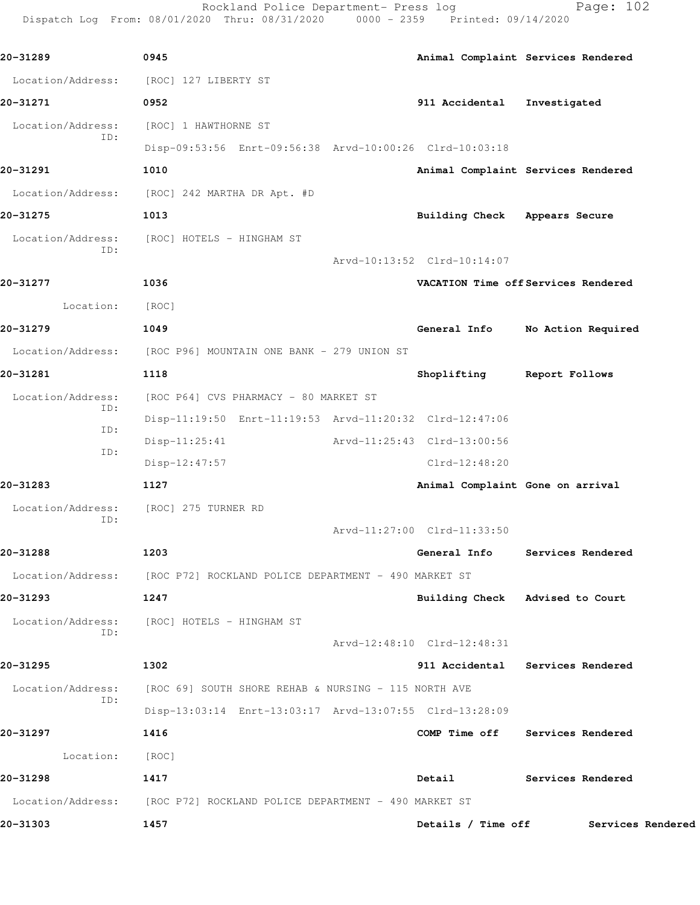| Call Number | Time | Call Reason | Action |
|---|---|---|---|
| 20-31289 | 0945 | Animal Complaint | Services Rendered |

Location/Address: [ROC] 127 LIBERTY ST

| | | | |
|---|---|---|---|
| 20-31271 | 0952 | 911 Accidental | Investigated |

Location/Address: [ROC] 1 HAWTHORNE ST
ID: Disp-09:53:56 Enrt-09:56:38 Arvd-10:00:26 Clrd-10:03:18

| | | | |
|---|---|---|---|
| 20-31291 | 1010 | Animal Complaint | Services Rendered |

Location/Address: [ROC] 242 MARTHA DR Apt. #D

| | | | |
|---|---|---|---|
| 20-31275 | 1013 | Building Check | Appears Secure |

Location/Address: [ROC] HOTELS - HINGHAM ST
ID: Arvd-10:13:52 Clrd-10:14:07

| | | | |
|---|---|---|---|
| 20-31277 | 1036 | VACATION Time off | Services Rendered |

Location: [ROC]

| | | | |
|---|---|---|---|
| 20-31279 | 1049 | General Info | No Action Required |

Location/Address: [ROC P96] MOUNTAIN ONE BANK - 279 UNION ST

| | | | |
|---|---|---|---|
| 20-31281 | 1118 | Shoplifting | Report Follows |

Location/Address: [ROC P64] CVS PHARMACY - 80 MARKET ST
ID: Disp-11:19:50 Enrt-11:19:53 Arvd-11:20:32 Clrd-12:47:06
ID: Disp-11:25:41 Arvd-11:25:43 Clrd-13:00:56
ID: Disp-12:47:57 Clrd-12:48:20

| | | | |
|---|---|---|---|
| 20-31283 | 1127 | Animal Complaint | Gone on arrival |

Location/Address: [ROC] 275 TURNER RD
ID: Arvd-11:27:00 Clrd-11:33:50

| | | | |
|---|---|---|---|
| 20-31288 | 1203 | General Info | Services Rendered |

Location/Address: [ROC P72] ROCKLAND POLICE DEPARTMENT - 490 MARKET ST

| | | | |
|---|---|---|---|
| 20-31293 | 1247 | Building Check | Advised to Court |

Location/Address: [ROC] HOTELS - HINGHAM ST
ID: Arvd-12:48:10 Clrd-12:48:31

| | | | |
|---|---|---|---|
| 20-31295 | 1302 | 911 Accidental | Services Rendered |

Location/Address: [ROC 69] SOUTH SHORE REHAB & NURSING - 115 NORTH AVE
ID: Disp-13:03:14 Enrt-13:03:17 Arvd-13:07:55 Clrd-13:28:09

| | | | |
|---|---|---|---|
| 20-31297 | 1416 | COMP Time off | Services Rendered |

Location: [ROC]

| | | | |
|---|---|---|---|
| 20-31298 | 1417 | Detail | Services Rendered |

Location/Address: [ROC P72] ROCKLAND POLICE DEPARTMENT - 490 MARKET ST

| | | | |
|---|---|---|---|
| 20-31303 | 1457 | Details / Time off | Services Rendered |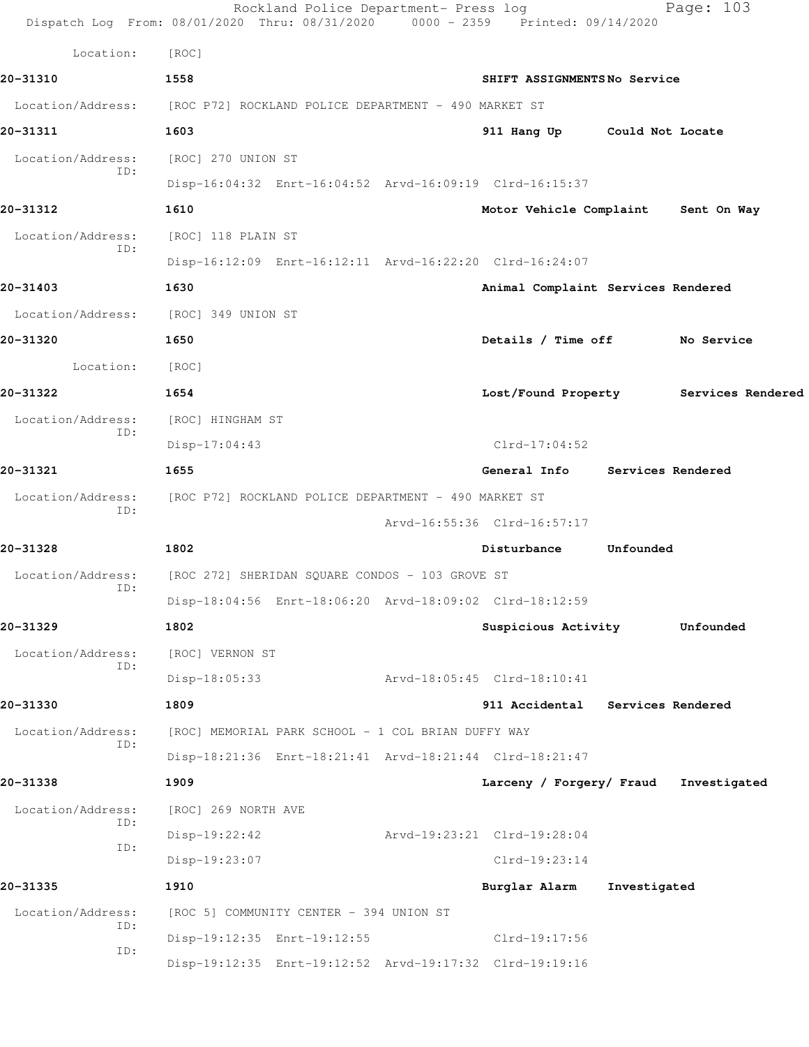Location: [ROC]

**20-31310** 1558 **SHIFT ASSIGNMENTS No Service**

Location/Address: [ROC P72] ROCKLAND POLICE DEPARTMENT - 490 MARKET ST

**20-31311** 1603 **911 Hang Up Could Not Locate**

Location/Address: [ROC] 270 UNION ST
ID:
Disp-16:04:32 Enrt-16:04:52 Arvd-16:09:19 Clrd-16:15:37

**20-31312** 1610 **Motor Vehicle Complaint Sent On Way**

Location/Address: [ROC] 118 PLAIN ST
ID:
Disp-16:12:09 Enrt-16:12:11 Arvd-16:22:20 Clrd-16:24:07

**20-31403** 1630 **Animal Complaint Services Rendered**

Location/Address: [ROC] 349 UNION ST

**20-31320** 1650 **Details / Time off No Service**

Location: [ROC]

**20-31322** 1654 **Lost/Found Property Services Rendered**

Location/Address: [ROC] HINGHAM ST
ID:
Disp-17:04:43 Clrd-17:04:52

**20-31321** 1655 **General Info Services Rendered**

Location/Address: [ROC P72] ROCKLAND POLICE DEPARTMENT - 490 MARKET ST
ID:
Arvd-16:55:36 Clrd-16:57:17

**20-31328** 1802 **Disturbance Unfounded**

Location/Address: [ROC 272] SHERIDAN SQUARE CONDOS - 103 GROVE ST
ID:
Disp-18:04:56 Enrt-18:06:20 Arvd-18:09:02 Clrd-18:12:59

**20-31329** 1802 **Suspicious Activity Unfounded**

Location/Address: [ROC] VERNON ST
ID:
Disp-18:05:33 Arvd-18:05:45 Clrd-18:10:41

**20-31330** 1809 **911 Accidental Services Rendered**

Location/Address: [ROC] MEMORIAL PARK SCHOOL - 1 COL BRIAN DUFFY WAY
ID:
Disp-18:21:36 Enrt-18:21:41 Arvd-18:21:44 Clrd-18:21:47

**20-31338** 1909 **Larceny / Forgery/ Fraud Investigated**

Location/Address: [ROC] 269 NORTH AVE
ID:
Disp-19:22:42 Arvd-19:23:21 Clrd-19:28:04
ID:
Disp-19:23:07 Clrd-19:23:14

**20-31335** 1910 **Burglar Alarm Investigated**

Location/Address: [ROC 5] COMMUNITY CENTER - 394 UNION ST
ID:
Disp-19:12:35 Enrt-19:12:55 Clrd-19:17:56
ID:
Disp-19:12:35 Enrt-19:12:52 Arvd-19:17:32 Clrd-19:19:16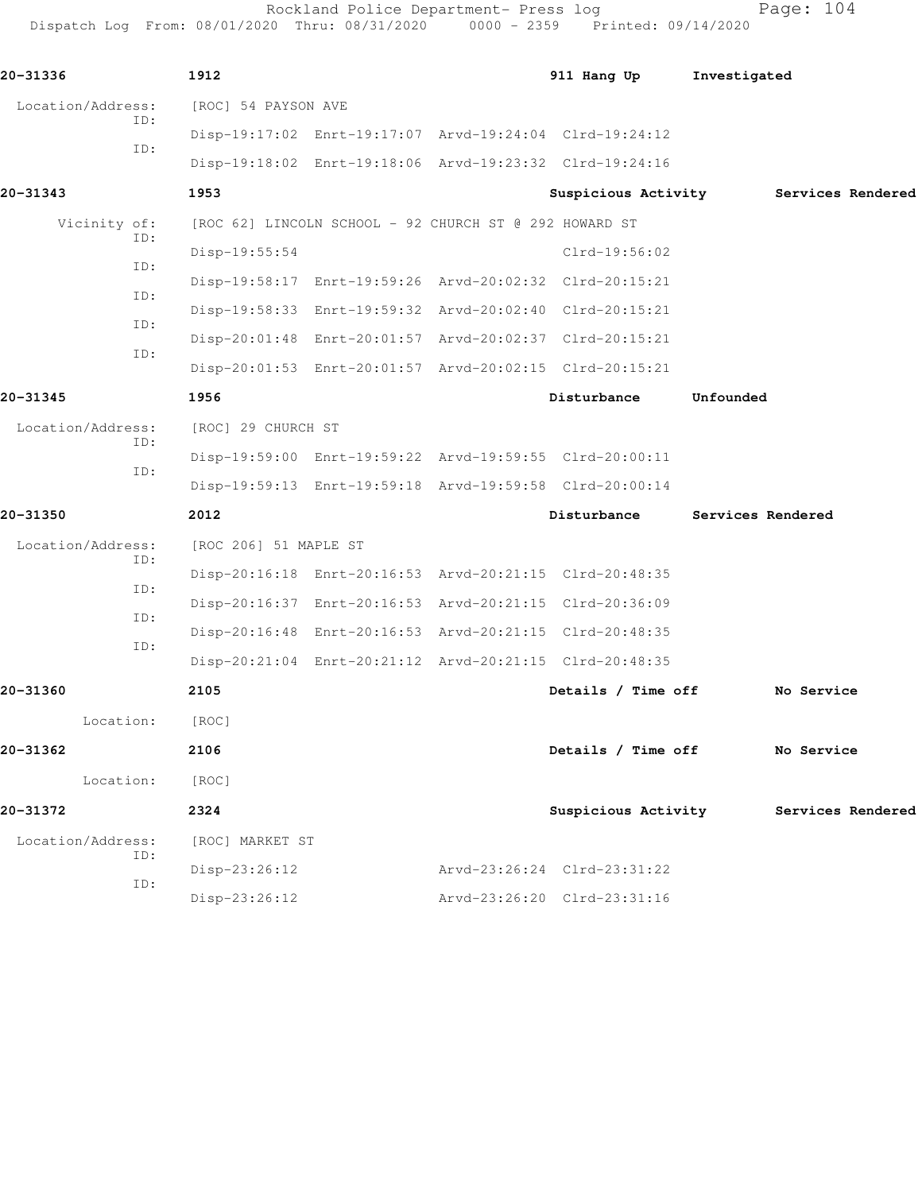**20-31336** 1912 **911 Hang Up** **Investigated**

Location/Address: [ROC] 54 PAYSON AVE

ID: Disp-19:17:02 Enrt-19:17:07 Arvd-19:24:04 Clrd-19:24:12

ID: Disp-19:18:02 Enrt-19:18:06 Arvd-19:23:32 Clrd-19:24:16

**20-31343** 1953 **Suspicious Activity** **Services Rendered**

Vicinity of: [ROC 62] LINCOLN SCHOOL - 92 CHURCH ST @ 292 HOWARD ST

ID: Disp-19:55:54 Clrd-19:56:02

ID: Disp-19:58:17 Enrt-19:59:26 Arvd-20:02:32 Clrd-20:15:21

ID: Disp-19:58:33 Enrt-19:59:32 Arvd-20:02:40 Clrd-20:15:21

ID: Disp-20:01:48 Enrt-20:01:57 Arvd-20:02:37 Clrd-20:15:21

ID: Disp-20:01:53 Enrt-20:01:57 Arvd-20:02:15 Clrd-20:15:21

**20-31345** 1956 **Disturbance** **Unfounded**

Location/Address: [ROC] 29 CHURCH ST

ID: Disp-19:59:00 Enrt-19:59:22 Arvd-19:59:55 Clrd-20:00:11

ID: Disp-19:59:13 Enrt-19:59:18 Arvd-19:59:58 Clrd-20:00:14

**20-31350** 2012 **Disturbance** **Services Rendered**

Location/Address: [ROC 206] 51 MAPLE ST

ID: Disp-20:16:18 Enrt-20:16:53 Arvd-20:21:15 Clrd-20:48:35

ID: Disp-20:16:37 Enrt-20:16:53 Arvd-20:21:15 Clrd-20:36:09

ID: Disp-20:16:48 Enrt-20:16:53 Arvd-20:21:15 Clrd-20:48:35

ID: Disp-20:21:04 Enrt-20:21:12 Arvd-20:21:15 Clrd-20:48:35

**20-31360** 2105 **Details / Time off** **No Service**

Location: [ROC]

**20-31362** 2106 **Details / Time off** **No Service**

Location: [ROC]

**20-31372** 2324 **Suspicious Activity** **Services Rendered**

Location/Address: [ROC] MARKET ST

ID: Disp-23:26:12 Arvd-23:26:24 Clrd-23:31:22

ID: Disp-23:26:12 Arvd-23:26:20 Clrd-23:31:16